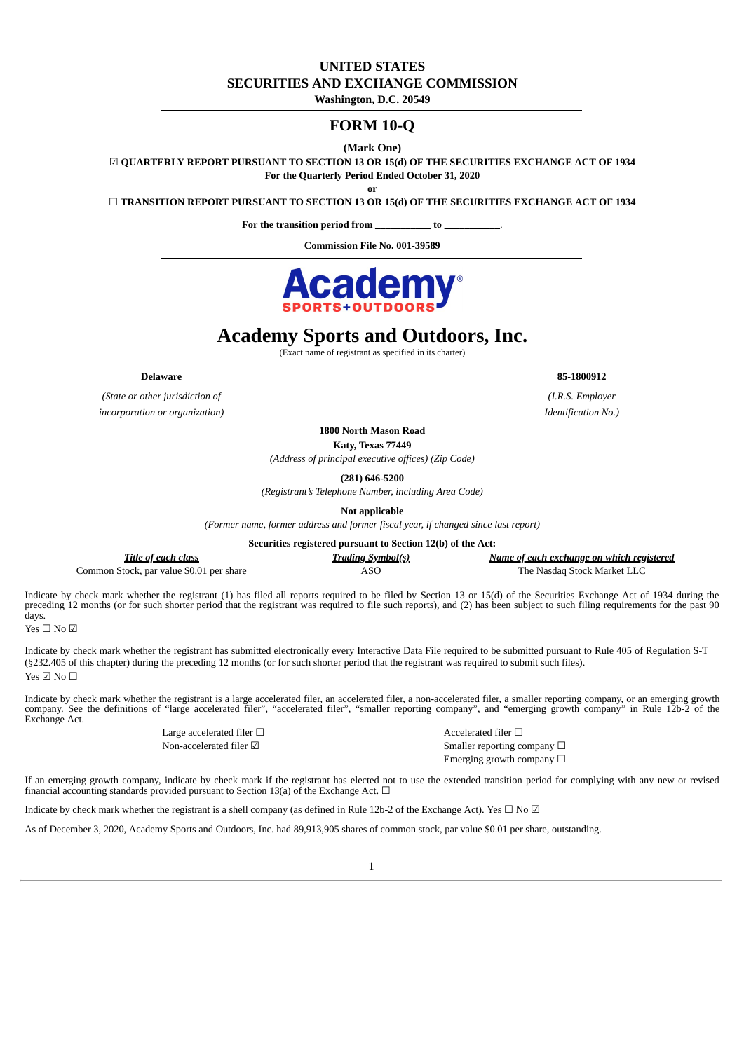# UNITED STATES
# SECURITIES AND EXCHANGE COMMISSION

**Washington, D.C. 20549**

## FORM 10-Q

**(Mark One)**

☑ **QUARTERLY REPORT PURSUANT TO SECTION 13 OR 15(d) OF THE SECURITIES EXCHANGE ACT OF 1934**

**For the Quarterly Period Ended October 31, 2020**

**or**

☐ **TRANSITION REPORT PURSUANT TO SECTION 13 OR 15(d) OF THE SECURITIES EXCHANGE ACT OF 1934**

**For the transition period from \_\_\_\_\_\_\_\_\_\_\_ to \_\_\_\_\_\_\_\_\_\_\_.**

**Commission File No. 001-39589**

# Academy Sports and Outdoors, Inc.

(Exact name of registrant as specified in its charter)

| **Delaware** | **85-1800912** |
|---|---|
| *(State or other jurisdiction of incorporation or organization)* | *(I.R.S. Employer Identification No.)* |

**1800 North Mason Road**
**Katy, Texas 77449**
*(Address of principal executive offices) (Zip Code)*

**(281) 646-5200**
*(Registrant's Telephone Number, including Area Code)*

**Not applicable**
*(Former name, former address and former fiscal year, if changed since last report)*

**Securities registered pursuant to Section 12(b) of the Act:**

| ***Title of each class*** | ***Trading Symbol(s)*** | ***Name of each exchange on which registered*** |
|---|---|---|
| Common Stock, par value $0.01 per share | ASO | The Nasdaq Stock Market LLC |

Indicate by check mark whether the registrant (1) has filed all reports required to be filed by Section 13 or 15(d) of the Securities Exchange Act of 1934 during the preceding 12 months (or for such shorter period that the registrant was required to file such reports), and (2) has been subject to such filing requirements for the past 90 days.
Yes ☐ No ☑

Indicate by check mark whether the registrant has submitted electronically every Interactive Data File required to be submitted pursuant to Rule 405 of Regulation S-T (§232.405 of this chapter) during the preceding 12 months (or for such shorter period that the registrant was required to submit such files).
Yes ☑ No ☐

Indicate by check mark whether the registrant is a large accelerated filer, an accelerated filer, a non-accelerated filer, a smaller reporting company, or an emerging growth company. See the definitions of "large accelerated filer", "accelerated filer", "smaller reporting company", and "emerging growth company" in Rule 12b-2 of the Exchange Act.

| | |
|---|---|
| Large accelerated filer ☐ | Accelerated filer ☐ |
| Non-accelerated filer ☑ | Smaller reporting company ☐ |
| | Emerging growth company ☐ |

If an emerging growth company, indicate by check mark if the registrant has elected not to use the extended transition period for complying with any new or revised financial accounting standards provided pursuant to Section 13(a) of the Exchange Act. ☐

Indicate by check mark whether the registrant is a shell company (as defined in Rule 12b-2 of the Exchange Act). Yes ☐ No ☑

As of December 3, 2020, Academy Sports and Outdoors, Inc. had 89,913,905 shares of common stock, par value $0.01 per share, outstanding.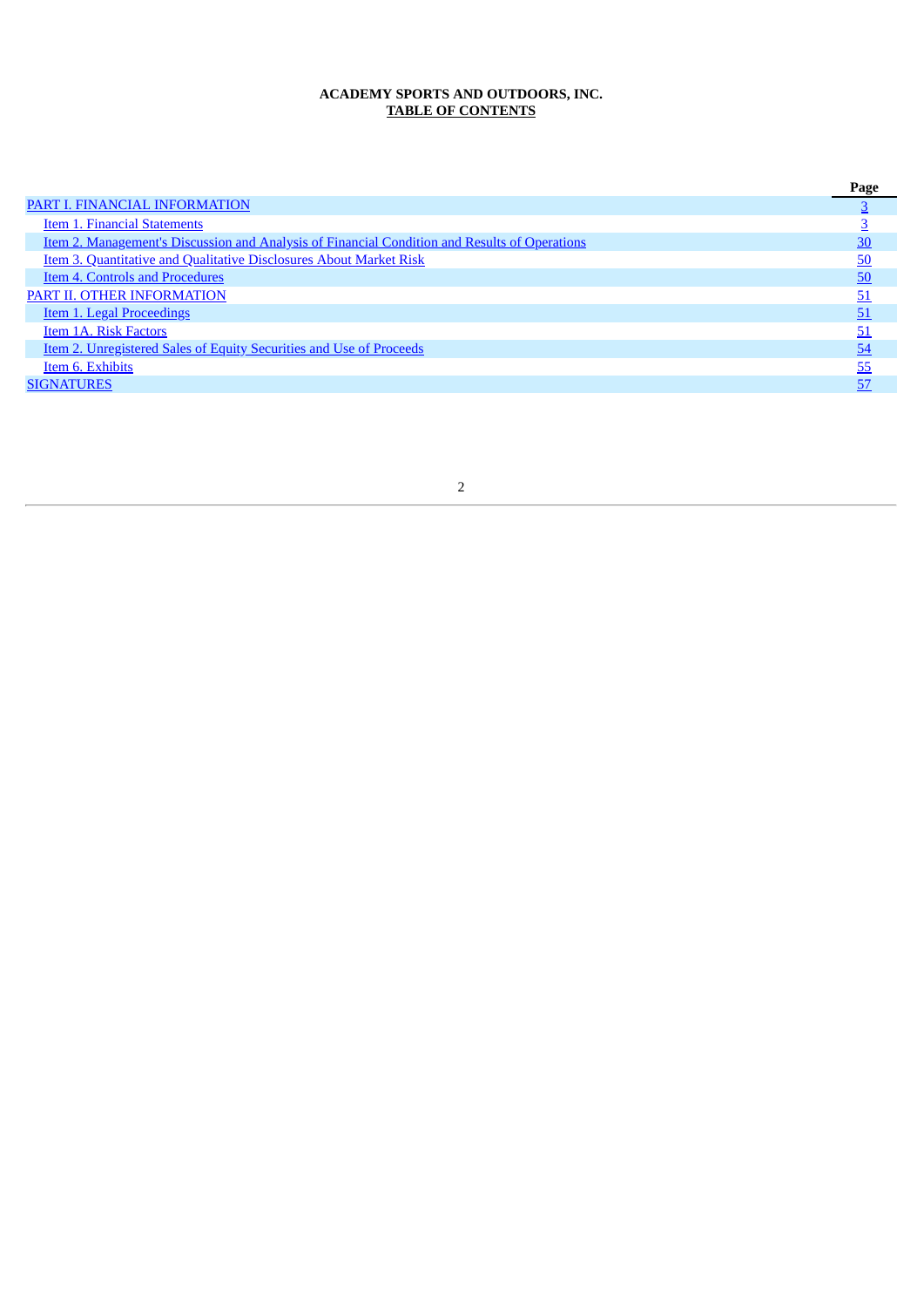**ACADEMY SPORTS AND OUTDOORS, INC.**
**TABLE OF CONTENTS**

| | Page |
|---|---|
| PART I. FINANCIAL INFORMATION | 3 |
| Item 1. Financial Statements | 3 |
| Item 2. Management's Discussion and Analysis of Financial Condition and Results of Operations | 30 |
| Item 3. Quantitative and Qualitative Disclosures About Market Risk | 50 |
| Item 4. Controls and Procedures | 50 |
| PART II. OTHER INFORMATION | 51 |
| Item 1. Legal Proceedings | 51 |
| Item 1A. Risk Factors | 51 |
| Item 2. Unregistered Sales of Equity Securities and Use of Proceeds | 54 |
| Item 6. Exhibits | 55 |
| SIGNATURES | 57 |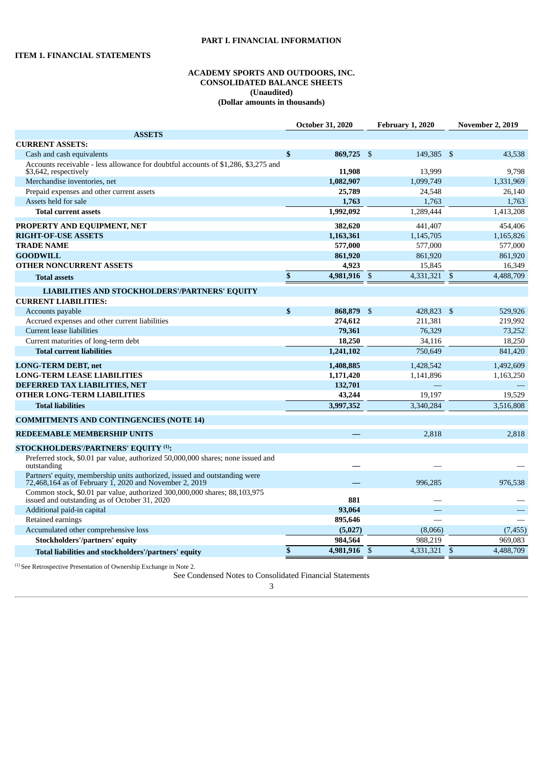# PART I. FINANCIAL INFORMATION

## ITEM 1. FINANCIAL STATEMENTS

### ACADEMY SPORTS AND OUTDOORS, INC.
### CONSOLIDATED BALANCE SHEETS
### (Unaudited)
### (Dollar amounts in thousands)

| | October 31, 2020 | February 1, 2020 | November 2, 2019 |
|---|---|---|---|
| **ASSETS** | | | |
| **CURRENT ASSETS:** | | | |
| Cash and cash equivalents | **$ 869,725** | $ 149,385 | $ 43,538 |
| Accounts receivable - less allowance for doubtful accounts of $1,286, $3,275 and $3,642, respectively | **11,908** | 13,999 | 9,798 |
| Merchandise inventories, net | **1,082,907** | 1,099,749 | 1,331,969 |
| Prepaid expenses and other current assets | **25,789** | 24,548 | 26,140 |
| Assets held for sale | **1,763** | 1,763 | 1,763 |
| **Total current assets** | **1,992,092** | 1,289,444 | 1,413,208 |
| **PROPERTY AND EQUIPMENT, NET** | **382,620** | 441,407 | 454,406 |
| **RIGHT-OF-USE ASSETS** | **1,163,361** | 1,145,705 | 1,165,826 |
| **TRADE NAME** | **577,000** | 577,000 | 577,000 |
| **GOODWILL** | **861,920** | 861,920 | 861,920 |
| **OTHER NONCURRENT ASSETS** | **4,923** | 15,845 | 16,349 |
| **Total assets** | **$ 4,981,916** | $ 4,331,321 | $ 4,488,709 |
| **LIABILITIES AND STOCKHOLDERS'/PARTNERS' EQUITY** | | | |
| **CURRENT LIABILITIES:** | | | |
| Accounts payable | **$ 868,879** | $ 428,823 | $ 529,926 |
| Accrued expenses and other current liabilities | **274,612** | 211,381 | 219,992 |
| Current lease liabilities | **79,361** | 76,329 | 73,252 |
| Current maturities of long-term debt | **18,250** | 34,116 | 18,250 |
| **Total current liabilities** | **1,241,102** | 750,649 | 841,420 |
| **LONG-TERM DEBT, net** | **1,408,885** | 1,428,542 | 1,492,609 |
| **LONG-TERM LEASE LIABILITIES** | **1,171,420** | 1,141,896 | 1,163,250 |
| **DEFERRED TAX LIABILITIES, NET** | **132,701** | — | — |
| **OTHER LONG-TERM LIABILITIES** | **43,244** | 19,197 | 19,529 |
| **Total liabilities** | **3,997,352** | 3,340,284 | 3,516,808 |
| **COMMITMENTS AND CONTINGENCIES (NOTE 14)** | | | |
| **REDEEMABLE MEMBERSHIP UNITS** | **—** | 2,818 | 2,818 |
| **STOCKHOLDERS'/PARTNERS' EQUITY [(1)]:** | | | |
| Preferred stock, $0.01 par value, authorized 50,000,000 shares; none issued and outstanding | **—** | — | — |
| Partners' equity, membership units authorized, issued and outstanding were 72,468,164 as of February 1, 2020 and November 2, 2019 | **—** | 996,285 | 976,538 |
| Common stock, $0.01 par value, authorized 300,000,000 shares; 88,103,975 issued and outstanding as of October 31, 2020 | **881** | — | — |
| Additional paid-in capital | **93,064** | — | — |
| Retained earnings | **895,646** | — | — |
| Accumulated other comprehensive loss | **(5,027)** | (8,066) | (7,455) |
| **Stockholders'/partners' equity** | **984,564** | 988,219 | 969,083 |
| **Total liabilities and stockholders'/partners' equity** | **$ 4,981,916** | $ 4,331,321 | $ 4,488,709 |

[(1)] See Retrospective Presentation of Ownership Exchange in Note 2.

See Condensed Notes to Consolidated Financial Statements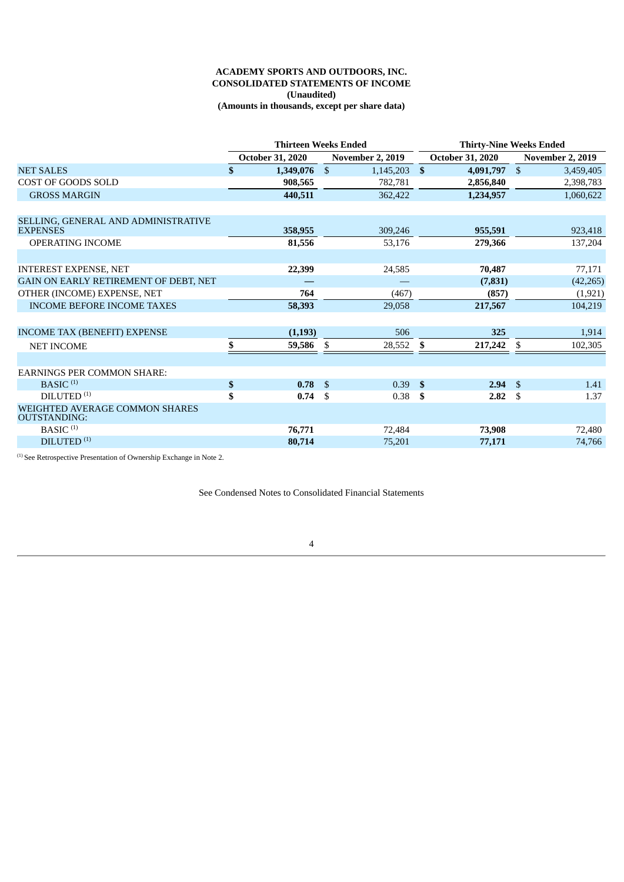**ACADEMY SPORTS AND OUTDOORS, INC.**
**CONSOLIDATED STATEMENTS OF INCOME**
**(Unaudited)**
**(Amounts in thousands, except per share data)**

| | Thirteen Weeks Ended | | Thirty-Nine Weeks Ended | |
|---|---|---|---|---|
| | October 31, 2020 | November 2, 2019 | October 31, 2020 | November 2, 2019 |
| NET SALES | $ 1,349,076 | $ 1,145,203 | $ 4,091,797 | $ 3,459,405 |
| COST OF GOODS SOLD | 908,565 | 782,781 | 2,856,840 | 2,398,783 |
| GROSS MARGIN | 440,511 | 362,422 | 1,234,957 | 1,060,622 |
| | | | | |
| SELLING, GENERAL AND ADMINISTRATIVE EXPENSES | 358,955 | 309,246 | 955,591 | 923,418 |
| OPERATING INCOME | 81,556 | 53,176 | 279,366 | 137,204 |
| | | | | |
| INTEREST EXPENSE, NET | 22,399 | 24,585 | 70,487 | 77,171 |
| GAIN ON EARLY RETIREMENT OF DEBT, NET | — | — | (7,831) | (42,265) |
| OTHER (INCOME) EXPENSE, NET | 764 | (467) | (857) | (1,921) |
| INCOME BEFORE INCOME TAXES | 58,393 | 29,058 | 217,567 | 104,219 |
| | | | | |
| INCOME TAX (BENEFIT) EXPENSE | (1,193) | 506 | 325 | 1,914 |
| NET INCOME | $ 59,586 | $ 28,552 | $ 217,242 | $ 102,305 |
| | | | | |
| EARNINGS PER COMMON SHARE: | | | | |
| BASIC [(1)] | $ 0.78 | $ 0.39 | $ 2.94 | $ 1.41 |
| DILUTED [(1)] | $ 0.74 | $ 0.38 | $ 2.82 | $ 1.37 |
| WEIGHTED AVERAGE COMMON SHARES OUTSTANDING: | | | | |
| BASIC [(1)] | 76,771 | 72,484 | 73,908 | 72,480 |
| DILUTED [(1)] | 80,714 | 75,201 | 77,171 | 74,766 |

[(1)] See Retrospective Presentation of Ownership Exchange in Note 2.

See Condensed Notes to Consolidated Financial Statements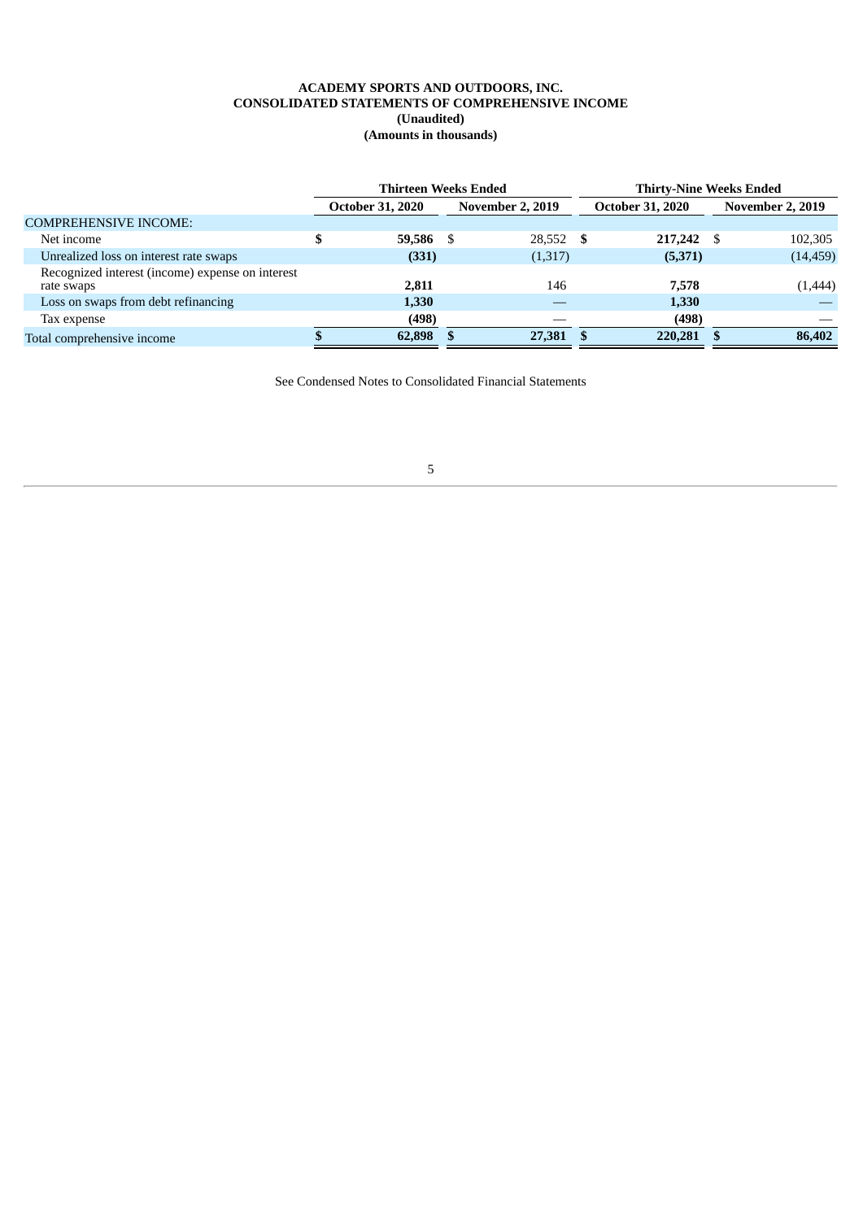**ACADEMY SPORTS AND OUTDOORS, INC.**
**CONSOLIDATED STATEMENTS OF COMPREHENSIVE INCOME**
**(Unaudited)**
**(Amounts in thousands)**

| | Thirteen Weeks Ended | | Thirty-Nine Weeks Ended | |
|---|---|---|---|---|
| | October 31, 2020 | November 2, 2019 | October 31, 2020 | November 2, 2019 |
| COMPREHENSIVE INCOME: | | | | |
| Net income | **$ 59,586** | $ 28,552 | **$ 217,242** | $ 102,305 |
| Unrealized loss on interest rate swaps | **(331)** | (1,317) | **(5,371)** | (14,459) |
| Recognized interest (income) expense on interest rate swaps | **2,811** | 146 | **7,578** | (1,444) |
| Loss on swaps from debt refinancing | **1,330** | — | **1,330** | — |
| Tax expense | **(498)** | — | **(498)** | — |
| Total comprehensive income | **$ 62,898** | **$ 27,381** | **$ 220,281** | **$ 86,402** |

See Condensed Notes to Consolidated Financial Statements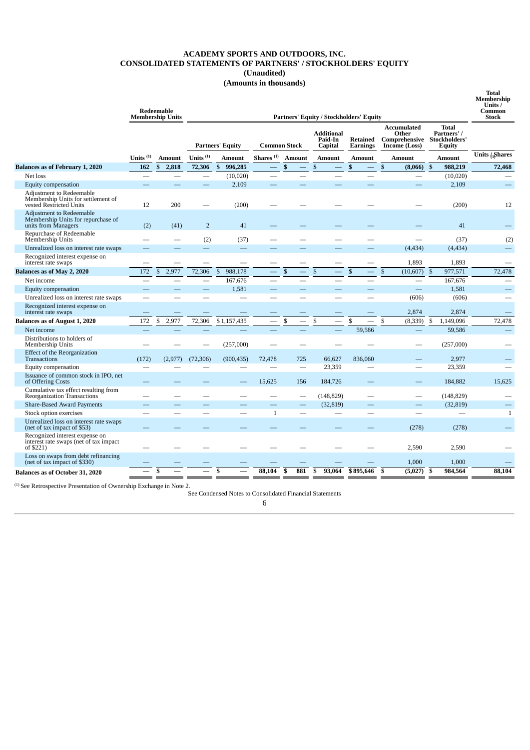# ACADEMY SPORTS AND OUTDOORS, INC.
## CONSOLIDATED STATEMENTS OF PARTNERS' / STOCKHOLDERS' EQUITY
### (Unaudited)
### (Amounts in thousands)

| | Redeemable Membership Units | | Partners' Equity / Stockholders' Equity | | | | | | | | Total Membership Units / Common Stock |
|---|---|---|---|---|---|---|---|---|---|---|---|
| | | | Partners' Equity | | Common Stock | | Additional Paid-In Capital | Retained Earnings | Accumulated Other Comprehensive Income (Loss) | Total Partners' / Stockholders' Equity | |
| | Units [(1)] | Amount | Units [(1)] | Amount | Shares [(1)] | Amount | Amount | Amount | Amount | Amount | Units / Shares [(1)] |
| **Balances as of February 1, 2020** | **162** | **$ 2,818** | **72,306** | **$ 996,285** | **—** | **$ —** | **$ —** | **$ —** | **$ (8,066)** | **$ 988,219** | **72,468** |
| Net loss | — | — | — | (10,020) | — | — | — | — | — | (10,020) | — |
| Equity compensation | — | — | — | 2,109 | — | — | — | — | — | 2,109 | — |
| Adjustment to Redeemable Membership Units for settlement of vested Restricted Units | 12 | 200 | — | (200) | — | — | — | — | — | (200) | 12 |
| Adjustment to Redeemable Membership Units for repurchase of units from Managers | (2) | (41) | 2 | 41 | — | — | — | — | — | 41 | — |
| Repurchase of Redeemable Membership Units | — | — | (2) | (37) | — | — | — | — | — | (37) | (2) |
| Unrealized loss on interest rate swaps | — | — | — | — | — | — | — | — | (4,434) | (4,434) | — |
| Recognized interest expense on interest rate swaps | — | — | — | — | — | — | — | — | 1,893 | 1,893 | — |
| **Balances as of May 2, 2020** | 172 | $ 2,977 | 72,306 | $ 988,178 | — | $ — | $ — | $ — | $ (10,607) | $ 977,571 | 72,478 |
| Net income | — | — | — | 167,676 | — | — | — | — | — | 167,676 | — |
| Equity compensation | — | — | — | 1,581 | — | — | — | — | — | 1,581 | — |
| Unrealized loss on interest rate swaps | — | — | — | — | — | — | — | — | (606) | (606) | — |
| Recognized interest expense on interest rate swaps | — | — | — | — | — | — | — | — | 2,874 | 2,874 | — |
| **Balances as of August 1, 2020** | 172 | $ 2,977 | 72,306 | $ 1,157,435 | — | $ — | $ — | $ — | $ (8,339) | $ 1,149,096 | 72,478 |
| Net income | — | — | — | — | — | — | — | 59,586 | — | 59,586 | — |
| Distributions to holders of Membership Units | — | — | — | (257,000) | — | — | — | — | — | (257,000) | — |
| Effect of the Reorganization Transactions | (172) | (2,977) | (72,306) | (900,435) | 72,478 | 725 | 66,627 | 836,060 | — | 2,977 | — |
| Equity compensation | — | — | — | — | — | — | 23,359 | — | — | 23,359 | — |
| Issuance of common stock in IPO, net of Offering Costs | — | — | — | — | 15,625 | 156 | 184,726 | — | — | 184,882 | 15,625 |
| Cumulative tax effect resulting from Reorganization Transactions | — | — | — | — | — | — | (148,829) | — | — | (148,829) | — |
| Share-Based Award Payments | — | — | — | — | — | — | (32,819) | — | — | (32,819) | — |
| Stock option exercises | — | — | — | — | 1 | — | — | — | — | — | 1 |
| Unrealized loss on interest rate swaps (net of tax impact of $53) | — | — | — | — | — | — | — | — | (278) | (278) | — |
| Recognized interest expense on interest rate swaps (net of tax impact of $221) | — | — | — | — | — | — | — | — | 2,590 | 2,590 | — |
| Loss on swaps from debt refinancing (net of tax impact of $330) | — | — | — | — | — | — | — | — | 1,000 | 1,000 | — |
| **Balances as of October 31, 2020** | **—** | **$ —** | **—** | **$ —** | **88,104** | **$ 881** | **$ 93,064** | **$ 895,646** | **$ (5,027)** | **$ 984,564** | **88,104** |

(1) See Retrospective Presentation of Ownership Exchange in Note 2.

See Condensed Notes to Consolidated Financial Statements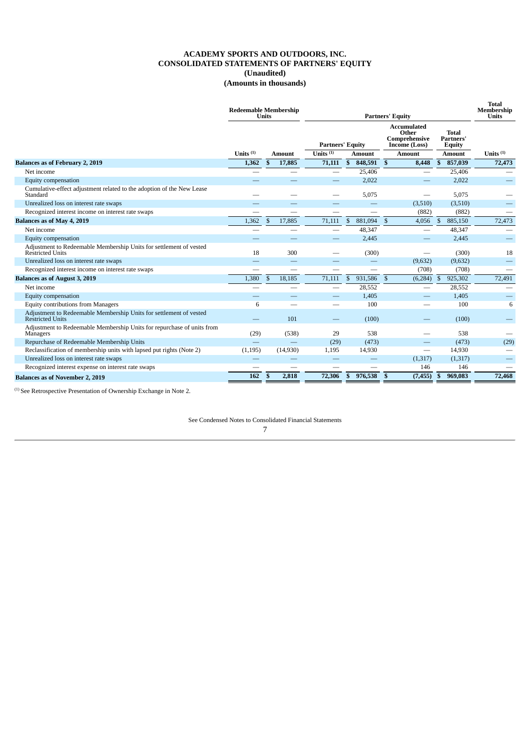# ACADEMY SPORTS AND OUTDOORS, INC.
# CONSOLIDATED STATEMENTS OF PARTNERS' EQUITY
## (Unaudited)
## (Amounts in thousands)

| | Redeemable Membership Units | | Partners' Equity | | | | Total Membership Units |
|---|---|---|---|---|---|---|---|
| | | | Partners' Equity | | Accumulated Other Comprehensive Income (Loss) | Total Partners' Equity | |
| | Units [(1)] | Amount | Units [(1)] | Amount | Amount | Amount | Units [(1)] |
| **Balances as of February 2, 2019** | **1,362** | **$ 17,885** | **71,111** | **$ 848,591** | **$ 8,448** | **$ 857,039** | **72,473** |
| Net income | — | — | — | 25,406 | — | 25,406 | — |
| Equity compensation | — | — | — | 2,022 | — | 2,022 | — |
| Cumulative-effect adjustment related to the adoption of the New Lease Standard | — | — | — | 5,075 | — | 5,075 | — |
| Unrealized loss on interest rate swaps | — | — | — | — | (3,510) | (3,510) | — |
| Recognized interest income on interest rate swaps | — | — | — | — | (882) | (882) | — |
| **Balances as of May 4, 2019** | 1,362 | $ 17,885 | 71,111 | $ 881,094 | $ 4,056 | $ 885,150 | 72,473 |
| Net income | — | — | — | 48,347 | — | 48,347 | — |
| Equity compensation | — | — | — | 2,445 | — | 2,445 | — |
| Adjustment to Redeemable Membership Units for settlement of vested Restricted Units | 18 | 300 | — | (300) | — | (300) | 18 |
| Unrealized loss on interest rate swaps | — | — | — | — | (9,632) | (9,632) | — |
| Recognized interest income on interest rate swaps | — | — | — | — | (708) | (708) | — |
| **Balances as of August 3, 2019** | 1,380 | $ 18,185 | 71,111 | $ 931,586 | $ (6,284) | $ 925,302 | 72,491 |
| Net income | — | — | — | 28,552 | — | 28,552 | — |
| Equity compensation | — | — | — | 1,405 | — | 1,405 | — |
| Equity contributions from Managers | 6 | — | — | 100 | — | 100 | 6 |
| Adjustment to Redeemable Membership Units for settlement of vested Restricted Units | — | 101 | — | (100) | — | (100) | — |
| Adjustment to Redeemable Membership Units for repurchase of units from Managers | (29) | (538) | 29 | 538 | — | 538 | — |
| Repurchase of Redeemable Membership Units | — | — | (29) | (473) | — | (473) | (29) |
| Reclassification of membership units with lapsed put rights (Note 2) | (1,195) | (14,930) | 1,195 | 14,930 | — | 14,930 | — |
| Unrealized loss on interest rate swaps | — | — | — | — | (1,317) | (1,317) | — |
| Recognized interest expense on interest rate swaps | — | — | — | — | 146 | 146 | — |
| **Balances as of November 2, 2019** | **162** | **$ 2,818** | **72,306** | **$ 976,538** | **$ (7,455)** | **$ 969,083** | **72,468** |

[(1)] See Retrospective Presentation of Ownership Exchange in Note 2.

See Condensed Notes to Consolidated Financial Statements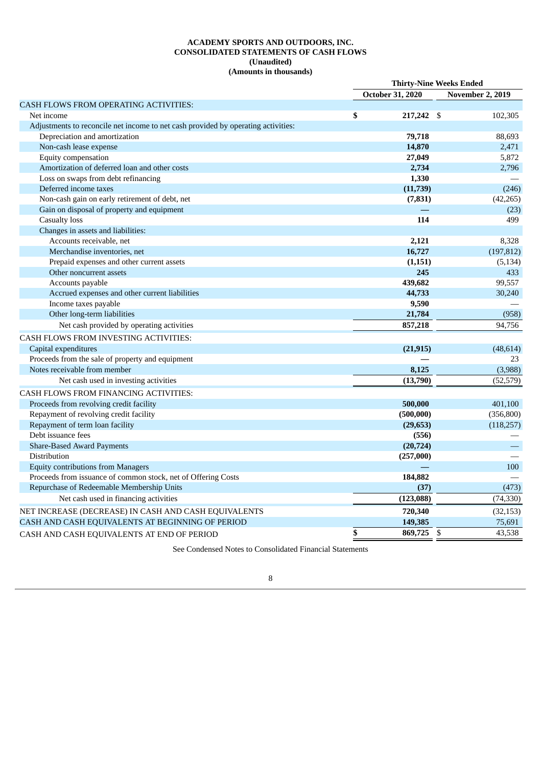**ACADEMY SPORTS AND OUTDOORS, INC.**
**CONSOLIDATED STATEMENTS OF CASH FLOWS**
**(Unaudited)**
**(Amounts in thousands)**

| | Thirty-Nine Weeks Ended | |
|---|---|---|
| | October 31, 2020 | November 2, 2019 |
| CASH FLOWS FROM OPERATING ACTIVITIES: | | |
| Net income | $ 217,242 | $ 102,305 |
| Adjustments to reconcile net income to net cash provided by operating activities: | | |
| Depreciation and amortization | 79,718 | 88,693 |
| Non-cash lease expense | 14,870 | 2,471 |
| Equity compensation | 27,049 | 5,872 |
| Amortization of deferred loan and other costs | 2,734 | 2,796 |
| Loss on swaps from debt refinancing | 1,330 | — |
| Deferred income taxes | (11,739) | (246) |
| Non-cash gain on early retirement of debt, net | (7,831) | (42,265) |
| Gain on disposal of property and equipment | — | (23) |
| Casualty loss | 114 | 499 |
| Changes in assets and liabilities: | | |
| Accounts receivable, net | 2,121 | 8,328 |
| Merchandise inventories, net | 16,727 | (197,812) |
| Prepaid expenses and other current assets | (1,151) | (5,134) |
| Other noncurrent assets | 245 | 433 |
| Accounts payable | 439,682 | 99,557 |
| Accrued expenses and other current liabilities | 44,733 | 30,240 |
| Income taxes payable | 9,590 | — |
| Other long-term liabilities | 21,784 | (958) |
| Net cash provided by operating activities | 857,218 | 94,756 |
| CASH FLOWS FROM INVESTING ACTIVITIES: | | |
| Capital expenditures | (21,915) | (48,614) |
| Proceeds from the sale of property and equipment | — | 23 |
| Notes receivable from member | 8,125 | (3,988) |
| Net cash used in investing activities | (13,790) | (52,579) |
| CASH FLOWS FROM FINANCING ACTIVITIES: | | |
| Proceeds from revolving credit facility | 500,000 | 401,100 |
| Repayment of revolving credit facility | (500,000) | (356,800) |
| Repayment of term loan facility | (29,653) | (118,257) |
| Debt issuance fees | (556) | — |
| Share-Based Award Payments | (20,724) | — |
| Distribution | (257,000) | — |
| Equity contributions from Managers | — | 100 |
| Proceeds from issuance of common stock, net of Offering Costs | 184,882 | — |
| Repurchase of Redeemable Membership Units | (37) | (473) |
| Net cash used in financing activities | (123,088) | (74,330) |
| NET INCREASE (DECREASE) IN CASH AND CASH EQUIVALENTS | 720,340 | (32,153) |
| CASH AND CASH EQUIVALENTS AT BEGINNING OF PERIOD | 149,385 | 75,691 |
| CASH AND CASH EQUIVALENTS AT END OF PERIOD | $ 869,725 | $ 43,538 |

See Condensed Notes to Consolidated Financial Statements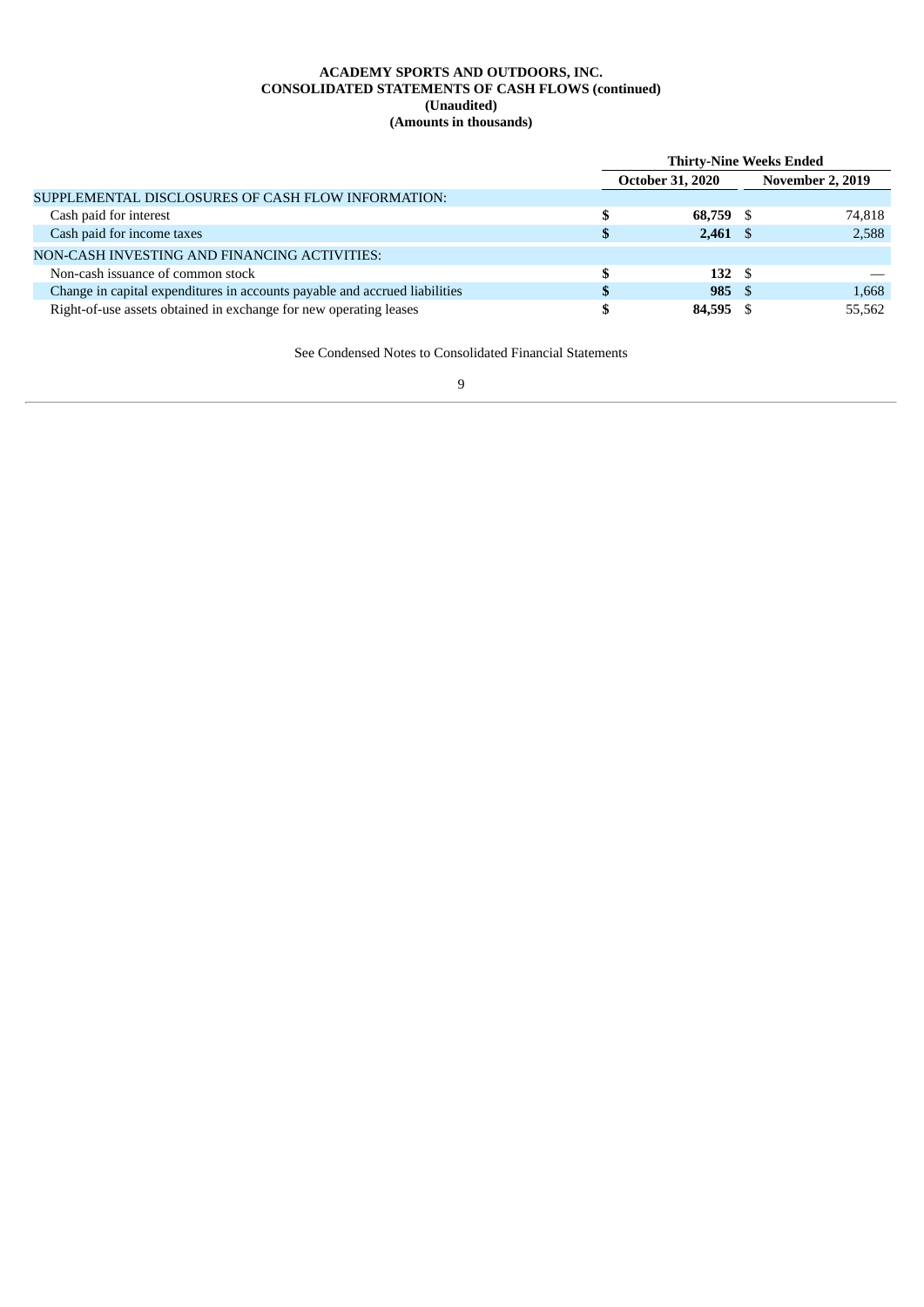**ACADEMY SPORTS AND OUTDOORS, INC.**
**CONSOLIDATED STATEMENTS OF CASH FLOWS (continued)**
**(Unaudited)**
**(Amounts in thousands)**

| | Thirty-Nine Weeks Ended | |
|---|---|---|
| | October 31, 2020 | November 2, 2019 |
| SUPPLEMENTAL DISCLOSURES OF CASH FLOW INFORMATION: | | |
| Cash paid for interest | **$ 68,759** | $ 74,818 |
| Cash paid for income taxes | **$ 2,461** | $ 2,588 |
| NON-CASH INVESTING AND FINANCING ACTIVITIES: | | |
| Non-cash issuance of common stock | **$ 132** | $ — |
| Change in capital expenditures in accounts payable and accrued liabilities | **$ 985** | $ 1,668 |
| Right-of-use assets obtained in exchange for new operating leases | **$ 84,595** | $ 55,562 |

See Condensed Notes to Consolidated Financial Statements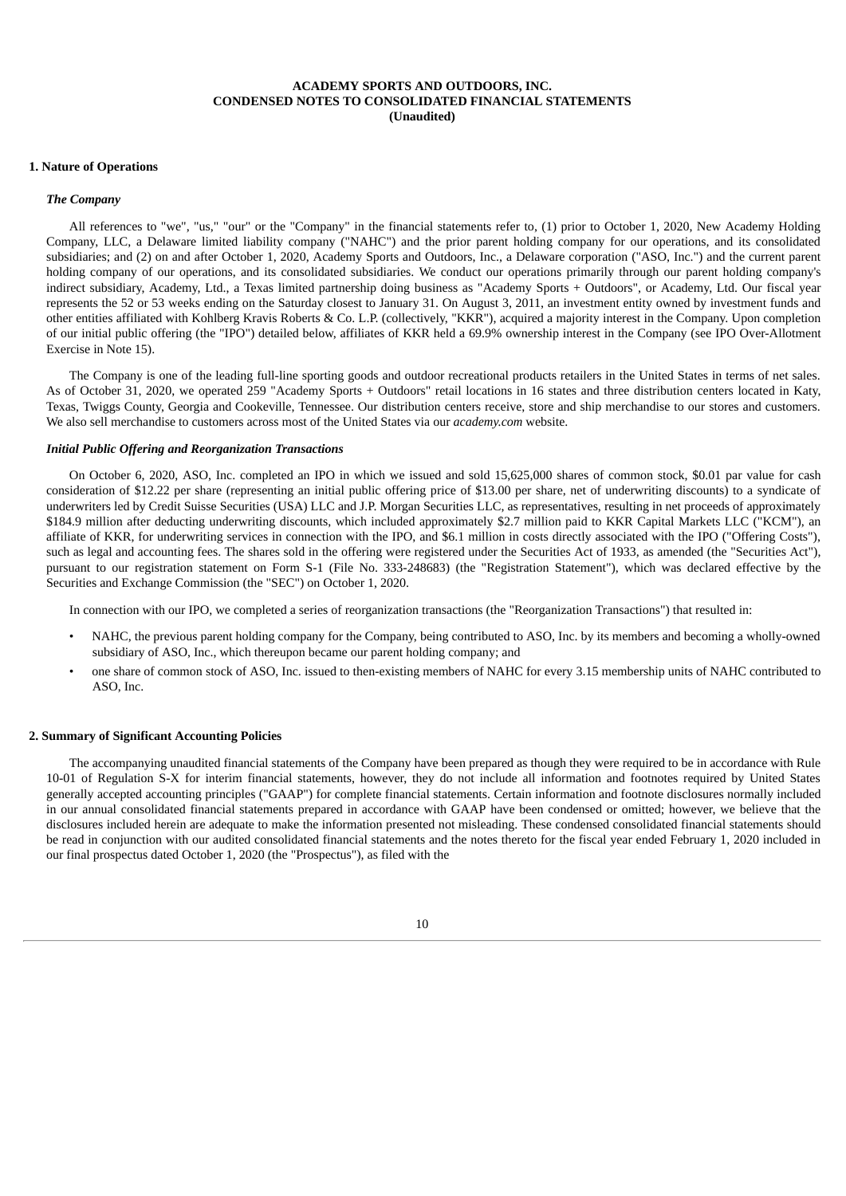**ACADEMY SPORTS AND OUTDOORS, INC.**
**CONDENSED NOTES TO CONSOLIDATED FINANCIAL STATEMENTS**
**(Unaudited)**

## 1. Nature of Operations

### *The Company*

All references to "we", "us," "our" or the "Company" in the financial statements refer to, (1) prior to October 1, 2020, New Academy Holding Company, LLC, a Delaware limited liability company ("NAHC") and the prior parent holding company for our operations, and its consolidated subsidiaries; and (2) on and after October 1, 2020, Academy Sports and Outdoors, Inc., a Delaware corporation ("ASO, Inc.") and the current parent holding company of our operations, and its consolidated subsidiaries. We conduct our operations primarily through our parent holding company's indirect subsidiary, Academy, Ltd., a Texas limited partnership doing business as "Academy Sports + Outdoors", or Academy, Ltd. Our fiscal year represents the 52 or 53 weeks ending on the Saturday closest to January 31. On August 3, 2011, an investment entity owned by investment funds and other entities affiliated with Kohlberg Kravis Roberts & Co. L.P. (collectively, "KKR"), acquired a majority interest in the Company. Upon completion of our initial public offering (the "IPO") detailed below, affiliates of KKR held a 69.9% ownership interest in the Company (see IPO Over-Allotment Exercise in Note 15).

The Company is one of the leading full-line sporting goods and outdoor recreational products retailers in the United States in terms of net sales. As of October 31, 2020, we operated 259 "Academy Sports + Outdoors" retail locations in 16 states and three distribution centers located in Katy, Texas, Twiggs County, Georgia and Cookeville, Tennessee. Our distribution centers receive, store and ship merchandise to our stores and customers. We also sell merchandise to customers across most of the United States via our *academy.com* website.

### *Initial Public Offering and Reorganization Transactions*

On October 6, 2020, ASO, Inc. completed an IPO in which we issued and sold 15,625,000 shares of common stock, $0.01 par value for cash consideration of $12.22 per share (representing an initial public offering price of $13.00 per share, net of underwriting discounts) to a syndicate of underwriters led by Credit Suisse Securities (USA) LLC and J.P. Morgan Securities LLC, as representatives, resulting in net proceeds of approximately $184.9 million after deducting underwriting discounts, which included approximately $2.7 million paid to KKR Capital Markets LLC ("KCM"), an affiliate of KKR, for underwriting services in connection with the IPO, and $6.1 million in costs directly associated with the IPO ("Offering Costs"), such as legal and accounting fees. The shares sold in the offering were registered under the Securities Act of 1933, as amended (the "Securities Act"), pursuant to our registration statement on Form S-1 (File No. 333-248683) (the "Registration Statement"), which was declared effective by the Securities and Exchange Commission (the "SEC") on October 1, 2020.

In connection with our IPO, we completed a series of reorganization transactions (the "Reorganization Transactions") that resulted in:

- NAHC, the previous parent holding company for the Company, being contributed to ASO, Inc. by its members and becoming a wholly-owned subsidiary of ASO, Inc., which thereupon became our parent holding company; and
- one share of common stock of ASO, Inc. issued to then-existing members of NAHC for every 3.15 membership units of NAHC contributed to ASO, Inc.

## 2. Summary of Significant Accounting Policies

The accompanying unaudited financial statements of the Company have been prepared as though they were required to be in accordance with Rule 10-01 of Regulation S-X for interim financial statements, however, they do not include all information and footnotes required by United States generally accepted accounting principles ("GAAP") for complete financial statements. Certain information and footnote disclosures normally included in our annual consolidated financial statements prepared in accordance with GAAP have been condensed or omitted; however, we believe that the disclosures included herein are adequate to make the information presented not misleading. These condensed consolidated financial statements should be read in conjunction with our audited consolidated financial statements and the notes thereto for the fiscal year ended February 1, 2020 included in our final prospectus dated October 1, 2020 (the "Prospectus"), as filed with the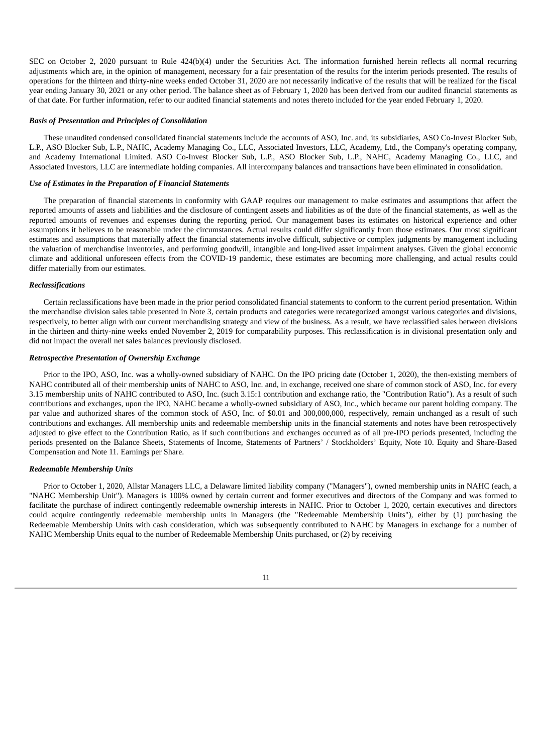SEC on October 2, 2020 pursuant to Rule 424(b)(4) under the Securities Act. The information furnished herein reflects all normal recurring adjustments which are, in the opinion of management, necessary for a fair presentation of the results for the interim periods presented. The results of operations for the thirteen and thirty-nine weeks ended October 31, 2020 are not necessarily indicative of the results that will be realized for the fiscal year ending January 30, 2021 or any other period. The balance sheet as of February 1, 2020 has been derived from our audited financial statements as of that date. For further information, refer to our audited financial statements and notes thereto included for the year ended February 1, 2020.

***Basis of Presentation and Principles of Consolidation***

These unaudited condensed consolidated financial statements include the accounts of ASO, Inc. and, its subsidiaries, ASO Co-Invest Blocker Sub, L.P., ASO Blocker Sub, L.P., NAHC, Academy Managing Co., LLC, Associated Investors, LLC, Academy, Ltd., the Company's operating company, and Academy International Limited. ASO Co-Invest Blocker Sub, L.P., ASO Blocker Sub, L.P., NAHC, Academy Managing Co., LLC, and Associated Investors, LLC are intermediate holding companies. All intercompany balances and transactions have been eliminated in consolidation.

***Use of Estimates in the Preparation of Financial Statements***

The preparation of financial statements in conformity with GAAP requires our management to make estimates and assumptions that affect the reported amounts of assets and liabilities and the disclosure of contingent assets and liabilities as of the date of the financial statements, as well as the reported amounts of revenues and expenses during the reporting period. Our management bases its estimates on historical experience and other assumptions it believes to be reasonable under the circumstances. Actual results could differ significantly from those estimates. Our most significant estimates and assumptions that materially affect the financial statements involve difficult, subjective or complex judgments by management including the valuation of merchandise inventories, and performing goodwill, intangible and long-lived asset impairment analyses. Given the global economic climate and additional unforeseen effects from the COVID-19 pandemic, these estimates are becoming more challenging, and actual results could differ materially from our estimates.

***Reclassifications***

Certain reclassifications have been made in the prior period consolidated financial statements to conform to the current period presentation. Within the merchandise division sales table presented in Note 3, certain products and categories were recategorized amongst various categories and divisions, respectively, to better align with our current merchandising strategy and view of the business. As a result, we have reclassified sales between divisions in the thirteen and thirty-nine weeks ended November 2, 2019 for comparability purposes. This reclassification is in divisional presentation only and did not impact the overall net sales balances previously disclosed.

***Retrospective Presentation of Ownership Exchange***

Prior to the IPO, ASO, Inc. was a wholly-owned subsidiary of NAHC. On the IPO pricing date (October 1, 2020), the then-existing members of NAHC contributed all of their membership units of NAHC to ASO, Inc. and, in exchange, received one share of common stock of ASO, Inc. for every 3.15 membership units of NAHC contributed to ASO, Inc. (such 3.15:1 contribution and exchange ratio, the "Contribution Ratio"). As a result of such contributions and exchanges, upon the IPO, NAHC became a wholly-owned subsidiary of ASO, Inc., which became our parent holding company. The par value and authorized shares of the common stock of ASO, Inc. of $0.01 and 300,000,000, respectively, remain unchanged as a result of such contributions and exchanges. All membership units and redeemable membership units in the financial statements and notes have been retrospectively adjusted to give effect to the Contribution Ratio, as if such contributions and exchanges occurred as of all pre-IPO periods presented, including the periods presented on the Balance Sheets, Statements of Income, Statements of Partners' / Stockholders' Equity, Note 10. Equity and Share-Based Compensation and Note 11. Earnings per Share.

***Redeemable Membership Units***

Prior to October 1, 2020, Allstar Managers LLC, a Delaware limited liability company ("Managers"), owned membership units in NAHC (each, a "NAHC Membership Unit"). Managers is 100% owned by certain current and former executives and directors of the Company and was formed to facilitate the purchase of indirect contingently redeemable ownership interests in NAHC. Prior to October 1, 2020, certain executives and directors could acquire contingently redeemable membership units in Managers (the "Redeemable Membership Units"), either by (1) purchasing the Redeemable Membership Units with cash consideration, which was subsequently contributed to NAHC by Managers in exchange for a number of NAHC Membership Units equal to the number of Redeemable Membership Units purchased, or (2) by receiving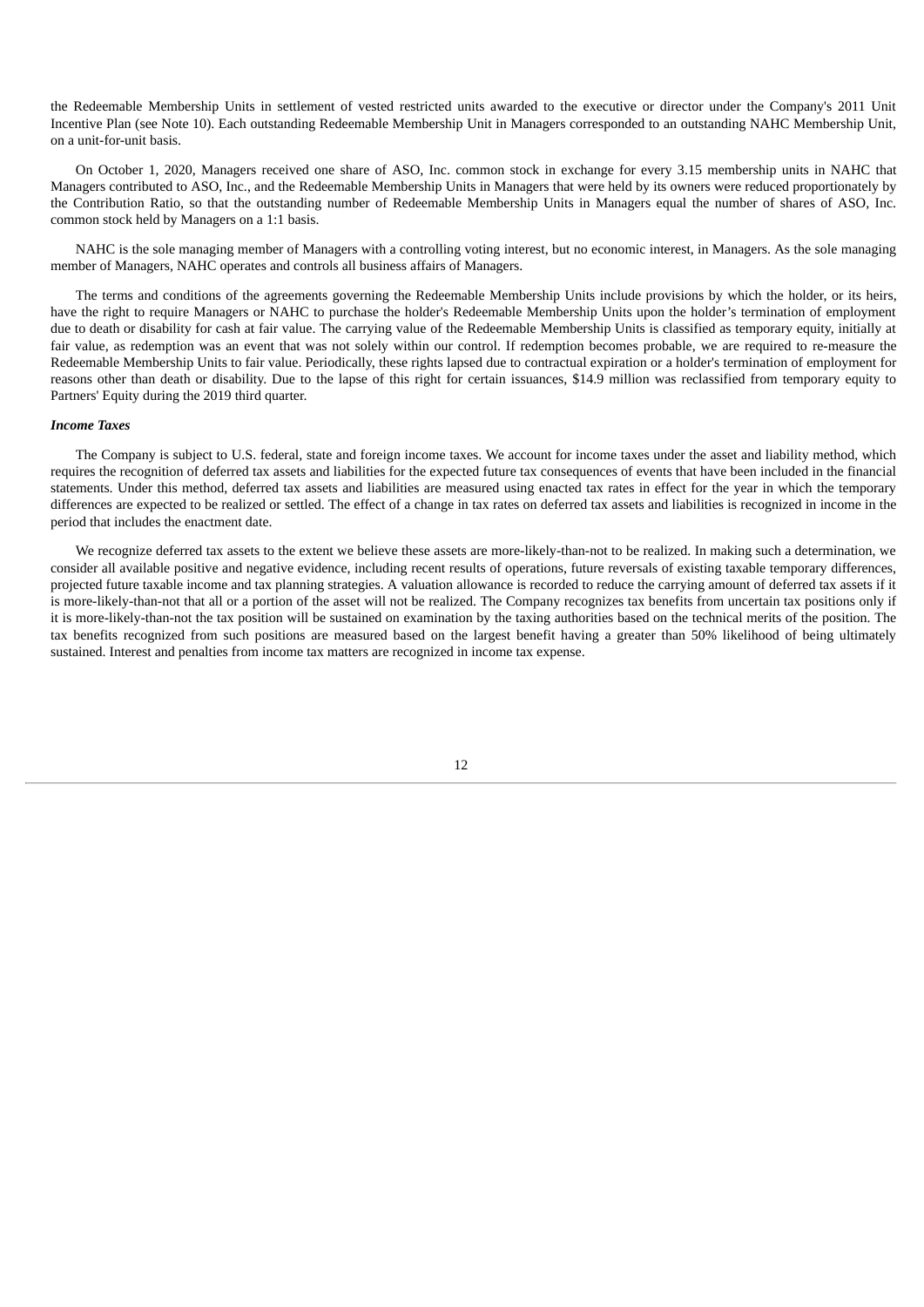the Redeemable Membership Units in settlement of vested restricted units awarded to the executive or director under the Company's 2011 Unit Incentive Plan (see Note 10). Each outstanding Redeemable Membership Unit in Managers corresponded to an outstanding NAHC Membership Unit, on a unit-for-unit basis.

On October 1, 2020, Managers received one share of ASO, Inc. common stock in exchange for every 3.15 membership units in NAHC that Managers contributed to ASO, Inc., and the Redeemable Membership Units in Managers that were held by its owners were reduced proportionately by the Contribution Ratio, so that the outstanding number of Redeemable Membership Units in Managers equal the number of shares of ASO, Inc. common stock held by Managers on a 1:1 basis.

NAHC is the sole managing member of Managers with a controlling voting interest, but no economic interest, in Managers. As the sole managing member of Managers, NAHC operates and controls all business affairs of Managers.

The terms and conditions of the agreements governing the Redeemable Membership Units include provisions by which the holder, or its heirs, have the right to require Managers or NAHC to purchase the holder's Redeemable Membership Units upon the holder's termination of employment due to death or disability for cash at fair value. The carrying value of the Redeemable Membership Units is classified as temporary equity, initially at fair value, as redemption was an event that was not solely within our control. If redemption becomes probable, we are required to re-measure the Redeemable Membership Units to fair value. Periodically, these rights lapsed due to contractual expiration or a holder's termination of employment for reasons other than death or disability. Due to the lapse of this right for certain issuances, $14.9 million was reclassified from temporary equity to Partners' Equity during the 2019 third quarter.

***Income Taxes***

The Company is subject to U.S. federal, state and foreign income taxes. We account for income taxes under the asset and liability method, which requires the recognition of deferred tax assets and liabilities for the expected future tax consequences of events that have been included in the financial statements. Under this method, deferred tax assets and liabilities are measured using enacted tax rates in effect for the year in which the temporary differences are expected to be realized or settled. The effect of a change in tax rates on deferred tax assets and liabilities is recognized in income in the period that includes the enactment date.

We recognize deferred tax assets to the extent we believe these assets are more-likely-than-not to be realized. In making such a determination, we consider all available positive and negative evidence, including recent results of operations, future reversals of existing taxable temporary differences, projected future taxable income and tax planning strategies. A valuation allowance is recorded to reduce the carrying amount of deferred tax assets if it is more-likely-than-not that all or a portion of the asset will not be realized. The Company recognizes tax benefits from uncertain tax positions only if it is more-likely-than-not the tax position will be sustained on examination by the taxing authorities based on the technical merits of the position. The tax benefits recognized from such positions are measured based on the largest benefit having a greater than 50% likelihood of being ultimately sustained. Interest and penalties from income tax matters are recognized in income tax expense.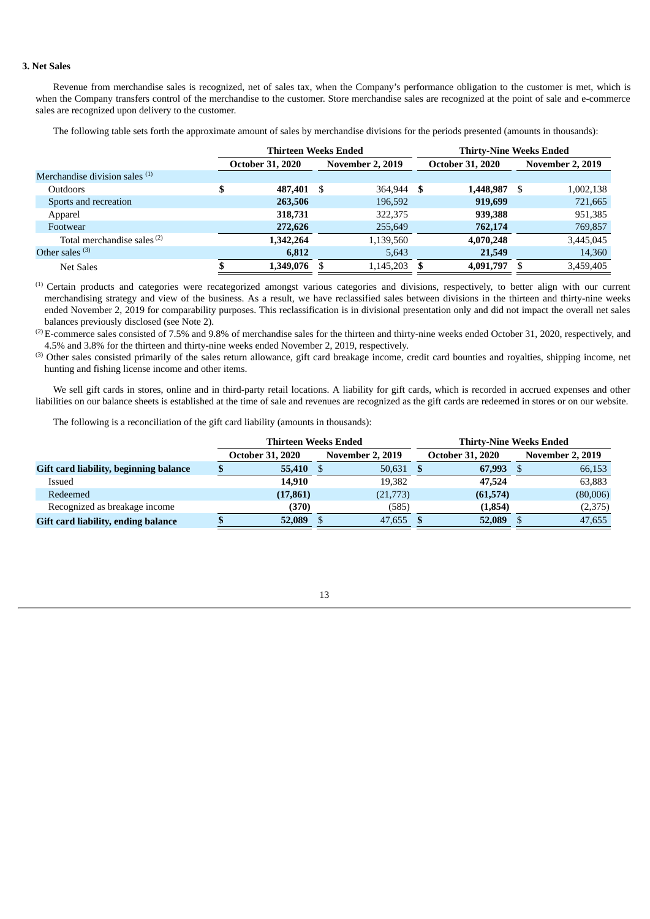### 3. Net Sales

Revenue from merchandise sales is recognized, net of sales tax, when the Company's performance obligation to the customer is met, which is when the Company transfers control of the merchandise to the customer. Store merchandise sales are recognized at the point of sale and e-commerce sales are recognized upon delivery to the customer.

The following table sets forth the approximate amount of sales by merchandise divisions for the periods presented (amounts in thousands):

| | Thirteen Weeks Ended | | Thirty-Nine Weeks Ended | |
|---|---|---|---|---|
| | October 31, 2020 | November 2, 2019 | October 31, 2020 | November 2, 2019 |
| Merchandise division sales [(1)] | | | | |
| Outdoors | **$ 487,401** | $ 364,944 | **$ 1,448,987** | $ 1,002,138 |
| Sports and recreation | **263,506** | 196,592 | **919,699** | 721,665 |
| Apparel | **318,731** | 322,375 | **939,388** | 951,385 |
| Footwear | **272,626** | 255,649 | **762,174** | 769,857 |
| Total merchandise sales [(2)] | **1,342,264** | 1,139,560 | **4,070,248** | 3,445,045 |
| Other sales [(3)] | **6,812** | 5,643 | **21,549** | 14,360 |
| Net Sales | **$ 1,349,076** | $ 1,145,203 | **$ 4,091,797** | $ 3,459,405 |

[(1)] Certain products and categories were recategorized amongst various categories and divisions, respectively, to better align with our current merchandising strategy and view of the business. As a result, we have reclassified sales between divisions in the thirteen and thirty-nine weeks ended November 2, 2019 for comparability purposes. This reclassification is in divisional presentation only and did not impact the overall net sales balances previously disclosed (see Note 2).

[(2)] E-commerce sales consisted of 7.5% and 9.8% of merchandise sales for the thirteen and thirty-nine weeks ended October 31, 2020, respectively, and 4.5% and 3.8% for the thirteen and thirty-nine weeks ended November 2, 2019, respectively.

[(3)] Other sales consisted primarily of the sales return allowance, gift card breakage income, credit card bounties and royalties, shipping income, net hunting and fishing license income and other items.

We sell gift cards in stores, online and in third-party retail locations. A liability for gift cards, which is recorded in accrued expenses and other liabilities on our balance sheets is established at the time of sale and revenues are recognized as the gift cards are redeemed in stores or on our website.

The following is a reconciliation of the gift card liability (amounts in thousands):

| | Thirteen Weeks Ended | | Thirty-Nine Weeks Ended | |
|---|---|---|---|---|
| | October 31, 2020 | November 2, 2019 | October 31, 2020 | November 2, 2019 |
| **Gift card liability, beginning balance** | **$ 55,410** | $ 50,631 | **$ 67,993** | $ 66,153 |
| Issued | **14,910** | 19,382 | **47,524** | 63,883 |
| Redeemed | **(17,861)** | (21,773) | **(61,574)** | (80,006) |
| Recognized as breakage income | **(370)** | (585) | **(1,854)** | (2,375) |
| **Gift card liability, ending balance** | **$ 52,089** | $ 47,655 | **$ 52,089** | $ 47,655 |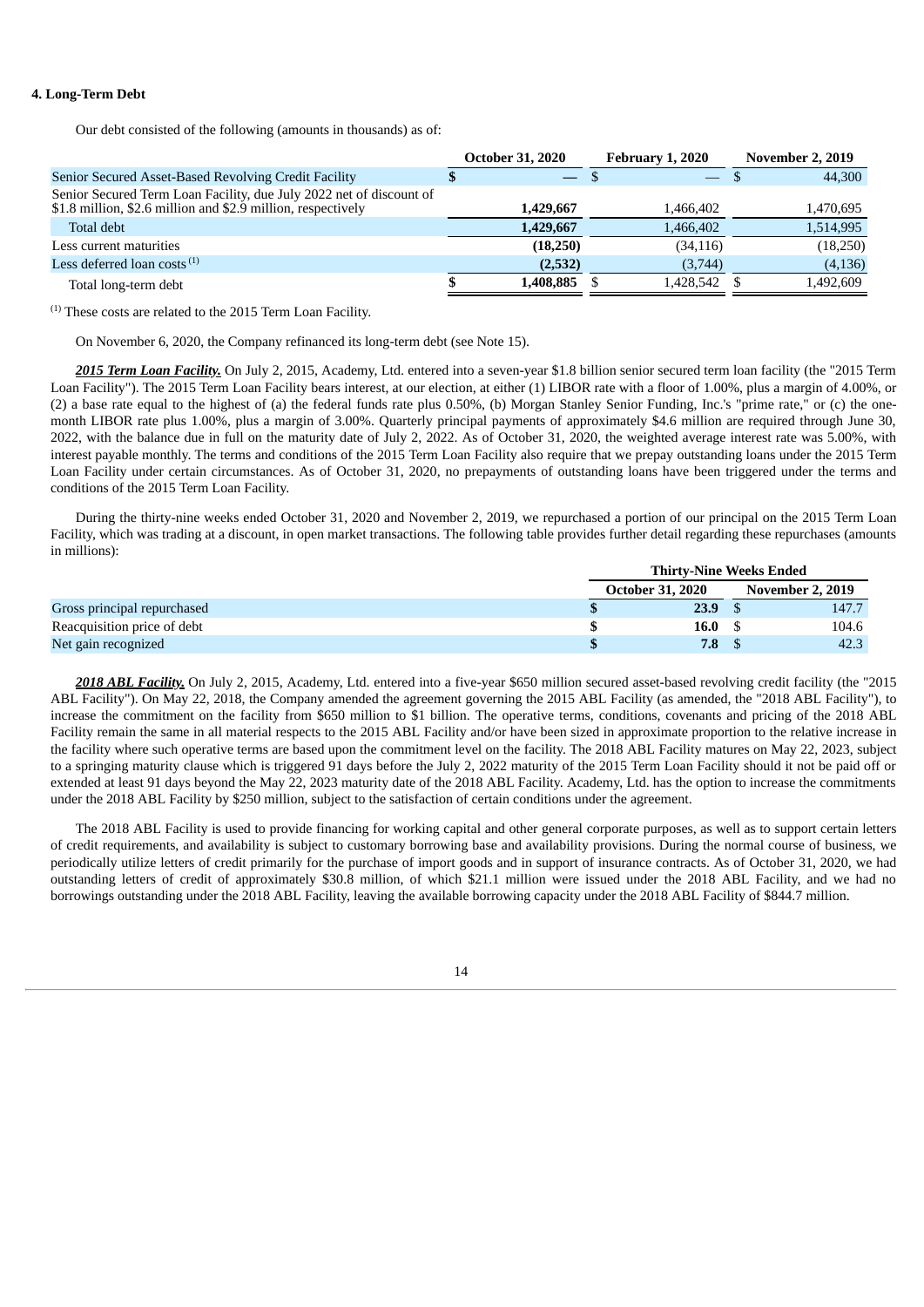### 4. Long-Term Debt

Our debt consisted of the following (amounts in thousands) as of:

| | October 31, 2020 | February 1, 2020 | November 2, 2019 |
|---|---|---|---|
| Senior Secured Asset-Based Revolving Credit Facility | $ — | $ — | $ 44,300 |
| Senior Secured Term Loan Facility, due July 2022 net of discount of $1.8 million, $2.6 million and $2.9 million, respectively | **1,429,667** | 1,466,402 | 1,470,695 |
| Total debt | **1,429,667** | 1,466,402 | 1,514,995 |
| Less current maturities | **(18,250)** | (34,116) | (18,250) |
| Less deferred loan costs [1] | **(2,532)** | (3,744) | (4,136) |
| Total long-term debt | **$ 1,408,885** | $ 1,428,542 | $ 1,492,609 |

[1] These costs are related to the 2015 Term Loan Facility.

On November 6, 2020, the Company refinanced its long-term debt (see Note 15).

***2015 Term Loan Facility.*** On July 2, 2015, Academy, Ltd. entered into a seven-year $1.8 billion senior secured term loan facility (the "2015 Term Loan Facility"). The 2015 Term Loan Facility bears interest, at our election, at either (1) LIBOR rate with a floor of 1.00%, plus a margin of 4.00%, or (2) a base rate equal to the highest of (a) the federal funds rate plus 0.50%, (b) Morgan Stanley Senior Funding, Inc.'s "prime rate," or (c) the one-month LIBOR rate plus 1.00%, plus a margin of 3.00%. Quarterly principal payments of approximately $4.6 million are required through June 30, 2022, with the balance due in full on the maturity date of July 2, 2022. As of October 31, 2020, the weighted average interest rate was 5.00%, with interest payable monthly. The terms and conditions of the 2015 Term Loan Facility also require that we prepay outstanding loans under the 2015 Term Loan Facility under certain circumstances. As of October 31, 2020, no prepayments of outstanding loans have been triggered under the terms and conditions of the 2015 Term Loan Facility.

During the thirty-nine weeks ended October 31, 2020 and November 2, 2019, we repurchased a portion of our principal on the 2015 Term Loan Facility, which was trading at a discount, in open market transactions. The following table provides further detail regarding these repurchases (amounts in millions):

| | Thirty-Nine Weeks Ended | |
|---|---|---|
| | October 31, 2020 | November 2, 2019 |
| Gross principal repurchased | **$ 23.9** | $ 147.7 |
| Reacquisition price of debt | **$ 16.0** | $ 104.6 |
| Net gain recognized | **$ 7.8** | $ 42.3 |

***2018 ABL Facility.*** On July 2, 2015, Academy, Ltd. entered into a five-year $650 million secured asset-based revolving credit facility (the "2015 ABL Facility"). On May 22, 2018, the Company amended the agreement governing the 2015 ABL Facility (as amended, the "2018 ABL Facility"), to increase the commitment on the facility from $650 million to $1 billion. The operative terms, conditions, covenants and pricing of the 2018 ABL Facility remain the same in all material respects to the 2015 ABL Facility and/or have been sized in approximate proportion to the relative increase in the facility where such operative terms are based upon the commitment level on the facility. The 2018 ABL Facility matures on May 22, 2023, subject to a springing maturity clause which is triggered 91 days before the July 2, 2022 maturity of the 2015 Term Loan Facility should it not be paid off or extended at least 91 days beyond the May 22, 2023 maturity date of the 2018 ABL Facility. Academy, Ltd. has the option to increase the commitments under the 2018 ABL Facility by $250 million, subject to the satisfaction of certain conditions under the agreement.

The 2018 ABL Facility is used to provide financing for working capital and other general corporate purposes, as well as to support certain letters of credit requirements, and availability is subject to customary borrowing base and availability provisions. During the normal course of business, we periodically utilize letters of credit primarily for the purchase of import goods and in support of insurance contracts. As of October 31, 2020, we had outstanding letters of credit of approximately $30.8 million, of which $21.1 million were issued under the 2018 ABL Facility, and we had no borrowings outstanding under the 2018 ABL Facility, leaving the available borrowing capacity under the 2018 ABL Facility of $844.7 million.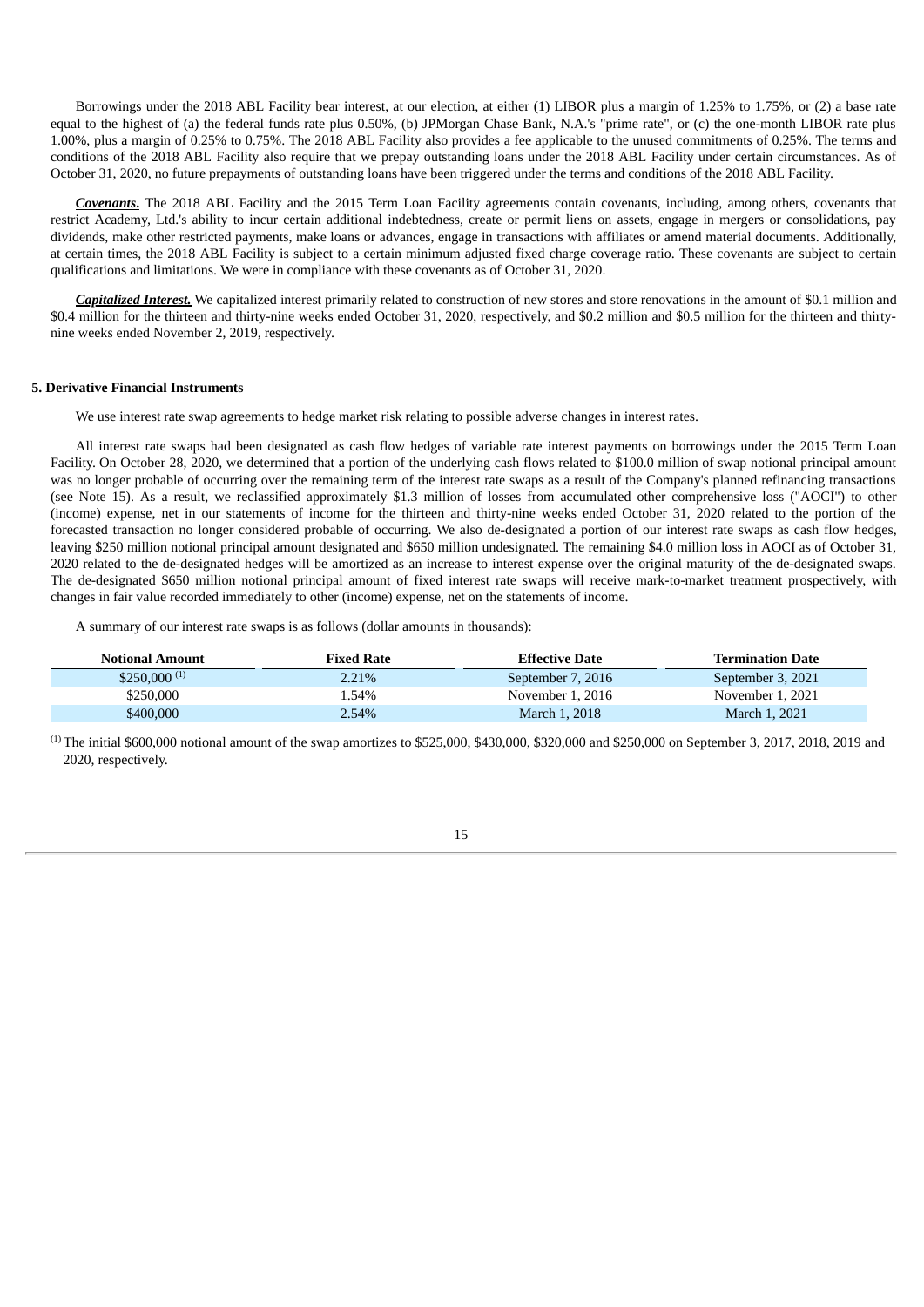Borrowings under the 2018 ABL Facility bear interest, at our election, at either (1) LIBOR plus a margin of 1.25% to 1.75%, or (2) a base rate equal to the highest of (a) the federal funds rate plus 0.50%, (b) JPMorgan Chase Bank, N.A.'s "prime rate", or (c) the one-month LIBOR rate plus 1.00%, plus a margin of 0.25% to 0.75%. The 2018 ABL Facility also provides a fee applicable to the unused commitments of 0.25%. The terms and conditions of the 2018 ABL Facility also require that we prepay outstanding loans under the 2018 ABL Facility under certain circumstances. As of October 31, 2020, no future prepayments of outstanding loans have been triggered under the terms and conditions of the 2018 ABL Facility.

***Covenants.*** The 2018 ABL Facility and the 2015 Term Loan Facility agreements contain covenants, including, among others, covenants that restrict Academy, Ltd.'s ability to incur certain additional indebtedness, create or permit liens on assets, engage in mergers or consolidations, pay dividends, make other restricted payments, make loans or advances, engage in transactions with affiliates or amend material documents. Additionally, at certain times, the 2018 ABL Facility is subject to a certain minimum adjusted fixed charge coverage ratio. These covenants are subject to certain qualifications and limitations. We were in compliance with these covenants as of October 31, 2020.

***Capitalized Interest.*** We capitalized interest primarily related to construction of new stores and store renovations in the amount of $0.1 million and $0.4 million for the thirteen and thirty-nine weeks ended October 31, 2020, respectively, and $0.2 million and $0.5 million for the thirteen and thirty-nine weeks ended November 2, 2019, respectively.

**5. Derivative Financial Instruments**

We use interest rate swap agreements to hedge market risk relating to possible adverse changes in interest rates.

All interest rate swaps had been designated as cash flow hedges of variable rate interest payments on borrowings under the 2015 Term Loan Facility. On October 28, 2020, we determined that a portion of the underlying cash flows related to $100.0 million of swap notional principal amount was no longer probable of occurring over the remaining term of the interest rate swaps as a result of the Company's planned refinancing transactions (see Note 15). As a result, we reclassified approximately $1.3 million of losses from accumulated other comprehensive loss ("AOCI") to other (income) expense, net in our statements of income for the thirteen and thirty-nine weeks ended October 31, 2020 related to the portion of the forecasted transaction no longer considered probable of occurring. We also de-designated a portion of our interest rate swaps as cash flow hedges, leaving $250 million notional principal amount designated and $650 million undesignated. The remaining $4.0 million loss in AOCI as of October 31, 2020 related to the de-designated hedges will be amortized as an increase to interest expense over the original maturity of the de-designated swaps. The de-designated $650 million notional principal amount of fixed interest rate swaps will receive mark-to-market treatment prospectively, with changes in fair value recorded immediately to other (income) expense, net on the statements of income.

A summary of our interest rate swaps is as follows (dollar amounts in thousands):

| Notional Amount | Fixed Rate | Effective Date | Termination Date |
|---|---|---|---|
| $250,000 (1) | 2.21% | September 7, 2016 | September 3, 2021 |
| $250,000 | 1.54% | November 1, 2016 | November 1, 2021 |
| $400,000 | 2.54% | March 1, 2018 | March 1, 2021 |

(1) The initial $600,000 notional amount of the swap amortizes to $525,000, $430,000, $320,000 and $250,000 on September 3, 2017, 2018, 2019 and 2020, respectively.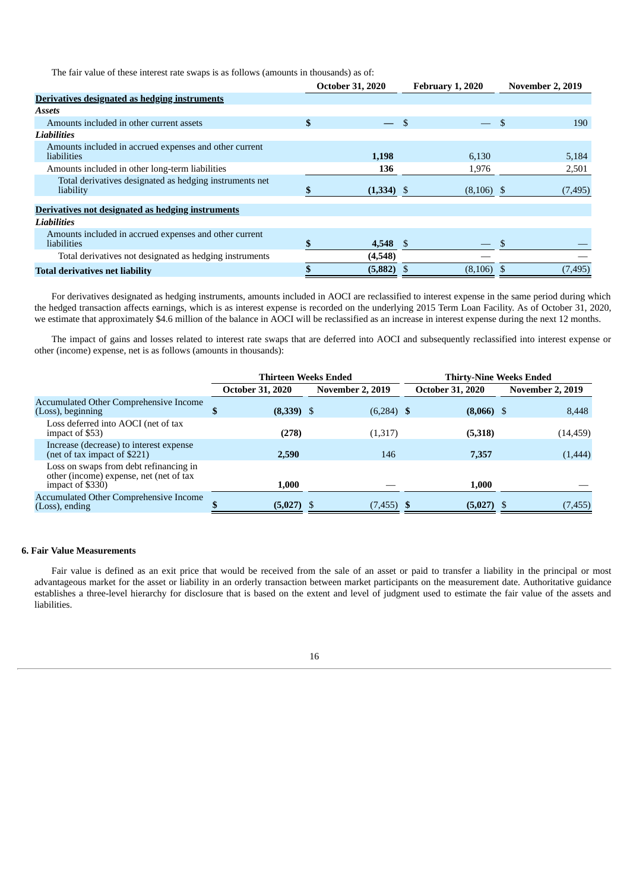The fair value of these interest rate swaps is as follows (amounts in thousands) as of:

| | October 31, 2020 | February 1, 2020 | November 2, 2019 |
|---|---|---|---|
| **Derivatives designated as hedging instruments** | | | |
| ***Assets*** | | | |
| Amounts included in other current assets | $ — | $ — | $ 190 |
| ***Liabilities*** | | | |
| Amounts included in accrued expenses and other current liabilities | **1,198** | 6,130 | 5,184 |
| Amounts included in other long-term liabilities | **136** | 1,976 | 2,501 |
| Total derivatives designated as hedging instruments net liability | **$ (1,334)** | $ (8,106) | $ (7,495) |
| **Derivatives not designated as hedging instruments** | | | |
| ***Liabilities*** | | | |
| Amounts included in accrued expenses and other current liabilities | **$ 4,548** | $ — | $ — |
| Total derivatives not designated as hedging instruments | **(4,548)** | — | — |
| **Total derivatives net liability** | **$ (5,882)** | $ (8,106) | $ (7,495) |

For derivatives designated as hedging instruments, amounts included in AOCI are reclassified to interest expense in the same period during which the hedged transaction affects earnings, which is as interest expense is recorded on the underlying 2015 Term Loan Facility. As of October 31, 2020, we estimate that approximately $4.6 million of the balance in AOCI will be reclassified as an increase in interest expense during the next 12 months.

The impact of gains and losses related to interest rate swaps that are deferred into AOCI and subsequently reclassified into interest expense or other (income) expense, net is as follows (amounts in thousands):

| | Thirteen Weeks Ended | | Thirty-Nine Weeks Ended | |
|---|---|---|---|---|
| | October 31, 2020 | November 2, 2019 | October 31, 2020 | November 2, 2019 |
| Accumulated Other Comprehensive Income (Loss), beginning | **$ (8,339)** | $ (6,284) | **$ (8,066)** | $ 8,448 |
| Loss deferred into AOCI (net of tax impact of $53) | **(278)** | (1,317) | **(5,318)** | (14,459) |
| Increase (decrease) to interest expense (net of tax impact of $221) | **2,590** | 146 | **7,357** | (1,444) |
| Loss on swaps from debt refinancing in other (income) expense, net (net of tax impact of $330) | **1,000** | — | **1,000** | — |
| Accumulated Other Comprehensive Income (Loss), ending | **$ (5,027)** | $ (7,455) | **$ (5,027)** | $ (7,455) |

### 6. Fair Value Measurements

Fair value is defined as an exit price that would be received from the sale of an asset or paid to transfer a liability in the principal or most advantageous market for the asset or liability in an orderly transaction between market participants on the measurement date. Authoritative guidance establishes a three-level hierarchy for disclosure that is based on the extent and level of judgment used to estimate the fair value of the assets and liabilities.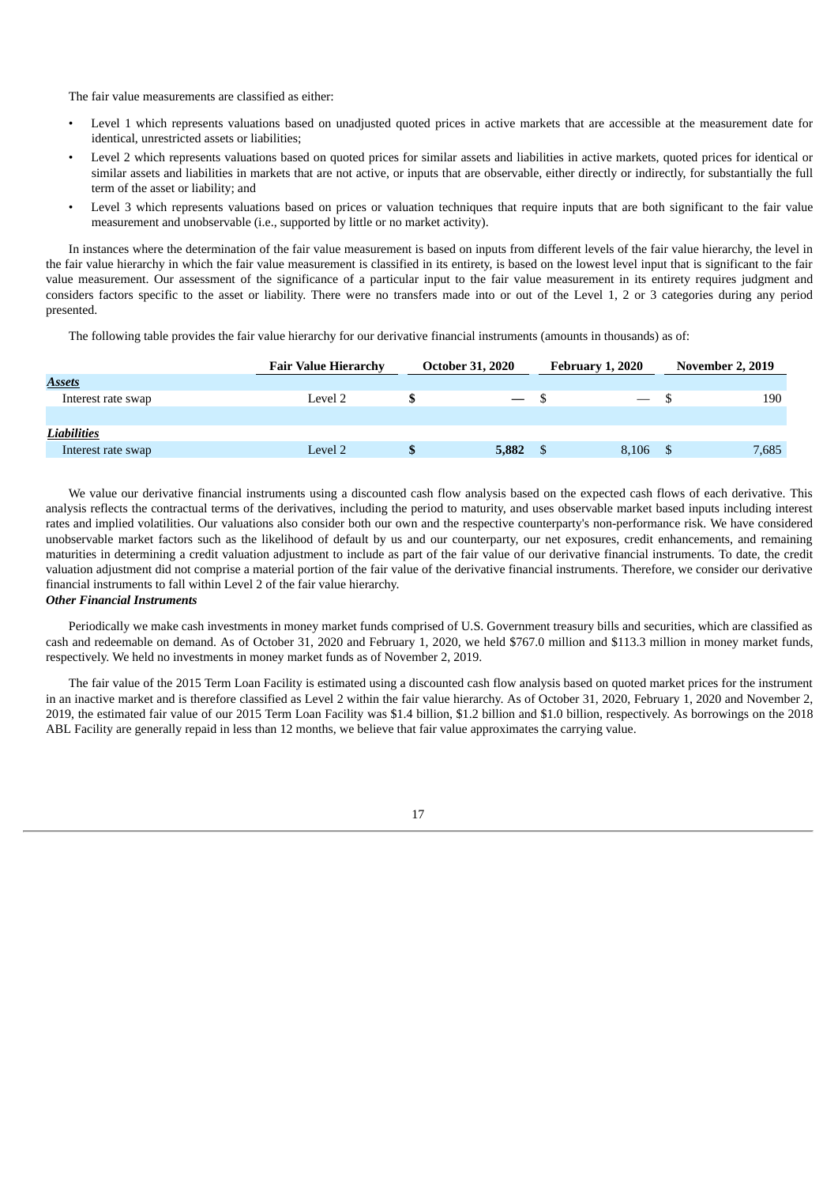The fair value measurements are classified as either:

- Level 1 which represents valuations based on unadjusted quoted prices in active markets that are accessible at the measurement date for identical, unrestricted assets or liabilities;
- Level 2 which represents valuations based on quoted prices for similar assets and liabilities in active markets, quoted prices for identical or similar assets and liabilities in markets that are not active, or inputs that are observable, either directly or indirectly, for substantially the full term of the asset or liability; and
- Level 3 which represents valuations based on prices or valuation techniques that require inputs that are both significant to the fair value measurement and unobservable (i.e., supported by little or no market activity).

In instances where the determination of the fair value measurement is based on inputs from different levels of the fair value hierarchy, the level in the fair value hierarchy in which the fair value measurement is classified in its entirety, is based on the lowest level input that is significant to the fair value measurement. Our assessment of the significance of a particular input to the fair value measurement in its entirety requires judgment and considers factors specific to the asset or liability. There were no transfers made into or out of the Level 1, 2 or 3 categories during any period presented.

The following table provides the fair value hierarchy for our derivative financial instruments (amounts in thousands) as of:

| | Fair Value Hierarchy | October 31, 2020 | February 1, 2020 | November 2, 2019 |
|---|---|---|---|---|
| ***Assets*** | | | | |
| Interest rate swap | Level 2 | **$ —** | $ — | $ 190 |
| ***Liabilities*** | | | | |
| Interest rate swap | Level 2 | **$ 5,882** | $ 8,106 | $ 7,685 |

We value our derivative financial instruments using a discounted cash flow analysis based on the expected cash flows of each derivative. This analysis reflects the contractual terms of the derivatives, including the period to maturity, and uses observable market based inputs including interest rates and implied volatilities. Our valuations also consider both our own and the respective counterparty's non-performance risk. We have considered unobservable market factors such as the likelihood of default by us and our counterparty, our net exposures, credit enhancements, and remaining maturities in determining a credit valuation adjustment to include as part of the fair value of our derivative financial instruments. To date, the credit valuation adjustment did not comprise a material portion of the fair value of the derivative financial instruments. Therefore, we consider our derivative financial instruments to fall within Level 2 of the fair value hierarchy.

***Other Financial Instruments***

Periodically we make cash investments in money market funds comprised of U.S. Government treasury bills and securities, which are classified as cash and redeemable on demand. As of October 31, 2020 and February 1, 2020, we held $767.0 million and $113.3 million in money market funds, respectively. We held no investments in money market funds as of November 2, 2019.

The fair value of the 2015 Term Loan Facility is estimated using a discounted cash flow analysis based on quoted market prices for the instrument in an inactive market and is therefore classified as Level 2 within the fair value hierarchy. As of October 31, 2020, February 1, 2020 and November 2, 2019, the estimated fair value of our 2015 Term Loan Facility was $1.4 billion, $1.2 billion and $1.0 billion, respectively. As borrowings on the 2018 ABL Facility are generally repaid in less than 12 months, we believe that fair value approximates the carrying value.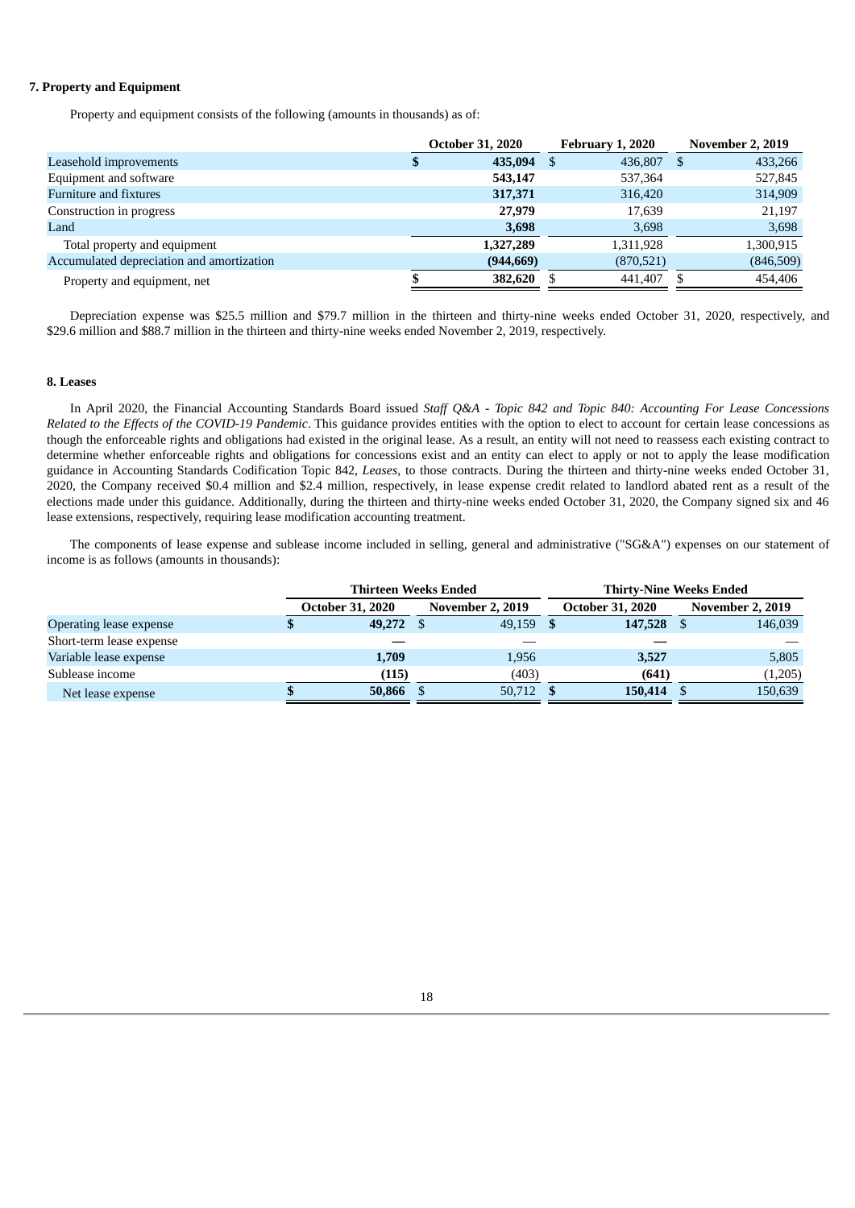### 7. Property and Equipment

Property and equipment consists of the following (amounts in thousands) as of:

| | October 31, 2020 | February 1, 2020 | November 2, 2019 |
|---|---|---|---|
| Leasehold improvements | **$ 435,094** | $ 436,807 | $ 433,266 |
| Equipment and software | **543,147** | 537,364 | 527,845 |
| Furniture and fixtures | **317,371** | 316,420 | 314,909 |
| Construction in progress | **27,979** | 17,639 | 21,197 |
| Land | **3,698** | 3,698 | 3,698 |
| Total property and equipment | **1,327,289** | 1,311,928 | 1,300,915 |
| Accumulated depreciation and amortization | **(944,669)** | (870,521) | (846,509) |
| Property and equipment, net | **$ 382,620** | $ 441,407 | $ 454,406 |

Depreciation expense was $25.5 million and $79.7 million in the thirteen and thirty-nine weeks ended October 31, 2020, respectively, and $29.6 million and $88.7 million in the thirteen and thirty-nine weeks ended November 2, 2019, respectively.

### 8. Leases

In April 2020, the Financial Accounting Standards Board issued *Staff Q&A - Topic 842 and Topic 840: Accounting For Lease Concessions Related to the Effects of the COVID-19 Pandemic*. This guidance provides entities with the option to elect to account for certain lease concessions as though the enforceable rights and obligations had existed in the original lease. As a result, an entity will not need to reassess each existing contract to determine whether enforceable rights and obligations for concessions exist and an entity can elect to apply or not to apply the lease modification guidance in Accounting Standards Codification Topic 842, *Leases*, to those contracts. During the thirteen and thirty-nine weeks ended October 31, 2020, the Company received $0.4 million and $2.4 million, respectively, in lease expense credit related to landlord abated rent as a result of the elections made under this guidance. Additionally, during the thirteen and thirty-nine weeks ended October 31, 2020, the Company signed six and 46 lease extensions, respectively, requiring lease modification accounting treatment.

The components of lease expense and sublease income included in selling, general and administrative ("SG&A") expenses on our statement of income is as follows (amounts in thousands):

| | Thirteen Weeks Ended | | Thirty-Nine Weeks Ended | |
|---|---|---|---|---|
| | October 31, 2020 | November 2, 2019 | October 31, 2020 | November 2, 2019 |
| Operating lease expense | **$ 49,272** | $ 49,159 | **$ 147,528** | $ 146,039 |
| Short-term lease expense | **—** | — | **—** | — |
| Variable lease expense | **1,709** | 1,956 | **3,527** | 5,805 |
| Sublease income | **(115)** | (403) | **(641)** | (1,205) |
| Net lease expense | **$ 50,866** | $ 50,712 | **$ 150,414** | $ 150,639 |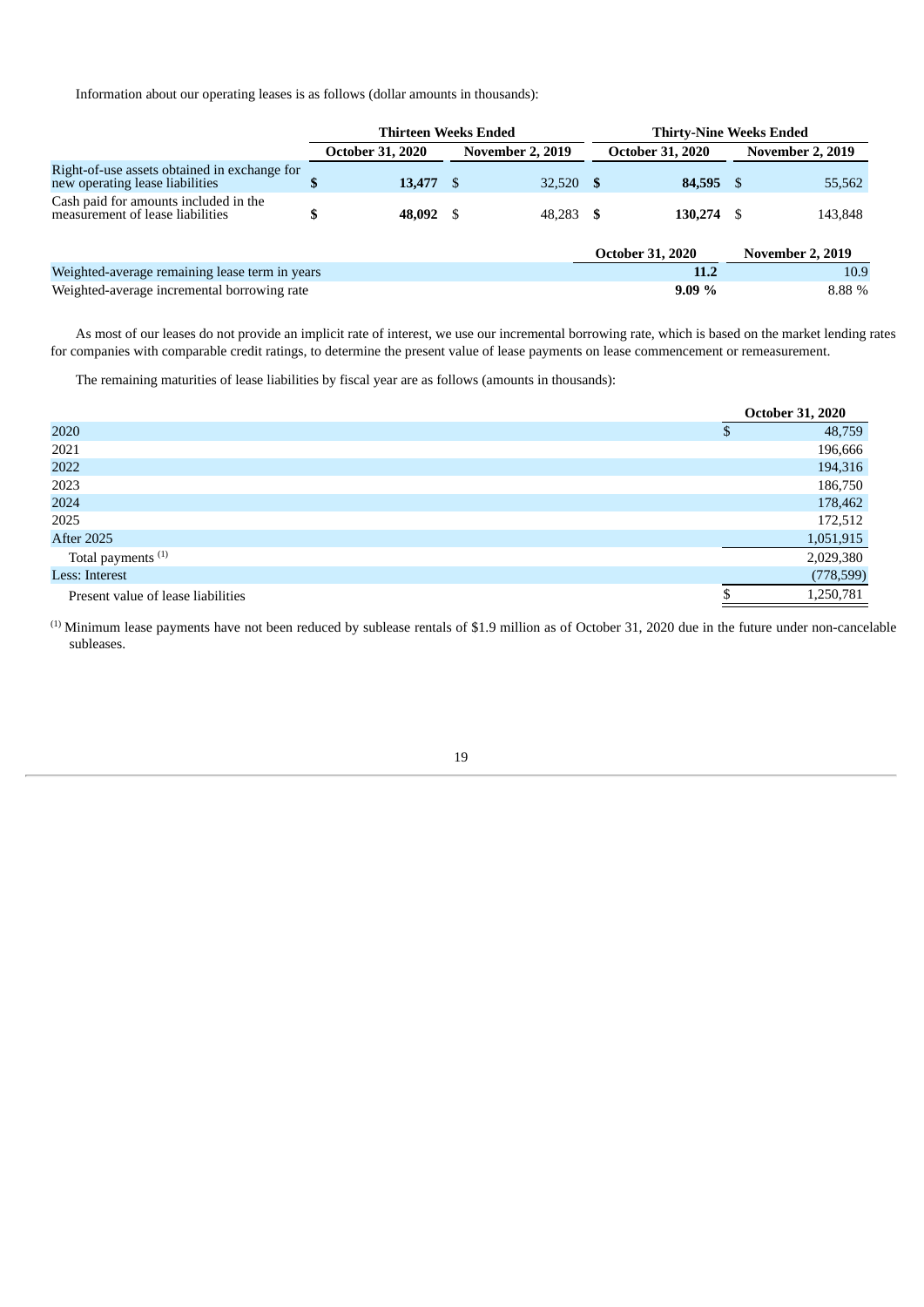Information about our operating leases is as follows (dollar amounts in thousands):

| | Thirteen Weeks Ended | | Thirty-Nine Weeks Ended | |
|---|---|---|---|---|
| | **October 31, 2020** | **November 2, 2019** | **October 31, 2020** | **November 2, 2019** |
| Right-of-use assets obtained in exchange for new operating lease liabilities | **$ 13,477** | $ 32,520 | **$ 84,595** | $ 55,562 |
| Cash paid for amounts included in the measurement of lease liabilities | **$ 48,092** | $ 48,283 | **$ 130,274** | $ 143,848 |

| | October 31, 2020 | November 2, 2019 |
|---|---|---|
| Weighted-average remaining lease term in years | **11.2** | 10.9 |
| Weighted-average incremental borrowing rate | **9.09 %** | 8.88 % |

As most of our leases do not provide an implicit rate of interest, we use our incremental borrowing rate, which is based on the market lending rates for companies with comparable credit ratings, to determine the present value of lease payments on lease commencement or remeasurement.

The remaining maturities of lease liabilities by fiscal year are as follows (amounts in thousands):

| | October 31, 2020 |
|---|---|
| 2020 | $ 48,759 |
| 2021 | 196,666 |
| 2022 | 194,316 |
| 2023 | 186,750 |
| 2024 | 178,462 |
| 2025 | 172,512 |
| After 2025 | 1,051,915 |
| Total payments [(1)] | 2,029,380 |
| Less: Interest | (778,599) |
| Present value of lease liabilities | $ 1,250,781 |

[(1)] Minimum lease payments have not been reduced by sublease rentals of $1.9 million as of October 31, 2020 due in the future under non-cancelable subleases.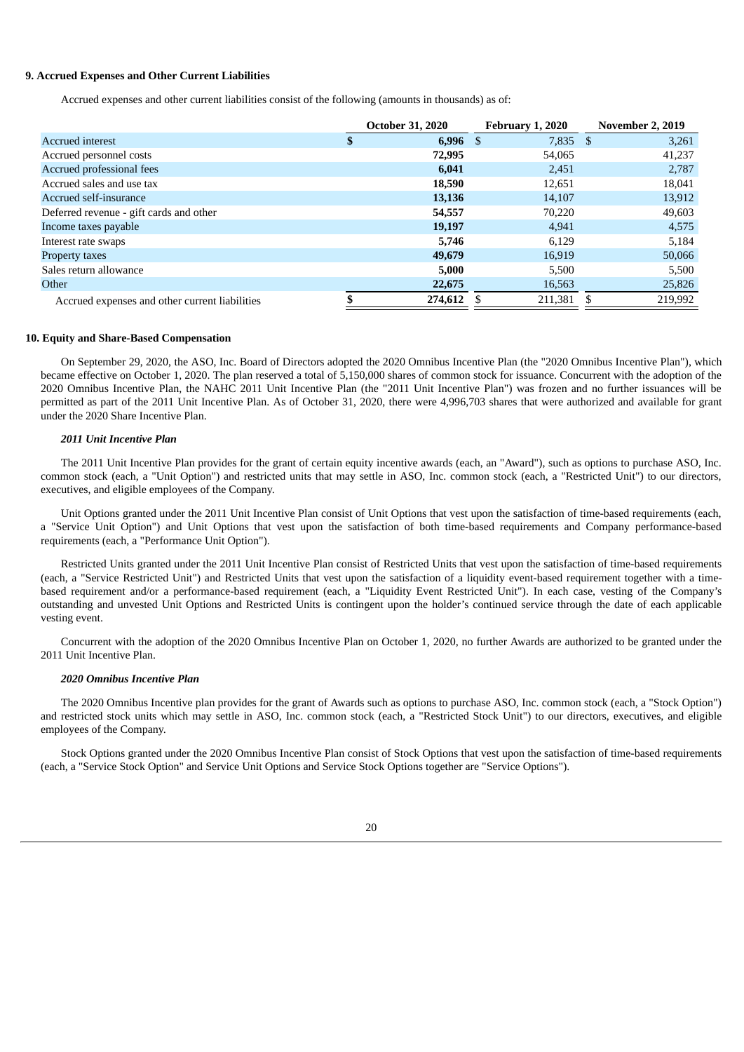### 9. Accrued Expenses and Other Current Liabilities

Accrued expenses and other current liabilities consist of the following (amounts in thousands) as of:

| | October 31, 2020 | February 1, 2020 | November 2, 2019 |
|---|---|---|---|
| Accrued interest | **$ 6,996** | $ 7,835 | $ 3,261 |
| Accrued personnel costs | **72,995** | 54,065 | 41,237 |
| Accrued professional fees | **6,041** | 2,451 | 2,787 |
| Accrued sales and use tax | **18,590** | 12,651 | 18,041 |
| Accrued self-insurance | **13,136** | 14,107 | 13,912 |
| Deferred revenue - gift cards and other | **54,557** | 70,220 | 49,603 |
| Income taxes payable | **19,197** | 4,941 | 4,575 |
| Interest rate swaps | **5,746** | 6,129 | 5,184 |
| Property taxes | **49,679** | 16,919 | 50,066 |
| Sales return allowance | **5,000** | 5,500 | 5,500 |
| Other | **22,675** | 16,563 | 25,826 |
| Accrued expenses and other current liabilities | **$ 274,612** | $ 211,381 | $ 219,992 |

### 10. Equity and Share-Based Compensation

On September 29, 2020, the ASO, Inc. Board of Directors adopted the 2020 Omnibus Incentive Plan (the "2020 Omnibus Incentive Plan"), which became effective on October 1, 2020. The plan reserved a total of 5,150,000 shares of common stock for issuance. Concurrent with the adoption of the 2020 Omnibus Incentive Plan, the NAHC 2011 Unit Incentive Plan (the "2011 Unit Incentive Plan") was frozen and no further issuances will be permitted as part of the 2011 Unit Incentive Plan. As of October 31, 2020, there were 4,996,703 shares that were authorized and available for grant under the 2020 Share Incentive Plan.

***2011 Unit Incentive Plan***

The 2011 Unit Incentive Plan provides for the grant of certain equity incentive awards (each, an "Award"), such as options to purchase ASO, Inc. common stock (each, a "Unit Option") and restricted units that may settle in ASO, Inc. common stock (each, a "Restricted Unit") to our directors, executives, and eligible employees of the Company.

Unit Options granted under the 2011 Unit Incentive Plan consist of Unit Options that vest upon the satisfaction of time-based requirements (each, a "Service Unit Option") and Unit Options that vest upon the satisfaction of both time-based requirements and Company performance-based requirements (each, a "Performance Unit Option").

Restricted Units granted under the 2011 Unit Incentive Plan consist of Restricted Units that vest upon the satisfaction of time-based requirements (each, a "Service Restricted Unit") and Restricted Units that vest upon the satisfaction of a liquidity event-based requirement together with a time-based requirement and/or a performance-based requirement (each, a "Liquidity Event Restricted Unit"). In each case, vesting of the Company's outstanding and unvested Unit Options and Restricted Units is contingent upon the holder's continued service through the date of each applicable vesting event.

Concurrent with the adoption of the 2020 Omnibus Incentive Plan on October 1, 2020, no further Awards are authorized to be granted under the 2011 Unit Incentive Plan.

***2020 Omnibus Incentive Plan***

The 2020 Omnibus Incentive plan provides for the grant of Awards such as options to purchase ASO, Inc. common stock (each, a "Stock Option") and restricted stock units which may settle in ASO, Inc. common stock (each, a "Restricted Stock Unit") to our directors, executives, and eligible employees of the Company.

Stock Options granted under the 2020 Omnibus Incentive Plan consist of Stock Options that vest upon the satisfaction of time-based requirements (each, a "Service Stock Option" and Service Unit Options and Service Stock Options together are "Service Options").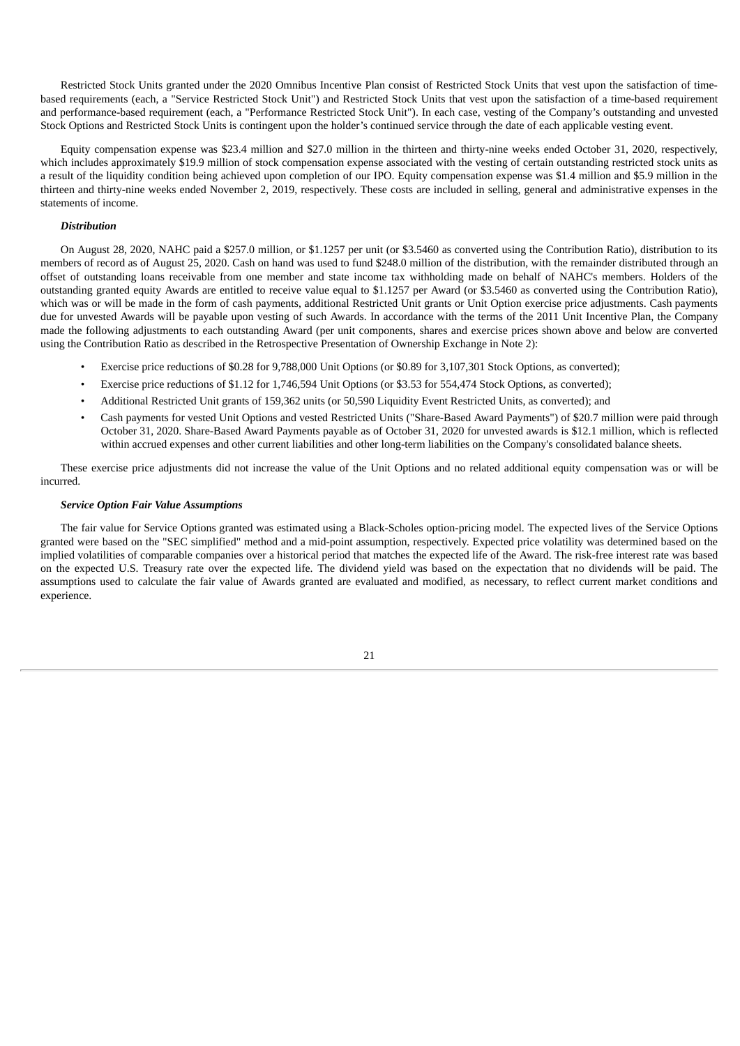Restricted Stock Units granted under the 2020 Omnibus Incentive Plan consist of Restricted Stock Units that vest upon the satisfaction of time-based requirements (each, a "Service Restricted Stock Unit") and Restricted Stock Units that vest upon the satisfaction of a time-based requirement and performance-based requirement (each, a "Performance Restricted Stock Unit"). In each case, vesting of the Company's outstanding and unvested Stock Options and Restricted Stock Units is contingent upon the holder's continued service through the date of each applicable vesting event.

Equity compensation expense was $23.4 million and $27.0 million in the thirteen and thirty-nine weeks ended October 31, 2020, respectively, which includes approximately $19.9 million of stock compensation expense associated with the vesting of certain outstanding restricted stock units as a result of the liquidity condition being achieved upon completion of our IPO. Equity compensation expense was $1.4 million and $5.9 million in the thirteen and thirty-nine weeks ended November 2, 2019, respectively. These costs are included in selling, general and administrative expenses in the statements of income.

***Distribution***

On August 28, 2020, NAHC paid a $257.0 million, or $1.1257 per unit (or $3.5460 as converted using the Contribution Ratio), distribution to its members of record as of August 25, 2020. Cash on hand was used to fund $248.0 million of the distribution, with the remainder distributed through an offset of outstanding loans receivable from one member and state income tax withholding made on behalf of NAHC's members. Holders of the outstanding granted equity Awards are entitled to receive value equal to $1.1257 per Award (or $3.5460 as converted using the Contribution Ratio), which was or will be made in the form of cash payments, additional Restricted Unit grants or Unit Option exercise price adjustments. Cash payments due for unvested Awards will be payable upon vesting of such Awards. In accordance with the terms of the 2011 Unit Incentive Plan, the Company made the following adjustments to each outstanding Award (per unit components, shares and exercise prices shown above and below are converted using the Contribution Ratio as described in the Retrospective Presentation of Ownership Exchange in Note 2):

- Exercise price reductions of $0.28 for 9,788,000 Unit Options (or $0.89 for 3,107,301 Stock Options, as converted);
- Exercise price reductions of $1.12 for 1,746,594 Unit Options (or $3.53 for 554,474 Stock Options, as converted);
- Additional Restricted Unit grants of 159,362 units (or 50,590 Liquidity Event Restricted Units, as converted); and
- Cash payments for vested Unit Options and vested Restricted Units ("Share-Based Award Payments") of $20.7 million were paid through October 31, 2020. Share-Based Award Payments payable as of October 31, 2020 for unvested awards is $12.1 million, which is reflected within accrued expenses and other current liabilities and other long-term liabilities on the Company's consolidated balance sheets.

These exercise price adjustments did not increase the value of the Unit Options and no related additional equity compensation was or will be incurred.

***Service Option Fair Value Assumptions***

The fair value for Service Options granted was estimated using a Black-Scholes option-pricing model. The expected lives of the Service Options granted were based on the "SEC simplified" method and a mid-point assumption, respectively. Expected price volatility was determined based on the implied volatilities of comparable companies over a historical period that matches the expected life of the Award. The risk-free interest rate was based on the expected U.S. Treasury rate over the expected life. The dividend yield was based on the expectation that no dividends will be paid. The assumptions used to calculate the fair value of Awards granted are evaluated and modified, as necessary, to reflect current market conditions and experience.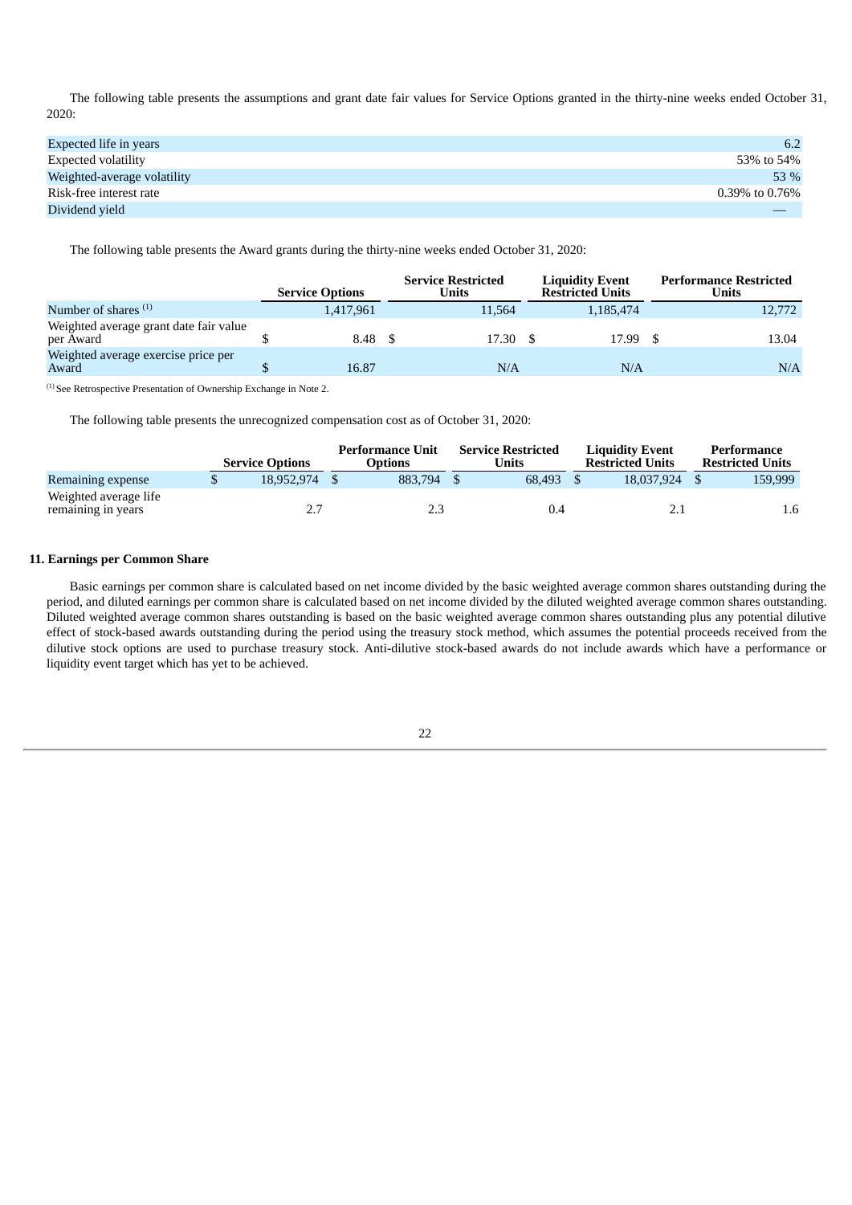The following table presents the assumptions and grant date fair values for Service Options granted in the thirty-nine weeks ended October 31, 2020:

| | |
|---|---|
| Expected life in years | 6.2 |
| Expected volatility | 53% to 54% |
| Weighted-average volatility | 53 % |
| Risk-free interest rate | 0.39% to 0.76% |
| Dividend yield | — |

The following table presents the Award grants during the thirty-nine weeks ended October 31, 2020:

| | Service Options | Service Restricted Units | Liquidity Event Restricted Units | Performance Restricted Units |
|---|---|---|---|---|
| Number of shares [(1)] | 1,417,961 | 11,564 | 1,185,474 | 12,772 |
| Weighted average grant date fair value per Award | $ 8.48 | $ 17.30 | $ 17.99 | $ 13.04 |
| Weighted average exercise price per Award | $ 16.87 | N/A | N/A | N/A |

[(1)] See Retrospective Presentation of Ownership Exchange in Note 2.

The following table presents the unrecognized compensation cost as of October 31, 2020:

| | Service Options | Performance Unit Options | Service Restricted Units | Liquidity Event Restricted Units | Performance Restricted Units |
|---|---|---|---|---|---|
| Remaining expense | $ 18,952,974 | $ 883,794 | $ 68,493 | $ 18,037,924 | $ 159,999 |
| Weighted average life remaining in years | 2.7 | 2.3 | 0.4 | 2.1 | 1.6 |

## 11. Earnings per Common Share

Basic earnings per common share is calculated based on net income divided by the basic weighted average common shares outstanding during the period, and diluted earnings per common share is calculated based on net income divided by the diluted weighted average common shares outstanding. Diluted weighted average common shares outstanding is based on the basic weighted average common shares outstanding plus any potential dilutive effect of stock-based awards outstanding during the period using the treasury stock method, which assumes the potential proceeds received from the dilutive stock options are used to purchase treasury stock. Anti-dilutive stock-based awards do not include awards which have a performance or liquidity event target which has yet to be achieved.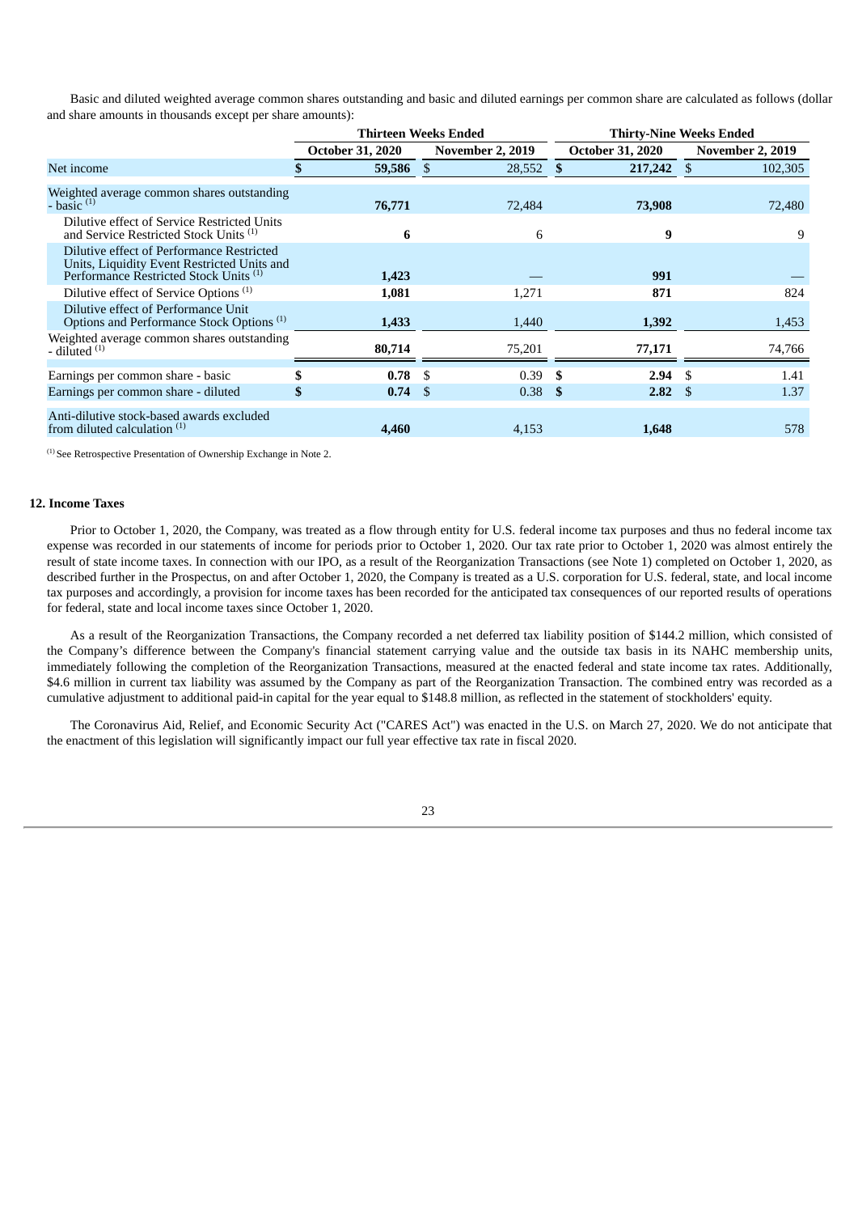Basic and diluted weighted average common shares outstanding and basic and diluted earnings per common share are calculated as follows (dollar and share amounts in thousands except per share amounts):

| | Thirteen Weeks Ended | | Thirty-Nine Weeks Ended | |
|---|---|---|---|---|
| | October 31, 2020 | November 2, 2019 | October 31, 2020 | November 2, 2019 |
| Net income | **$ 59,586** | $ 28,552 | **$ 217,242** | $ 102,305 |
| Weighted average common shares outstanding - basic [(1)] | **76,771** | 72,484 | **73,908** | 72,480 |
| Dilutive effect of Service Restricted Units and Service Restricted Stock Units [(1)] | **6** | 6 | **9** | 9 |
| Dilutive effect of Performance Restricted Units, Liquidity Event Restricted Units and Performance Restricted Stock Units [(1)] | **1,423** | — | **991** | — |
| Dilutive effect of Service Options [(1)] | **1,081** | 1,271 | **871** | 824 |
| Dilutive effect of Performance Unit Options and Performance Stock Options [(1)] | **1,433** | 1,440 | **1,392** | 1,453 |
| Weighted average common shares outstanding - diluted [(1)] | **80,714** | 75,201 | **77,171** | 74,766 |
| Earnings per common share - basic | **$ 0.78** | $ 0.39 | **$ 2.94** | $ 1.41 |
| Earnings per common share - diluted | **$ 0.74** | $ 0.38 | **$ 2.82** | $ 1.37 |
| Anti-dilutive stock-based awards excluded from diluted calculation [(1)] | **4,460** | 4,153 | **1,648** | 578 |

[(1)] See Retrospective Presentation of Ownership Exchange in Note 2.

## 12. Income Taxes

Prior to October 1, 2020, the Company, was treated as a flow through entity for U.S. federal income tax purposes and thus no federal income tax expense was recorded in our statements of income for periods prior to October 1, 2020. Our tax rate prior to October 1, 2020 was almost entirely the result of state income taxes. In connection with our IPO, as a result of the Reorganization Transactions (see Note 1) completed on October 1, 2020, as described further in the Prospectus, on and after October 1, 2020, the Company is treated as a U.S. corporation for U.S. federal, state, and local income tax purposes and accordingly, a provision for income taxes has been recorded for the anticipated tax consequences of our reported results of operations for federal, state and local income taxes since October 1, 2020.

As a result of the Reorganization Transactions, the Company recorded a net deferred tax liability position of $144.2 million, which consisted of the Company's difference between the Company's financial statement carrying value and the outside tax basis in its NAHC membership units, immediately following the completion of the Reorganization Transactions, measured at the enacted federal and state income tax rates. Additionally, $4.6 million in current tax liability was assumed by the Company as part of the Reorganization Transaction. The combined entry was recorded as a cumulative adjustment to additional paid-in capital for the year equal to $148.8 million, as reflected in the statement of stockholders' equity.

The Coronavirus Aid, Relief, and Economic Security Act ("CARES Act") was enacted in the U.S. on March 27, 2020. We do not anticipate that the enactment of this legislation will significantly impact our full year effective tax rate in fiscal 2020.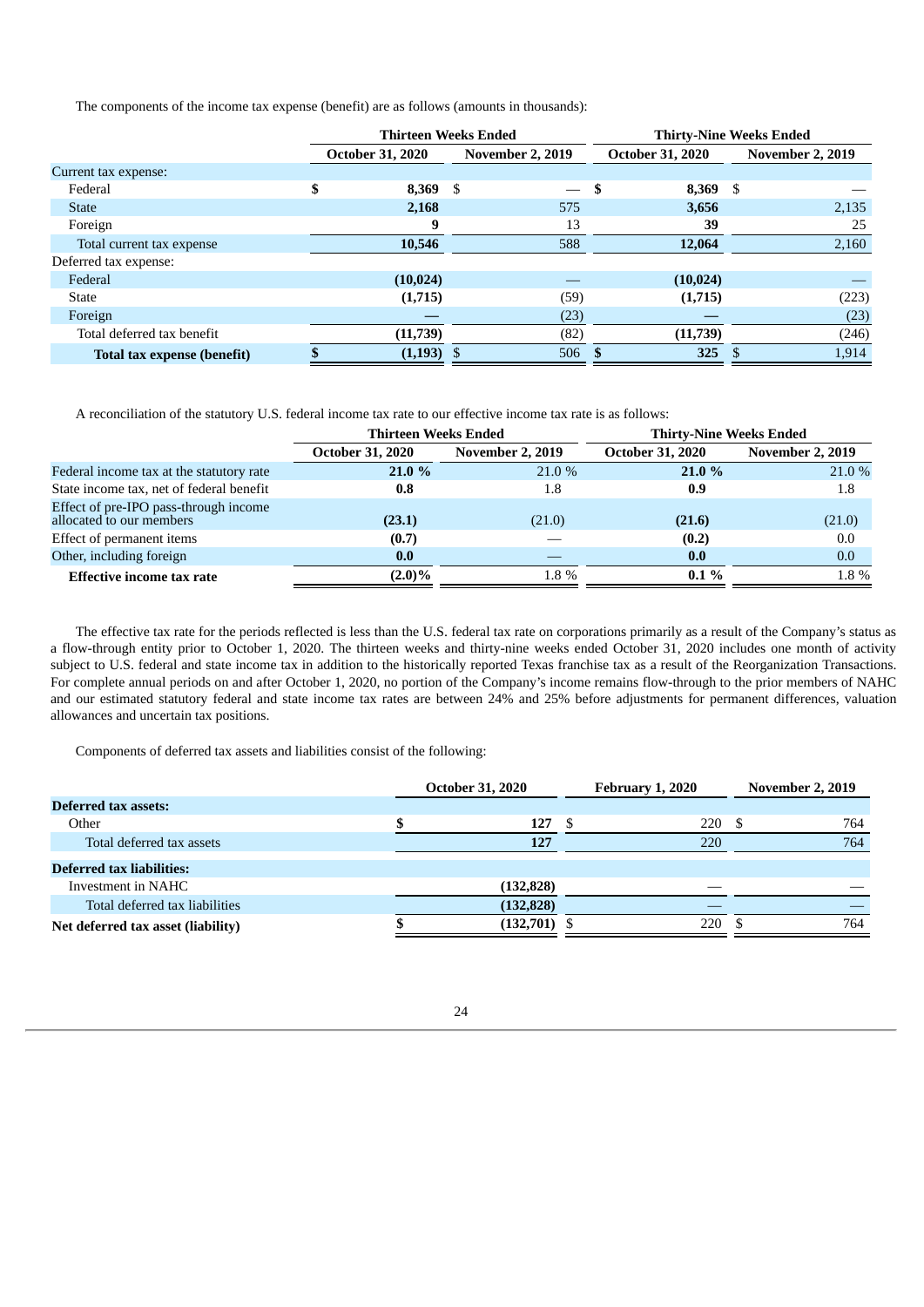The components of the income tax expense (benefit) are as follows (amounts in thousands):

| | Thirteen Weeks Ended | | Thirty-Nine Weeks Ended | |
|---|---|---|---|---|
| | October 31, 2020 | November 2, 2019 | October 31, 2020 | November 2, 2019 |
| Current tax expense: | | | | |
| Federal | **$ 8,369** | $ — | **$ 8,369** | $ — |
| State | **2,168** | 575 | **3,656** | 2,135 |
| Foreign | **9** | 13 | **39** | 25 |
| Total current tax expense | **10,546** | 588 | **12,064** | 2,160 |
| Deferred tax expense: | | | | |
| Federal | **(10,024)** | — | **(10,024)** | — |
| State | **(1,715)** | (59) | **(1,715)** | (223) |
| Foreign | **—** | (23) | **—** | (23) |
| Total deferred tax benefit | **(11,739)** | (82) | **(11,739)** | (246) |
| **Total tax expense (benefit)** | **$ (1,193)** | $ 506 | **$ 325** | $ 1,914 |

A reconciliation of the statutory U.S. federal income tax rate to our effective income tax rate is as follows:

| | Thirteen Weeks Ended | | Thirty-Nine Weeks Ended | |
|---|---|---|---|---|
| | October 31, 2020 | November 2, 2019 | October 31, 2020 | November 2, 2019 |
| Federal income tax at the statutory rate | **21.0 %** | 21.0 % | **21.0 %** | 21.0 % |
| State income tax, net of federal benefit | **0.8** | 1.8 | **0.9** | 1.8 |
| Effect of pre-IPO pass-through income allocated to our members | **(23.1)** | (21.0) | **(21.6)** | (21.0) |
| Effect of permanent items | **(0.7)** | — | **(0.2)** | 0.0 |
| Other, including foreign | **0.0** | — | **0.0** | 0.0 |
| **Effective income tax rate** | **(2.0)%** | 1.8 % | **0.1 %** | 1.8 % |

The effective tax rate for the periods reflected is less than the U.S. federal tax rate on corporations primarily as a result of the Company's status as a flow-through entity prior to October 1, 2020. The thirteen weeks and thirty-nine weeks ended October 31, 2020 includes one month of activity subject to U.S. federal and state income tax in addition to the historically reported Texas franchise tax as a result of the Reorganization Transactions. For complete annual periods on and after October 1, 2020, no portion of the Company's income remains flow-through to the prior members of NAHC and our estimated statutory federal and state income tax rates are between 24% and 25% before adjustments for permanent differences, valuation allowances and uncertain tax positions.

Components of deferred tax assets and liabilities consist of the following:

| | October 31, 2020 | February 1, 2020 | November 2, 2019 |
|---|---|---|---|
| **Deferred tax assets:** | | | |
| Other | **$ 127** | $ 220 | $ 764 |
| Total deferred tax assets | **127** | 220 | 764 |
| **Deferred tax liabilities:** | | | |
| Investment in NAHC | **(132,828)** | — | — |
| Total deferred tax liabilities | **(132,828)** | — | — |
| **Net deferred tax asset (liability)** | **$ (132,701)** | $ 220 | $ 764 |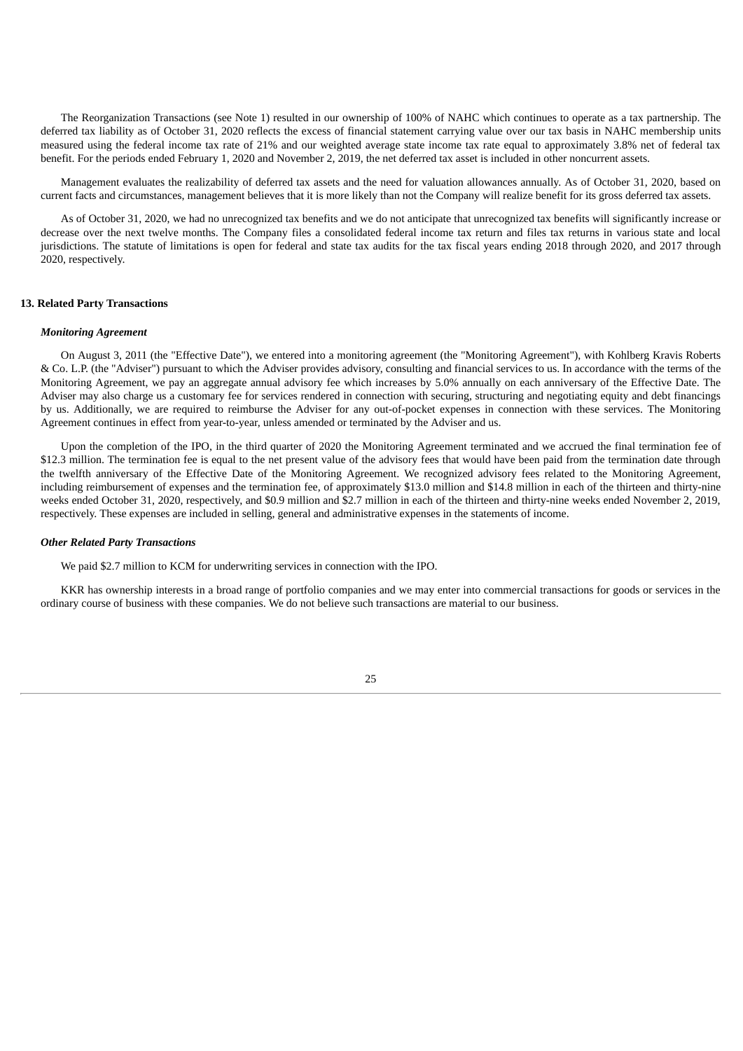The Reorganization Transactions (see Note 1) resulted in our ownership of 100% of NAHC which continues to operate as a tax partnership. The deferred tax liability as of October 31, 2020 reflects the excess of financial statement carrying value over our tax basis in NAHC membership units measured using the federal income tax rate of 21% and our weighted average state income tax rate equal to approximately 3.8% net of federal tax benefit. For the periods ended February 1, 2020 and November 2, 2019, the net deferred tax asset is included in other noncurrent assets.

Management evaluates the realizability of deferred tax assets and the need for valuation allowances annually. As of October 31, 2020, based on current facts and circumstances, management believes that it is more likely than not the Company will realize benefit for its gross deferred tax assets.

As of October 31, 2020, we had no unrecognized tax benefits and we do not anticipate that unrecognized tax benefits will significantly increase or decrease over the next twelve months. The Company files a consolidated federal income tax return and files tax returns in various state and local jurisdictions. The statute of limitations is open for federal and state tax audits for the tax fiscal years ending 2018 through 2020, and 2017 through 2020, respectively.

## 13. Related Party Transactions

***Monitoring Agreement***

On August 3, 2011 (the "Effective Date"), we entered into a monitoring agreement (the "Monitoring Agreement"), with Kohlberg Kravis Roberts & Co. L.P. (the "Adviser") pursuant to which the Adviser provides advisory, consulting and financial services to us. In accordance with the terms of the Monitoring Agreement, we pay an aggregate annual advisory fee which increases by 5.0% annually on each anniversary of the Effective Date. The Adviser may also charge us a customary fee for services rendered in connection with securing, structuring and negotiating equity and debt financings by us. Additionally, we are required to reimburse the Adviser for any out-of-pocket expenses in connection with these services. The Monitoring Agreement continues in effect from year-to-year, unless amended or terminated by the Adviser and us.

Upon the completion of the IPO, in the third quarter of 2020 the Monitoring Agreement terminated and we accrued the final termination fee of $12.3 million. The termination fee is equal to the net present value of the advisory fees that would have been paid from the termination date through the twelfth anniversary of the Effective Date of the Monitoring Agreement. We recognized advisory fees related to the Monitoring Agreement, including reimbursement of expenses and the termination fee, of approximately $13.0 million and $14.8 million in each of the thirteen and thirty-nine weeks ended October 31, 2020, respectively, and $0.9 million and $2.7 million in each of the thirteen and thirty-nine weeks ended November 2, 2019, respectively. These expenses are included in selling, general and administrative expenses in the statements of income.

***Other Related Party Transactions***

We paid $2.7 million to KCM for underwriting services in connection with the IPO.

KKR has ownership interests in a broad range of portfolio companies and we may enter into commercial transactions for goods or services in the ordinary course of business with these companies. We do not believe such transactions are material to our business.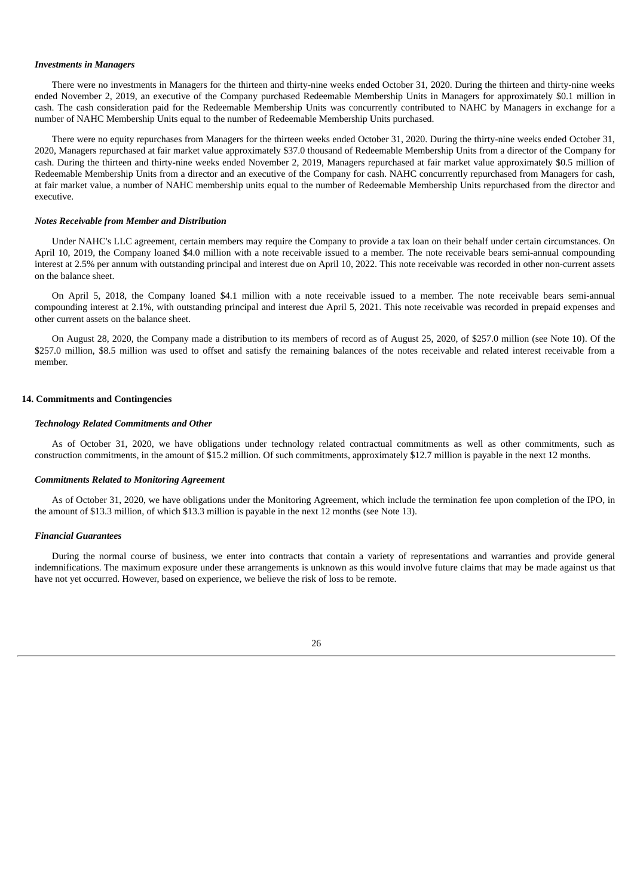***Investments in Managers***

There were no investments in Managers for the thirteen and thirty-nine weeks ended October 31, 2020. During the thirteen and thirty-nine weeks ended November 2, 2019, an executive of the Company purchased Redeemable Membership Units in Managers for approximately $0.1 million in cash. The cash consideration paid for the Redeemable Membership Units was concurrently contributed to NAHC by Managers in exchange for a number of NAHC Membership Units equal to the number of Redeemable Membership Units purchased.

There were no equity repurchases from Managers for the thirteen weeks ended October 31, 2020. During the thirty-nine weeks ended October 31, 2020, Managers repurchased at fair market value approximately $37.0 thousand of Redeemable Membership Units from a director of the Company for cash. During the thirteen and thirty-nine weeks ended November 2, 2019, Managers repurchased at fair market value approximately $0.5 million of Redeemable Membership Units from a director and an executive of the Company for cash. NAHC concurrently repurchased from Managers for cash, at fair market value, a number of NAHC membership units equal to the number of Redeemable Membership Units repurchased from the director and executive.

***Notes Receivable from Member and Distribution***

Under NAHC's LLC agreement, certain members may require the Company to provide a tax loan on their behalf under certain circumstances. On April 10, 2019, the Company loaned $4.0 million with a note receivable issued to a member. The note receivable bears semi-annual compounding interest at 2.5% per annum with outstanding principal and interest due on April 10, 2022. This note receivable was recorded in other non-current assets on the balance sheet.

On April 5, 2018, the Company loaned $4.1 million with a note receivable issued to a member. The note receivable bears semi-annual compounding interest at 2.1%, with outstanding principal and interest due April 5, 2021. This note receivable was recorded in prepaid expenses and other current assets on the balance sheet.

On August 28, 2020, the Company made a distribution to its members of record as of August 25, 2020, of $257.0 million (see Note 10). Of the $257.0 million, $8.5 million was used to offset and satisfy the remaining balances of the notes receivable and related interest receivable from a member.

**14. Commitments and Contingencies**

***Technology Related Commitments and Other***

As of October 31, 2020, we have obligations under technology related contractual commitments as well as other commitments, such as construction commitments, in the amount of $15.2 million. Of such commitments, approximately $12.7 million is payable in the next 12 months.

***Commitments Related to Monitoring Agreement***

As of October 31, 2020, we have obligations under the Monitoring Agreement, which include the termination fee upon completion of the IPO, in the amount of $13.3 million, of which $13.3 million is payable in the next 12 months (see Note 13).

***Financial Guarantees***

During the normal course of business, we enter into contracts that contain a variety of representations and warranties and provide general indemnifications. The maximum exposure under these arrangements is unknown as this would involve future claims that may be made against us that have not yet occurred. However, based on experience, we believe the risk of loss to be remote.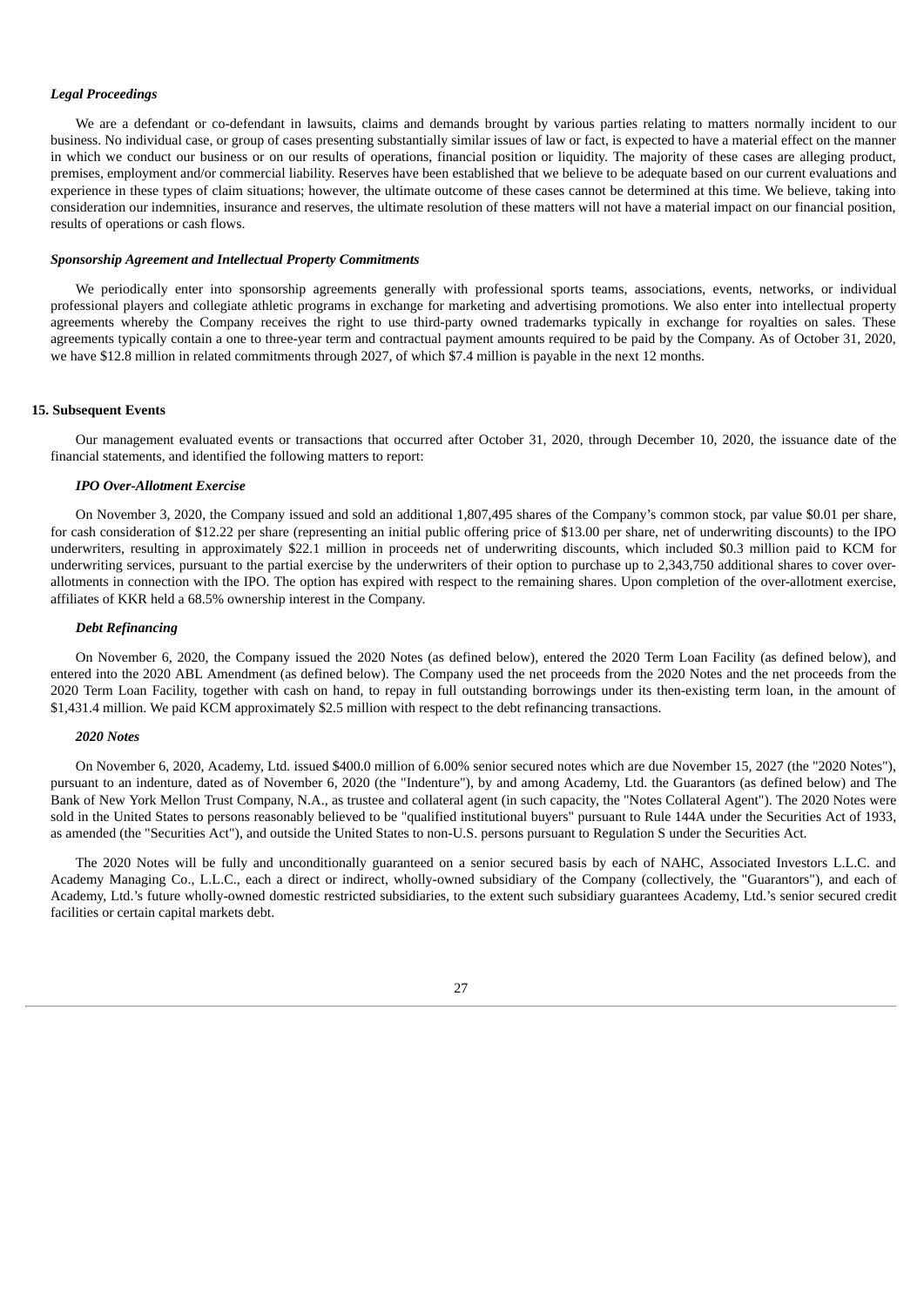*Legal Proceedings*

We are a defendant or co-defendant in lawsuits, claims and demands brought by various parties relating to matters normally incident to our business. No individual case, or group of cases presenting substantially similar issues of law or fact, is expected to have a material effect on the manner in which we conduct our business or on our results of operations, financial position or liquidity. The majority of these cases are alleging product, premises, employment and/or commercial liability. Reserves have been established that we believe to be adequate based on our current evaluations and experience in these types of claim situations; however, the ultimate outcome of these cases cannot be determined at this time. We believe, taking into consideration our indemnities, insurance and reserves, the ultimate resolution of these matters will not have a material impact on our financial position, results of operations or cash flows.

*Sponsorship Agreement and Intellectual Property Commitments*

We periodically enter into sponsorship agreements generally with professional sports teams, associations, events, networks, or individual professional players and collegiate athletic programs in exchange for marketing and advertising promotions. We also enter into intellectual property agreements whereby the Company receives the right to use third-party owned trademarks typically in exchange for royalties on sales. These agreements typically contain a one to three-year term and contractual payment amounts required to be paid by the Company. As of October 31, 2020, we have $12.8 million in related commitments through 2027, of which $7.4 million is payable in the next 12 months.

**15. Subsequent Events**

Our management evaluated events or transactions that occurred after October 31, 2020, through December 10, 2020, the issuance date of the financial statements, and identified the following matters to report:

***IPO Over-Allotment Exercise***

On November 3, 2020, the Company issued and sold an additional 1,807,495 shares of the Company's common stock, par value $0.01 per share, for cash consideration of $12.22 per share (representing an initial public offering price of $13.00 per share, net of underwriting discounts) to the IPO underwriters, resulting in approximately $22.1 million in proceeds net of underwriting discounts, which included $0.3 million paid to KCM for underwriting services, pursuant to the partial exercise by the underwriters of their option to purchase up to 2,343,750 additional shares to cover over-allotments in connection with the IPO. The option has expired with respect to the remaining shares. Upon completion of the over-allotment exercise, affiliates of KKR held a 68.5% ownership interest in the Company.

***Debt Refinancing***

On November 6, 2020, the Company issued the 2020 Notes (as defined below), entered the 2020 Term Loan Facility (as defined below), and entered into the 2020 ABL Amendment (as defined below). The Company used the net proceeds from the 2020 Notes and the net proceeds from the 2020 Term Loan Facility, together with cash on hand, to repay in full outstanding borrowings under its then-existing term loan, in the amount of $1,431.4 million. We paid KCM approximately $2.5 million with respect to the debt refinancing transactions.

***2020 Notes***

On November 6, 2020, Academy, Ltd. issued $400.0 million of 6.00% senior secured notes which are due November 15, 2027 (the "2020 Notes"), pursuant to an indenture, dated as of November 6, 2020 (the "Indenture"), by and among Academy, Ltd. the Guarantors (as defined below) and The Bank of New York Mellon Trust Company, N.A., as trustee and collateral agent (in such capacity, the "Notes Collateral Agent"). The 2020 Notes were sold in the United States to persons reasonably believed to be "qualified institutional buyers" pursuant to Rule 144A under the Securities Act of 1933, as amended (the "Securities Act"), and outside the United States to non-U.S. persons pursuant to Regulation S under the Securities Act.

The 2020 Notes will be fully and unconditionally guaranteed on a senior secured basis by each of NAHC, Associated Investors L.L.C. and Academy Managing Co., L.L.C., each a direct or indirect, wholly-owned subsidiary of the Company (collectively, the "Guarantors"), and each of Academy, Ltd.'s future wholly-owned domestic restricted subsidiaries, to the extent such subsidiary guarantees Academy, Ltd.'s senior secured credit facilities or certain capital markets debt.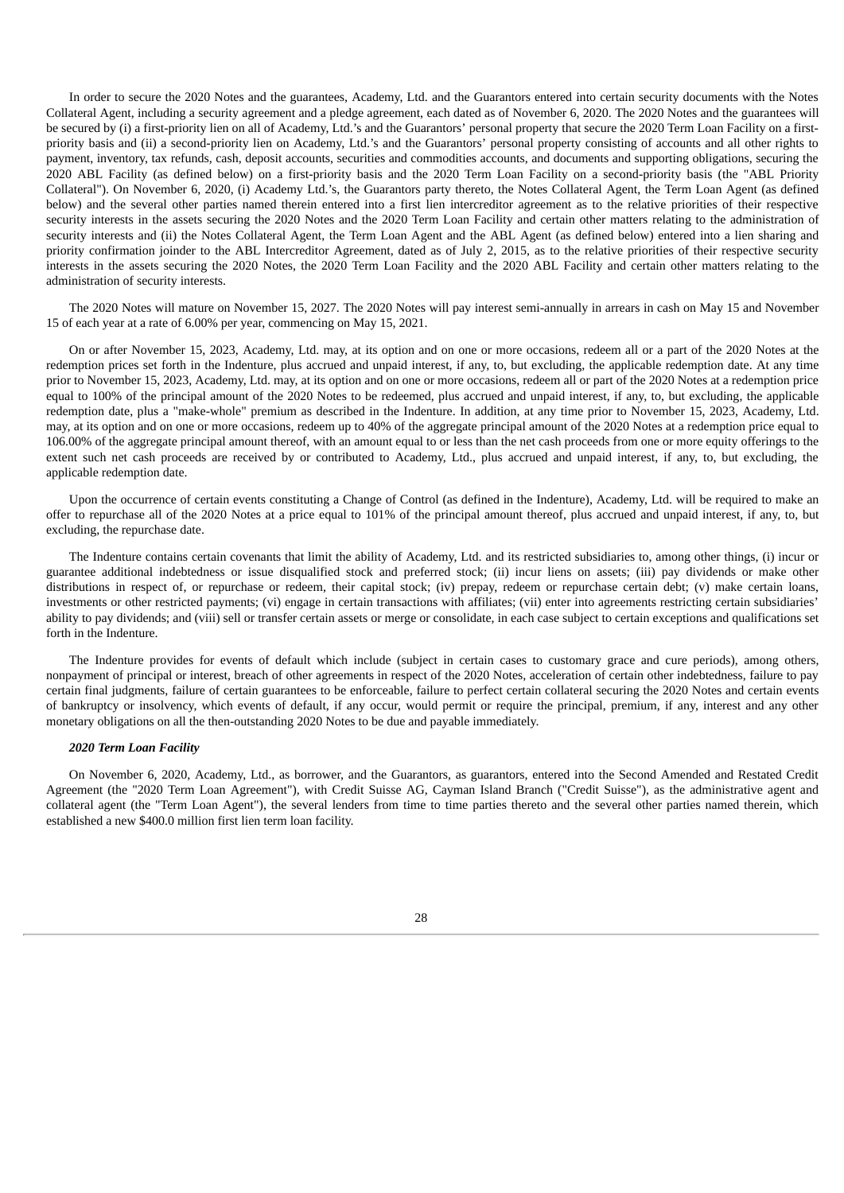In order to secure the 2020 Notes and the guarantees, Academy, Ltd. and the Guarantors entered into certain security documents with the Notes Collateral Agent, including a security agreement and a pledge agreement, each dated as of November 6, 2020. The 2020 Notes and the guarantees will be secured by (i) a first-priority lien on all of Academy, Ltd.'s and the Guarantors' personal property that secure the 2020 Term Loan Facility on a first-priority basis and (ii) a second-priority lien on Academy, Ltd.'s and the Guarantors' personal property consisting of accounts and all other rights to payment, inventory, tax refunds, cash, deposit accounts, securities and commodities accounts, and documents and supporting obligations, securing the 2020 ABL Facility (as defined below) on a first-priority basis and the 2020 Term Loan Facility on a second-priority basis (the "ABL Priority Collateral"). On November 6, 2020, (i) Academy Ltd.'s, the Guarantors party thereto, the Notes Collateral Agent, the Term Loan Agent (as defined below) and the several other parties named therein entered into a first lien intercreditor agreement as to the relative priorities of their respective security interests in the assets securing the 2020 Notes and the 2020 Term Loan Facility and certain other matters relating to the administration of security interests and (ii) the Notes Collateral Agent, the Term Loan Agent and the ABL Agent (as defined below) entered into a lien sharing and priority confirmation joinder to the ABL Intercreditor Agreement, dated as of July 2, 2015, as to the relative priorities of their respective security interests in the assets securing the 2020 Notes, the 2020 Term Loan Facility and the 2020 ABL Facility and certain other matters relating to the administration of security interests.

The 2020 Notes will mature on November 15, 2027. The 2020 Notes will pay interest semi-annually in arrears in cash on May 15 and November 15 of each year at a rate of 6.00% per year, commencing on May 15, 2021.

On or after November 15, 2023, Academy, Ltd. may, at its option and on one or more occasions, redeem all or a part of the 2020 Notes at the redemption prices set forth in the Indenture, plus accrued and unpaid interest, if any, to, but excluding, the applicable redemption date. At any time prior to November 15, 2023, Academy, Ltd. may, at its option and on one or more occasions, redeem all or part of the 2020 Notes at a redemption price equal to 100% of the principal amount of the 2020 Notes to be redeemed, plus accrued and unpaid interest, if any, to, but excluding, the applicable redemption date, plus a "make-whole" premium as described in the Indenture. In addition, at any time prior to November 15, 2023, Academy, Ltd. may, at its option and on one or more occasions, redeem up to 40% of the aggregate principal amount of the 2020 Notes at a redemption price equal to 106.00% of the aggregate principal amount thereof, with an amount equal to or less than the net cash proceeds from one or more equity offerings to the extent such net cash proceeds are received by or contributed to Academy, Ltd., plus accrued and unpaid interest, if any, to, but excluding, the applicable redemption date.

Upon the occurrence of certain events constituting a Change of Control (as defined in the Indenture), Academy, Ltd. will be required to make an offer to repurchase all of the 2020 Notes at a price equal to 101% of the principal amount thereof, plus accrued and unpaid interest, if any, to, but excluding, the repurchase date.

The Indenture contains certain covenants that limit the ability of Academy, Ltd. and its restricted subsidiaries to, among other things, (i) incur or guarantee additional indebtedness or issue disqualified stock and preferred stock; (ii) incur liens on assets; (iii) pay dividends or make other distributions in respect of, or repurchase or redeem, their capital stock; (iv) prepay, redeem or repurchase certain debt; (v) make certain loans, investments or other restricted payments; (vi) engage in certain transactions with affiliates; (vii) enter into agreements restricting certain subsidiaries' ability to pay dividends; and (viii) sell or transfer certain assets or merge or consolidate, in each case subject to certain exceptions and qualifications set forth in the Indenture.

The Indenture provides for events of default which include (subject in certain cases to customary grace and cure periods), among others, nonpayment of principal or interest, breach of other agreements in respect of the 2020 Notes, acceleration of certain other indebtedness, failure to pay certain final judgments, failure of certain guarantees to be enforceable, failure to perfect certain collateral securing the 2020 Notes and certain events of bankruptcy or insolvency, which events of default, if any occur, would permit or require the principal, premium, if any, interest and any other monetary obligations on all the then-outstanding 2020 Notes to be due and payable immediately.

***2020 Term Loan Facility***

On November 6, 2020, Academy, Ltd., as borrower, and the Guarantors, as guarantors, entered into the Second Amended and Restated Credit Agreement (the "2020 Term Loan Agreement"), with Credit Suisse AG, Cayman Island Branch ("Credit Suisse"), as the administrative agent and collateral agent (the "Term Loan Agent"), the several lenders from time to time parties thereto and the several other parties named therein, which established a new $400.0 million first lien term loan facility.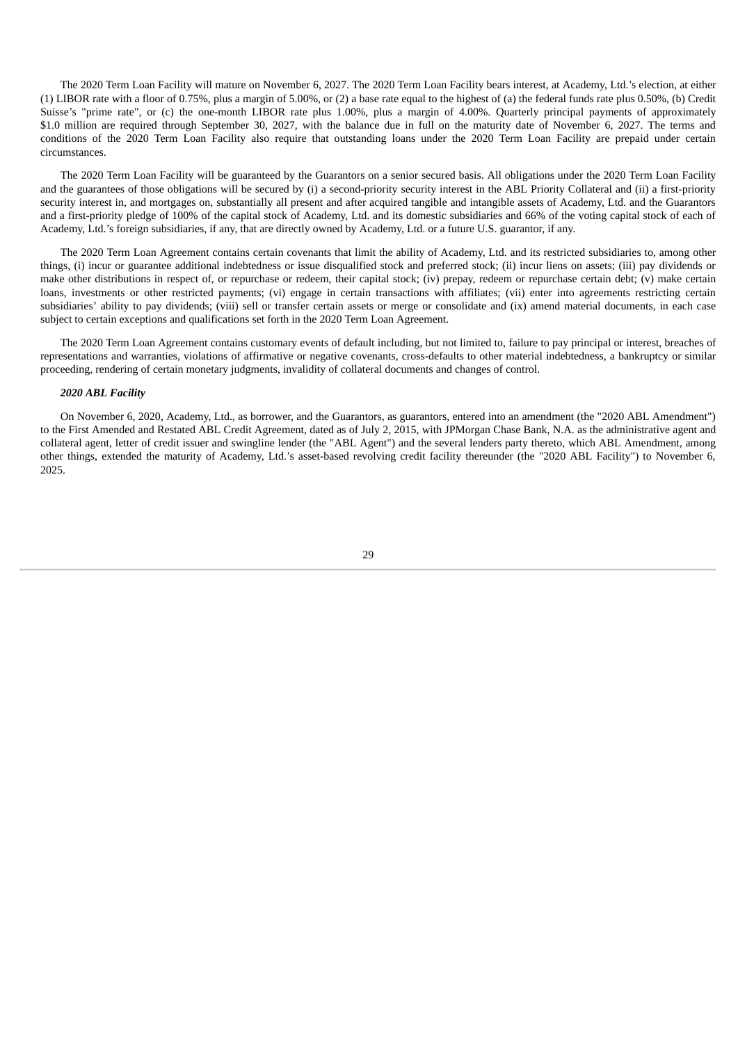The 2020 Term Loan Facility will mature on November 6, 2027. The 2020 Term Loan Facility bears interest, at Academy, Ltd.'s election, at either (1) LIBOR rate with a floor of 0.75%, plus a margin of 5.00%, or (2) a base rate equal to the highest of (a) the federal funds rate plus 0.50%, (b) Credit Suisse's "prime rate", or (c) the one-month LIBOR rate plus 1.00%, plus a margin of 4.00%. Quarterly principal payments of approximately $1.0 million are required through September 30, 2027, with the balance due in full on the maturity date of November 6, 2027. The terms and conditions of the 2020 Term Loan Facility also require that outstanding loans under the 2020 Term Loan Facility are prepaid under certain circumstances.

The 2020 Term Loan Facility will be guaranteed by the Guarantors on a senior secured basis. All obligations under the 2020 Term Loan Facility and the guarantees of those obligations will be secured by (i) a second-priority security interest in the ABL Priority Collateral and (ii) a first-priority security interest in, and mortgages on, substantially all present and after acquired tangible and intangible assets of Academy, Ltd. and the Guarantors and a first-priority pledge of 100% of the capital stock of Academy, Ltd. and its domestic subsidiaries and 66% of the voting capital stock of each of Academy, Ltd.'s foreign subsidiaries, if any, that are directly owned by Academy, Ltd. or a future U.S. guarantor, if any.

The 2020 Term Loan Agreement contains certain covenants that limit the ability of Academy, Ltd. and its restricted subsidiaries to, among other things, (i) incur or guarantee additional indebtedness or issue disqualified stock and preferred stock; (ii) incur liens on assets; (iii) pay dividends or make other distributions in respect of, or repurchase or redeem, their capital stock; (iv) prepay, redeem or repurchase certain debt; (v) make certain loans, investments or other restricted payments; (vi) engage in certain transactions with affiliates; (vii) enter into agreements restricting certain subsidiaries' ability to pay dividends; (viii) sell or transfer certain assets or merge or consolidate and (ix) amend material documents, in each case subject to certain exceptions and qualifications set forth in the 2020 Term Loan Agreement.

The 2020 Term Loan Agreement contains customary events of default including, but not limited to, failure to pay principal or interest, breaches of representations and warranties, violations of affirmative or negative covenants, cross-defaults to other material indebtedness, a bankruptcy or similar proceeding, rendering of certain monetary judgments, invalidity of collateral documents and changes of control.

***2020 ABL Facility***

On November 6, 2020, Academy, Ltd., as borrower, and the Guarantors, as guarantors, entered into an amendment (the "2020 ABL Amendment") to the First Amended and Restated ABL Credit Agreement, dated as of July 2, 2015, with JPMorgan Chase Bank, N.A. as the administrative agent and collateral agent, letter of credit issuer and swingline lender (the "ABL Agent") and the several lenders party thereto, which ABL Amendment, among other things, extended the maturity of Academy, Ltd.'s asset-based revolving credit facility thereunder (the "2020 ABL Facility") to November 6, 2025.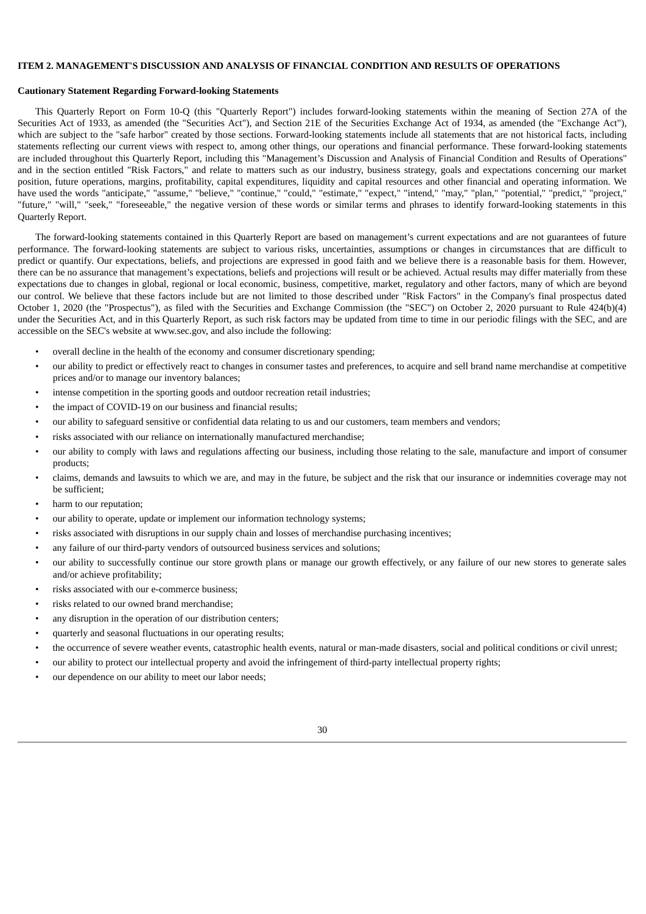## ITEM 2. MANAGEMENT'S DISCUSSION AND ANALYSIS OF FINANCIAL CONDITION AND RESULTS OF OPERATIONS

### Cautionary Statement Regarding Forward-looking Statements

This Quarterly Report on Form 10-Q (this "Quarterly Report") includes forward-looking statements within the meaning of Section 27A of the Securities Act of 1933, as amended (the "Securities Act"), and Section 21E of the Securities Exchange Act of 1934, as amended (the "Exchange Act"), which are subject to the "safe harbor" created by those sections. Forward-looking statements include all statements that are not historical facts, including statements reflecting our current views with respect to, among other things, our operations and financial performance. These forward-looking statements are included throughout this Quarterly Report, including this "Management's Discussion and Analysis of Financial Condition and Results of Operations" and in the section entitled "Risk Factors," and relate to matters such as our industry, business strategy, goals and expectations concerning our market position, future operations, margins, profitability, capital expenditures, liquidity and capital resources and other financial and operating information. We have used the words "anticipate," "assume," "believe," "continue," "could," "estimate," "expect," "intend," "may," "plan," "potential," "predict," "project," "future," "will," "seek," "foreseeable," the negative version of these words or similar terms and phrases to identify forward-looking statements in this Quarterly Report.

The forward-looking statements contained in this Quarterly Report are based on management's current expectations and are not guarantees of future performance. The forward-looking statements are subject to various risks, uncertainties, assumptions or changes in circumstances that are difficult to predict or quantify. Our expectations, beliefs, and projections are expressed in good faith and we believe there is a reasonable basis for them. However, there can be no assurance that management's expectations, beliefs and projections will result or be achieved. Actual results may differ materially from these expectations due to changes in global, regional or local economic, business, competitive, market, regulatory and other factors, many of which are beyond our control. We believe that these factors include but are not limited to those described under "Risk Factors" in the Company's final prospectus dated October 1, 2020 (the "Prospectus"), as filed with the Securities and Exchange Commission (the "SEC") on October 2, 2020 pursuant to Rule 424(b)(4) under the Securities Act, and in this Quarterly Report, as such risk factors may be updated from time to time in our periodic filings with the SEC, and are accessible on the SEC's website at www.sec.gov, and also include the following:

- overall decline in the health of the economy and consumer discretionary spending;
- our ability to predict or effectively react to changes in consumer tastes and preferences, to acquire and sell brand name merchandise at competitive prices and/or to manage our inventory balances;
- intense competition in the sporting goods and outdoor recreation retail industries;
- the impact of COVID-19 on our business and financial results;
- our ability to safeguard sensitive or confidential data relating to us and our customers, team members and vendors;
- risks associated with our reliance on internationally manufactured merchandise;
- our ability to comply with laws and regulations affecting our business, including those relating to the sale, manufacture and import of consumer products;
- claims, demands and lawsuits to which we are, and may in the future, be subject and the risk that our insurance or indemnities coverage may not be sufficient;
- harm to our reputation;
- our ability to operate, update or implement our information technology systems;
- risks associated with disruptions in our supply chain and losses of merchandise purchasing incentives;
- any failure of our third-party vendors of outsourced business services and solutions;
- our ability to successfully continue our store growth plans or manage our growth effectively, or any failure of our new stores to generate sales and/or achieve profitability;
- risks associated with our e-commerce business;
- risks related to our owned brand merchandise;
- any disruption in the operation of our distribution centers;
- quarterly and seasonal fluctuations in our operating results;
- the occurrence of severe weather events, catastrophic health events, natural or man-made disasters, social and political conditions or civil unrest;
- our ability to protect our intellectual property and avoid the infringement of third-party intellectual property rights;
- our dependence on our ability to meet our labor needs;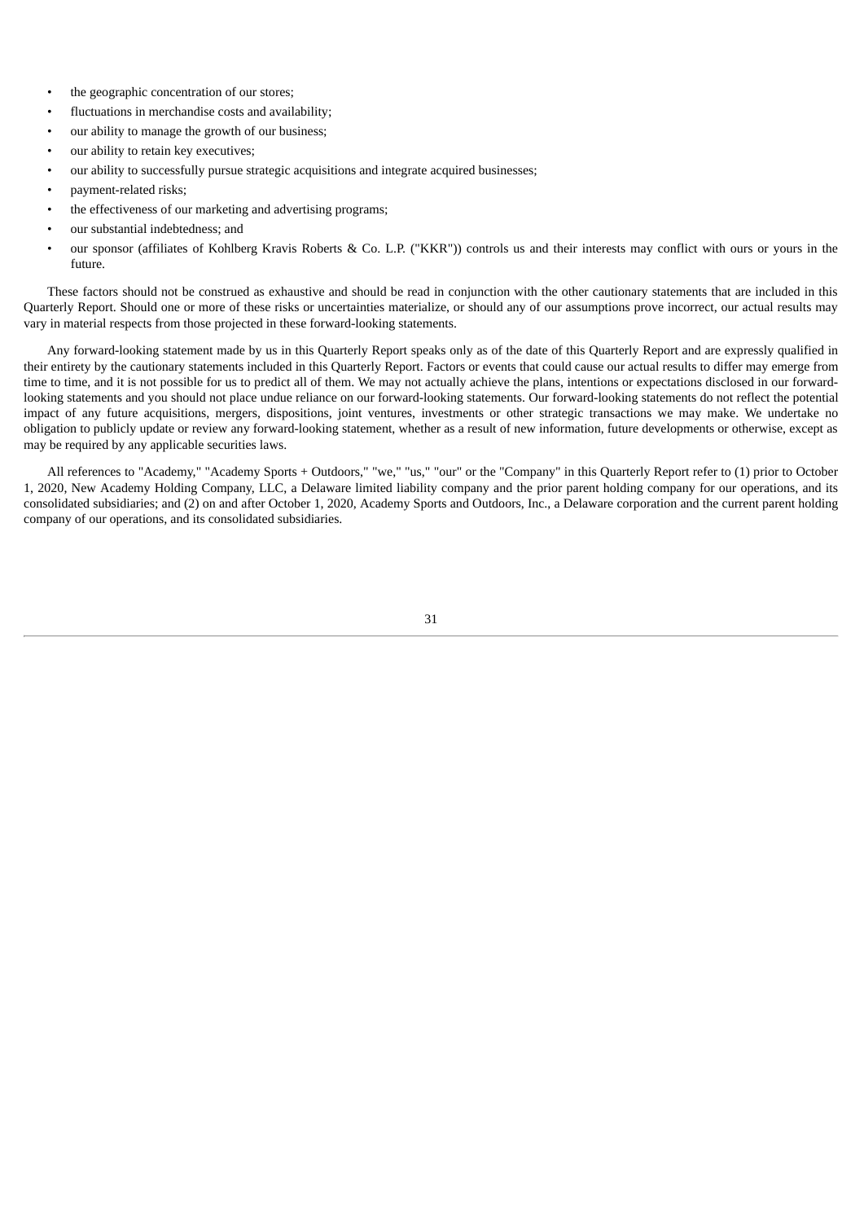- the geographic concentration of our stores;
- fluctuations in merchandise costs and availability;
- our ability to manage the growth of our business;
- our ability to retain key executives;
- our ability to successfully pursue strategic acquisitions and integrate acquired businesses;
- payment-related risks;
- the effectiveness of our marketing and advertising programs;
- our substantial indebtedness; and
- our sponsor (affiliates of Kohlberg Kravis Roberts & Co. L.P. ("KKR")) controls us and their interests may conflict with ours or yours in the future.

These factors should not be construed as exhaustive and should be read in conjunction with the other cautionary statements that are included in this Quarterly Report. Should one or more of these risks or uncertainties materialize, or should any of our assumptions prove incorrect, our actual results may vary in material respects from those projected in these forward-looking statements.

Any forward-looking statement made by us in this Quarterly Report speaks only as of the date of this Quarterly Report and are expressly qualified in their entirety by the cautionary statements included in this Quarterly Report. Factors or events that could cause our actual results to differ may emerge from time to time, and it is not possible for us to predict all of them. We may not actually achieve the plans, intentions or expectations disclosed in our forward-looking statements and you should not place undue reliance on our forward-looking statements. Our forward-looking statements do not reflect the potential impact of any future acquisitions, mergers, dispositions, joint ventures, investments or other strategic transactions we may make. We undertake no obligation to publicly update or review any forward-looking statement, whether as a result of new information, future developments or otherwise, except as may be required by any applicable securities laws.

All references to "Academy," "Academy Sports + Outdoors," "we," "us," "our" or the "Company" in this Quarterly Report refer to (1) prior to October 1, 2020, New Academy Holding Company, LLC, a Delaware limited liability company and the prior parent holding company for our operations, and its consolidated subsidiaries; and (2) on and after October 1, 2020, Academy Sports and Outdoors, Inc., a Delaware corporation and the current parent holding company of our operations, and its consolidated subsidiaries.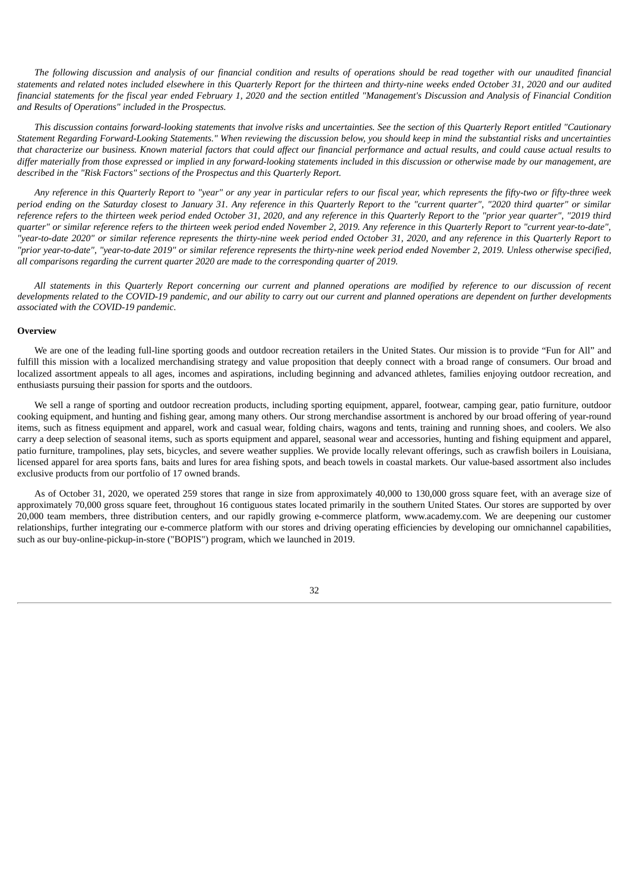*The following discussion and analysis of our financial condition and results of operations should be read together with our unaudited financial statements and related notes included elsewhere in this Quarterly Report for the thirteen and thirty-nine weeks ended October 31, 2020 and our audited financial statements for the fiscal year ended February 1, 2020 and the section entitled "Management's Discussion and Analysis of Financial Condition and Results of Operations" included in the Prospectus.*

*This discussion contains forward-looking statements that involve risks and uncertainties. See the section of this Quarterly Report entitled "Cautionary Statement Regarding Forward-Looking Statements." When reviewing the discussion below, you should keep in mind the substantial risks and uncertainties that characterize our business. Known material factors that could affect our financial performance and actual results, and could cause actual results to differ materially from those expressed or implied in any forward-looking statements included in this discussion or otherwise made by our management, are described in the "Risk Factors" sections of the Prospectus and this Quarterly Report.*

*Any reference in this Quarterly Report to "year" or any year in particular refers to our fiscal year, which represents the fifty-two or fifty-three week period ending on the Saturday closest to January 31. Any reference in this Quarterly Report to the "current quarter", "2020 third quarter" or similar reference refers to the thirteen week period ended October 31, 2020, and any reference in this Quarterly Report to the "prior year quarter", "2019 third quarter" or similar reference refers to the thirteen week period ended November 2, 2019. Any reference in this Quarterly Report to "current year-to-date", "year-to-date 2020" or similar reference represents the thirty-nine week period ended October 31, 2020, and any reference in this Quarterly Report to "prior year-to-date", "year-to-date 2019" or similar reference represents the thirty-nine week period ended November 2, 2019. Unless otherwise specified, all comparisons regarding the current quarter 2020 are made to the corresponding quarter of 2019.*

*All statements in this Quarterly Report concerning our current and planned operations are modified by reference to our discussion of recent developments related to the COVID-19 pandemic, and our ability to carry out our current and planned operations are dependent on further developments associated with the COVID-19 pandemic.*

**Overview**

We are one of the leading full-line sporting goods and outdoor recreation retailers in the United States. Our mission is to provide "Fun for All" and fulfill this mission with a localized merchandising strategy and value proposition that deeply connect with a broad range of consumers. Our broad and localized assortment appeals to all ages, incomes and aspirations, including beginning and advanced athletes, families enjoying outdoor recreation, and enthusiasts pursuing their passion for sports and the outdoors.

We sell a range of sporting and outdoor recreation products, including sporting equipment, apparel, footwear, camping gear, patio furniture, outdoor cooking equipment, and hunting and fishing gear, among many others. Our strong merchandise assortment is anchored by our broad offering of year-round items, such as fitness equipment and apparel, work and casual wear, folding chairs, wagons and tents, training and running shoes, and coolers. We also carry a deep selection of seasonal items, such as sports equipment and apparel, seasonal wear and accessories, hunting and fishing equipment and apparel, patio furniture, trampolines, play sets, bicycles, and severe weather supplies. We provide locally relevant offerings, such as crawfish boilers in Louisiana, licensed apparel for area sports fans, baits and lures for area fishing spots, and beach towels in coastal markets. Our value-based assortment also includes exclusive products from our portfolio of 17 owned brands.

As of October 31, 2020, we operated 259 stores that range in size from approximately 40,000 to 130,000 gross square feet, with an average size of approximately 70,000 gross square feet, throughout 16 contiguous states located primarily in the southern United States. Our stores are supported by over 20,000 team members, three distribution centers, and our rapidly growing e-commerce platform, www.academy.com. We are deepening our customer relationships, further integrating our e-commerce platform with our stores and driving operating efficiencies by developing our omnichannel capabilities, such as our buy-online-pickup-in-store ("BOPIS") program, which we launched in 2019.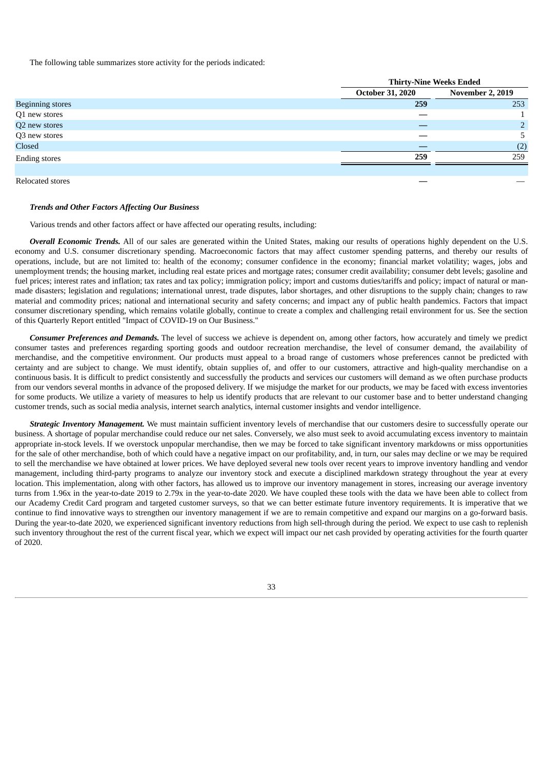The following table summarizes store activity for the periods indicated:

| | Thirty-Nine Weeks Ended | |
|---|---|---|
| | **October 31, 2020** | **November 2, 2019** |
| Beginning stores | **259** | 253 |
| Q1 new stores | **—** | 1 |
| Q2 new stores | **—** | 2 |
| Q3 new stores | **—** | 5 |
| Closed | **—** | (2) |
| Ending stores | **259** | 259 |
| | | |
| Relocated stores | **—** | — |

***Trends and Other Factors Affecting Our Business***

Various trends and other factors affect or have affected our operating results, including:

***Overall Economic Trends.*** All of our sales are generated within the United States, making our results of operations highly dependent on the U.S. economy and U.S. consumer discretionary spending. Macroeconomic factors that may affect customer spending patterns, and thereby our results of operations, include, but are not limited to: health of the economy; consumer confidence in the economy; financial market volatility; wages, jobs and unemployment trends; the housing market, including real estate prices and mortgage rates; consumer credit availability; consumer debt levels; gasoline and fuel prices; interest rates and inflation; tax rates and tax policy; immigration policy; import and customs duties/tariffs and policy; impact of natural or man-made disasters; legislation and regulations; international unrest, trade disputes, labor shortages, and other disruptions to the supply chain; changes to raw material and commodity prices; national and international security and safety concerns; and impact any of public health pandemics. Factors that impact consumer discretionary spending, which remains volatile globally, continue to create a complex and challenging retail environment for us. See the section of this Quarterly Report entitled "Impact of COVID-19 on Our Business."

***Consumer Preferences and Demands.*** The level of success we achieve is dependent on, among other factors, how accurately and timely we predict consumer tastes and preferences regarding sporting goods and outdoor recreation merchandise, the level of consumer demand, the availability of merchandise, and the competitive environment. Our products must appeal to a broad range of customers whose preferences cannot be predicted with certainty and are subject to change. We must identify, obtain supplies of, and offer to our customers, attractive and high-quality merchandise on a continuous basis. It is difficult to predict consistently and successfully the products and services our customers will demand as we often purchase products from our vendors several months in advance of the proposed delivery. If we misjudge the market for our products, we may be faced with excess inventories for some products. We utilize a variety of measures to help us identify products that are relevant to our customer base and to better understand changing customer trends, such as social media analysis, internet search analytics, internal customer insights and vendor intelligence.

***Strategic Inventory Management.*** We must maintain sufficient inventory levels of merchandise that our customers desire to successfully operate our business. A shortage of popular merchandise could reduce our net sales. Conversely, we also must seek to avoid accumulating excess inventory to maintain appropriate in-stock levels. If we overstock unpopular merchandise, then we may be forced to take significant inventory markdowns or miss opportunities for the sale of other merchandise, both of which could have a negative impact on our profitability, and, in turn, our sales may decline or we may be required to sell the merchandise we have obtained at lower prices. We have deployed several new tools over recent years to improve inventory handling and vendor management, including third-party programs to analyze our inventory stock and execute a disciplined markdown strategy throughout the year at every location. This implementation, along with other factors, has allowed us to improve our inventory management in stores, increasing our average inventory turns from 1.96x in the year-to-date 2019 to 2.79x in the year-to-date 2020. We have coupled these tools with the data we have been able to collect from our Academy Credit Card program and targeted customer surveys, so that we can better estimate future inventory requirements. It is imperative that we continue to find innovative ways to strengthen our inventory management if we are to remain competitive and expand our margins on a go-forward basis. During the year-to-date 2020, we experienced significant inventory reductions from high sell-through during the period. We expect to use cash to replenish such inventory throughout the rest of the current fiscal year, which we expect will impact our net cash provided by operating activities for the fourth quarter of 2020.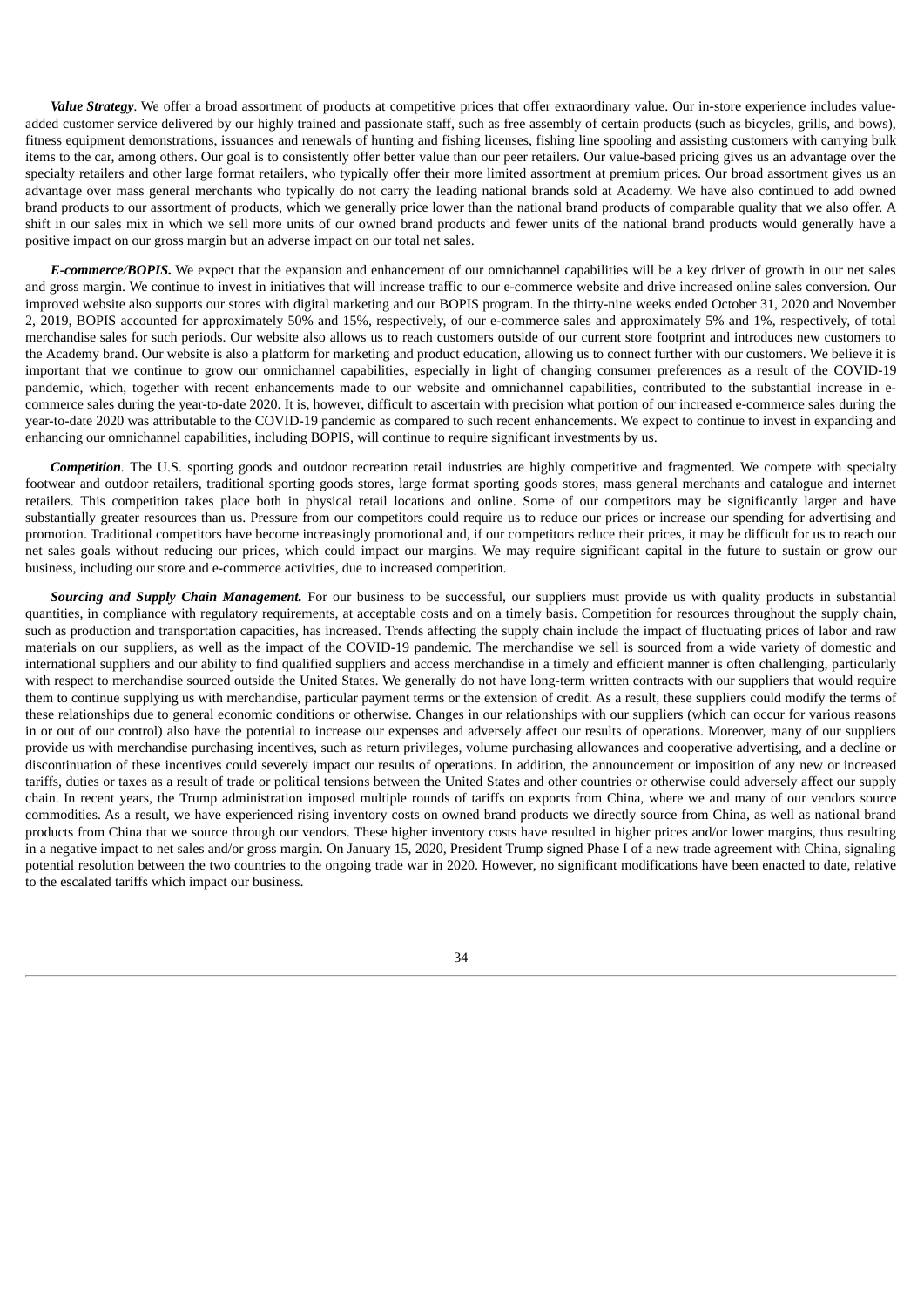***Value Strategy***. We offer a broad assortment of products at competitive prices that offer extraordinary value. Our in-store experience includes value-added customer service delivered by our highly trained and passionate staff, such as free assembly of certain products (such as bicycles, grills, and bows), fitness equipment demonstrations, issuances and renewals of hunting and fishing licenses, fishing line spooling and assisting customers with carrying bulk items to the car, among others. Our goal is to consistently offer better value than our peer retailers. Our value-based pricing gives us an advantage over the specialty retailers and other large format retailers, who typically offer their more limited assortment at premium prices. Our broad assortment gives us an advantage over mass general merchants who typically do not carry the leading national brands sold at Academy. We have also continued to add owned brand products to our assortment of products, which we generally price lower than the national brand products of comparable quality that we also offer. A shift in our sales mix in which we sell more units of our owned brand products and fewer units of the national brand products would generally have a positive impact on our gross margin but an adverse impact on our total net sales.

***E-commerce/BOPIS.*** We expect that the expansion and enhancement of our omnichannel capabilities will be a key driver of growth in our net sales and gross margin. We continue to invest in initiatives that will increase traffic to our e-commerce website and drive increased online sales conversion. Our improved website also supports our stores with digital marketing and our BOPIS program. In the thirty-nine weeks ended October 31, 2020 and November 2, 2019, BOPIS accounted for approximately 50% and 15%, respectively, of our e-commerce sales and approximately 5% and 1%, respectively, of total merchandise sales for such periods. Our website also allows us to reach customers outside of our current store footprint and introduces new customers to the Academy brand. Our website is also a platform for marketing and product education, allowing us to connect further with our customers. We believe it is important that we continue to grow our omnichannel capabilities, especially in light of changing consumer preferences as a result of the COVID-19 pandemic, which, together with recent enhancements made to our website and omnichannel capabilities, contributed to the substantial increase in e-commerce sales during the year-to-date 2020. It is, however, difficult to ascertain with precision what portion of our increased e-commerce sales during the year-to-date 2020 was attributable to the COVID-19 pandemic as compared to such recent enhancements. We expect to continue to invest in expanding and enhancing our omnichannel capabilities, including BOPIS, will continue to require significant investments by us.

***Competition***. The U.S. sporting goods and outdoor recreation retail industries are highly competitive and fragmented. We compete with specialty footwear and outdoor retailers, traditional sporting goods stores, large format sporting goods stores, mass general merchants and catalogue and internet retailers. This competition takes place both in physical retail locations and online. Some of our competitors may be significantly larger and have substantially greater resources than us. Pressure from our competitors could require us to reduce our prices or increase our spending for advertising and promotion. Traditional competitors have become increasingly promotional and, if our competitors reduce their prices, it may be difficult for us to reach our net sales goals without reducing our prices, which could impact our margins. We may require significant capital in the future to sustain or grow our business, including our store and e-commerce activities, due to increased competition.

***Sourcing and Supply Chain Management.*** For our business to be successful, our suppliers must provide us with quality products in substantial quantities, in compliance with regulatory requirements, at acceptable costs and on a timely basis. Competition for resources throughout the supply chain, such as production and transportation capacities, has increased. Trends affecting the supply chain include the impact of fluctuating prices of labor and raw materials on our suppliers, as well as the impact of the COVID-19 pandemic. The merchandise we sell is sourced from a wide variety of domestic and international suppliers and our ability to find qualified suppliers and access merchandise in a timely and efficient manner is often challenging, particularly with respect to merchandise sourced outside the United States. We generally do not have long-term written contracts with our suppliers that would require them to continue supplying us with merchandise, particular payment terms or the extension of credit. As a result, these suppliers could modify the terms of these relationships due to general economic conditions or otherwise. Changes in our relationships with our suppliers (which can occur for various reasons in or out of our control) also have the potential to increase our expenses and adversely affect our results of operations. Moreover, many of our suppliers provide us with merchandise purchasing incentives, such as return privileges, volume purchasing allowances and cooperative advertising, and a decline or discontinuation of these incentives could severely impact our results of operations. In addition, the announcement or imposition of any new or increased tariffs, duties or taxes as a result of trade or political tensions between the United States and other countries or otherwise could adversely affect our supply chain. In recent years, the Trump administration imposed multiple rounds of tariffs on exports from China, where we and many of our vendors source commodities. As a result, we have experienced rising inventory costs on owned brand products we directly source from China, as well as national brand products from China that we source through our vendors. These higher inventory costs have resulted in higher prices and/or lower margins, thus resulting in a negative impact to net sales and/or gross margin. On January 15, 2020, President Trump signed Phase I of a new trade agreement with China, signaling potential resolution between the two countries to the ongoing trade war in 2020. However, no significant modifications have been enacted to date, relative to the escalated tariffs which impact our business.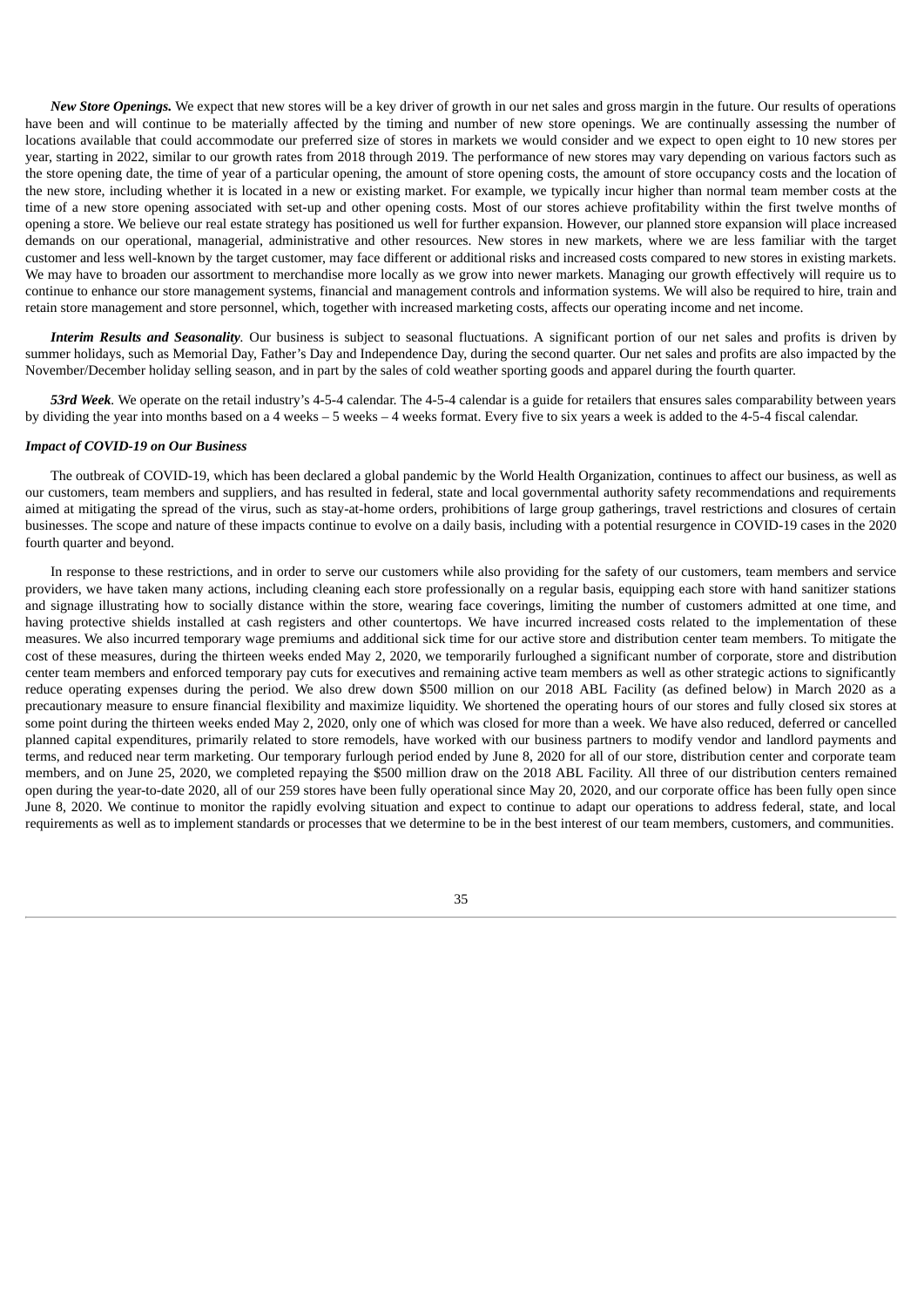***New Store Openings.*** We expect that new stores will be a key driver of growth in our net sales and gross margin in the future. Our results of operations have been and will continue to be materially affected by the timing and number of new store openings. We are continually assessing the number of locations available that could accommodate our preferred size of stores in markets we would consider and we expect to open eight to 10 new stores per year, starting in 2022, similar to our growth rates from 2018 through 2019. The performance of new stores may vary depending on various factors such as the store opening date, the time of year of a particular opening, the amount of store opening costs, the amount of store occupancy costs and the location of the new store, including whether it is located in a new or existing market. For example, we typically incur higher than normal team member costs at the time of a new store opening associated with set-up and other opening costs. Most of our stores achieve profitability within the first twelve months of opening a store. We believe our real estate strategy has positioned us well for further expansion. However, our planned store expansion will place increased demands on our operational, managerial, administrative and other resources. New stores in new markets, where we are less familiar with the target customer and less well-known by the target customer, may face different or additional risks and increased costs compared to new stores in existing markets. We may have to broaden our assortment to merchandise more locally as we grow into newer markets. Managing our growth effectively will require us to continue to enhance our store management systems, financial and management controls and information systems. We will also be required to hire, train and retain store management and store personnel, which, together with increased marketing costs, affects our operating income and net income.

***Interim Results and Seasonality.*** Our business is subject to seasonal fluctuations. A significant portion of our net sales and profits is driven by summer holidays, such as Memorial Day, Father's Day and Independence Day, during the second quarter. Our net sales and profits are also impacted by the November/December holiday selling season, and in part by the sales of cold weather sporting goods and apparel during the fourth quarter.

***53rd Week.*** We operate on the retail industry's 4-5-4 calendar. The 4-5-4 calendar is a guide for retailers that ensures sales comparability between years by dividing the year into months based on a 4 weeks – 5 weeks – 4 weeks format. Every five to six years a week is added to the 4-5-4 fiscal calendar.

***Impact of COVID-19 on Our Business***

The outbreak of COVID-19, which has been declared a global pandemic by the World Health Organization, continues to affect our business, as well as our customers, team members and suppliers, and has resulted in federal, state and local governmental authority safety recommendations and requirements aimed at mitigating the spread of the virus, such as stay-at-home orders, prohibitions of large group gatherings, travel restrictions and closures of certain businesses. The scope and nature of these impacts continue to evolve on a daily basis, including with a potential resurgence in COVID-19 cases in the 2020 fourth quarter and beyond.

In response to these restrictions, and in order to serve our customers while also providing for the safety of our customers, team members and service providers, we have taken many actions, including cleaning each store professionally on a regular basis, equipping each store with hand sanitizer stations and signage illustrating how to socially distance within the store, wearing face coverings, limiting the number of customers admitted at one time, and having protective shields installed at cash registers and other countertops. We have incurred increased costs related to the implementation of these measures. We also incurred temporary wage premiums and additional sick time for our active store and distribution center team members. To mitigate the cost of these measures, during the thirteen weeks ended May 2, 2020, we temporarily furloughed a significant number of corporate, store and distribution center team members and enforced temporary pay cuts for executives and remaining active team members as well as other strategic actions to significantly reduce operating expenses during the period. We also drew down $500 million on our 2018 ABL Facility (as defined below) in March 2020 as a precautionary measure to ensure financial flexibility and maximize liquidity. We shortened the operating hours of our stores and fully closed six stores at some point during the thirteen weeks ended May 2, 2020, only one of which was closed for more than a week. We have also reduced, deferred or cancelled planned capital expenditures, primarily related to store remodels, have worked with our business partners to modify vendor and landlord payments and terms, and reduced near term marketing. Our temporary furlough period ended by June 8, 2020 for all of our store, distribution center and corporate team members, and on June 25, 2020, we completed repaying the $500 million draw on the 2018 ABL Facility. All three of our distribution centers remained open during the year-to-date 2020, all of our 259 stores have been fully operational since May 20, 2020, and our corporate office has been fully open since June 8, 2020. We continue to monitor the rapidly evolving situation and expect to continue to adapt our operations to address federal, state, and local requirements as well as to implement standards or processes that we determine to be in the best interest of our team members, customers, and communities.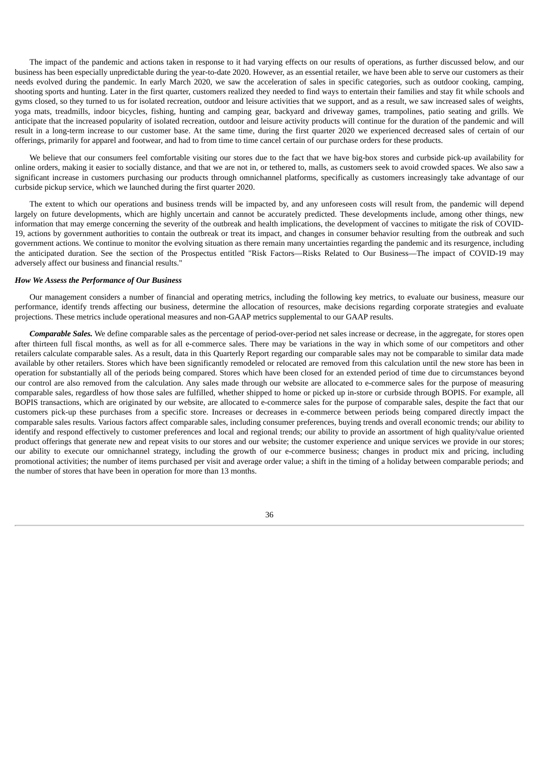The impact of the pandemic and actions taken in response to it had varying effects on our results of operations, as further discussed below, and our business has been especially unpredictable during the year-to-date 2020. However, as an essential retailer, we have been able to serve our customers as their needs evolved during the pandemic. In early March 2020, we saw the acceleration of sales in specific categories, such as outdoor cooking, camping, shooting sports and hunting. Later in the first quarter, customers realized they needed to find ways to entertain their families and stay fit while schools and gyms closed, so they turned to us for isolated recreation, outdoor and leisure activities that we support, and as a result, we saw increased sales of weights, yoga mats, treadmills, indoor bicycles, fishing, hunting and camping gear, backyard and driveway games, trampolines, patio seating and grills. We anticipate that the increased popularity of isolated recreation, outdoor and leisure activity products will continue for the duration of the pandemic and will result in a long-term increase to our customer base. At the same time, during the first quarter 2020 we experienced decreased sales of certain of our offerings, primarily for apparel and footwear, and had to from time to time cancel certain of our purchase orders for these products.

We believe that our consumers feel comfortable visiting our stores due to the fact that we have big-box stores and curbside pick-up availability for online orders, making it easier to socially distance, and that we are not in, or tethered to, malls, as customers seek to avoid crowded spaces. We also saw a significant increase in customers purchasing our products through omnichannel platforms, specifically as customers increasingly take advantage of our curbside pickup service, which we launched during the first quarter 2020.

The extent to which our operations and business trends will be impacted by, and any unforeseen costs will result from, the pandemic will depend largely on future developments, which are highly uncertain and cannot be accurately predicted. These developments include, among other things, new information that may emerge concerning the severity of the outbreak and health implications, the development of vaccines to mitigate the risk of COVID-19, actions by government authorities to contain the outbreak or treat its impact, and changes in consumer behavior resulting from the outbreak and such government actions. We continue to monitor the evolving situation as there remain many uncertainties regarding the pandemic and its resurgence, including the anticipated duration. See the section of the Prospectus entitled "Risk Factors—Risks Related to Our Business—The impact of COVID-19 may adversely affect our business and financial results."

### *How We Assess the Performance of Our Business*

Our management considers a number of financial and operating metrics, including the following key metrics, to evaluate our business, measure our performance, identify trends affecting our business, determine the allocation of resources, make decisions regarding corporate strategies and evaluate projections. These metrics include operational measures and non-GAAP metrics supplemental to our GAAP results.

***Comparable Sales.*** We define comparable sales as the percentage of period-over-period net sales increase or decrease, in the aggregate, for stores open after thirteen full fiscal months, as well as for all e-commerce sales. There may be variations in the way in which some of our competitors and other retailers calculate comparable sales. As a result, data in this Quarterly Report regarding our comparable sales may not be comparable to similar data made available by other retailers. Stores which have been significantly remodeled or relocated are removed from this calculation until the new store has been in operation for substantially all of the periods being compared. Stores which have been closed for an extended period of time due to circumstances beyond our control are also removed from the calculation. Any sales made through our website are allocated to e-commerce sales for the purpose of measuring comparable sales, regardless of how those sales are fulfilled, whether shipped to home or picked up in-store or curbside through BOPIS. For example, all BOPIS transactions, which are originated by our website, are allocated to e-commerce sales for the purpose of comparable sales, despite the fact that our customers pick-up these purchases from a specific store. Increases or decreases in e-commerce between periods being compared directly impact the comparable sales results. Various factors affect comparable sales, including consumer preferences, buying trends and overall economic trends; our ability to identify and respond effectively to customer preferences and local and regional trends; our ability to provide an assortment of high quality/value oriented product offerings that generate new and repeat visits to our stores and our website; the customer experience and unique services we provide in our stores; our ability to execute our omnichannel strategy, including the growth of our e-commerce business; changes in product mix and pricing, including promotional activities; the number of items purchased per visit and average order value; a shift in the timing of a holiday between comparable periods; and the number of stores that have been in operation for more than 13 months.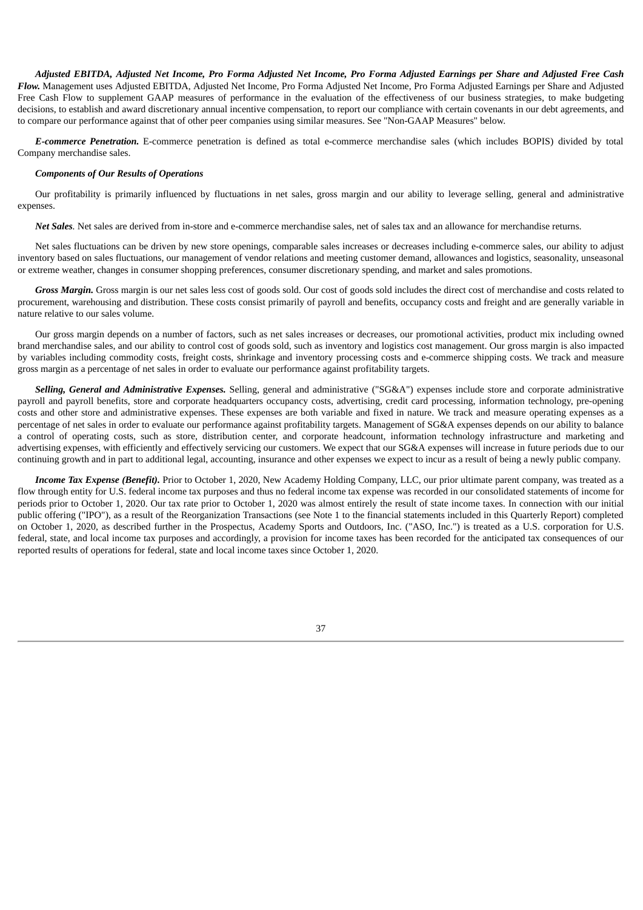***Adjusted EBITDA, Adjusted Net Income, Pro Forma Adjusted Net Income, Pro Forma Adjusted Earnings per Share and Adjusted Free Cash Flow.*** Management uses Adjusted EBITDA, Adjusted Net Income, Pro Forma Adjusted Net Income, Pro Forma Adjusted Earnings per Share and Adjusted Free Cash Flow to supplement GAAP measures of performance in the evaluation of the effectiveness of our business strategies, to make budgeting decisions, to establish and award discretionary annual incentive compensation, to report our compliance with certain covenants in our debt agreements, and to compare our performance against that of other peer companies using similar measures. See "Non-GAAP Measures" below.

***E-commerce Penetration.*** E-commerce penetration is defined as total e-commerce merchandise sales (which includes BOPIS) divided by total Company merchandise sales.

***Components of Our Results of Operations***

Our profitability is primarily influenced by fluctuations in net sales, gross margin and our ability to leverage selling, general and administrative expenses.

***Net Sales.*** Net sales are derived from in-store and e-commerce merchandise sales, net of sales tax and an allowance for merchandise returns.

Net sales fluctuations can be driven by new store openings, comparable sales increases or decreases including e-commerce sales, our ability to adjust inventory based on sales fluctuations, our management of vendor relations and meeting customer demand, allowances and logistics, seasonality, unseasonal or extreme weather, changes in consumer shopping preferences, consumer discretionary spending, and market and sales promotions.

***Gross Margin.*** Gross margin is our net sales less cost of goods sold. Our cost of goods sold includes the direct cost of merchandise and costs related to procurement, warehousing and distribution. These costs consist primarily of payroll and benefits, occupancy costs and freight and are generally variable in nature relative to our sales volume.

Our gross margin depends on a number of factors, such as net sales increases or decreases, our promotional activities, product mix including owned brand merchandise sales, and our ability to control cost of goods sold, such as inventory and logistics cost management. Our gross margin is also impacted by variables including commodity costs, freight costs, shrinkage and inventory processing costs and e-commerce shipping costs. We track and measure gross margin as a percentage of net sales in order to evaluate our performance against profitability targets.

***Selling, General and Administrative Expenses.*** Selling, general and administrative ("SG&A") expenses include store and corporate administrative payroll and payroll benefits, store and corporate headquarters occupancy costs, advertising, credit card processing, information technology, pre-opening costs and other store and administrative expenses. These expenses are both variable and fixed in nature. We track and measure operating expenses as a percentage of net sales in order to evaluate our performance against profitability targets. Management of SG&A expenses depends on our ability to balance a control of operating costs, such as store, distribution center, and corporate headcount, information technology infrastructure and marketing and advertising expenses, with efficiently and effectively servicing our customers. We expect that our SG&A expenses will increase in future periods due to our continuing growth and in part to additional legal, accounting, insurance and other expenses we expect to incur as a result of being a newly public company.

***Income Tax Expense (Benefit).*** Prior to October 1, 2020, New Academy Holding Company, LLC, our prior ultimate parent company, was treated as a flow through entity for U.S. federal income tax purposes and thus no federal income tax expense was recorded in our consolidated statements of income for periods prior to October 1, 2020. Our tax rate prior to October 1, 2020 was almost entirely the result of state income taxes. In connection with our initial public offering ("IPO"), as a result of the Reorganization Transactions (see Note 1 to the financial statements included in this Quarterly Report) completed on October 1, 2020, as described further in the Prospectus, Academy Sports and Outdoors, Inc. ("ASO, Inc.") is treated as a U.S. corporation for U.S. federal, state, and local income tax purposes and accordingly, a provision for income taxes has been recorded for the anticipated tax consequences of our reported results of operations for federal, state and local income taxes since October 1, 2020.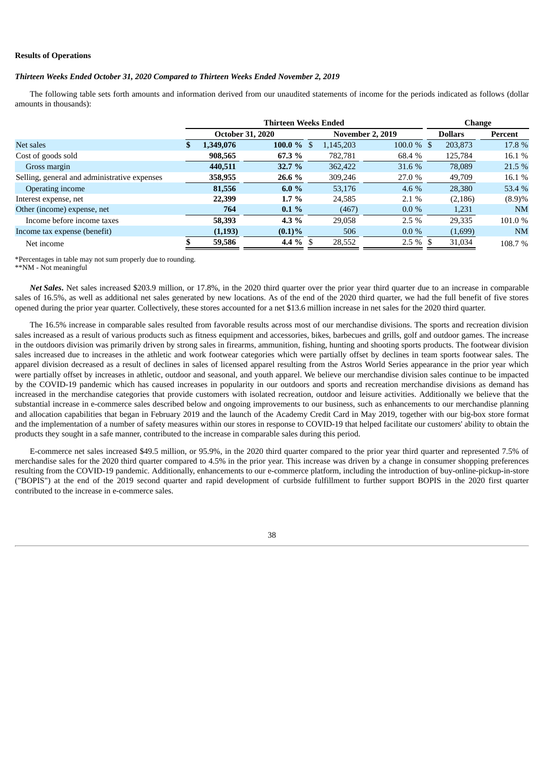**Results of Operations**

***Thirteen Weeks Ended October 31, 2020 Compared to Thirteen Weeks Ended November 2, 2019***

The following table sets forth amounts and information derived from our unaudited statements of income for the periods indicated as follows (dollar amounts in thousands):

| | Thirteen Weeks Ended | | | | Change | |
|---|---|---|---|---|---|---|
| | October 31, 2020 | | November 2, 2019 | | Dollars | Percent |
| Net sales | **$ 1,349,076** | **100.0 %** | $ 1,145,203 | 100.0 % | $ 203,873 | 17.8 % |
| Cost of goods sold | **908,565** | **67.3 %** | 782,781 | 68.4 % | 125,784 | 16.1 % |
| Gross margin | **440,511** | **32.7 %** | 362,422 | 31.6 % | 78,089 | 21.5 % |
| Selling, general and administrative expenses | **358,955** | **26.6 %** | 309,246 | 27.0 % | 49,709 | 16.1 % |
| Operating income | **81,556** | **6.0 %** | 53,176 | 4.6 % | 28,380 | 53.4 % |
| Interest expense, net | **22,399** | **1.7 %** | 24,585 | 2.1 % | (2,186) | (8.9)% |
| Other (income) expense, net | **764** | **0.1 %** | (467) | 0.0 % | 1,231 | NM |
| Income before income taxes | **58,393** | **4.3 %** | 29,058 | 2.5 % | 29,335 | 101.0 % |
| Income tax expense (benefit) | **(1,193)** | **(0.1)%** | 506 | 0.0 % | (1,699) | NM |
| Net income | **$ 59,586** | **4.4 %** | $ 28,552 | 2.5 % | $ 31,034 | 108.7 % |

*Percentages in table may not sum properly due to rounding.
**NM - Not meaningful

***Net Sales*.** Net sales increased $203.9 million, or 17.8%, in the 2020 third quarter over the prior year third quarter due to an increase in comparable sales of 16.5%, as well as additional net sales generated by new locations. As of the end of the 2020 third quarter, we had the full benefit of five stores opened during the prior year quarter. Collectively, these stores accounted for a net $13.6 million increase in net sales for the 2020 third quarter.

The 16.5% increase in comparable sales resulted from favorable results across most of our merchandise divisions. The sports and recreation division sales increased as a result of various products such as fitness equipment and accessories, bikes, barbecues and grills, golf and outdoor games. The increase in the outdoors division was primarily driven by strong sales in firearms, ammunition, fishing, hunting and shooting sports products. The footwear division sales increased due to increases in the athletic and work footwear categories which were partially offset by declines in team sports footwear sales. The apparel division decreased as a result of declines in sales of licensed apparel resulting from the Astros World Series appearance in the prior year which were partially offset by increases in athletic, outdoor and seasonal, and youth apparel. We believe our merchandise division sales continue to be impacted by the COVID-19 pandemic which has caused increases in popularity in our outdoors and sports and recreation merchandise divisions as demand has increased in the merchandise categories that provide customers with isolated recreation, outdoor and leisure activities. Additionally we believe that the substantial increase in e-commerce sales described below and ongoing improvements to our business, such as enhancements to our merchandise planning and allocation capabilities that began in February 2019 and the launch of the Academy Credit Card in May 2019, together with our big-box store format and the implementation of a number of safety measures within our stores in response to COVID-19 that helped facilitate our customers' ability to obtain the products they sought in a safe manner, contributed to the increase in comparable sales during this period.

E-commerce net sales increased $49.5 million, or 95.9%, in the 2020 third quarter compared to the prior year third quarter and represented 7.5% of merchandise sales for the 2020 third quarter compared to 4.5% in the prior year. This increase was driven by a change in consumer shopping preferences resulting from the COVID-19 pandemic. Additionally, enhancements to our e-commerce platform, including the introduction of buy-online-pickup-in-store ("BOPIS") at the end of the 2019 second quarter and rapid development of curbside fulfillment to further support BOPIS in the 2020 first quarter contributed to the increase in e-commerce sales.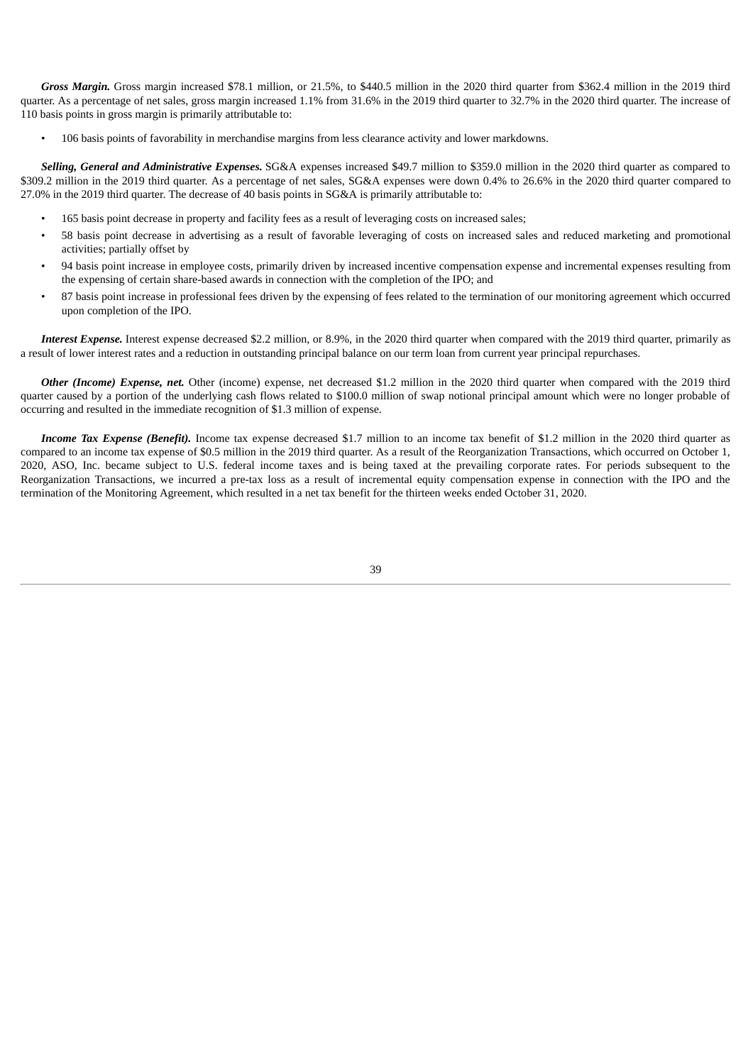***Gross Margin.*** Gross margin increased $78.1 million, or 21.5%, to $440.5 million in the 2020 third quarter from $362.4 million in the 2019 third quarter. As a percentage of net sales, gross margin increased 1.1% from 31.6% in the 2019 third quarter to 32.7% in the 2020 third quarter. The increase of 110 basis points in gross margin is primarily attributable to:

- 106 basis points of favorability in merchandise margins from less clearance activity and lower markdowns.

***Selling, General and Administrative Expenses.*** SG&A expenses increased $49.7 million to $359.0 million in the 2020 third quarter as compared to $309.2 million in the 2019 third quarter. As a percentage of net sales, SG&A expenses were down 0.4% to 26.6% in the 2020 third quarter compared to 27.0% in the 2019 third quarter. The decrease of 40 basis points in SG&A is primarily attributable to:

- 165 basis point decrease in property and facility fees as a result of leveraging costs on increased sales;
- 58 basis point decrease in advertising as a result of favorable leveraging of costs on increased sales and reduced marketing and promotional activities; partially offset by
- 94 basis point increase in employee costs, primarily driven by increased incentive compensation expense and incremental expenses resulting from the expensing of certain share-based awards in connection with the completion of the IPO; and
- 87 basis point increase in professional fees driven by the expensing of fees related to the termination of our monitoring agreement which occurred upon completion of the IPO.

***Interest Expense.*** Interest expense decreased $2.2 million, or 8.9%, in the 2020 third quarter when compared with the 2019 third quarter, primarily as a result of lower interest rates and a reduction in outstanding principal balance on our term loan from current year principal repurchases.

***Other (Income) Expense, net.*** Other (income) expense, net decreased $1.2 million in the 2020 third quarter when compared with the 2019 third quarter caused by a portion of the underlying cash flows related to $100.0 million of swap notional principal amount which were no longer probable of occurring and resulted in the immediate recognition of $1.3 million of expense.

***Income Tax Expense (Benefit).*** Income tax expense decreased $1.7 million to an income tax benefit of $1.2 million in the 2020 third quarter as compared to an income tax expense of $0.5 million in the 2019 third quarter. As a result of the Reorganization Transactions, which occurred on October 1, 2020, ASO, Inc. became subject to U.S. federal income taxes and is being taxed at the prevailing corporate rates. For periods subsequent to the Reorganization Transactions, we incurred a pre-tax loss as a result of incremental equity compensation expense in connection with the IPO and the termination of the Monitoring Agreement, which resulted in a net tax benefit for the thirteen weeks ended October 31, 2020.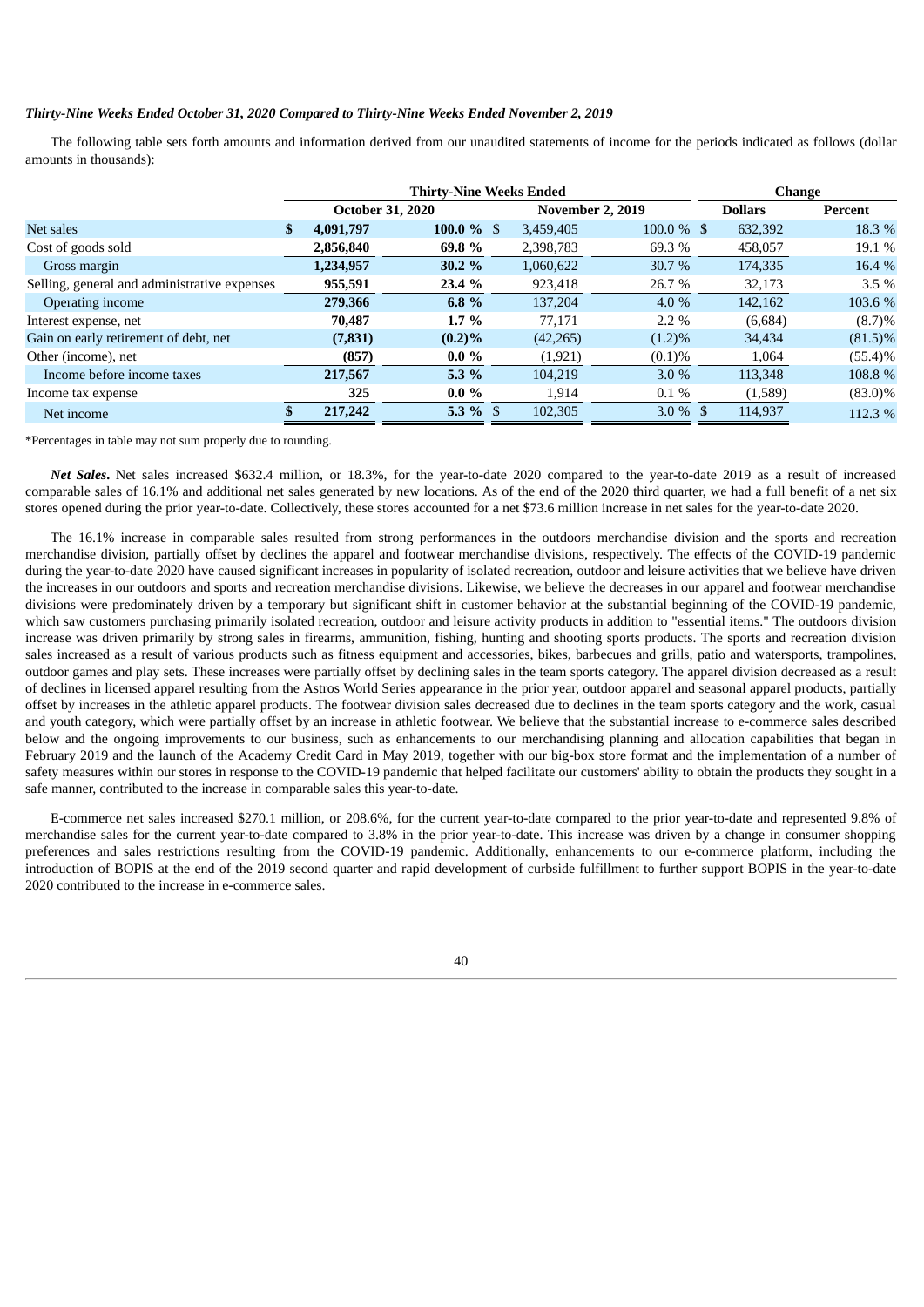***Thirty-Nine Weeks Ended October 31, 2020 Compared to Thirty-Nine Weeks Ended November 2, 2019***

The following table sets forth amounts and information derived from our unaudited statements of income for the periods indicated as follows (dollar amounts in thousands):

| | Thirty-Nine Weeks Ended | | | | Change | |
|---|---|---|---|---|---|---|
| | October 31, 2020 | | November 2, 2019 | | Dollars | Percent |
| Net sales | **$ 4,091,797** | **100.0 %** | $ 3,459,405 | 100.0 % | $ 632,392 | 18.3 % |
| Cost of goods sold | **2,856,840** | **69.8 %** | 2,398,783 | 69.3 % | 458,057 | 19.1 % |
| Gross margin | **1,234,957** | **30.2 %** | 1,060,622 | 30.7 % | 174,335 | 16.4 % |
| Selling, general and administrative expenses | **955,591** | **23.4 %** | 923,418 | 26.7 % | 32,173 | 3.5 % |
| Operating income | **279,366** | **6.8 %** | 137,204 | 4.0 % | 142,162 | 103.6 % |
| Interest expense, net | **70,487** | **1.7 %** | 77,171 | 2.2 % | (6,684) | (8.7)% |
| Gain on early retirement of debt, net | **(7,831)** | **(0.2)%** | (42,265) | (1.2)% | 34,434 | (81.5)% |
| Other (income), net | **(857)** | **0.0 %** | (1,921) | (0.1)% | 1,064 | (55.4)% |
| Income before income taxes | **217,567** | **5.3 %** | 104,219 | 3.0 % | 113,348 | 108.8 % |
| Income tax expense | **325** | **0.0 %** | 1,914 | 0.1 % | (1,589) | (83.0)% |
| Net income | **$ 217,242** | **5.3 %** | $ 102,305 | 3.0 % | $ 114,937 | 112.3 % |

*Percentages in table may not sum properly due to rounding.

***Net Sales***. Net sales increased $632.4 million, or 18.3%, for the year-to-date 2020 compared to the year-to-date 2019 as a result of increased comparable sales of 16.1% and additional net sales generated by new locations. As of the end of the 2020 third quarter, we had a full benefit of a net six stores opened during the prior year-to-date. Collectively, these stores accounted for a net $73.6 million increase in net sales for the year-to-date 2020.

The 16.1% increase in comparable sales resulted from strong performances in the outdoors merchandise division and the sports and recreation merchandise division, partially offset by declines the apparel and footwear merchandise divisions, respectively. The effects of the COVID-19 pandemic during the year-to-date 2020 have caused significant increases in popularity of isolated recreation, outdoor and leisure activities that we believe have driven the increases in our outdoors and sports and recreation merchandise divisions. Likewise, we believe the decreases in our apparel and footwear merchandise divisions were predominately driven by a temporary but significant shift in customer behavior at the substantial beginning of the COVID-19 pandemic, which saw customers purchasing primarily isolated recreation, outdoor and leisure activity products in addition to "essential items." The outdoors division increase was driven primarily by strong sales in firearms, ammunition, fishing, hunting and shooting sports products. The sports and recreation division sales increased as a result of various products such as fitness equipment and accessories, bikes, barbecues and grills, patio and watersports, trampolines, outdoor games and play sets. These increases were partially offset by declining sales in the team sports category. The apparel division decreased as a result of declines in licensed apparel resulting from the Astros World Series appearance in the prior year, outdoor apparel and seasonal apparel products, partially offset by increases in the athletic apparel products. The footwear division sales decreased due to declines in the team sports category and the work, casual and youth category, which were partially offset by an increase in athletic footwear. We believe that the substantial increase to e-commerce sales described below and the ongoing improvements to our business, such as enhancements to our merchandising planning and allocation capabilities that began in February 2019 and the launch of the Academy Credit Card in May 2019, together with our big-box store format and the implementation of a number of safety measures within our stores in response to the COVID-19 pandemic that helped facilitate our customers' ability to obtain the products they sought in a safe manner, contributed to the increase in comparable sales this year-to-date.

E-commerce net sales increased $270.1 million, or 208.6%, for the current year-to-date compared to the prior year-to-date and represented 9.8% of merchandise sales for the current year-to-date compared to 3.8% in the prior year-to-date. This increase was driven by a change in consumer shopping preferences and sales restrictions resulting from the COVID-19 pandemic. Additionally, enhancements to our e-commerce platform, including the introduction of BOPIS at the end of the 2019 second quarter and rapid development of curbside fulfillment to further support BOPIS in the year-to-date 2020 contributed to the increase in e-commerce sales.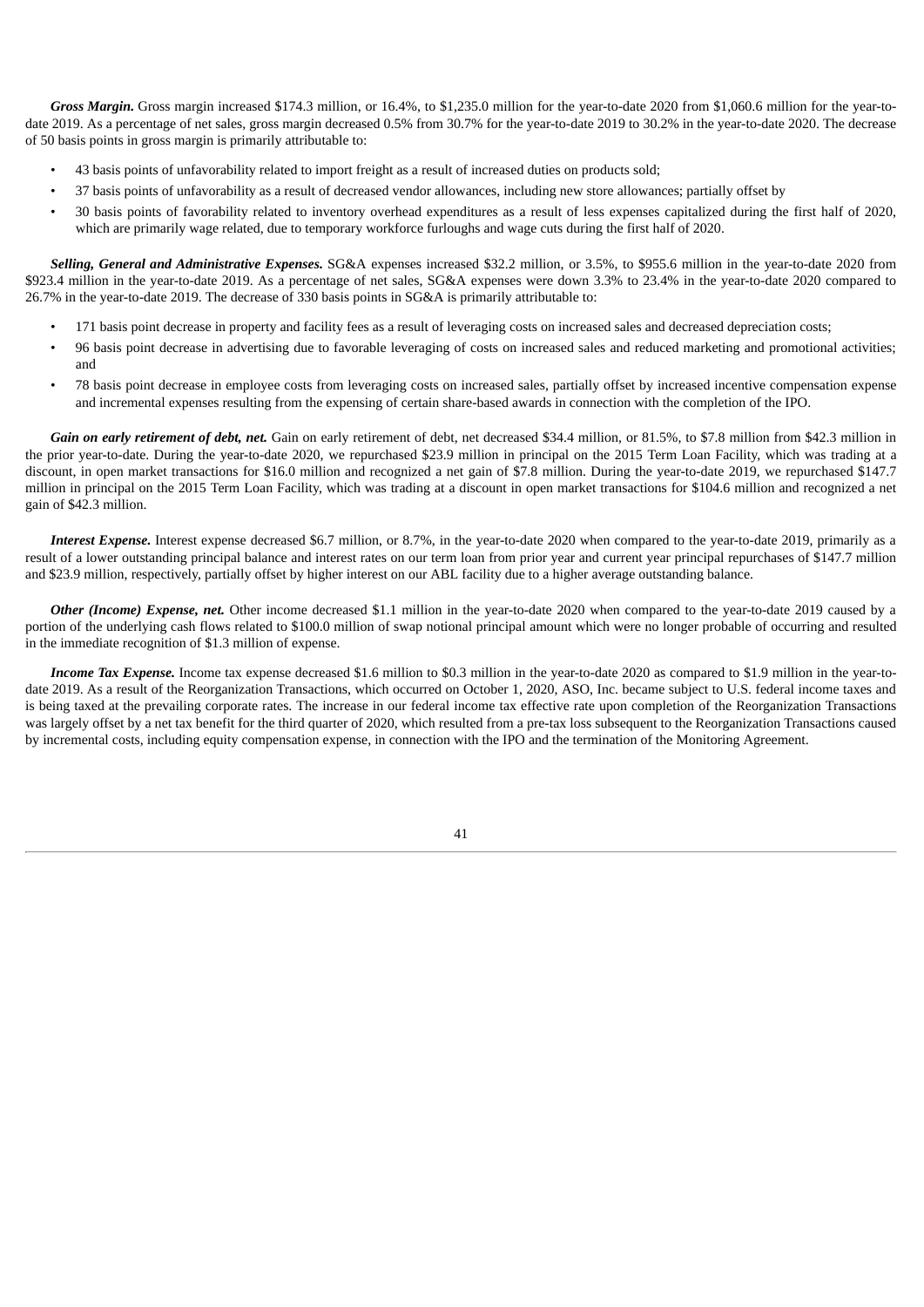***Gross Margin.*** Gross margin increased $174.3 million, or 16.4%, to $1,235.0 million for the year-to-date 2020 from $1,060.6 million for the year-to-date 2019. As a percentage of net sales, gross margin decreased 0.5% from 30.7% for the year-to-date 2019 to 30.2% in the year-to-date 2020. The decrease of 50 basis points in gross margin is primarily attributable to:

- 43 basis points of unfavorability related to import freight as a result of increased duties on products sold;
- 37 basis points of unfavorability as a result of decreased vendor allowances, including new store allowances; partially offset by
- 30 basis points of favorability related to inventory overhead expenditures as a result of less expenses capitalized during the first half of 2020, which are primarily wage related, due to temporary workforce furloughs and wage cuts during the first half of 2020.

***Selling, General and Administrative Expenses.*** SG&A expenses increased $32.2 million, or 3.5%, to $955.6 million in the year-to-date 2020 from $923.4 million in the year-to-date 2019. As a percentage of net sales, SG&A expenses were down 3.3% to 23.4% in the year-to-date 2020 compared to 26.7% in the year-to-date 2019. The decrease of 330 basis points in SG&A is primarily attributable to:

- 171 basis point decrease in property and facility fees as a result of leveraging costs on increased sales and decreased depreciation costs;
- 96 basis point decrease in advertising due to favorable leveraging of costs on increased sales and reduced marketing and promotional activities; and
- 78 basis point decrease in employee costs from leveraging costs on increased sales, partially offset by increased incentive compensation expense and incremental expenses resulting from the expensing of certain share-based awards in connection with the completion of the IPO.

***Gain on early retirement of debt, net.*** Gain on early retirement of debt, net decreased $34.4 million, or 81.5%, to $7.8 million from $42.3 million in the prior year-to-date. During the year-to-date 2020, we repurchased $23.9 million in principal on the 2015 Term Loan Facility, which was trading at a discount, in open market transactions for $16.0 million and recognized a net gain of $7.8 million. During the year-to-date 2019, we repurchased $147.7 million in principal on the 2015 Term Loan Facility, which was trading at a discount in open market transactions for $104.6 million and recognized a net gain of $42.3 million.

***Interest Expense.*** Interest expense decreased $6.7 million, or 8.7%, in the year-to-date 2020 when compared to the year-to-date 2019, primarily as a result of a lower outstanding principal balance and interest rates on our term loan from prior year and current year principal repurchases of $147.7 million and $23.9 million, respectively, partially offset by higher interest on our ABL facility due to a higher average outstanding balance.

***Other (Income) Expense, net.*** Other income decreased $1.1 million in the year-to-date 2020 when compared to the year-to-date 2019 caused by a portion of the underlying cash flows related to $100.0 million of swap notional principal amount which were no longer probable of occurring and resulted in the immediate recognition of $1.3 million of expense.

***Income Tax Expense.*** Income tax expense decreased $1.6 million to $0.3 million in the year-to-date 2020 as compared to $1.9 million in the year-to-date 2019. As a result of the Reorganization Transactions, which occurred on October 1, 2020, ASO, Inc. became subject to U.S. federal income taxes and is being taxed at the prevailing corporate rates. The increase in our federal income tax effective rate upon completion of the Reorganization Transactions was largely offset by a net tax benefit for the third quarter of 2020, which resulted from a pre-tax loss subsequent to the Reorganization Transactions caused by incremental costs, including equity compensation expense, in connection with the IPO and the termination of the Monitoring Agreement.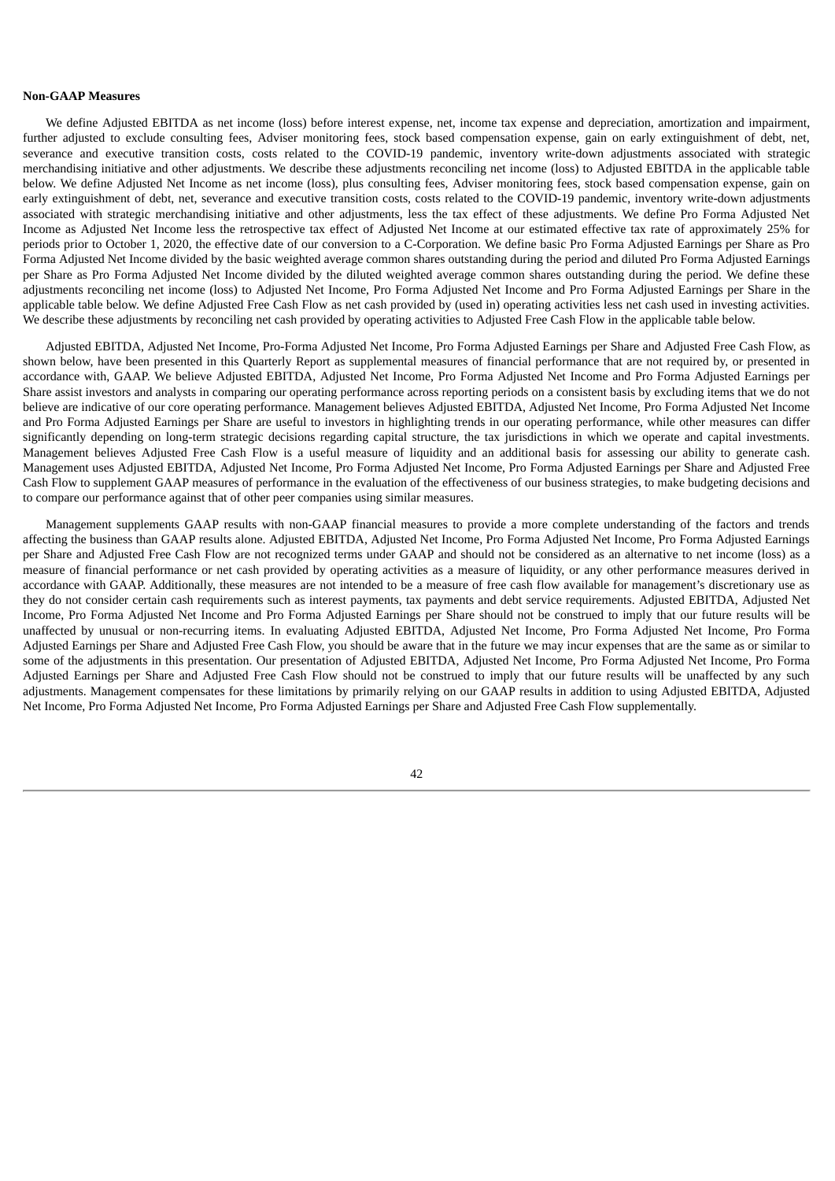**Non-GAAP Measures**

We define Adjusted EBITDA as net income (loss) before interest expense, net, income tax expense and depreciation, amortization and impairment, further adjusted to exclude consulting fees, Adviser monitoring fees, stock based compensation expense, gain on early extinguishment of debt, net, severance and executive transition costs, costs related to the COVID-19 pandemic, inventory write-down adjustments associated with strategic merchandising initiative and other adjustments. We describe these adjustments reconciling net income (loss) to Adjusted EBITDA in the applicable table below. We define Adjusted Net Income as net income (loss), plus consulting fees, Adviser monitoring fees, stock based compensation expense, gain on early extinguishment of debt, net, severance and executive transition costs, costs related to the COVID-19 pandemic, inventory write-down adjustments associated with strategic merchandising initiative and other adjustments, less the tax effect of these adjustments. We define Pro Forma Adjusted Net Income as Adjusted Net Income less the retrospective tax effect of Adjusted Net Income at our estimated effective tax rate of approximately 25% for periods prior to October 1, 2020, the effective date of our conversion to a C-Corporation. We define basic Pro Forma Adjusted Earnings per Share as Pro Forma Adjusted Net Income divided by the basic weighted average common shares outstanding during the period and diluted Pro Forma Adjusted Earnings per Share as Pro Forma Adjusted Net Income divided by the diluted weighted average common shares outstanding during the period. We define these adjustments reconciling net income (loss) to Adjusted Net Income, Pro Forma Adjusted Net Income and Pro Forma Adjusted Earnings per Share in the applicable table below. We define Adjusted Free Cash Flow as net cash provided by (used in) operating activities less net cash used in investing activities. We describe these adjustments by reconciling net cash provided by operating activities to Adjusted Free Cash Flow in the applicable table below.

Adjusted EBITDA, Adjusted Net Income, Pro-Forma Adjusted Net Income, Pro Forma Adjusted Earnings per Share and Adjusted Free Cash Flow, as shown below, have been presented in this Quarterly Report as supplemental measures of financial performance that are not required by, or presented in accordance with, GAAP. We believe Adjusted EBITDA, Adjusted Net Income, Pro Forma Adjusted Net Income and Pro Forma Adjusted Earnings per Share assist investors and analysts in comparing our operating performance across reporting periods on a consistent basis by excluding items that we do not believe are indicative of our core operating performance. Management believes Adjusted EBITDA, Adjusted Net Income, Pro Forma Adjusted Net Income and Pro Forma Adjusted Earnings per Share are useful to investors in highlighting trends in our operating performance, while other measures can differ significantly depending on long-term strategic decisions regarding capital structure, the tax jurisdictions in which we operate and capital investments. Management believes Adjusted Free Cash Flow is a useful measure of liquidity and an additional basis for assessing our ability to generate cash. Management uses Adjusted EBITDA, Adjusted Net Income, Pro Forma Adjusted Net Income, Pro Forma Adjusted Earnings per Share and Adjusted Free Cash Flow to supplement GAAP measures of performance in the evaluation of the effectiveness of our business strategies, to make budgeting decisions and to compare our performance against that of other peer companies using similar measures.

Management supplements GAAP results with non-GAAP financial measures to provide a more complete understanding of the factors and trends affecting the business than GAAP results alone. Adjusted EBITDA, Adjusted Net Income, Pro Forma Adjusted Net Income, Pro Forma Adjusted Earnings per Share and Adjusted Free Cash Flow are not recognized terms under GAAP and should not be considered as an alternative to net income (loss) as a measure of financial performance or net cash provided by operating activities as a measure of liquidity, or any other performance measures derived in accordance with GAAP. Additionally, these measures are not intended to be a measure of free cash flow available for management's discretionary use as they do not consider certain cash requirements such as interest payments, tax payments and debt service requirements. Adjusted EBITDA, Adjusted Net Income, Pro Forma Adjusted Net Income and Pro Forma Adjusted Earnings per Share should not be construed to imply that our future results will be unaffected by unusual or non-recurring items. In evaluating Adjusted EBITDA, Adjusted Net Income, Pro Forma Adjusted Net Income, Pro Forma Adjusted Earnings per Share and Adjusted Free Cash Flow, you should be aware that in the future we may incur expenses that are the same as or similar to some of the adjustments in this presentation. Our presentation of Adjusted EBITDA, Adjusted Net Income, Pro Forma Adjusted Net Income, Pro Forma Adjusted Earnings per Share and Adjusted Free Cash Flow should not be construed to imply that our future results will be unaffected by any such adjustments. Management compensates for these limitations by primarily relying on our GAAP results in addition to using Adjusted EBITDA, Adjusted Net Income, Pro Forma Adjusted Net Income, Pro Forma Adjusted Earnings per Share and Adjusted Free Cash Flow supplementally.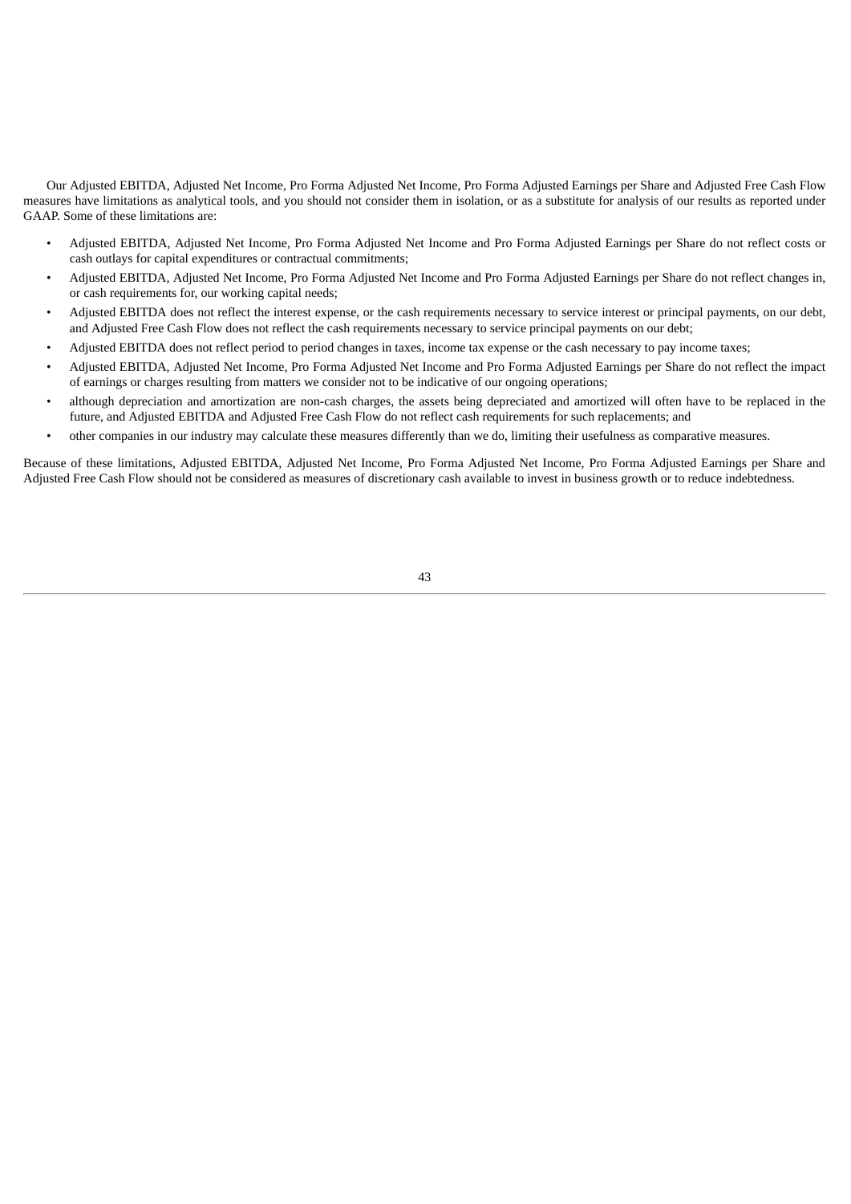Our Adjusted EBITDA, Adjusted Net Income, Pro Forma Adjusted Net Income, Pro Forma Adjusted Earnings per Share and Adjusted Free Cash Flow measures have limitations as analytical tools, and you should not consider them in isolation, or as a substitute for analysis of our results as reported under GAAP. Some of these limitations are:

- Adjusted EBITDA, Adjusted Net Income, Pro Forma Adjusted Net Income and Pro Forma Adjusted Earnings per Share do not reflect costs or cash outlays for capital expenditures or contractual commitments;
- Adjusted EBITDA, Adjusted Net Income, Pro Forma Adjusted Net Income and Pro Forma Adjusted Earnings per Share do not reflect changes in, or cash requirements for, our working capital needs;
- Adjusted EBITDA does not reflect the interest expense, or the cash requirements necessary to service interest or principal payments, on our debt, and Adjusted Free Cash Flow does not reflect the cash requirements necessary to service principal payments on our debt;
- Adjusted EBITDA does not reflect period to period changes in taxes, income tax expense or the cash necessary to pay income taxes;
- Adjusted EBITDA, Adjusted Net Income, Pro Forma Adjusted Net Income and Pro Forma Adjusted Earnings per Share do not reflect the impact of earnings or charges resulting from matters we consider not to be indicative of our ongoing operations;
- although depreciation and amortization are non-cash charges, the assets being depreciated and amortized will often have to be replaced in the future, and Adjusted EBITDA and Adjusted Free Cash Flow do not reflect cash requirements for such replacements; and
- other companies in our industry may calculate these measures differently than we do, limiting their usefulness as comparative measures.

Because of these limitations, Adjusted EBITDA, Adjusted Net Income, Pro Forma Adjusted Net Income, Pro Forma Adjusted Earnings per Share and Adjusted Free Cash Flow should not be considered as measures of discretionary cash available to invest in business growth or to reduce indebtedness.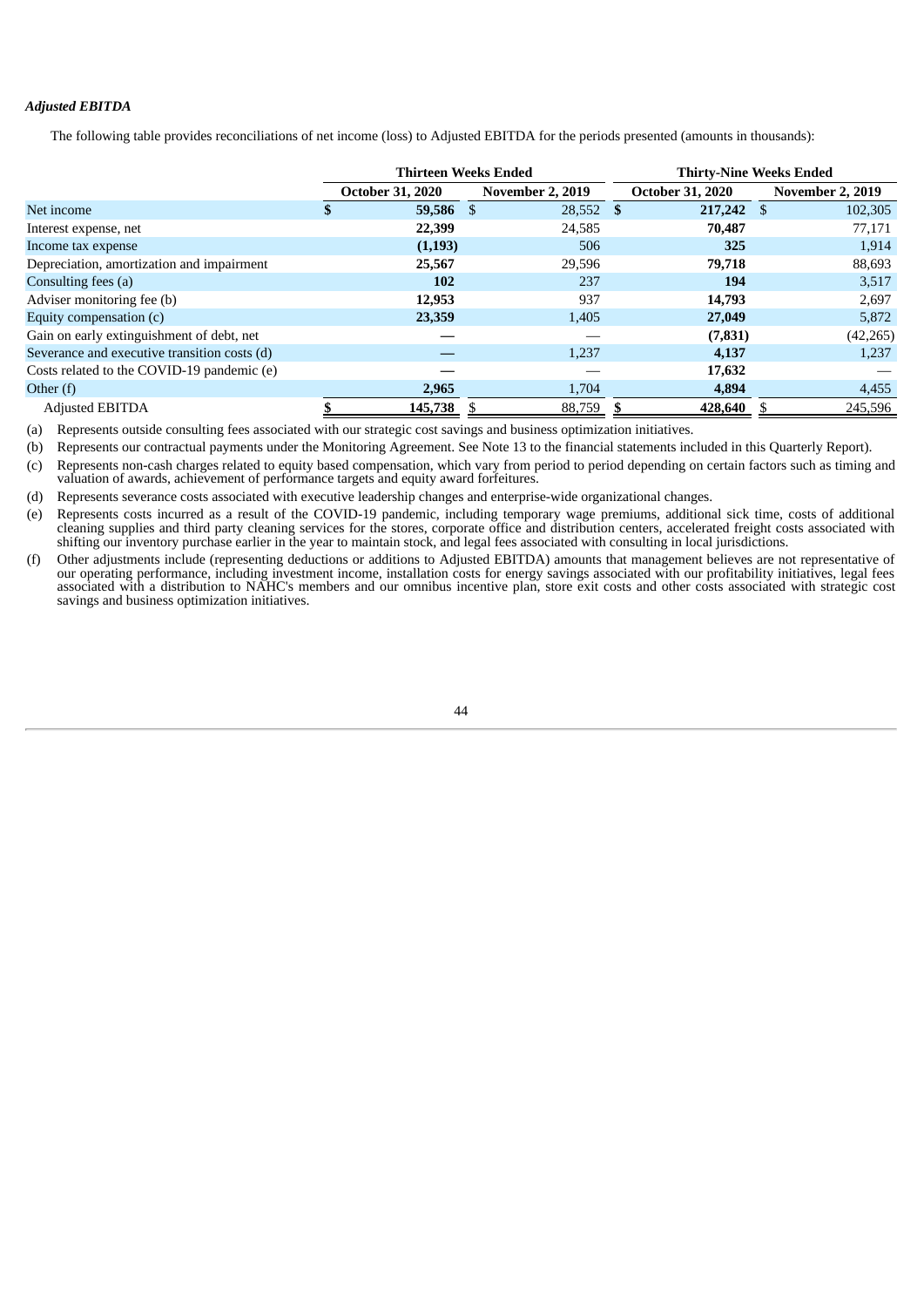***Adjusted EBITDA***

The following table provides reconciliations of net income (loss) to Adjusted EBITDA for the periods presented (amounts in thousands):

| | Thirteen Weeks Ended | | Thirty-Nine Weeks Ended | |
|---|---|---|---|---|
| | **October 31, 2020** | **November 2, 2019** | **October 31, 2020** | **November 2, 2019** |
| Net income | **$ 59,586** | $ 28,552 | **$ 217,242** | $ 102,305 |
| Interest expense, net | **22,399** | 24,585 | **70,487** | 77,171 |
| Income tax expense | **(1,193)** | 506 | **325** | 1,914 |
| Depreciation, amortization and impairment | **25,567** | 29,596 | **79,718** | 88,693 |
| Consulting fees (a) | **102** | 237 | **194** | 3,517 |
| Adviser monitoring fee (b) | **12,953** | 937 | **14,793** | 2,697 |
| Equity compensation (c) | **23,359** | 1,405 | **27,049** | 5,872 |
| Gain on early extinguishment of debt, net | **—** | — | **(7,831)** | (42,265) |
| Severance and executive transition costs (d) | **—** | 1,237 | **4,137** | 1,237 |
| Costs related to the COVID-19 pandemic (e) | **—** | — | **17,632** | — |
| Other (f) | **2,965** | 1,704 | **4,894** | 4,455 |
| Adjusted EBITDA | **$ 145,738** | $ 88,759 | **$ 428,640** | $ 245,596 |

(a) Represents outside consulting fees associated with our strategic cost savings and business optimization initiatives.

(b) Represents our contractual payments under the Monitoring Agreement. See Note 13 to the financial statements included in this Quarterly Report).

(c) Represents non-cash charges related to equity based compensation, which vary from period to period depending on certain factors such as timing and valuation of awards, achievement of performance targets and equity award forfeitures.

(d) Represents severance costs associated with executive leadership changes and enterprise-wide organizational changes.

(e) Represents costs incurred as a result of the COVID-19 pandemic, including temporary wage premiums, additional sick time, costs of additional cleaning supplies and third party cleaning services for the stores, corporate office and distribution centers, accelerated freight costs associated with shifting our inventory purchase earlier in the year to maintain stock, and legal fees associated with consulting in local jurisdictions.

(f) Other adjustments include (representing deductions or additions to Adjusted EBITDA) amounts that management believes are not representative of our operating performance, including investment income, installation costs for energy savings associated with our profitability initiatives, legal fees associated with a distribution to NAHC's members and our omnibus incentive plan, store exit costs and other costs associated with strategic cost savings and business optimization initiatives.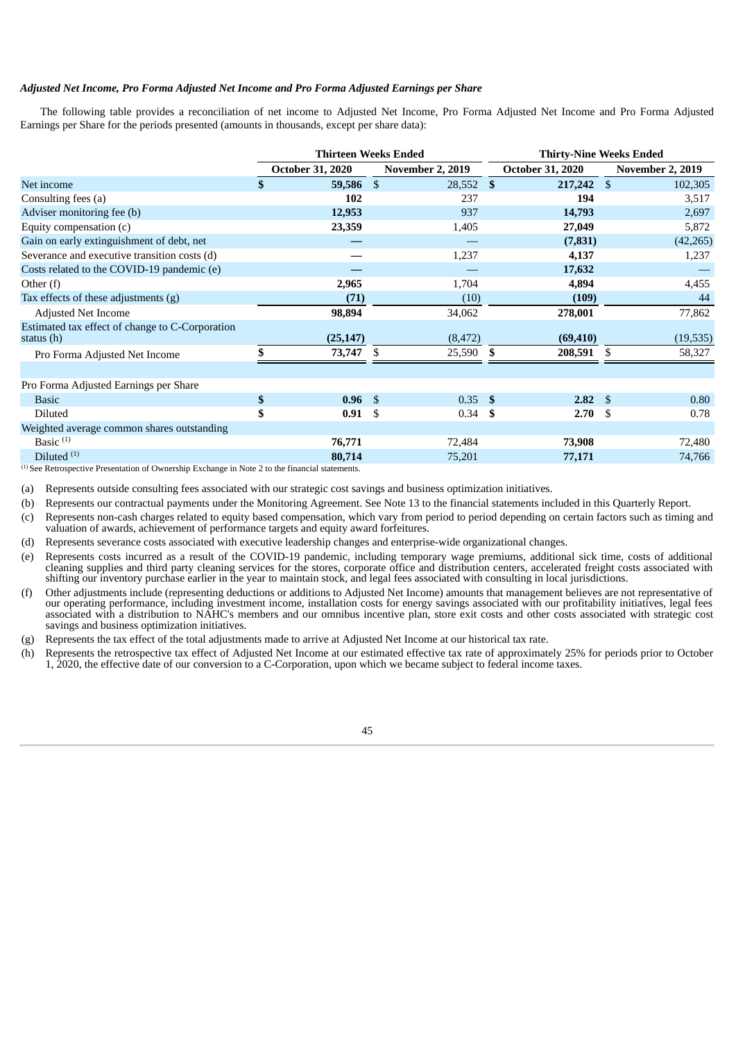*Adjusted Net Income, Pro Forma Adjusted Net Income and Pro Forma Adjusted Earnings per Share*

The following table provides a reconciliation of net income to Adjusted Net Income, Pro Forma Adjusted Net Income and Pro Forma Adjusted Earnings per Share for the periods presented (amounts in thousands, except per share data):

| | Thirteen Weeks Ended | | Thirty-Nine Weeks Ended | |
|---|---|---|---|---|
| | October 31, 2020 | November 2, 2019 | October 31, 2020 | November 2, 2019 |
| Net income | **$ 59,586** | $ 28,552 | **$ 217,242** | $ 102,305 |
| Consulting fees (a) | **102** | 237 | **194** | 3,517 |
| Adviser monitoring fee (b) | **12,953** | 937 | **14,793** | 2,697 |
| Equity compensation (c) | **23,359** | 1,405 | **27,049** | 5,872 |
| Gain on early extinguishment of debt, net | **—** | — | **(7,831)** | (42,265) |
| Severance and executive transition costs (d) | **—** | 1,237 | **4,137** | 1,237 |
| Costs related to the COVID-19 pandemic (e) | **—** | — | **17,632** | — |
| Other (f) | **2,965** | 1,704 | **4,894** | 4,455 |
| Tax effects of these adjustments (g) | **(71)** | (10) | **(109)** | 44 |
| Adjusted Net Income | **98,894** | 34,062 | **278,001** | 77,862 |
| Estimated tax effect of change to C-Corporation status (h) | **(25,147)** | (8,472) | **(69,410)** | (19,535) |
| Pro Forma Adjusted Net Income | **$ 73,747** | $ 25,590 | **$ 208,591** | $ 58,327 |
| | | | | |
| Pro Forma Adjusted Earnings per Share | | | | |
| Basic | **$ 0.96** | $ 0.35 | **$ 2.82** | $ 0.80 |
| Diluted | **$ 0.91** | $ 0.34 | **$ 2.70** | $ 0.78 |
| Weighted average common shares outstanding | | | | |
| Basic [(1)] | **76,771** | 72,484 | **73,908** | 72,480 |
| Diluted [(1)] | **80,714** | 75,201 | **77,171** | 74,766 |

[(1)] See Retrospective Presentation of Ownership Exchange in Note 2 to the financial statements.

(a) Represents outside consulting fees associated with our strategic cost savings and business optimization initiatives.

(b) Represents our contractual payments under the Monitoring Agreement. See Note 13 to the financial statements included in this Quarterly Report.

(c) Represents non-cash charges related to equity based compensation, which vary from period to period depending on certain factors such as timing and valuation of awards, achievement of performance targets and equity award forfeitures.

(d) Represents severance costs associated with executive leadership changes and enterprise-wide organizational changes.

(e) Represents costs incurred as a result of the COVID-19 pandemic, including temporary wage premiums, additional sick time, costs of additional cleaning supplies and third party cleaning services for the stores, corporate office and distribution centers, accelerated freight costs associated with shifting our inventory purchase earlier in the year to maintain stock, and legal fees associated with consulting in local jurisdictions.

(f) Other adjustments include (representing deductions or additions to Adjusted Net Income) amounts that management believes are not representative of our operating performance, including investment income, installation costs for energy savings associated with our profitability initiatives, legal fees associated with a distribution to NAHC's members and our omnibus incentive plan, store exit costs and other costs associated with strategic cost savings and business optimization initiatives.

(g) Represents the tax effect of the total adjustments made to arrive at Adjusted Net Income at our historical tax rate.

(h) Represents the retrospective tax effect of Adjusted Net Income at our estimated effective tax rate of approximately 25% for periods prior to October 1, 2020, the effective date of our conversion to a C-Corporation, upon which we became subject to federal income taxes.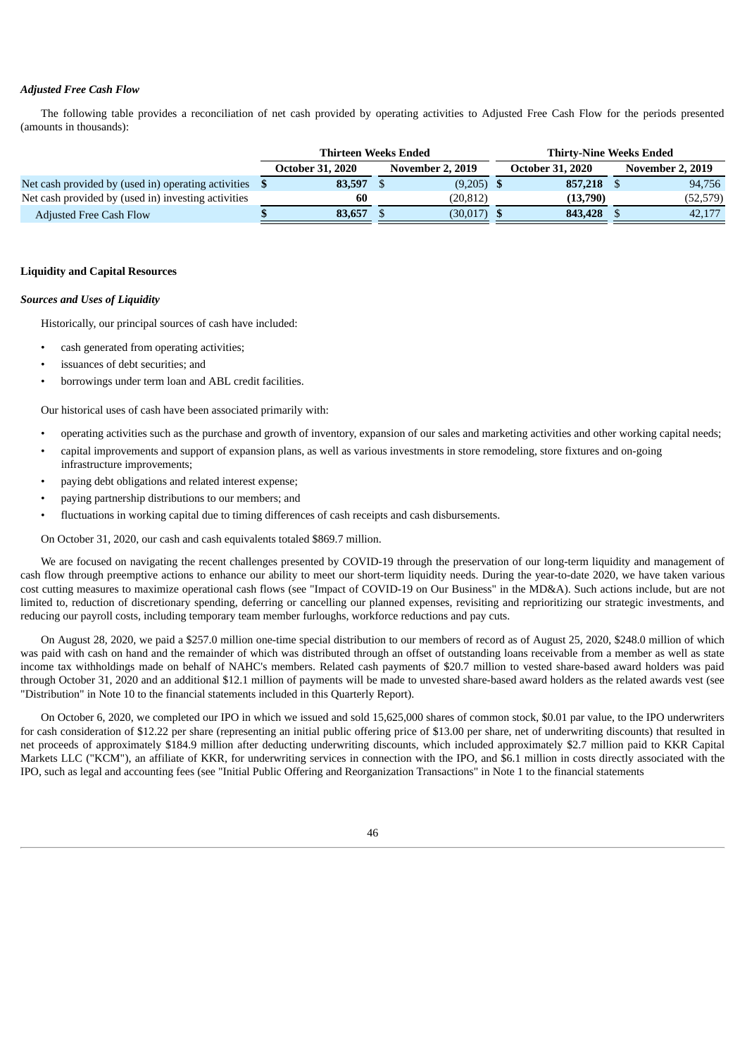### *Adjusted Free Cash Flow*

The following table provides a reconciliation of net cash provided by operating activities to Adjusted Free Cash Flow for the periods presented (amounts in thousands):

| | Thirteen Weeks Ended | | Thirty-Nine Weeks Ended | |
|---|---|---|---|---|
| | **October 31, 2020** | **November 2, 2019** | **October 31, 2020** | **November 2, 2019** |
| Net cash provided by (used in) operating activities | **$ 83,597** | $ (9,205) | **$ 857,218** | $ 94,756 |
| Net cash provided by (used in) investing activities | **60** | (20,812) | **(13,790)** | (52,579) |
| Adjusted Free Cash Flow | **$ 83,657** | $ (30,017) | **$ 843,428** | $ 42,177 |

**Liquidity and Capital Resources**

***Sources and Uses of Liquidity***

Historically, our principal sources of cash have included:

- cash generated from operating activities;
- issuances of debt securities; and
- borrowings under term loan and ABL credit facilities.

Our historical uses of cash have been associated primarily with:

- operating activities such as the purchase and growth of inventory, expansion of our sales and marketing activities and other working capital needs;
- capital improvements and support of expansion plans, as well as various investments in store remodeling, store fixtures and on-going infrastructure improvements;
- paying debt obligations and related interest expense;
- paying partnership distributions to our members; and
- fluctuations in working capital due to timing differences of cash receipts and cash disbursements.

On October 31, 2020, our cash and cash equivalents totaled $869.7 million.

We are focused on navigating the recent challenges presented by COVID-19 through the preservation of our long-term liquidity and management of cash flow through preemptive actions to enhance our ability to meet our short-term liquidity needs. During the year-to-date 2020, we have taken various cost cutting measures to maximize operational cash flows (see "Impact of COVID-19 on Our Business" in the MD&A). Such actions include, but are not limited to, reduction of discretionary spending, deferring or cancelling our planned expenses, revisiting and reprioritizing our strategic investments, and reducing our payroll costs, including temporary team member furloughs, workforce reductions and pay cuts.

On August 28, 2020, we paid a $257.0 million one-time special distribution to our members of record as of August 25, 2020, $248.0 million of which was paid with cash on hand and the remainder of which was distributed through an offset of outstanding loans receivable from a member as well as state income tax withholdings made on behalf of NAHC's members. Related cash payments of $20.7 million to vested share-based award holders was paid through October 31, 2020 and an additional $12.1 million of payments will be made to unvested share-based award holders as the related awards vest (see "Distribution" in Note 10 to the financial statements included in this Quarterly Report).

On October 6, 2020, we completed our IPO in which we issued and sold 15,625,000 shares of common stock, $0.01 par value, to the IPO underwriters for cash consideration of $12.22 per share (representing an initial public offering price of $13.00 per share, net of underwriting discounts) that resulted in net proceeds of approximately $184.9 million after deducting underwriting discounts, which included approximately $2.7 million paid to KKR Capital Markets LLC ("KCM"), an affiliate of KKR, for underwriting services in connection with the IPO, and $6.1 million in costs directly associated with the IPO, such as legal and accounting fees (see "Initial Public Offering and Reorganization Transactions" in Note 1 to the financial statements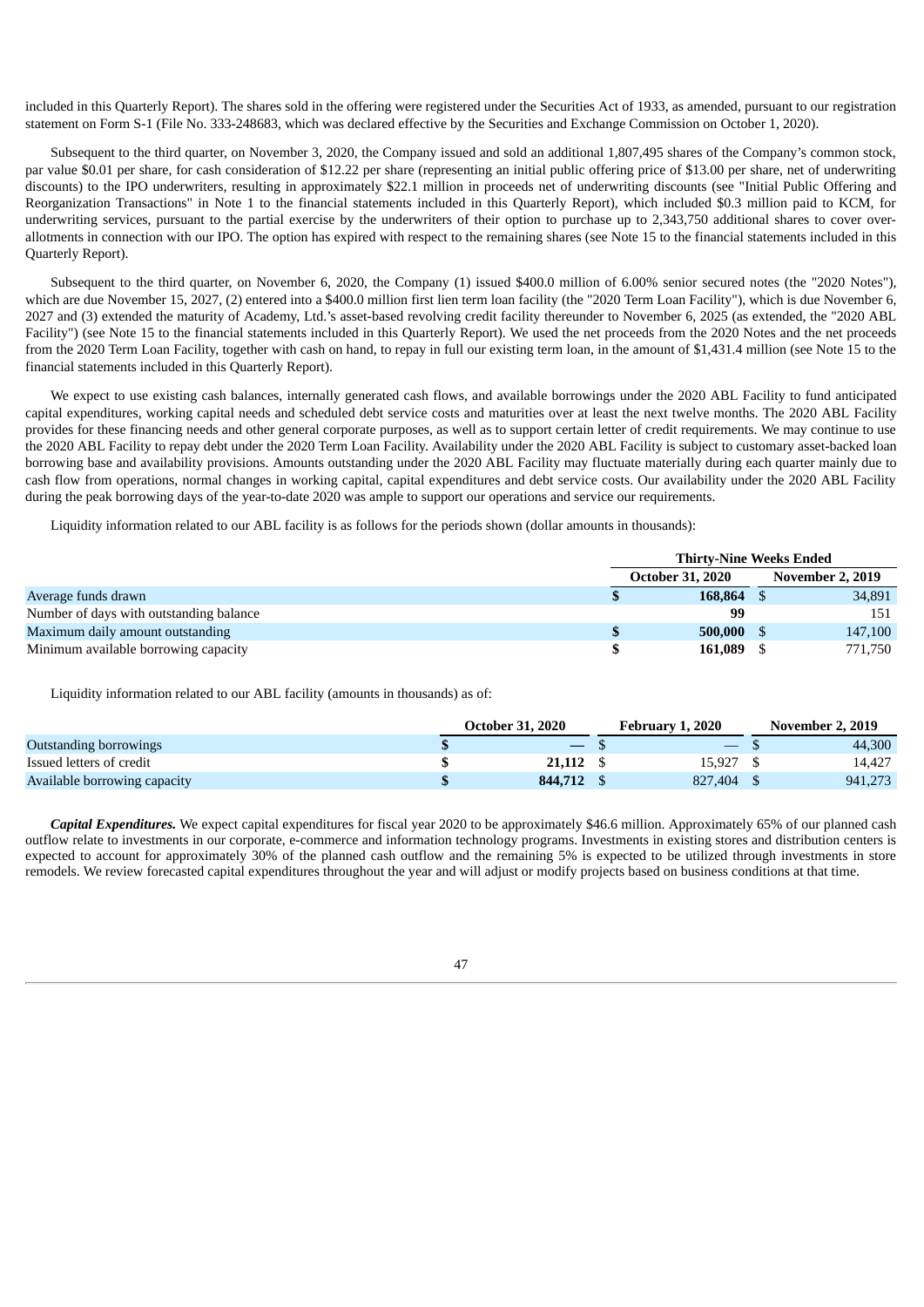included in this Quarterly Report). The shares sold in the offering were registered under the Securities Act of 1933, as amended, pursuant to our registration statement on Form S-1 (File No. 333-248683, which was declared effective by the Securities and Exchange Commission on October 1, 2020).

Subsequent to the third quarter, on November 3, 2020, the Company issued and sold an additional 1,807,495 shares of the Company's common stock, par value $0.01 per share, for cash consideration of $12.22 per share (representing an initial public offering price of $13.00 per share, net of underwriting discounts) to the IPO underwriters, resulting in approximately $22.1 million in proceeds net of underwriting discounts (see "Initial Public Offering and Reorganization Transactions" in Note 1 to the financial statements included in this Quarterly Report), which included $0.3 million paid to KCM, for underwriting services, pursuant to the partial exercise by the underwriters of their option to purchase up to 2,343,750 additional shares to cover over-allotments in connection with our IPO. The option has expired with respect to the remaining shares (see Note 15 to the financial statements included in this Quarterly Report).

Subsequent to the third quarter, on November 6, 2020, the Company (1) issued $400.0 million of 6.00% senior secured notes (the "2020 Notes"), which are due November 15, 2027, (2) entered into a $400.0 million first lien term loan facility (the "2020 Term Loan Facility"), which is due November 6, 2027 and (3) extended the maturity of Academy, Ltd.'s asset-based revolving credit facility thereunder to November 6, 2025 (as extended, the "2020 ABL Facility") (see Note 15 to the financial statements included in this Quarterly Report). We used the net proceeds from the 2020 Notes and the net proceeds from the 2020 Term Loan Facility, together with cash on hand, to repay in full our existing term loan, in the amount of $1,431.4 million (see Note 15 to the financial statements included in this Quarterly Report).

We expect to use existing cash balances, internally generated cash flows, and available borrowings under the 2020 ABL Facility to fund anticipated capital expenditures, working capital needs and scheduled debt service costs and maturities over at least the next twelve months. The 2020 ABL Facility provides for these financing needs and other general corporate purposes, as well as to support certain letter of credit requirements. We may continue to use the 2020 ABL Facility to repay debt under the 2020 Term Loan Facility. Availability under the 2020 ABL Facility is subject to customary asset-backed loan borrowing base and availability provisions. Amounts outstanding under the 2020 ABL Facility may fluctuate materially during each quarter mainly due to cash flow from operations, normal changes in working capital, capital expenditures and debt service costs. Our availability under the 2020 ABL Facility during the peak borrowing days of the year-to-date 2020 was ample to support our operations and service our requirements.

Liquidity information related to our ABL facility is as follows for the periods shown (dollar amounts in thousands):

| | Thirty-Nine Weeks Ended | |
|---|---|---|
| | **October 31, 2020** | **November 2, 2019** |
| Average funds drawn | **$ 168,864** | $ 34,891 |
| Number of days with outstanding balance | **99** | 151 |
| Maximum daily amount outstanding | **$ 500,000** | $ 147,100 |
| Minimum available borrowing capacity | **$ 161,089** | $ 771,750 |

Liquidity information related to our ABL facility (amounts in thousands) as of:

| | October 31, 2020 | February 1, 2020 | November 2, 2019 |
|---|---|---|---|
| Outstanding borrowings | **$ —** | $ — | $ 44,300 |
| Issued letters of credit | **$ 21,112** | $ 15,927 | $ 14,427 |
| Available borrowing capacity | **$ 844,712** | $ 827,404 | $ 941,273 |

***Capital Expenditures.*** We expect capital expenditures for fiscal year 2020 to be approximately $46.6 million. Approximately 65% of our planned cash outflow relate to investments in our corporate, e-commerce and information technology programs. Investments in existing stores and distribution centers is expected to account for approximately 30% of the planned cash outflow and the remaining 5% is expected to be utilized through investments in store remodels. We review forecasted capital expenditures throughout the year and will adjust or modify projects based on business conditions at that time.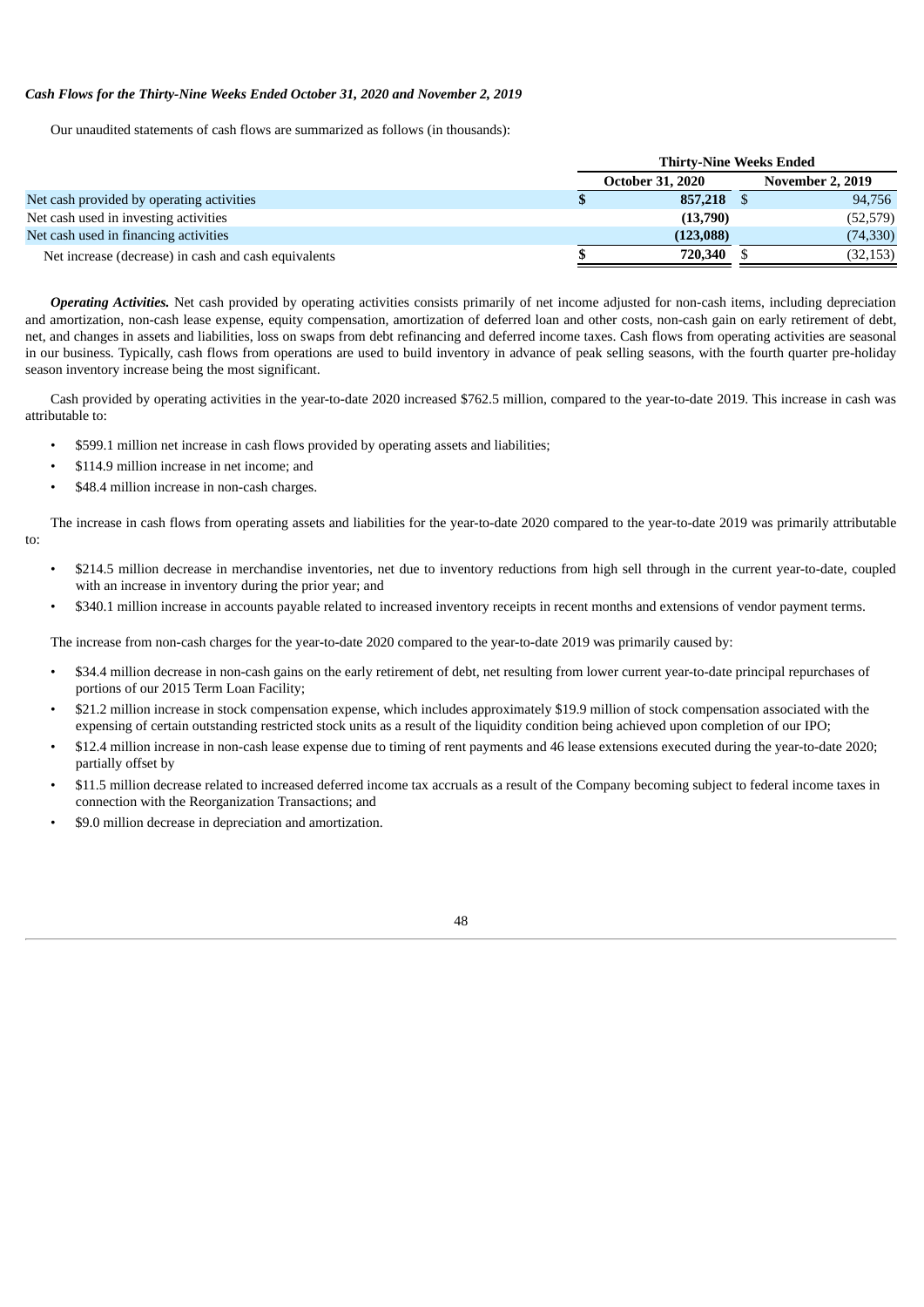***Cash Flows for the Thirty-Nine Weeks Ended October 31, 2020 and November 2, 2019***

Our unaudited statements of cash flows are summarized as follows (in thousands):

| | Thirty-Nine Weeks Ended | |
|---|---|---|
| | **October 31, 2020** | **November 2, 2019** |
| Net cash provided by operating activities | **$ 857,218** | $ 94,756 |
| Net cash used in investing activities | **(13,790)** | (52,579) |
| Net cash used in financing activities | **(123,088)** | (74,330) |
| Net increase (decrease) in cash and cash equivalents | **$ 720,340** | $ (32,153) |

***Operating Activities.*** Net cash provided by operating activities consists primarily of net income adjusted for non-cash items, including depreciation and amortization, non-cash lease expense, equity compensation, amortization of deferred loan and other costs, non-cash gain on early retirement of debt, net, and changes in assets and liabilities, loss on swaps from debt refinancing and deferred income taxes. Cash flows from operating activities are seasonal in our business. Typically, cash flows from operations are used to build inventory in advance of peak selling seasons, with the fourth quarter pre-holiday season inventory increase being the most significant.

Cash provided by operating activities in the year-to-date 2020 increased $762.5 million, compared to the year-to-date 2019. This increase in cash was attributable to:

- $599.1 million net increase in cash flows provided by operating assets and liabilities;
- $114.9 million increase in net income; and
- $48.4 million increase in non-cash charges.

The increase in cash flows from operating assets and liabilities for the year-to-date 2020 compared to the year-to-date 2019 was primarily attributable to:

- $214.5 million decrease in merchandise inventories, net due to inventory reductions from high sell through in the current year-to-date, coupled with an increase in inventory during the prior year; and
- $340.1 million increase in accounts payable related to increased inventory receipts in recent months and extensions of vendor payment terms.

The increase from non-cash charges for the year-to-date 2020 compared to the year-to-date 2019 was primarily caused by:

- $34.4 million decrease in non-cash gains on the early retirement of debt, net resulting from lower current year-to-date principal repurchases of portions of our 2015 Term Loan Facility;
- $21.2 million increase in stock compensation expense, which includes approximately $19.9 million of stock compensation associated with the expensing of certain outstanding restricted stock units as a result of the liquidity condition being achieved upon completion of our IPO;
- $12.4 million increase in non-cash lease expense due to timing of rent payments and 46 lease extensions executed during the year-to-date 2020; partially offset by
- $11.5 million decrease related to increased deferred income tax accruals as a result of the Company becoming subject to federal income taxes in connection with the Reorganization Transactions; and
- $9.0 million decrease in depreciation and amortization.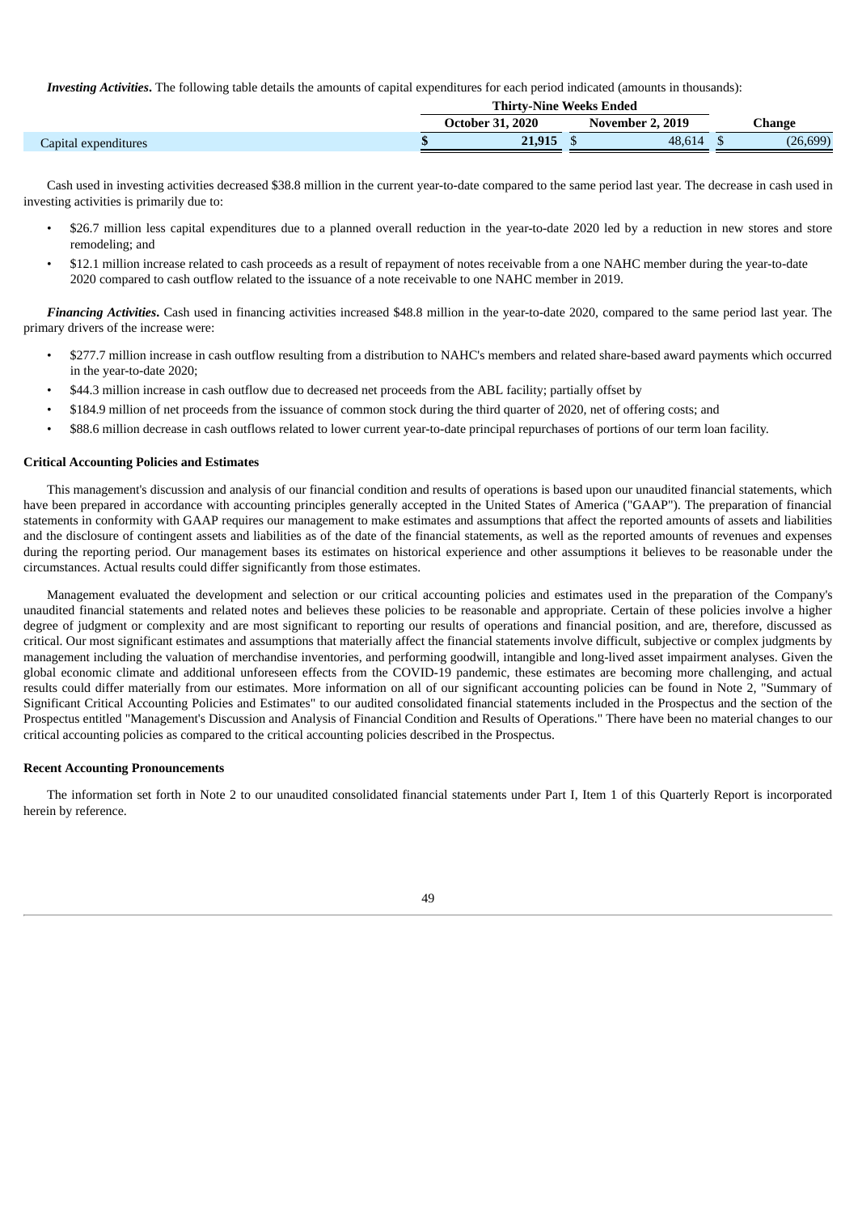***Investing Activities*****.** The following table details the amounts of capital expenditures for each period indicated (amounts in thousands):

| | Thirty-Nine Weeks Ended | | |
|---|---|---|---|
| | October 31, 2020 | November 2, 2019 | Change |
| Capital expenditures | $ 21,915 | $ 48,614 | $ (26,699) |

Cash used in investing activities decreased $38.8 million in the current year-to-date compared to the same period last year. The decrease in cash used in investing activities is primarily due to:

- $26.7 million less capital expenditures due to a planned overall reduction in the year-to-date 2020 led by a reduction in new stores and store remodeling; and
- $12.1 million increase related to cash proceeds as a result of repayment of notes receivable from a one NAHC member during the year-to-date 2020 compared to cash outflow related to the issuance of a note receivable to one NAHC member in 2019.

***Financing Activities*****.** Cash used in financing activities increased $48.8 million in the year-to-date 2020, compared to the same period last year. The primary drivers of the increase were:

- $277.7 million increase in cash outflow resulting from a distribution to NAHC's members and related share-based award payments which occurred in the year-to-date 2020;
- $44.3 million increase in cash outflow due to decreased net proceeds from the ABL facility; partially offset by
- $184.9 million of net proceeds from the issuance of common stock during the third quarter of 2020, net of offering costs; and
- $88.6 million decrease in cash outflows related to lower current year-to-date principal repurchases of portions of our term loan facility.

**Critical Accounting Policies and Estimates**

This management's discussion and analysis of our financial condition and results of operations is based upon our unaudited financial statements, which have been prepared in accordance with accounting principles generally accepted in the United States of America ("GAAP"). The preparation of financial statements in conformity with GAAP requires our management to make estimates and assumptions that affect the reported amounts of assets and liabilities and the disclosure of contingent assets and liabilities as of the date of the financial statements, as well as the reported amounts of revenues and expenses during the reporting period. Our management bases its estimates on historical experience and other assumptions it believes to be reasonable under the circumstances. Actual results could differ significantly from those estimates.

Management evaluated the development and selection or our critical accounting policies and estimates used in the preparation of the Company's unaudited financial statements and related notes and believes these policies to be reasonable and appropriate. Certain of these policies involve a higher degree of judgment or complexity and are most significant to reporting our results of operations and financial position, and are, therefore, discussed as critical. Our most significant estimates and assumptions that materially affect the financial statements involve difficult, subjective or complex judgments by management including the valuation of merchandise inventories, and performing goodwill, intangible and long-lived asset impairment analyses. Given the global economic climate and additional unforeseen effects from the COVID-19 pandemic, these estimates are becoming more challenging, and actual results could differ materially from our estimates. More information on all of our significant accounting policies can be found in Note 2, "Summary of Significant Critical Accounting Policies and Estimates" to our audited consolidated financial statements included in the Prospectus and the section of the Prospectus entitled "Management's Discussion and Analysis of Financial Condition and Results of Operations." There have been no material changes to our critical accounting policies as compared to the critical accounting policies described in the Prospectus.

**Recent Accounting Pronouncements**

The information set forth in Note 2 to our unaudited consolidated financial statements under Part I, Item 1 of this Quarterly Report is incorporated herein by reference.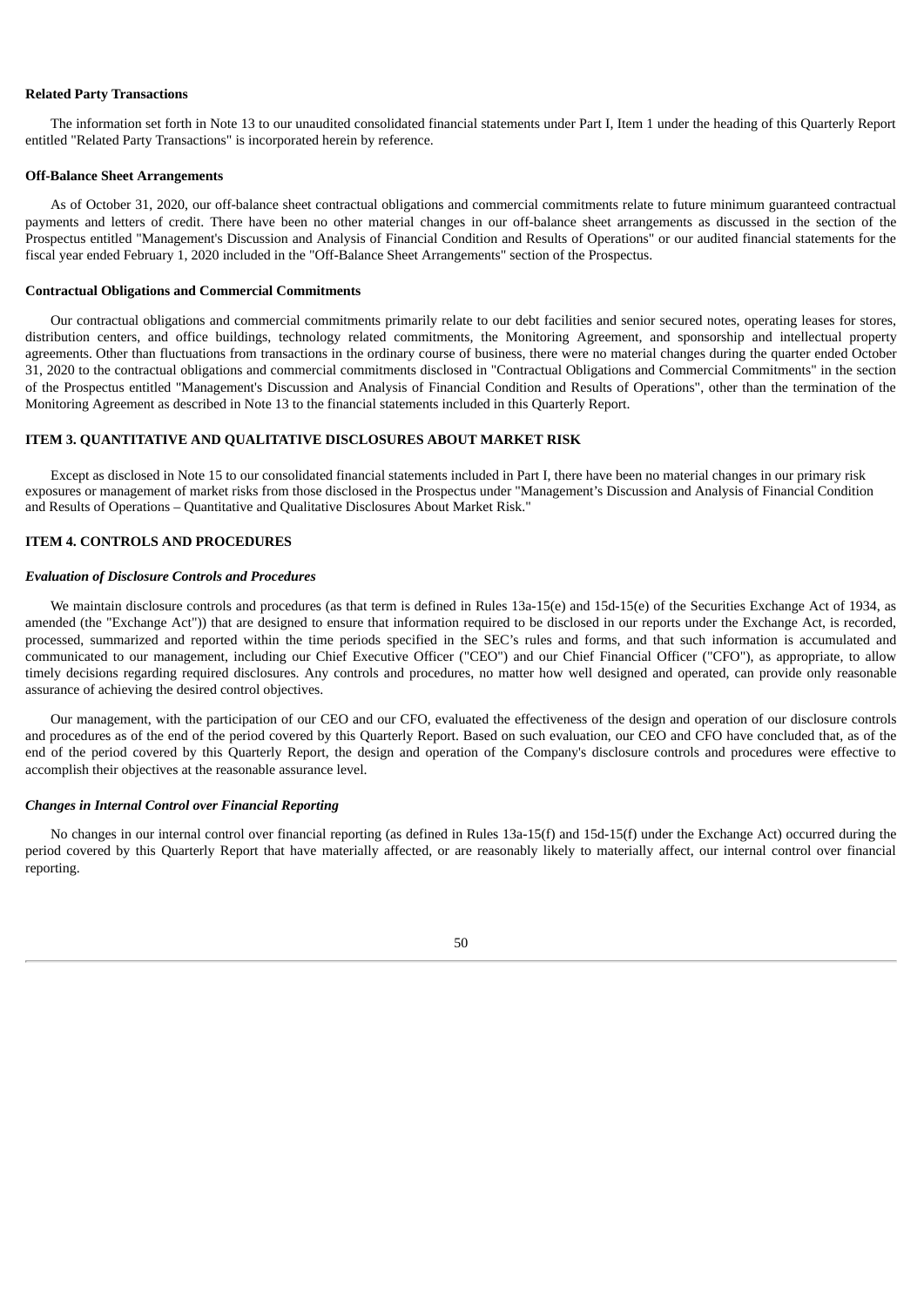**Related Party Transactions**

The information set forth in Note 13 to our unaudited consolidated financial statements under Part I, Item 1 under the heading of this Quarterly Report entitled "Related Party Transactions" is incorporated herein by reference.

**Off-Balance Sheet Arrangements**

As of October 31, 2020, our off-balance sheet contractual obligations and commercial commitments relate to future minimum guaranteed contractual payments and letters of credit. There have been no other material changes in our off-balance sheet arrangements as discussed in the section of the Prospectus entitled "Management's Discussion and Analysis of Financial Condition and Results of Operations" or our audited financial statements for the fiscal year ended February 1, 2020 included in the "Off-Balance Sheet Arrangements" section of the Prospectus.

**Contractual Obligations and Commercial Commitments**

Our contractual obligations and commercial commitments primarily relate to our debt facilities and senior secured notes, operating leases for stores, distribution centers, and office buildings, technology related commitments, the Monitoring Agreement, and sponsorship and intellectual property agreements. Other than fluctuations from transactions in the ordinary course of business, there were no material changes during the quarter ended October 31, 2020 to the contractual obligations and commercial commitments disclosed in "Contractual Obligations and Commercial Commitments" in the section of the Prospectus entitled "Management's Discussion and Analysis of Financial Condition and Results of Operations", other than the termination of the Monitoring Agreement as described in Note 13 to the financial statements included in this Quarterly Report.

## ITEM 3. QUANTITATIVE AND QUALITATIVE DISCLOSURES ABOUT MARKET RISK

Except as disclosed in Note 15 to our consolidated financial statements included in Part I, there have been no material changes in our primary risk exposures or management of market risks from those disclosed in the Prospectus under "Management's Discussion and Analysis of Financial Condition and Results of Operations – Quantitative and Qualitative Disclosures About Market Risk."

## ITEM 4. CONTROLS AND PROCEDURES

***Evaluation of Disclosure Controls and Procedures***

We maintain disclosure controls and procedures (as that term is defined in Rules 13a-15(e) and 15d-15(e) of the Securities Exchange Act of 1934, as amended (the "Exchange Act")) that are designed to ensure that information required to be disclosed in our reports under the Exchange Act, is recorded, processed, summarized and reported within the time periods specified in the SEC's rules and forms, and that such information is accumulated and communicated to our management, including our Chief Executive Officer ("CEO") and our Chief Financial Officer ("CFO"), as appropriate, to allow timely decisions regarding required disclosures. Any controls and procedures, no matter how well designed and operated, can provide only reasonable assurance of achieving the desired control objectives.

Our management, with the participation of our CEO and our CFO, evaluated the effectiveness of the design and operation of our disclosure controls and procedures as of the end of the period covered by this Quarterly Report. Based on such evaluation, our CEO and CFO have concluded that, as of the end of the period covered by this Quarterly Report, the design and operation of the Company's disclosure controls and procedures were effective to accomplish their objectives at the reasonable assurance level.

***Changes in Internal Control over Financial Reporting***

No changes in our internal control over financial reporting (as defined in Rules 13a-15(f) and 15d-15(f) under the Exchange Act) occurred during the period covered by this Quarterly Report that have materially affected, or are reasonably likely to materially affect, our internal control over financial reporting.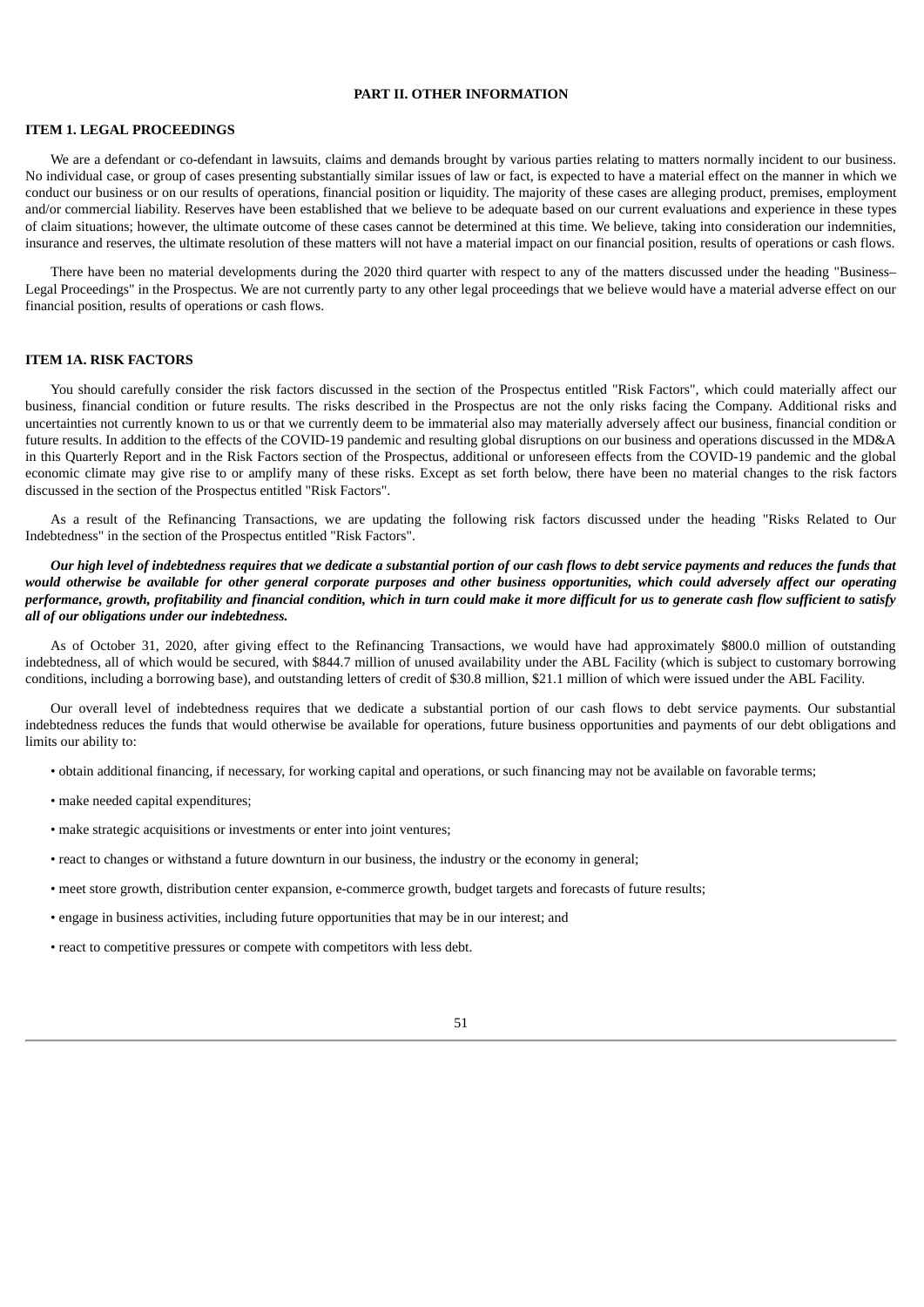# PART II. OTHER INFORMATION

## ITEM 1. LEGAL PROCEEDINGS

We are a defendant or co-defendant in lawsuits, claims and demands brought by various parties relating to matters normally incident to our business. No individual case, or group of cases presenting substantially similar issues of law or fact, is expected to have a material effect on the manner in which we conduct our business or on our results of operations, financial position or liquidity. The majority of these cases are alleging product, premises, employment and/or commercial liability. Reserves have been established that we believe to be adequate based on our current evaluations and experience in these types of claim situations; however, the ultimate outcome of these cases cannot be determined at this time. We believe, taking into consideration our indemnities, insurance and reserves, the ultimate resolution of these matters will not have a material impact on our financial position, results of operations or cash flows.

There have been no material developments during the 2020 third quarter with respect to any of the matters discussed under the heading "Business–Legal Proceedings" in the Prospectus. We are not currently party to any other legal proceedings that we believe would have a material adverse effect on our financial position, results of operations or cash flows.

## ITEM 1A. RISK FACTORS

You should carefully consider the risk factors discussed in the section of the Prospectus entitled "Risk Factors", which could materially affect our business, financial condition or future results. The risks described in the Prospectus are not the only risks facing the Company. Additional risks and uncertainties not currently known to us or that we currently deem to be immaterial also may materially adversely affect our business, financial condition or future results. In addition to the effects of the COVID-19 pandemic and resulting global disruptions on our business and operations discussed in the MD&A in this Quarterly Report and in the Risk Factors section of the Prospectus, additional or unforeseen effects from the COVID-19 pandemic and the global economic climate may give rise to or amplify many of these risks. Except as set forth below, there have been no material changes to the risk factors discussed in the section of the Prospectus entitled "Risk Factors".

As a result of the Refinancing Transactions, we are updating the following risk factors discussed under the heading "Risks Related to Our Indebtedness" in the section of the Prospectus entitled "Risk Factors".

***Our high level of indebtedness requires that we dedicate a substantial portion of our cash flows to debt service payments and reduces the funds that would otherwise be available for other general corporate purposes and other business opportunities, which could adversely affect our operating performance, growth, profitability and financial condition, which in turn could make it more difficult for us to generate cash flow sufficient to satisfy all of our obligations under our indebtedness.***

As of October 31, 2020, after giving effect to the Refinancing Transactions, we would have had approximately $800.0 million of outstanding indebtedness, all of which would be secured, with $844.7 million of unused availability under the ABL Facility (which is subject to customary borrowing conditions, including a borrowing base), and outstanding letters of credit of $30.8 million, $21.1 million of which were issued under the ABL Facility.

Our overall level of indebtedness requires that we dedicate a substantial portion of our cash flows to debt service payments. Our substantial indebtedness reduces the funds that would otherwise be available for operations, future business opportunities and payments of our debt obligations and limits our ability to:

- obtain additional financing, if necessary, for working capital and operations, or such financing may not be available on favorable terms;
- make needed capital expenditures;
- make strategic acquisitions or investments or enter into joint ventures;
- react to changes or withstand a future downturn in our business, the industry or the economy in general;
- meet store growth, distribution center expansion, e-commerce growth, budget targets and forecasts of future results;
- engage in business activities, including future opportunities that may be in our interest; and
- react to competitive pressures or compete with competitors with less debt.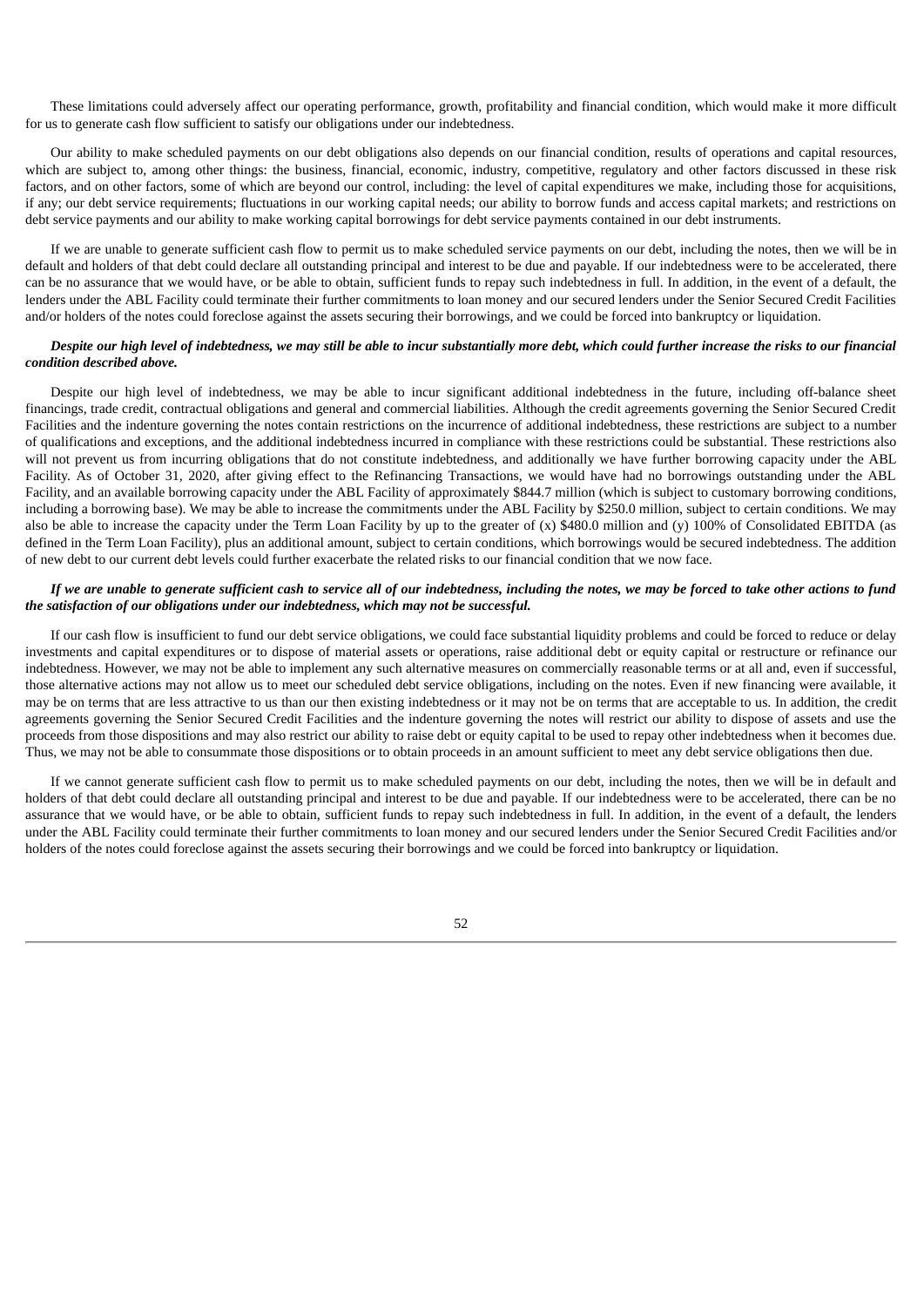These limitations could adversely affect our operating performance, growth, profitability and financial condition, which would make it more difficult for us to generate cash flow sufficient to satisfy our obligations under our indebtedness.

Our ability to make scheduled payments on our debt obligations also depends on our financial condition, results of operations and capital resources, which are subject to, among other things: the business, financial, economic, industry, competitive, regulatory and other factors discussed in these risk factors, and on other factors, some of which are beyond our control, including: the level of capital expenditures we make, including those for acquisitions, if any; our debt service requirements; fluctuations in our working capital needs; our ability to borrow funds and access capital markets; and restrictions on debt service payments and our ability to make working capital borrowings for debt service payments contained in our debt instruments.

If we are unable to generate sufficient cash flow to permit us to make scheduled service payments on our debt, including the notes, then we will be in default and holders of that debt could declare all outstanding principal and interest to be due and payable. If our indebtedness were to be accelerated, there can be no assurance that we would have, or be able to obtain, sufficient funds to repay such indebtedness in full. In addition, in the event of a default, the lenders under the ABL Facility could terminate their further commitments to loan money and our secured lenders under the Senior Secured Credit Facilities and/or holders of the notes could foreclose against the assets securing their borrowings, and we could be forced into bankruptcy or liquidation.

***Despite our high level of indebtedness, we may still be able to incur substantially more debt, which could further increase the risks to our financial condition described above.***

Despite our high level of indebtedness, we may be able to incur significant additional indebtedness in the future, including off-balance sheet financings, trade credit, contractual obligations and general and commercial liabilities. Although the credit agreements governing the Senior Secured Credit Facilities and the indenture governing the notes contain restrictions on the incurrence of additional indebtedness, these restrictions are subject to a number of qualifications and exceptions, and the additional indebtedness incurred in compliance with these restrictions could be substantial. These restrictions also will not prevent us from incurring obligations that do not constitute indebtedness, and additionally we have further borrowing capacity under the ABL Facility. As of October 31, 2020, after giving effect to the Refinancing Transactions, we would have had no borrowings outstanding under the ABL Facility, and an available borrowing capacity under the ABL Facility of approximately $844.7 million (which is subject to customary borrowing conditions, including a borrowing base). We may be able to increase the commitments under the ABL Facility by $250.0 million, subject to certain conditions. We may also be able to increase the capacity under the Term Loan Facility by up to the greater of (x) $480.0 million and (y) 100% of Consolidated EBITDA (as defined in the Term Loan Facility), plus an additional amount, subject to certain conditions, which borrowings would be secured indebtedness. The addition of new debt to our current debt levels could further exacerbate the related risks to our financial condition that we now face.

***If we are unable to generate sufficient cash to service all of our indebtedness, including the notes, we may be forced to take other actions to fund the satisfaction of our obligations under our indebtedness, which may not be successful.***

If our cash flow is insufficient to fund our debt service obligations, we could face substantial liquidity problems and could be forced to reduce or delay investments and capital expenditures or to dispose of material assets or operations, raise additional debt or equity capital or restructure or refinance our indebtedness. However, we may not be able to implement any such alternative measures on commercially reasonable terms or at all and, even if successful, those alternative actions may not allow us to meet our scheduled debt service obligations, including on the notes. Even if new financing were available, it may be on terms that are less attractive to us than our then existing indebtedness or it may not be on terms that are acceptable to us. In addition, the credit agreements governing the Senior Secured Credit Facilities and the indenture governing the notes will restrict our ability to dispose of assets and use the proceeds from those dispositions and may also restrict our ability to raise debt or equity capital to be used to repay other indebtedness when it becomes due. Thus, we may not be able to consummate those dispositions or to obtain proceeds in an amount sufficient to meet any debt service obligations then due.

If we cannot generate sufficient cash flow to permit us to make scheduled payments on our debt, including the notes, then we will be in default and holders of that debt could declare all outstanding principal and interest to be due and payable. If our indebtedness were to be accelerated, there can be no assurance that we would have, or be able to obtain, sufficient funds to repay such indebtedness in full. In addition, in the event of a default, the lenders under the ABL Facility could terminate their further commitments to loan money and our secured lenders under the Senior Secured Credit Facilities and/or holders of the notes could foreclose against the assets securing their borrowings and we could be forced into bankruptcy or liquidation.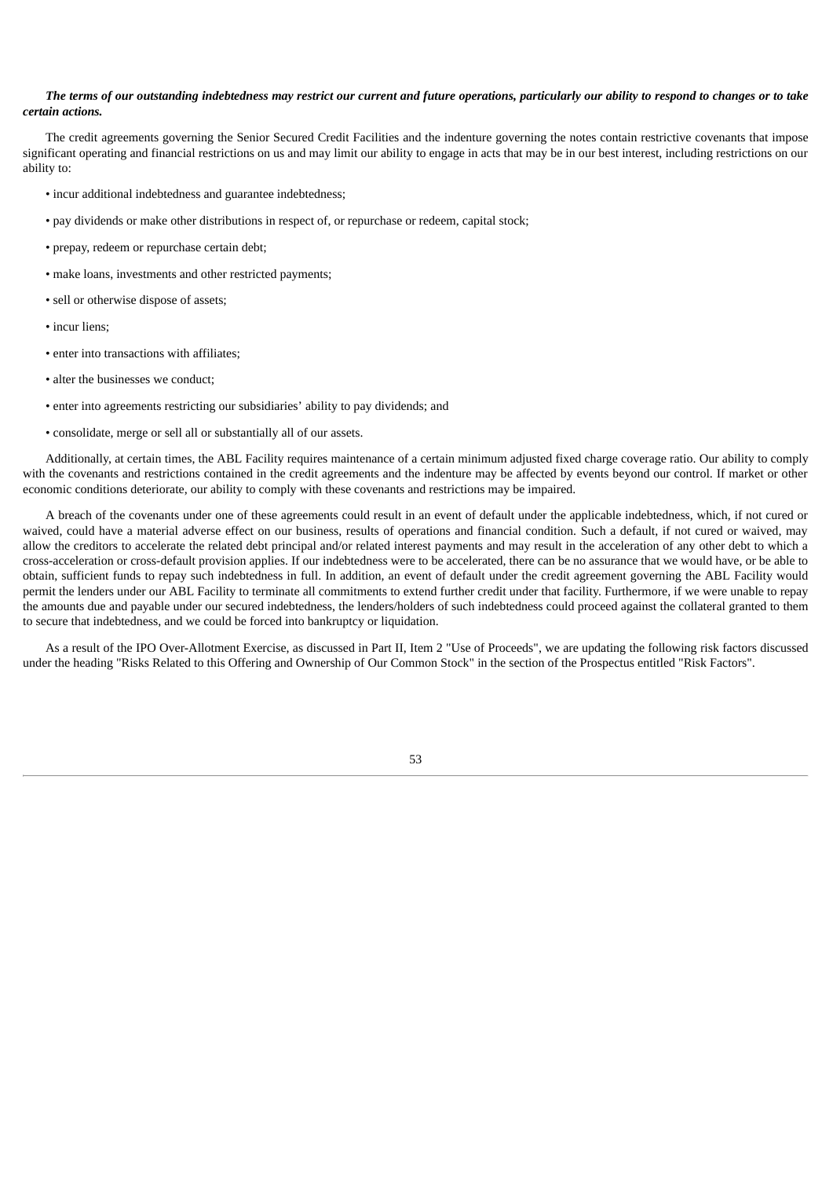***The terms of our outstanding indebtedness may restrict our current and future operations, particularly our ability to respond to changes or to take certain actions.***

The credit agreements governing the Senior Secured Credit Facilities and the indenture governing the notes contain restrictive covenants that impose significant operating and financial restrictions on us and may limit our ability to engage in acts that may be in our best interest, including restrictions on our ability to:

- incur additional indebtedness and guarantee indebtedness;
- pay dividends or make other distributions in respect of, or repurchase or redeem, capital stock;
- prepay, redeem or repurchase certain debt;
- make loans, investments and other restricted payments;
- sell or otherwise dispose of assets;
- incur liens;
- enter into transactions with affiliates;
- alter the businesses we conduct;
- enter into agreements restricting our subsidiaries' ability to pay dividends; and
- consolidate, merge or sell all or substantially all of our assets.

Additionally, at certain times, the ABL Facility requires maintenance of a certain minimum adjusted fixed charge coverage ratio. Our ability to comply with the covenants and restrictions contained in the credit agreements and the indenture may be affected by events beyond our control. If market or other economic conditions deteriorate, our ability to comply with these covenants and restrictions may be impaired.

A breach of the covenants under one of these agreements could result in an event of default under the applicable indebtedness, which, if not cured or waived, could have a material adverse effect on our business, results of operations and financial condition. Such a default, if not cured or waived, may allow the creditors to accelerate the related debt principal and/or related interest payments and may result in the acceleration of any other debt to which a cross-acceleration or cross-default provision applies. If our indebtedness were to be accelerated, there can be no assurance that we would have, or be able to obtain, sufficient funds to repay such indebtedness in full. In addition, an event of default under the credit agreement governing the ABL Facility would permit the lenders under our ABL Facility to terminate all commitments to extend further credit under that facility. Furthermore, if we were unable to repay the amounts due and payable under our secured indebtedness, the lenders/holders of such indebtedness could proceed against the collateral granted to them to secure that indebtedness, and we could be forced into bankruptcy or liquidation.

As a result of the IPO Over-Allotment Exercise, as discussed in Part II, Item 2 "Use of Proceeds", we are updating the following risk factors discussed under the heading "Risks Related to this Offering and Ownership of Our Common Stock" in the section of the Prospectus entitled "Risk Factors".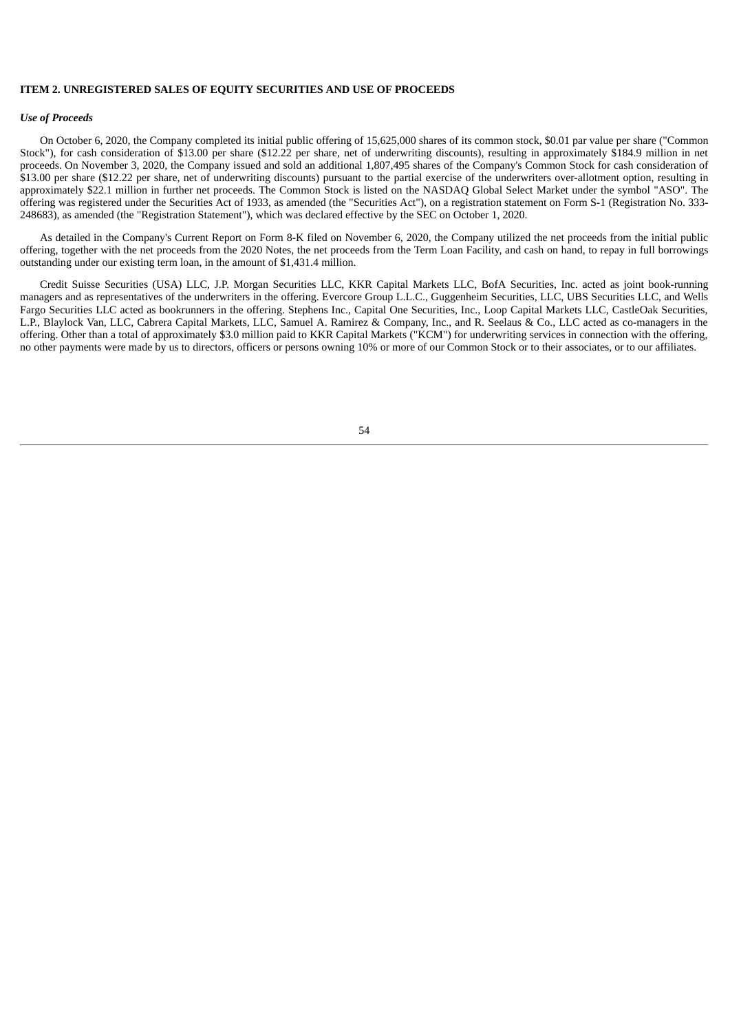**ITEM 2. UNREGISTERED SALES OF EQUITY SECURITIES AND USE OF PROCEEDS**

***Use of Proceeds***

On October 6, 2020, the Company completed its initial public offering of 15,625,000 shares of its common stock, $0.01 par value per share ("Common Stock"), for cash consideration of $13.00 per share ($12.22 per share, net of underwriting discounts), resulting in approximately $184.9 million in net proceeds. On November 3, 2020, the Company issued and sold an additional 1,807,495 shares of the Company's Common Stock for cash consideration of $13.00 per share ($12.22 per share, net of underwriting discounts) pursuant to the partial exercise of the underwriters over-allotment option, resulting in approximately $22.1 million in further net proceeds. The Common Stock is listed on the NASDAQ Global Select Market under the symbol "ASO". The offering was registered under the Securities Act of 1933, as amended (the "Securities Act"), on a registration statement on Form S-1 (Registration No. 333-248683), as amended (the "Registration Statement"), which was declared effective by the SEC on October 1, 2020.

As detailed in the Company's Current Report on Form 8-K filed on November 6, 2020, the Company utilized the net proceeds from the initial public offering, together with the net proceeds from the 2020 Notes, the net proceeds from the Term Loan Facility, and cash on hand, to repay in full borrowings outstanding under our existing term loan, in the amount of $1,431.4 million.

Credit Suisse Securities (USA) LLC, J.P. Morgan Securities LLC, KKR Capital Markets LLC, BofA Securities, Inc. acted as joint book-running managers and as representatives of the underwriters in the offering. Evercore Group L.L.C., Guggenheim Securities, LLC, UBS Securities LLC, and Wells Fargo Securities LLC acted as bookrunners in the offering. Stephens Inc., Capital One Securities, Inc., Loop Capital Markets LLC, CastleOak Securities, L.P., Blaylock Van, LLC, Cabrera Capital Markets, LLC, Samuel A. Ramirez & Company, Inc., and R. Seelaus & Co., LLC acted as co-managers in the offering. Other than a total of approximately $3.0 million paid to KKR Capital Markets ("KCM") for underwriting services in connection with the offering, no other payments were made by us to directors, officers or persons owning 10% or more of our Common Stock or to their associates, or to our affiliates.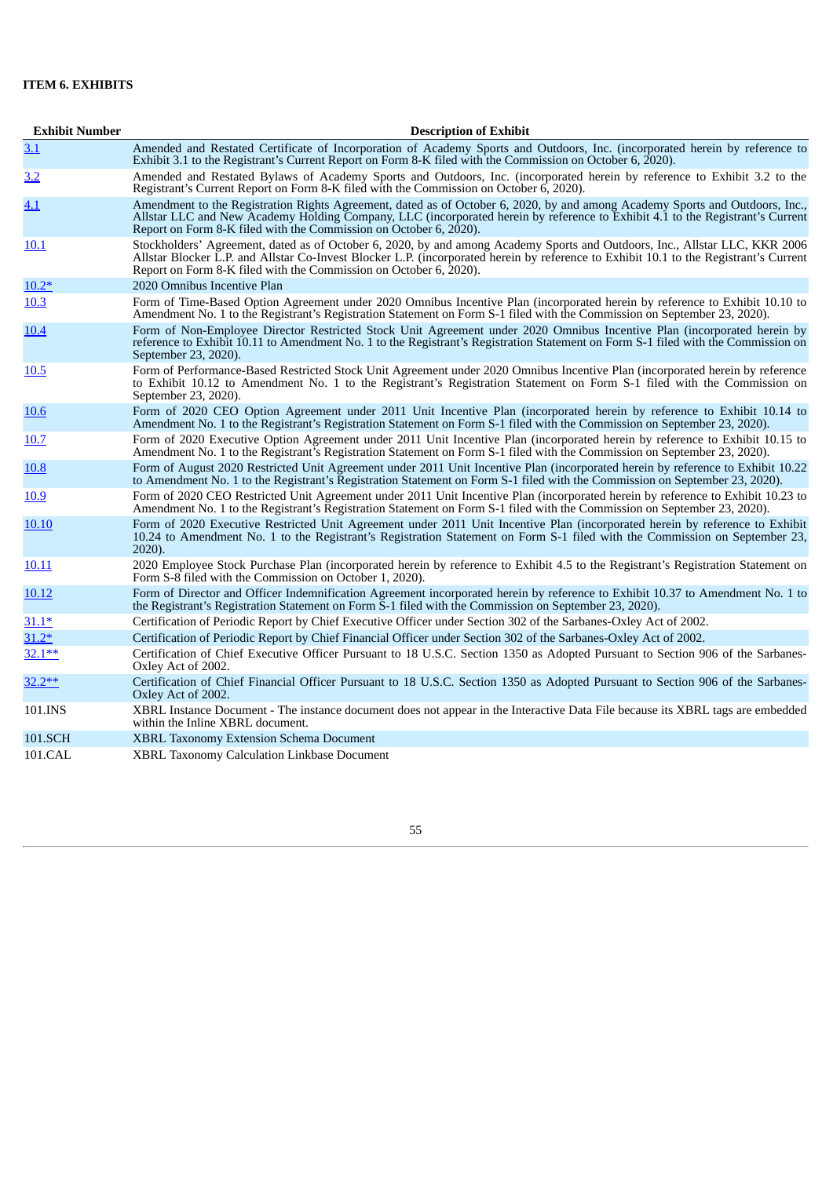### ITEM 6. EXHIBITS

| Exhibit Number | Description of Exhibit |
|---|---|
| 3.1 | Amended and Restated Certificate of Incorporation of Academy Sports and Outdoors, Inc. (incorporated herein by reference to Exhibit 3.1 to the Registrant's Current Report on Form 8-K filed with the Commission on October 6, 2020). |
| 3.2 | Amended and Restated Bylaws of Academy Sports and Outdoors, Inc. (incorporated herein by reference to Exhibit 3.2 to the Registrant's Current Report on Form 8-K filed with the Commission on October 6, 2020). |
| 4.1 | Amendment to the Registration Rights Agreement, dated as of October 6, 2020, by and among Academy Sports and Outdoors, Inc., Allstar LLC and New Academy Holding Company, LLC (incorporated herein by reference to Exhibit 4.1 to the Registrant's Current Report on Form 8-K filed with the Commission on October 6, 2020). |
| 10.1 | Stockholders' Agreement, dated as of October 6, 2020, by and among Academy Sports and Outdoors, Inc., Allstar LLC, KKR 2006 Allstar Blocker L.P. and Allstar Co-Invest Blocker L.P. (incorporated herein by reference to Exhibit 10.1 to the Registrant's Current Report on Form 8-K filed with the Commission on October 6, 2020). |
| 10.2* | 2020 Omnibus Incentive Plan |
| 10.3 | Form of Time-Based Option Agreement under 2020 Omnibus Incentive Plan (incorporated herein by reference to Exhibit 10.10 to Amendment No. 1 to the Registrant's Registration Statement on Form S-1 filed with the Commission on September 23, 2020). |
| 10.4 | Form of Non-Employee Director Restricted Stock Unit Agreement under 2020 Omnibus Incentive Plan (incorporated herein by reference to Exhibit 10.11 to Amendment No. 1 to the Registrant's Registration Statement on Form S-1 filed with the Commission on September 23, 2020). |
| 10.5 | Form of Performance-Based Restricted Stock Unit Agreement under 2020 Omnibus Incentive Plan (incorporated herein by reference to Exhibit 10.12 to Amendment No. 1 to the Registrant's Registration Statement on Form S-1 filed with the Commission on September 23, 2020). |
| 10.6 | Form of 2020 CEO Option Agreement under 2011 Unit Incentive Plan (incorporated herein by reference to Exhibit 10.14 to Amendment No. 1 to the Registrant's Registration Statement on Form S-1 filed with the Commission on September 23, 2020). |
| 10.7 | Form of 2020 Executive Option Agreement under 2011 Unit Incentive Plan (incorporated herein by reference to Exhibit 10.15 to Amendment No. 1 to the Registrant's Registration Statement on Form S-1 filed with the Commission on September 23, 2020). |
| 10.8 | Form of August 2020 Restricted Unit Agreement under 2011 Unit Incentive Plan (incorporated herein by reference to Exhibit 10.22 to Amendment No. 1 to the Registrant's Registration Statement on Form S-1 filed with the Commission on September 23, 2020). |
| 10.9 | Form of 2020 CEO Restricted Unit Agreement under 2011 Unit Incentive Plan (incorporated herein by reference to Exhibit 10.23 to Amendment No. 1 to the Registrant's Registration Statement on Form S-1 filed with the Commission on September 23, 2020). |
| 10.10 | Form of 2020 Executive Restricted Unit Agreement under 2011 Unit Incentive Plan (incorporated herein by reference to Exhibit 10.24 to Amendment No. 1 to the Registrant's Registration Statement on Form S-1 filed with the Commission on September 23, 2020). |
| 10.11 | 2020 Employee Stock Purchase Plan (incorporated herein by reference to Exhibit 4.5 to the Registrant's Registration Statement on Form S-8 filed with the Commission on October 1, 2020). |
| 10.12 | Form of Director and Officer Indemnification Agreement incorporated herein by reference to Exhibit 10.37 to Amendment No. 1 to the Registrant's Registration Statement on Form S-1 filed with the Commission on September 23, 2020). |
| 31.1* | Certification of Periodic Report by Chief Executive Officer under Section 302 of the Sarbanes-Oxley Act of 2002. |
| 31.2* | Certification of Periodic Report by Chief Financial Officer under Section 302 of the Sarbanes-Oxley Act of 2002. |
| 32.1** | Certification of Chief Executive Officer Pursuant to 18 U.S.C. Section 1350 as Adopted Pursuant to Section 906 of the Sarbanes-Oxley Act of 2002. |
| 32.2** | Certification of Chief Financial Officer Pursuant to 18 U.S.C. Section 1350 as Adopted Pursuant to Section 906 of the Sarbanes-Oxley Act of 2002. |
| 101.INS | XBRL Instance Document - The instance document does not appear in the Interactive Data File because its XBRL tags are embedded within the Inline XBRL document. |
| 101.SCH | XBRL Taxonomy Extension Schema Document |
| 101.CAL | XBRL Taxonomy Calculation Linkbase Document |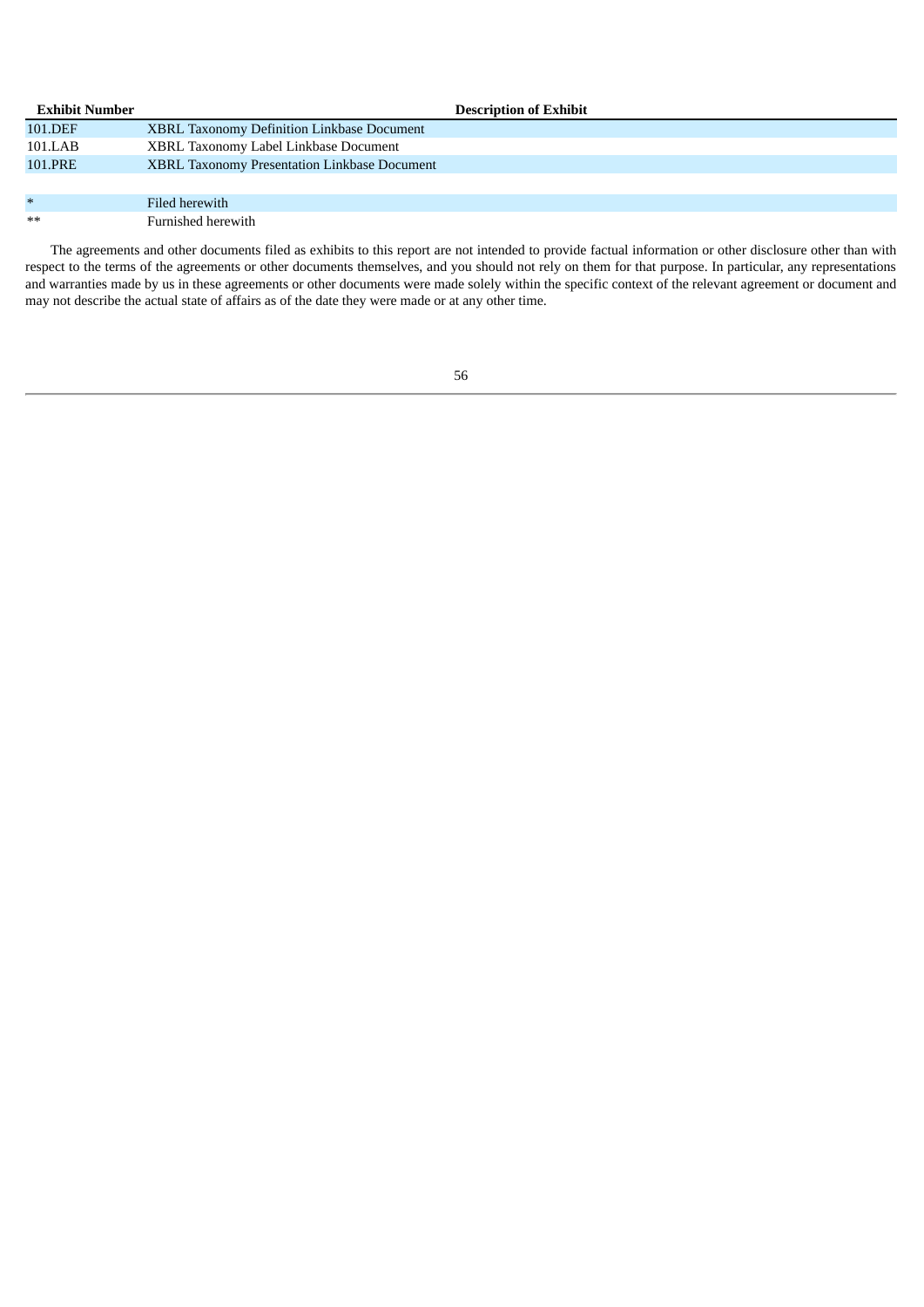| Exhibit Number | Description of Exhibit |
| --- | --- |
| 101.DEF | XBRL Taxonomy Definition Linkbase Document |
| 101.LAB | XBRL Taxonomy Label Linkbase Document |
| 101.PRE | XBRL Taxonomy Presentation Linkbase Document |
| | |
| * | Filed herewith |
| ** | Furnished herewith |

The agreements and other documents filed as exhibits to this report are not intended to provide factual information or other disclosure other than with respect to the terms of the agreements or other documents themselves, and you should not rely on them for that purpose. In particular, any representations and warranties made by us in these agreements or other documents were made solely within the specific context of the relevant agreement or document and may not describe the actual state of affairs as of the date they were made or at any other time.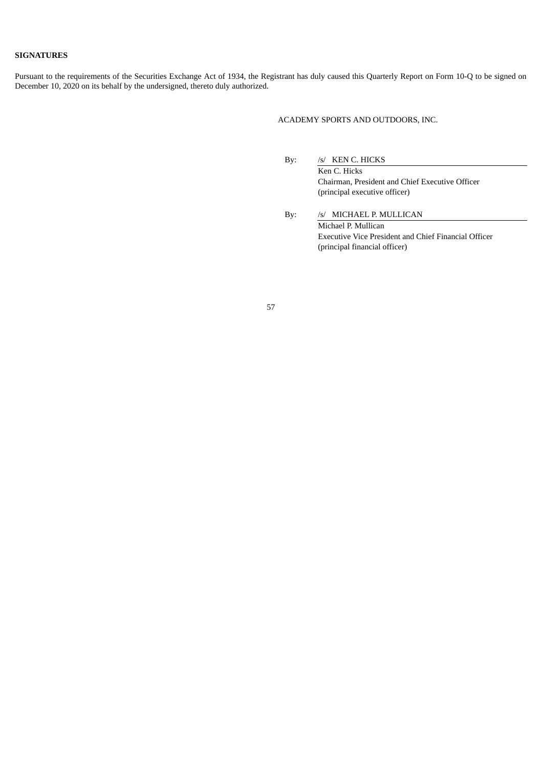**SIGNATURES**

Pursuant to the requirements of the Securities Exchange Act of 1934, the Registrant has duly caused this Quarterly Report on Form 10-Q to be signed on December 10, 2020 on its behalf by the undersigned, thereto duly authorized.

ACADEMY SPORTS AND OUTDOORS, INC.

By: /s/ KEN C. HICKS
Ken C. Hicks
Chairman, President and Chief Executive Officer
(principal executive officer)

By: /s/ MICHAEL P. MULLICAN
Michael P. Mullican
Executive Vice President and Chief Financial Officer
(principal financial officer)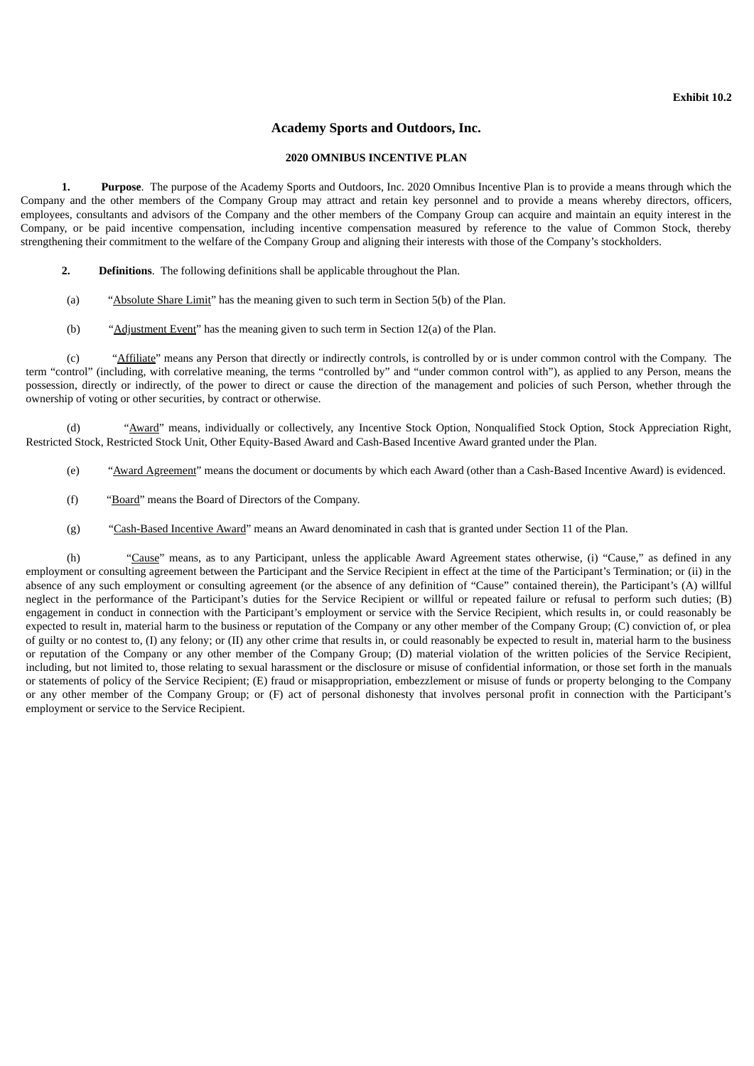**Exhibit 10.2**

# Academy Sports and Outdoors, Inc.

## 2020 OMNIBUS INCENTIVE PLAN

**1. Purpose**. The purpose of the Academy Sports and Outdoors, Inc. 2020 Omnibus Incentive Plan is to provide a means through which the Company and the other members of the Company Group may attract and retain key personnel and to provide a means whereby directors, officers, employees, consultants and advisors of the Company and the other members of the Company Group can acquire and maintain an equity interest in the Company, or be paid incentive compensation, including incentive compensation measured by reference to the value of Common Stock, thereby strengthening their commitment to the welfare of the Company Group and aligning their interests with those of the Company's stockholders.

**2. Definitions**. The following definitions shall be applicable throughout the Plan.

(a) "Absolute Share Limit" has the meaning given to such term in Section 5(b) of the Plan.

(b) "Adjustment Event" has the meaning given to such term in Section 12(a) of the Plan.

(c) "Affiliate" means any Person that directly or indirectly controls, is controlled by or is under common control with the Company. The term "control" (including, with correlative meaning, the terms "controlled by" and "under common control with"), as applied to any Person, means the possession, directly or indirectly, of the power to direct or cause the direction of the management and policies of such Person, whether through the ownership of voting or other securities, by contract or otherwise.

(d) "Award" means, individually or collectively, any Incentive Stock Option, Nonqualified Stock Option, Stock Appreciation Right, Restricted Stock, Restricted Stock Unit, Other Equity-Based Award and Cash-Based Incentive Award granted under the Plan.

(e) "Award Agreement" means the document or documents by which each Award (other than a Cash-Based Incentive Award) is evidenced.

(f) "Board" means the Board of Directors of the Company.

(g) "Cash-Based Incentive Award" means an Award denominated in cash that is granted under Section 11 of the Plan.

(h) "Cause" means, as to any Participant, unless the applicable Award Agreement states otherwise, (i) "Cause," as defined in any employment or consulting agreement between the Participant and the Service Recipient in effect at the time of the Participant's Termination; or (ii) in the absence of any such employment or consulting agreement (or the absence of any definition of "Cause" contained therein), the Participant's (A) willful neglect in the performance of the Participant's duties for the Service Recipient or willful or repeated failure or refusal to perform such duties; (B) engagement in conduct in connection with the Participant's employment or service with the Service Recipient, which results in, or could reasonably be expected to result in, material harm to the business or reputation of the Company or any other member of the Company Group; (C) conviction of, or plea of guilty or no contest to, (I) any felony; or (II) any other crime that results in, or could reasonably be expected to result in, material harm to the business or reputation of the Company or any other member of the Company Group; (D) material violation of the written policies of the Service Recipient, including, but not limited to, those relating to sexual harassment or the disclosure or misuse of confidential information, or those set forth in the manuals or statements of policy of the Service Recipient; (E) fraud or misappropriation, embezzlement or misuse of funds or property belonging to the Company or any other member of the Company Group; or (F) act of personal dishonesty that involves personal profit in connection with the Participant's employment or service to the Service Recipient.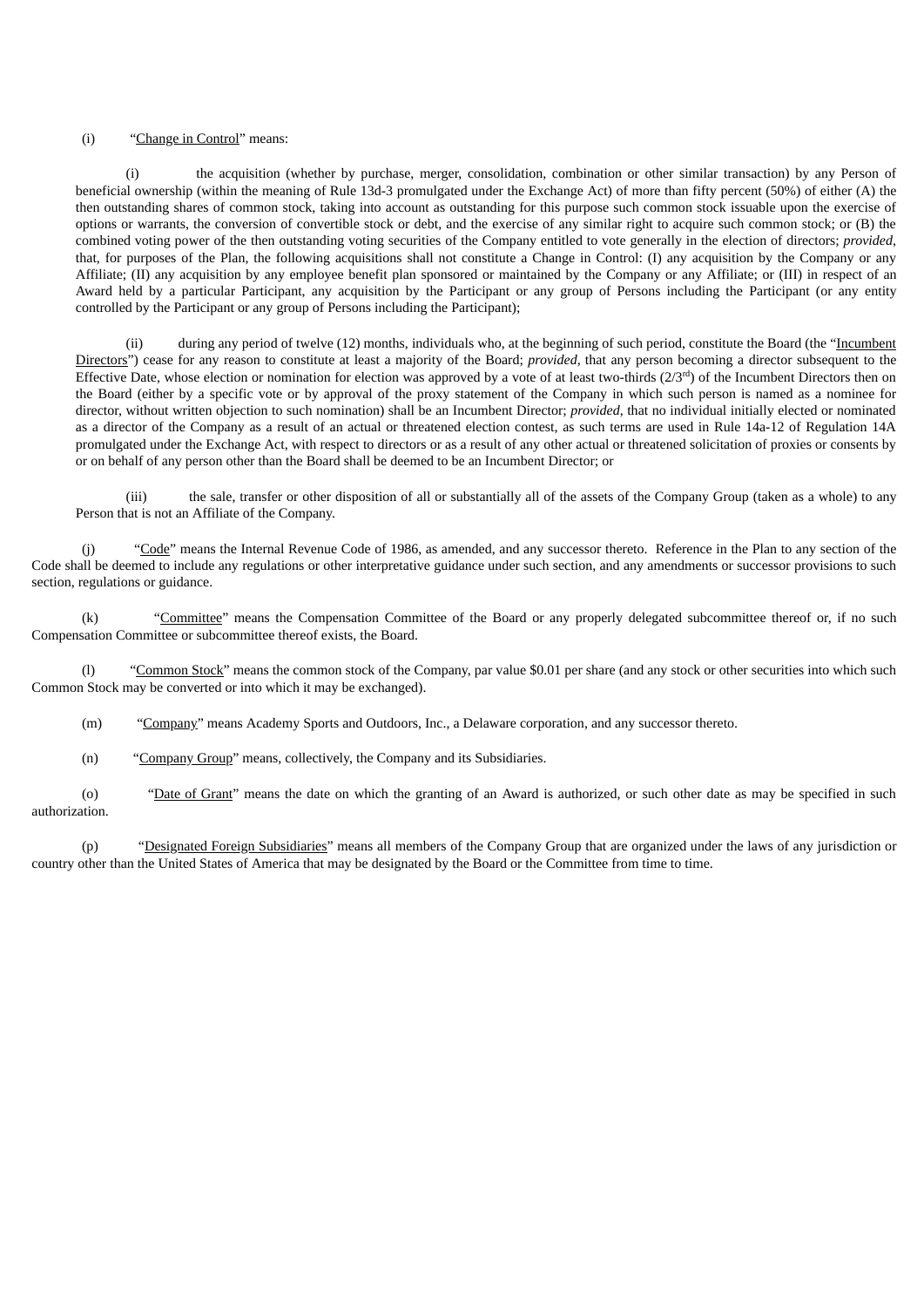(i) "Change in Control" means:

(i) the acquisition (whether by purchase, merger, consolidation, combination or other similar transaction) by any Person of beneficial ownership (within the meaning of Rule 13d-3 promulgated under the Exchange Act) of more than fifty percent (50%) of either (A) the then outstanding shares of common stock, taking into account as outstanding for this purpose such common stock issuable upon the exercise of options or warrants, the conversion of convertible stock or debt, and the exercise of any similar right to acquire such common stock; or (B) the combined voting power of the then outstanding voting securities of the Company entitled to vote generally in the election of directors; *provided*, that, for purposes of the Plan, the following acquisitions shall not constitute a Change in Control: (I) any acquisition by the Company or any Affiliate; (II) any acquisition by any employee benefit plan sponsored or maintained by the Company or any Affiliate; or (III) in respect of an Award held by a particular Participant, any acquisition by the Participant or any group of Persons including the Participant (or any entity controlled by the Participant or any group of Persons including the Participant);

(ii) during any period of twelve (12) months, individuals who, at the beginning of such period, constitute the Board (the "Incumbent Directors") cease for any reason to constitute at least a majority of the Board; *provided*, that any person becoming a director subsequent to the Effective Date, whose election or nomination for election was approved by a vote of at least two-thirds (2/3rd) of the Incumbent Directors then on the Board (either by a specific vote or by approval of the proxy statement of the Company in which such person is named as a nominee for director, without written objection to such nomination) shall be an Incumbent Director; *provided*, that no individual initially elected or nominated as a director of the Company as a result of an actual or threatened election contest, as such terms are used in Rule 14a-12 of Regulation 14A promulgated under the Exchange Act, with respect to directors or as a result of any other actual or threatened solicitation of proxies or consents by or on behalf of any person other than the Board shall be deemed to be an Incumbent Director; or

(iii) the sale, transfer or other disposition of all or substantially all of the assets of the Company Group (taken as a whole) to any Person that is not an Affiliate of the Company.

(j) "Code" means the Internal Revenue Code of 1986, as amended, and any successor thereto. Reference in the Plan to any section of the Code shall be deemed to include any regulations or other interpretative guidance under such section, and any amendments or successor provisions to such section, regulations or guidance.

(k) "Committee" means the Compensation Committee of the Board or any properly delegated subcommittee thereof or, if no such Compensation Committee or subcommittee thereof exists, the Board.

(l) "Common Stock" means the common stock of the Company, par value $0.01 per share (and any stock or other securities into which such Common Stock may be converted or into which it may be exchanged).

(m) "Company" means Academy Sports and Outdoors, Inc., a Delaware corporation, and any successor thereto.

(n) "Company Group" means, collectively, the Company and its Subsidiaries.

(o) "Date of Grant" means the date on which the granting of an Award is authorized, or such other date as may be specified in such authorization.

(p) "Designated Foreign Subsidiaries" means all members of the Company Group that are organized under the laws of any jurisdiction or country other than the United States of America that may be designated by the Board or the Committee from time to time.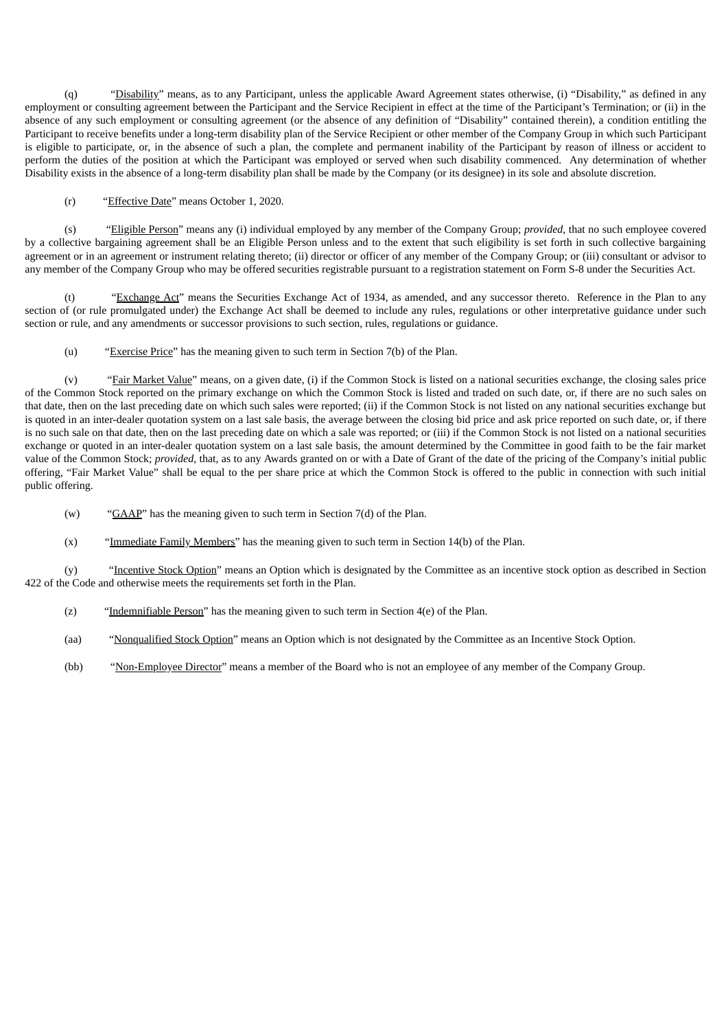(q) "Disability" means, as to any Participant, unless the applicable Award Agreement states otherwise, (i) "Disability," as defined in any employment or consulting agreement between the Participant and the Service Recipient in effect at the time of the Participant's Termination; or (ii) in the absence of any such employment or consulting agreement (or the absence of any definition of "Disability" contained therein), a condition entitling the Participant to receive benefits under a long-term disability plan of the Service Recipient or other member of the Company Group in which such Participant is eligible to participate, or, in the absence of such a plan, the complete and permanent inability of the Participant by reason of illness or accident to perform the duties of the position at which the Participant was employed or served when such disability commenced. Any determination of whether Disability exists in the absence of a long-term disability plan shall be made by the Company (or its designee) in its sole and absolute discretion.

(r) "Effective Date" means October 1, 2020.

(s) "Eligible Person" means any (i) individual employed by any member of the Company Group; *provided*, that no such employee covered by a collective bargaining agreement shall be an Eligible Person unless and to the extent that such eligibility is set forth in such collective bargaining agreement or in an agreement or instrument relating thereto; (ii) director or officer of any member of the Company Group; or (iii) consultant or advisor to any member of the Company Group who may be offered securities registrable pursuant to a registration statement on Form S-8 under the Securities Act.

(t) "Exchange Act" means the Securities Exchange Act of 1934, as amended, and any successor thereto. Reference in the Plan to any section of (or rule promulgated under) the Exchange Act shall be deemed to include any rules, regulations or other interpretative guidance under such section or rule, and any amendments or successor provisions to such section, rules, regulations or guidance.

(u) "Exercise Price" has the meaning given to such term in Section 7(b) of the Plan.

(v) "Fair Market Value" means, on a given date, (i) if the Common Stock is listed on a national securities exchange, the closing sales price of the Common Stock reported on the primary exchange on which the Common Stock is listed and traded on such date, or, if there are no such sales on that date, then on the last preceding date on which such sales were reported; (ii) if the Common Stock is not listed on any national securities exchange but is quoted in an inter-dealer quotation system on a last sale basis, the average between the closing bid price and ask price reported on such date, or, if there is no such sale on that date, then on the last preceding date on which a sale was reported; or (iii) if the Common Stock is not listed on a national securities exchange or quoted in an inter-dealer quotation system on a last sale basis, the amount determined by the Committee in good faith to be the fair market value of the Common Stock; *provided*, that, as to any Awards granted on or with a Date of Grant of the date of the pricing of the Company's initial public offering, "Fair Market Value" shall be equal to the per share price at which the Common Stock is offered to the public in connection with such initial public offering.

(w) "GAAP" has the meaning given to such term in Section 7(d) of the Plan.

(x) "Immediate Family Members" has the meaning given to such term in Section 14(b) of the Plan.

(y) "Incentive Stock Option" means an Option which is designated by the Committee as an incentive stock option as described in Section 422 of the Code and otherwise meets the requirements set forth in the Plan.

(z) "Indemnifiable Person" has the meaning given to such term in Section 4(e) of the Plan.

(aa) "Nonqualified Stock Option" means an Option which is not designated by the Committee as an Incentive Stock Option.

(bb) "Non-Employee Director" means a member of the Board who is not an employee of any member of the Company Group.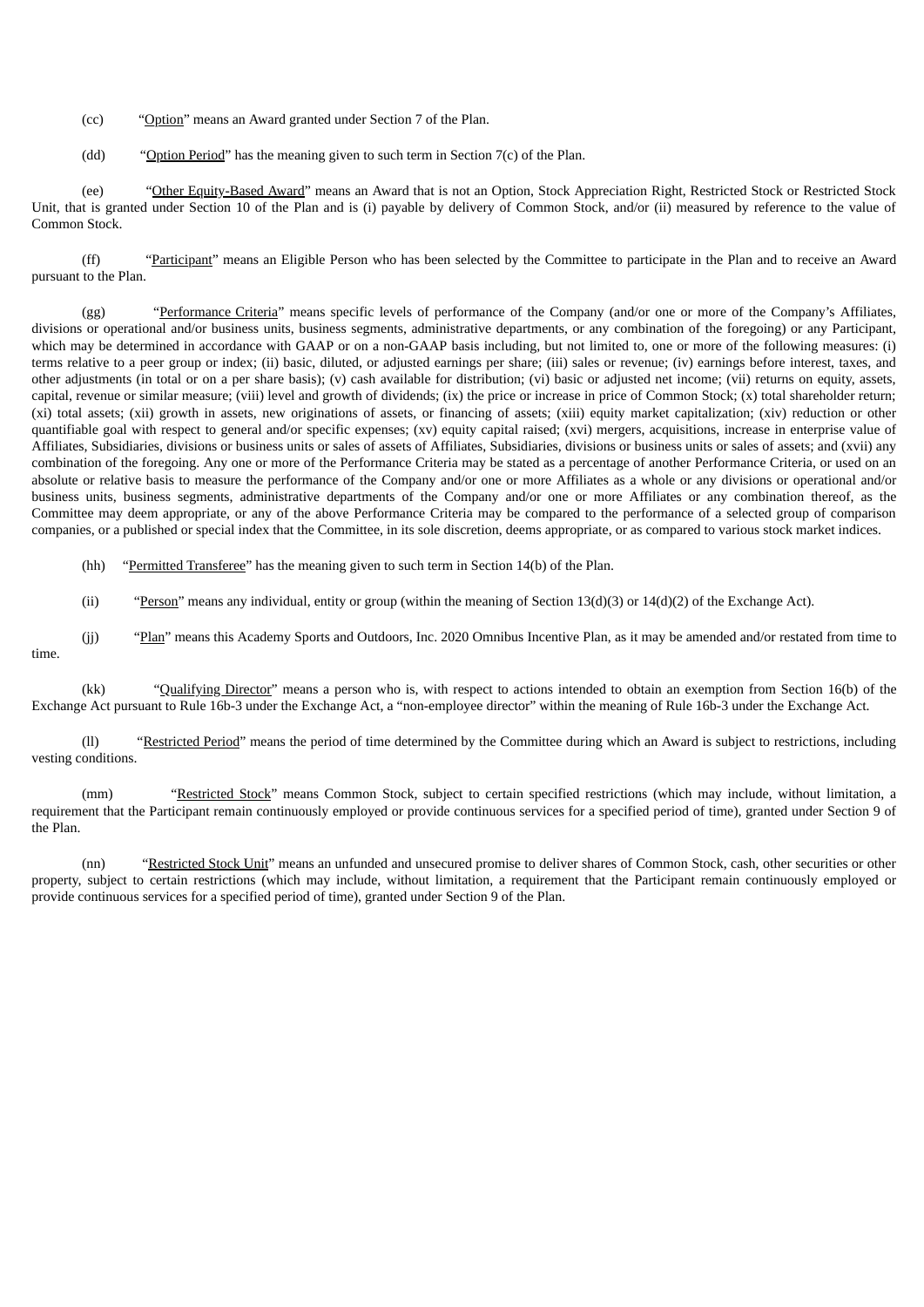(cc) "<u>Option</u>" means an Award granted under Section 7 of the Plan.

(dd) "<u>Option Period</u>" has the meaning given to such term in Section 7(c) of the Plan.

(ee) "<u>Other Equity-Based Award</u>" means an Award that is not an Option, Stock Appreciation Right, Restricted Stock or Restricted Stock Unit, that is granted under Section 10 of the Plan and is (i) payable by delivery of Common Stock, and/or (ii) measured by reference to the value of Common Stock.

(ff) "<u>Participant</u>" means an Eligible Person who has been selected by the Committee to participate in the Plan and to receive an Award pursuant to the Plan.

(gg) "<u>Performance Criteria</u>" means specific levels of performance of the Company (and/or one or more of the Company's Affiliates, divisions or operational and/or business units, business segments, administrative departments, or any combination of the foregoing) or any Participant, which may be determined in accordance with GAAP or on a non-GAAP basis including, but not limited to, one or more of the following measures: (i) terms relative to a peer group or index; (ii) basic, diluted, or adjusted earnings per share; (iii) sales or revenue; (iv) earnings before interest, taxes, and other adjustments (in total or on a per share basis); (v) cash available for distribution; (vi) basic or adjusted net income; (vii) returns on equity, assets, capital, revenue or similar measure; (viii) level and growth of dividends; (ix) the price or increase in price of Common Stock; (x) total shareholder return; (xi) total assets; (xii) growth in assets, new originations of assets, or financing of assets; (xiii) equity market capitalization; (xiv) reduction or other quantifiable goal with respect to general and/or specific expenses; (xv) equity capital raised; (xvi) mergers, acquisitions, increase in enterprise value of Affiliates, Subsidiaries, divisions or business units or sales of assets of Affiliates, Subsidiaries, divisions or business units or sales of assets; and (xvii) any combination of the foregoing. Any one or more of the Performance Criteria may be stated as a percentage of another Performance Criteria, or used on an absolute or relative basis to measure the performance of the Company and/or one or more Affiliates as a whole or any divisions or operational and/or business units, business segments, administrative departments of the Company and/or one or more Affiliates or any combination thereof, as the Committee may deem appropriate, or any of the above Performance Criteria may be compared to the performance of a selected group of comparison companies, or a published or special index that the Committee, in its sole discretion, deems appropriate, or as compared to various stock market indices.

(hh) "<u>Permitted Transferee</u>" has the meaning given to such term in Section 14(b) of the Plan.

(ii) "<u>Person</u>" means any individual, entity or group (within the meaning of Section 13(d)(3) or 14(d)(2) of the Exchange Act).

(jj) "<u>Plan</u>" means this Academy Sports and Outdoors, Inc. 2020 Omnibus Incentive Plan, as it may be amended and/or restated from time to time.

(kk) "<u>Qualifying Director</u>" means a person who is, with respect to actions intended to obtain an exemption from Section 16(b) of the Exchange Act pursuant to Rule 16b-3 under the Exchange Act, a "non-employee director" within the meaning of Rule 16b-3 under the Exchange Act.

(ll) "<u>Restricted Period</u>" means the period of time determined by the Committee during which an Award is subject to restrictions, including vesting conditions.

(mm) "<u>Restricted Stock</u>" means Common Stock, subject to certain specified restrictions (which may include, without limitation, a requirement that the Participant remain continuously employed or provide continuous services for a specified period of time), granted under Section 9 of the Plan.

(nn) "<u>Restricted Stock Unit</u>" means an unfunded and unsecured promise to deliver shares of Common Stock, cash, other securities or other property, subject to certain restrictions (which may include, without limitation, a requirement that the Participant remain continuously employed or provide continuous services for a specified period of time), granted under Section 9 of the Plan.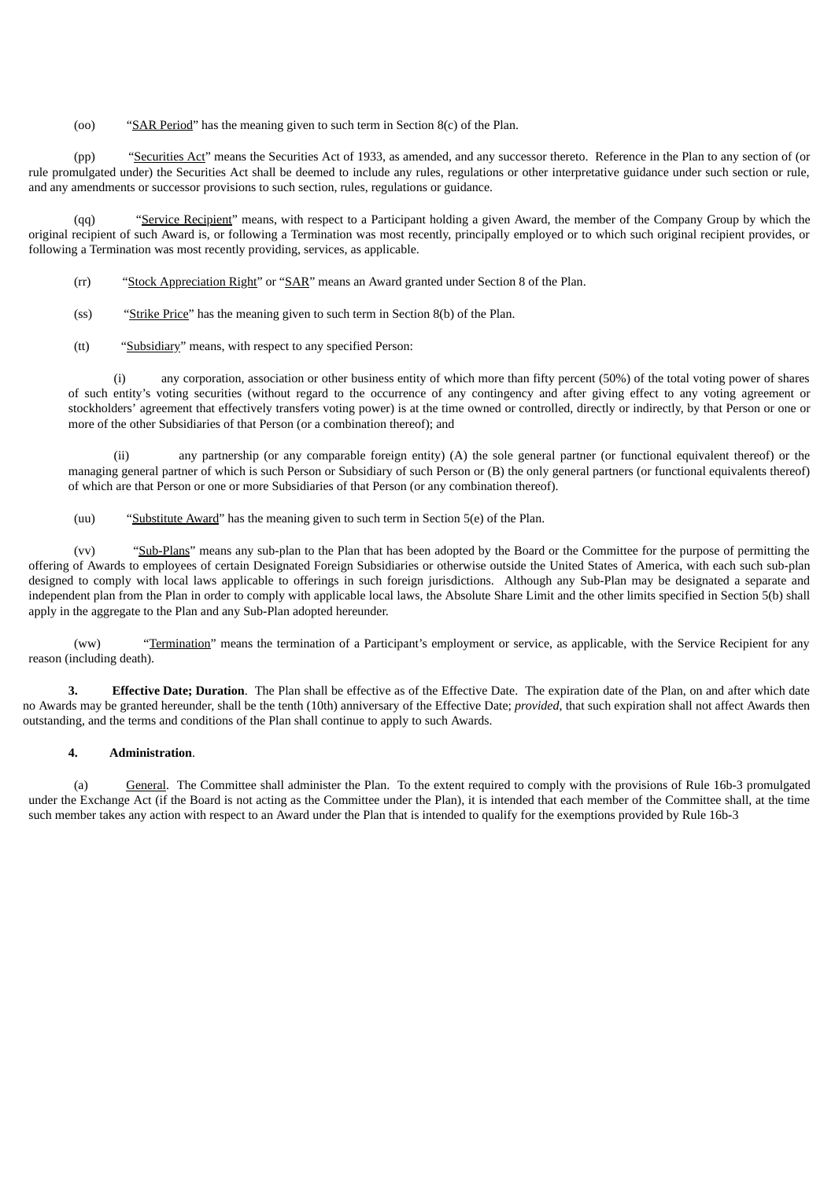(oo) "SAR Period" has the meaning given to such term in Section 8(c) of the Plan.

(pp) "Securities Act" means the Securities Act of 1933, as amended, and any successor thereto. Reference in the Plan to any section of (or rule promulgated under) the Securities Act shall be deemed to include any rules, regulations or other interpretative guidance under such section or rule, and any amendments or successor provisions to such section, rules, regulations or guidance.

(qq) "Service Recipient" means, with respect to a Participant holding a given Award, the member of the Company Group by which the original recipient of such Award is, or following a Termination was most recently, principally employed or to which such original recipient provides, or following a Termination was most recently providing, services, as applicable.

(rr) "Stock Appreciation Right" or "SAR" means an Award granted under Section 8 of the Plan.

(ss) "Strike Price" has the meaning given to such term in Section 8(b) of the Plan.

(tt) "Subsidiary" means, with respect to any specified Person:

(i) any corporation, association or other business entity of which more than fifty percent (50%) of the total voting power of shares of such entity's voting securities (without regard to the occurrence of any contingency and after giving effect to any voting agreement or stockholders' agreement that effectively transfers voting power) is at the time owned or controlled, directly or indirectly, by that Person or one or more of the other Subsidiaries of that Person (or a combination thereof); and

(ii) any partnership (or any comparable foreign entity) (A) the sole general partner (or functional equivalent thereof) or the managing general partner of which is such Person or Subsidiary of such Person or (B) the only general partners (or functional equivalents thereof) of which are that Person or one or more Subsidiaries of that Person (or any combination thereof).

(uu) "Substitute Award" has the meaning given to such term in Section 5(e) of the Plan.

(vv) "Sub-Plans" means any sub-plan to the Plan that has been adopted by the Board or the Committee for the purpose of permitting the offering of Awards to employees of certain Designated Foreign Subsidiaries or otherwise outside the United States of America, with each such sub-plan designed to comply with local laws applicable to offerings in such foreign jurisdictions. Although any Sub-Plan may be designated a separate and independent plan from the Plan in order to comply with applicable local laws, the Absolute Share Limit and the other limits specified in Section 5(b) shall apply in the aggregate to the Plan and any Sub-Plan adopted hereunder.

(ww) "Termination" means the termination of a Participant's employment or service, as applicable, with the Service Recipient for any reason (including death).

**3. Effective Date; Duration**. The Plan shall be effective as of the Effective Date. The expiration date of the Plan, on and after which date no Awards may be granted hereunder, shall be the tenth (10th) anniversary of the Effective Date; *provided*, that such expiration shall not affect Awards then outstanding, and the terms and conditions of the Plan shall continue to apply to such Awards.

**4. Administration**.

(a) General. The Committee shall administer the Plan. To the extent required to comply with the provisions of Rule 16b-3 promulgated under the Exchange Act (if the Board is not acting as the Committee under the Plan), it is intended that each member of the Committee shall, at the time such member takes any action with respect to an Award under the Plan that is intended to qualify for the exemptions provided by Rule 16b-3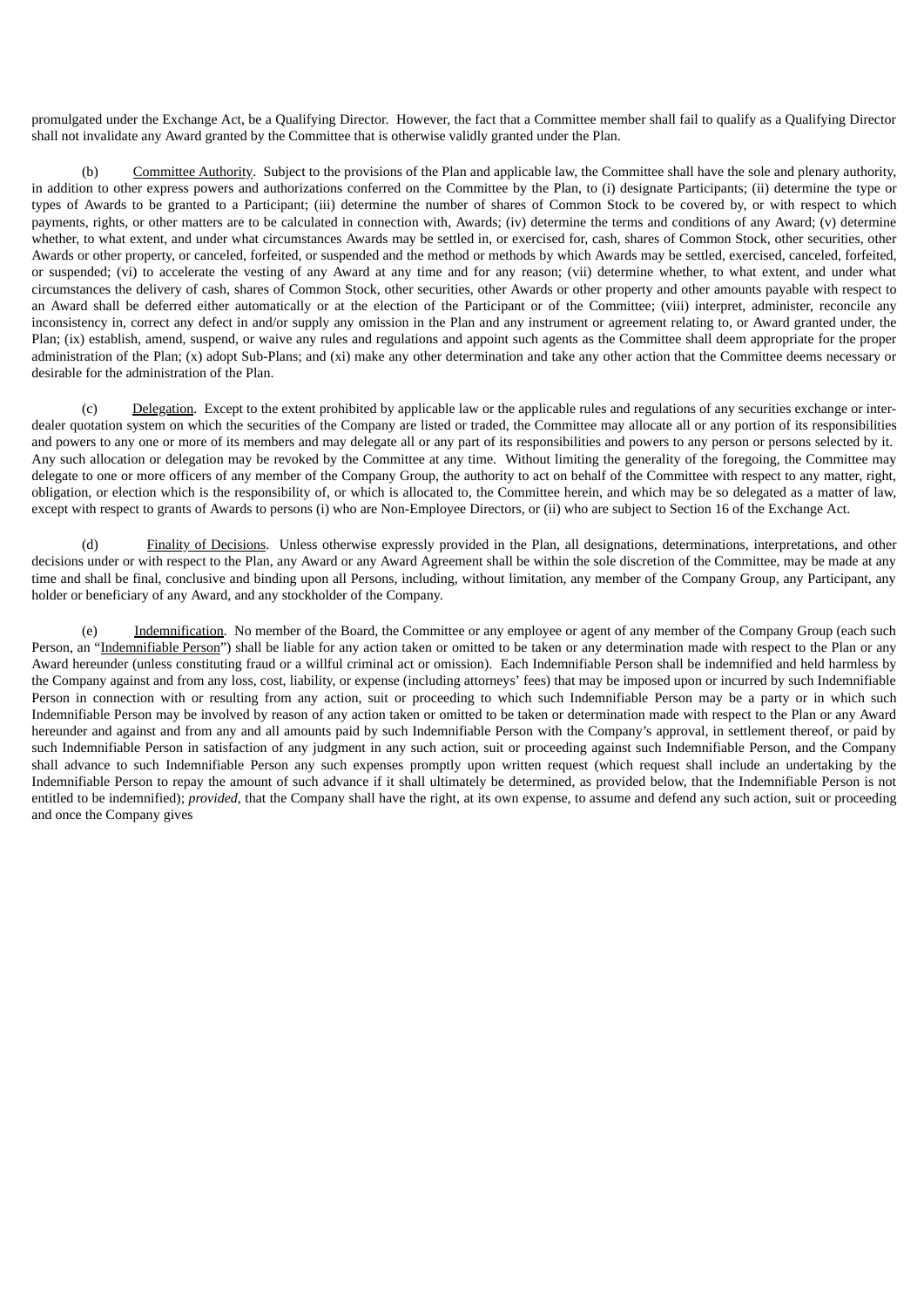promulgated under the Exchange Act, be a Qualifying Director. However, the fact that a Committee member shall fail to qualify as a Qualifying Director shall not invalidate any Award granted by the Committee that is otherwise validly granted under the Plan.

(b) Committee Authority. Subject to the provisions of the Plan and applicable law, the Committee shall have the sole and plenary authority, in addition to other express powers and authorizations conferred on the Committee by the Plan, to (i) designate Participants; (ii) determine the type or types of Awards to be granted to a Participant; (iii) determine the number of shares of Common Stock to be covered by, or with respect to which payments, rights, or other matters are to be calculated in connection with, Awards; (iv) determine the terms and conditions of any Award; (v) determine whether, to what extent, and under what circumstances Awards may be settled in, or exercised for, cash, shares of Common Stock, other securities, other Awards or other property, or canceled, forfeited, or suspended and the method or methods by which Awards may be settled, exercised, canceled, forfeited, or suspended; (vi) to accelerate the vesting of any Award at any time and for any reason; (vii) determine whether, to what extent, and under what circumstances the delivery of cash, shares of Common Stock, other securities, other Awards or other property and other amounts payable with respect to an Award shall be deferred either automatically or at the election of the Participant or of the Committee; (viii) interpret, administer, reconcile any inconsistency in, correct any defect in and/or supply any omission in the Plan and any instrument or agreement relating to, or Award granted under, the Plan; (ix) establish, amend, suspend, or waive any rules and regulations and appoint such agents as the Committee shall deem appropriate for the proper administration of the Plan; (x) adopt Sub-Plans; and (xi) make any other determination and take any other action that the Committee deems necessary or desirable for the administration of the Plan.

(c) Delegation. Except to the extent prohibited by applicable law or the applicable rules and regulations of any securities exchange or inter-dealer quotation system on which the securities of the Company are listed or traded, the Committee may allocate all or any portion of its responsibilities and powers to any one or more of its members and may delegate all or any part of its responsibilities and powers to any person or persons selected by it. Any such allocation or delegation may be revoked by the Committee at any time. Without limiting the generality of the foregoing, the Committee may delegate to one or more officers of any member of the Company Group, the authority to act on behalf of the Committee with respect to any matter, right, obligation, or election which is the responsibility of, or which is allocated to, the Committee herein, and which may be so delegated as a matter of law, except with respect to grants of Awards to persons (i) who are Non-Employee Directors, or (ii) who are subject to Section 16 of the Exchange Act.

(d) Finality of Decisions. Unless otherwise expressly provided in the Plan, all designations, determinations, interpretations, and other decisions under or with respect to the Plan, any Award or any Award Agreement shall be within the sole discretion of the Committee, may be made at any time and shall be final, conclusive and binding upon all Persons, including, without limitation, any member of the Company Group, any Participant, any holder or beneficiary of any Award, and any stockholder of the Company.

(e) Indemnification. No member of the Board, the Committee or any employee or agent of any member of the Company Group (each such Person, an "Indemnifiable Person") shall be liable for any action taken or omitted to be taken or any determination made with respect to the Plan or any Award hereunder (unless constituting fraud or a willful criminal act or omission). Each Indemnifiable Person shall be indemnified and held harmless by the Company against and from any loss, cost, liability, or expense (including attorneys' fees) that may be imposed upon or incurred by such Indemnifiable Person in connection with or resulting from any action, suit or proceeding to which such Indemnifiable Person may be a party or in which such Indemnifiable Person may be involved by reason of any action taken or omitted to be taken or determination made with respect to the Plan or any Award hereunder and against and from any and all amounts paid by such Indemnifiable Person with the Company's approval, in settlement thereof, or paid by such Indemnifiable Person in satisfaction of any judgment in any such action, suit or proceeding against such Indemnifiable Person, and the Company shall advance to such Indemnifiable Person any such expenses promptly upon written request (which request shall include an undertaking by the Indemnifiable Person to repay the amount of such advance if it shall ultimately be determined, as provided below, that the Indemnifiable Person is not entitled to be indemnified); *provided*, that the Company shall have the right, at its own expense, to assume and defend any such action, suit or proceeding and once the Company gives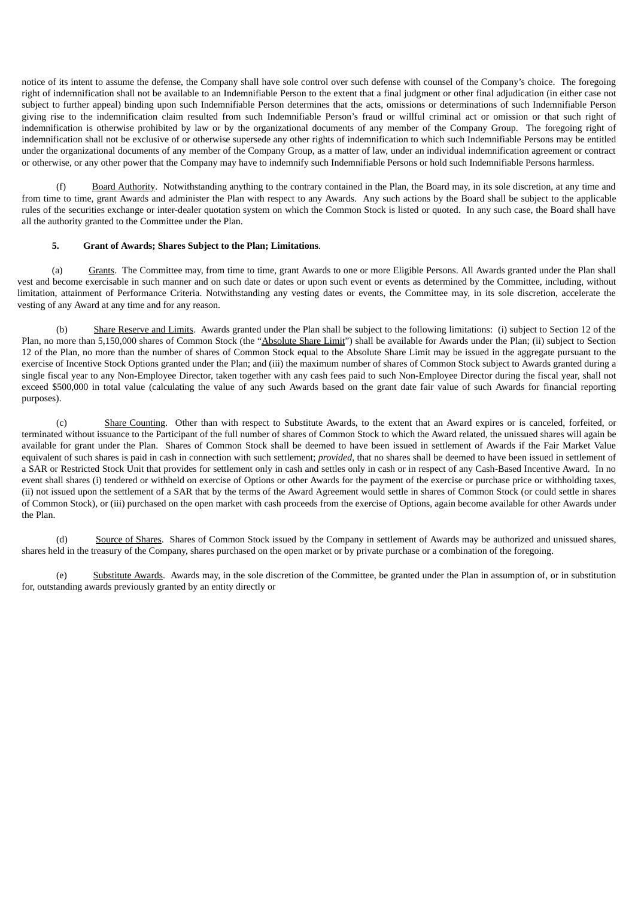notice of its intent to assume the defense, the Company shall have sole control over such defense with counsel of the Company's choice. The foregoing right of indemnification shall not be available to an Indemnifiable Person to the extent that a final judgment or other final adjudication (in either case not subject to further appeal) binding upon such Indemnifiable Person determines that the acts, omissions or determinations of such Indemnifiable Person giving rise to the indemnification claim resulted from such Indemnifiable Person's fraud or willful criminal act or omission or that such right of indemnification is otherwise prohibited by law or by the organizational documents of any member of the Company Group. The foregoing right of indemnification shall not be exclusive of or otherwise supersede any other rights of indemnification to which such Indemnifiable Persons may be entitled under the organizational documents of any member of the Company Group, as a matter of law, under an individual indemnification agreement or contract or otherwise, or any other power that the Company may have to indemnify such Indemnifiable Persons or hold such Indemnifiable Persons harmless.

(f) Board Authority. Notwithstanding anything to the contrary contained in the Plan, the Board may, in its sole discretion, at any time and from time to time, grant Awards and administer the Plan with respect to any Awards. Any such actions by the Board shall be subject to the applicable rules of the securities exchange or inter-dealer quotation system on which the Common Stock is listed or quoted. In any such case, the Board shall have all the authority granted to the Committee under the Plan.

**5. Grant of Awards; Shares Subject to the Plan; Limitations.**

(a) Grants. The Committee may, from time to time, grant Awards to one or more Eligible Persons. All Awards granted under the Plan shall vest and become exercisable in such manner and on such date or dates or upon such event or events as determined by the Committee, including, without limitation, attainment of Performance Criteria. Notwithstanding any vesting dates or events, the Committee may, in its sole discretion, accelerate the vesting of any Award at any time and for any reason.

(b) Share Reserve and Limits. Awards granted under the Plan shall be subject to the following limitations: (i) subject to Section 12 of the Plan, no more than 5,150,000 shares of Common Stock (the "Absolute Share Limit") shall be available for Awards under the Plan; (ii) subject to Section 12 of the Plan, no more than the number of shares of Common Stock equal to the Absolute Share Limit may be issued in the aggregate pursuant to the exercise of Incentive Stock Options granted under the Plan; and (iii) the maximum number of shares of Common Stock subject to Awards granted during a single fiscal year to any Non-Employee Director, taken together with any cash fees paid to such Non-Employee Director during the fiscal year, shall not exceed $500,000 in total value (calculating the value of any such Awards based on the grant date fair value of such Awards for financial reporting purposes).

(c) Share Counting. Other than with respect to Substitute Awards, to the extent that an Award expires or is canceled, forfeited, or terminated without issuance to the Participant of the full number of shares of Common Stock to which the Award related, the unissued shares will again be available for grant under the Plan. Shares of Common Stock shall be deemed to have been issued in settlement of Awards if the Fair Market Value equivalent of such shares is paid in cash in connection with such settlement; *provided*, that no shares shall be deemed to have been issued in settlement of a SAR or Restricted Stock Unit that provides for settlement only in cash and settles only in cash or in respect of any Cash-Based Incentive Award. In no event shall shares (i) tendered or withheld on exercise of Options or other Awards for the payment of the exercise or purchase price or withholding taxes, (ii) not issued upon the settlement of a SAR that by the terms of the Award Agreement would settle in shares of Common Stock (or could settle in shares of Common Stock), or (iii) purchased on the open market with cash proceeds from the exercise of Options, again become available for other Awards under the Plan.

(d) Source of Shares. Shares of Common Stock issued by the Company in settlement of Awards may be authorized and unissued shares, shares held in the treasury of the Company, shares purchased on the open market or by private purchase or a combination of the foregoing.

(e) Substitute Awards. Awards may, in the sole discretion of the Committee, be granted under the Plan in assumption of, or in substitution for, outstanding awards previously granted by an entity directly or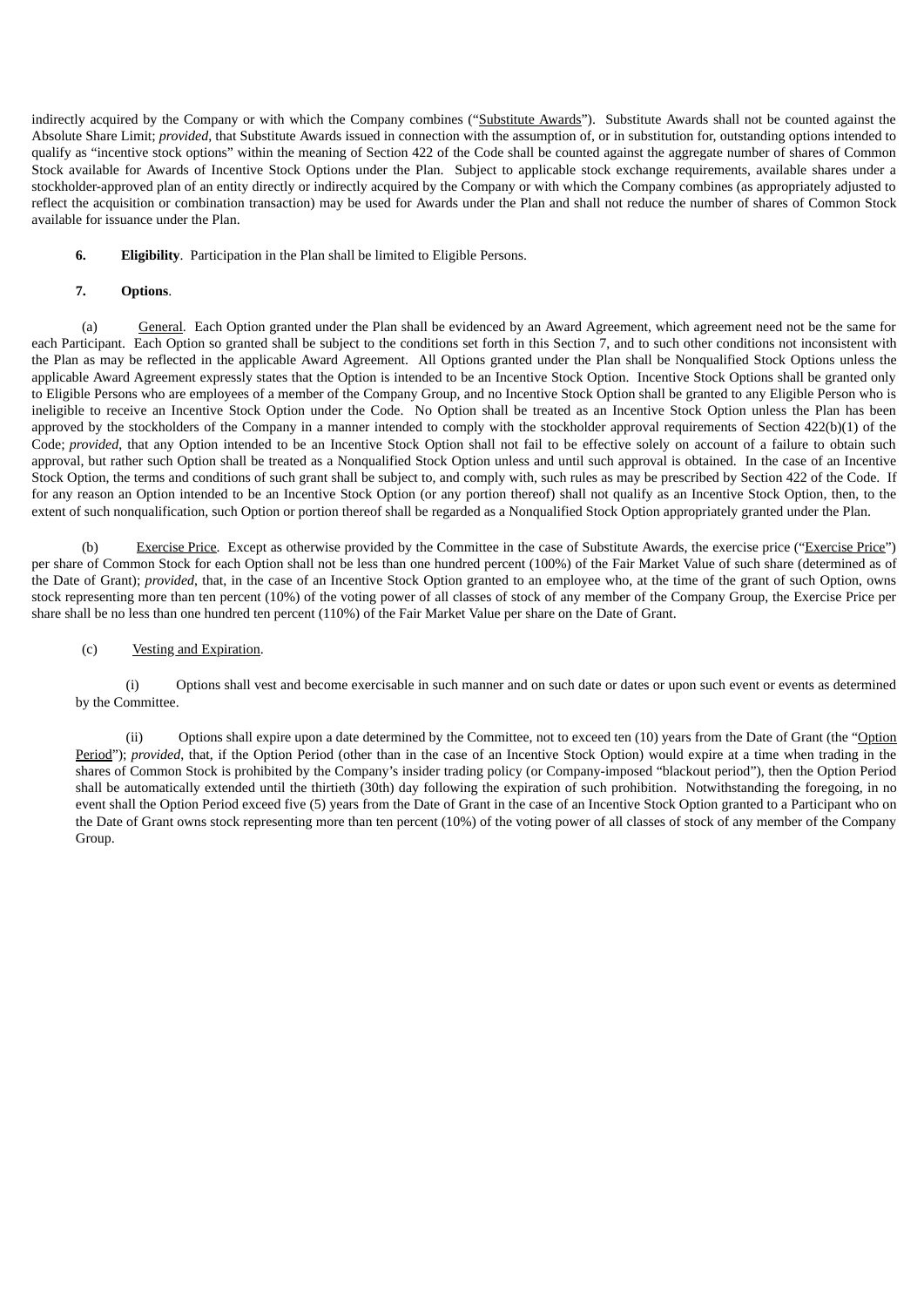indirectly acquired by the Company or with which the Company combines ("Substitute Awards"). Substitute Awards shall not be counted against the Absolute Share Limit; *provided*, that Substitute Awards issued in connection with the assumption of, or in substitution for, outstanding options intended to qualify as "incentive stock options" within the meaning of Section 422 of the Code shall be counted against the aggregate number of shares of Common Stock available for Awards of Incentive Stock Options under the Plan. Subject to applicable stock exchange requirements, available shares under a stockholder-approved plan of an entity directly or indirectly acquired by the Company or with which the Company combines (as appropriately adjusted to reflect the acquisition or combination transaction) may be used for Awards under the Plan and shall not reduce the number of shares of Common Stock available for issuance under the Plan.

**6. Eligibility**. Participation in the Plan shall be limited to Eligible Persons.

**7. Options**.

(a) General. Each Option granted under the Plan shall be evidenced by an Award Agreement, which agreement need not be the same for each Participant. Each Option so granted shall be subject to the conditions set forth in this Section 7, and to such other conditions not inconsistent with the Plan as may be reflected in the applicable Award Agreement. All Options granted under the Plan shall be Nonqualified Stock Options unless the applicable Award Agreement expressly states that the Option is intended to be an Incentive Stock Option. Incentive Stock Options shall be granted only to Eligible Persons who are employees of a member of the Company Group, and no Incentive Stock Option shall be granted to any Eligible Person who is ineligible to receive an Incentive Stock Option under the Code. No Option shall be treated as an Incentive Stock Option unless the Plan has been approved by the stockholders of the Company in a manner intended to comply with the stockholder approval requirements of Section 422(b)(1) of the Code; *provided*, that any Option intended to be an Incentive Stock Option shall not fail to be effective solely on account of a failure to obtain such approval, but rather such Option shall be treated as a Nonqualified Stock Option unless and until such approval is obtained. In the case of an Incentive Stock Option, the terms and conditions of such grant shall be subject to, and comply with, such rules as may be prescribed by Section 422 of the Code. If for any reason an Option intended to be an Incentive Stock Option (or any portion thereof) shall not qualify as an Incentive Stock Option, then, to the extent of such nonqualification, such Option or portion thereof shall be regarded as a Nonqualified Stock Option appropriately granted under the Plan.

(b) Exercise Price. Except as otherwise provided by the Committee in the case of Substitute Awards, the exercise price ("Exercise Price") per share of Common Stock for each Option shall not be less than one hundred percent (100%) of the Fair Market Value of such share (determined as of the Date of Grant); *provided*, that, in the case of an Incentive Stock Option granted to an employee who, at the time of the grant of such Option, owns stock representing more than ten percent (10%) of the voting power of all classes of stock of any member of the Company Group, the Exercise Price per share shall be no less than one hundred ten percent (110%) of the Fair Market Value per share on the Date of Grant.

(c) Vesting and Expiration.

(i) Options shall vest and become exercisable in such manner and on such date or dates or upon such event or events as determined by the Committee.

(ii) Options shall expire upon a date determined by the Committee, not to exceed ten (10) years from the Date of Grant (the "Option Period"); *provided*, that, if the Option Period (other than in the case of an Incentive Stock Option) would expire at a time when trading in the shares of Common Stock is prohibited by the Company's insider trading policy (or Company-imposed "blackout period"), then the Option Period shall be automatically extended until the thirtieth (30th) day following the expiration of such prohibition. Notwithstanding the foregoing, in no event shall the Option Period exceed five (5) years from the Date of Grant in the case of an Incentive Stock Option granted to a Participant who on the Date of Grant owns stock representing more than ten percent (10%) of the voting power of all classes of stock of any member of the Company Group.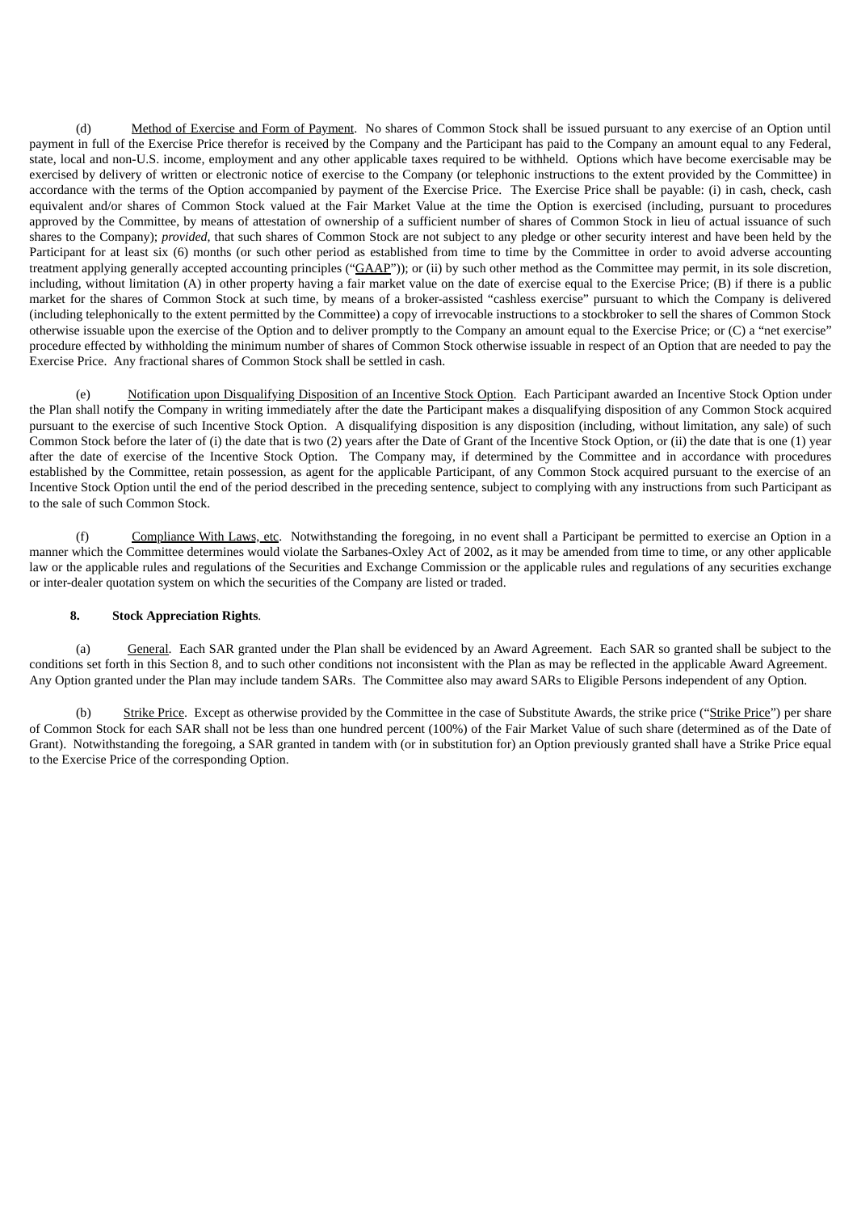(d) Method of Exercise and Form of Payment. No shares of Common Stock shall be issued pursuant to any exercise of an Option until payment in full of the Exercise Price therefor is received by the Company and the Participant has paid to the Company an amount equal to any Federal, state, local and non-U.S. income, employment and any other applicable taxes required to be withheld. Options which have become exercisable may be exercised by delivery of written or electronic notice of exercise to the Company (or telephonic instructions to the extent provided by the Committee) in accordance with the terms of the Option accompanied by payment of the Exercise Price. The Exercise Price shall be payable: (i) in cash, check, cash equivalent and/or shares of Common Stock valued at the Fair Market Value at the time the Option is exercised (including, pursuant to procedures approved by the Committee, by means of attestation of ownership of a sufficient number of shares of Common Stock in lieu of actual issuance of such shares to the Company); *provided*, that such shares of Common Stock are not subject to any pledge or other security interest and have been held by the Participant for at least six (6) months (or such other period as established from time to time by the Committee in order to avoid adverse accounting treatment applying generally accepted accounting principles ("GAAP")); or (ii) by such other method as the Committee may permit, in its sole discretion, including, without limitation (A) in other property having a fair market value on the date of exercise equal to the Exercise Price; (B) if there is a public market for the shares of Common Stock at such time, by means of a broker-assisted "cashless exercise" pursuant to which the Company is delivered (including telephonically to the extent permitted by the Committee) a copy of irrevocable instructions to a stockbroker to sell the shares of Common Stock otherwise issuable upon the exercise of the Option and to deliver promptly to the Company an amount equal to the Exercise Price; or (C) a "net exercise" procedure effected by withholding the minimum number of shares of Common Stock otherwise issuable in respect of an Option that are needed to pay the Exercise Price. Any fractional shares of Common Stock shall be settled in cash.

(e) Notification upon Disqualifying Disposition of an Incentive Stock Option. Each Participant awarded an Incentive Stock Option under the Plan shall notify the Company in writing immediately after the date the Participant makes a disqualifying disposition of any Common Stock acquired pursuant to the exercise of such Incentive Stock Option. A disqualifying disposition is any disposition (including, without limitation, any sale) of such Common Stock before the later of (i) the date that is two (2) years after the Date of Grant of the Incentive Stock Option, or (ii) the date that is one (1) year after the date of exercise of the Incentive Stock Option. The Company may, if determined by the Committee and in accordance with procedures established by the Committee, retain possession, as agent for the applicable Participant, of any Common Stock acquired pursuant to the exercise of an Incentive Stock Option until the end of the period described in the preceding sentence, subject to complying with any instructions from such Participant as to the sale of such Common Stock.

(f) Compliance With Laws, etc. Notwithstanding the foregoing, in no event shall a Participant be permitted to exercise an Option in a manner which the Committee determines would violate the Sarbanes-Oxley Act of 2002, as it may be amended from time to time, or any other applicable law or the applicable rules and regulations of the Securities and Exchange Commission or the applicable rules and regulations of any securities exchange or inter-dealer quotation system on which the securities of the Company are listed or traded.

**8. Stock Appreciation Rights**.

(a) General. Each SAR granted under the Plan shall be evidenced by an Award Agreement. Each SAR so granted shall be subject to the conditions set forth in this Section 8, and to such other conditions not inconsistent with the Plan as may be reflected in the applicable Award Agreement. Any Option granted under the Plan may include tandem SARs. The Committee also may award SARs to Eligible Persons independent of any Option.

(b) Strike Price. Except as otherwise provided by the Committee in the case of Substitute Awards, the strike price ("Strike Price") per share of Common Stock for each SAR shall not be less than one hundred percent (100%) of the Fair Market Value of such share (determined as of the Date of Grant). Notwithstanding the foregoing, a SAR granted in tandem with (or in substitution for) an Option previously granted shall have a Strike Price equal to the Exercise Price of the corresponding Option.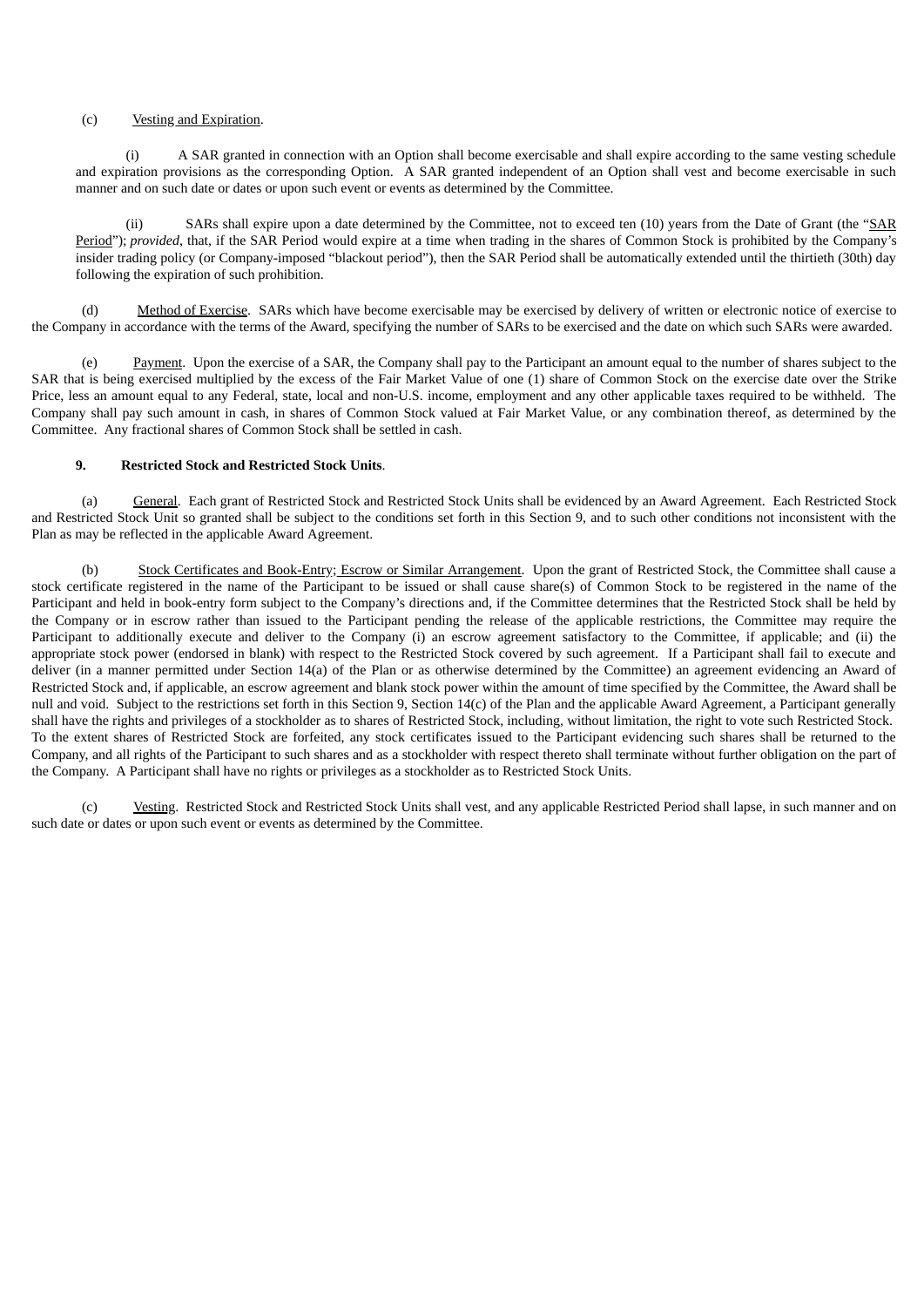(c) Vesting and Expiration.

(i) A SAR granted in connection with an Option shall become exercisable and shall expire according to the same vesting schedule and expiration provisions as the corresponding Option. A SAR granted independent of an Option shall vest and become exercisable in such manner and on such date or dates or upon such event or events as determined by the Committee.

(ii) SARs shall expire upon a date determined by the Committee, not to exceed ten (10) years from the Date of Grant (the "SAR Period"); *provided*, that, if the SAR Period would expire at a time when trading in the shares of Common Stock is prohibited by the Company's insider trading policy (or Company-imposed "blackout period"), then the SAR Period shall be automatically extended until the thirtieth (30th) day following the expiration of such prohibition.

(d) Method of Exercise. SARs which have become exercisable may be exercised by delivery of written or electronic notice of exercise to the Company in accordance with the terms of the Award, specifying the number of SARs to be exercised and the date on which such SARs were awarded.

(e) Payment. Upon the exercise of a SAR, the Company shall pay to the Participant an amount equal to the number of shares subject to the SAR that is being exercised multiplied by the excess of the Fair Market Value of one (1) share of Common Stock on the exercise date over the Strike Price, less an amount equal to any Federal, state, local and non-U.S. income, employment and any other applicable taxes required to be withheld. The Company shall pay such amount in cash, in shares of Common Stock valued at Fair Market Value, or any combination thereof, as determined by the Committee. Any fractional shares of Common Stock shall be settled in cash.

**9. Restricted Stock and Restricted Stock Units**.

(a) General. Each grant of Restricted Stock and Restricted Stock Units shall be evidenced by an Award Agreement. Each Restricted Stock and Restricted Stock Unit so granted shall be subject to the conditions set forth in this Section 9, and to such other conditions not inconsistent with the Plan as may be reflected in the applicable Award Agreement.

(b) Stock Certificates and Book-Entry; Escrow or Similar Arrangement. Upon the grant of Restricted Stock, the Committee shall cause a stock certificate registered in the name of the Participant to be issued or shall cause share(s) of Common Stock to be registered in the name of the Participant and held in book-entry form subject to the Company's directions and, if the Committee determines that the Restricted Stock shall be held by the Company or in escrow rather than issued to the Participant pending the release of the applicable restrictions, the Committee may require the Participant to additionally execute and deliver to the Company (i) an escrow agreement satisfactory to the Committee, if applicable; and (ii) the appropriate stock power (endorsed in blank) with respect to the Restricted Stock covered by such agreement. If a Participant shall fail to execute and deliver (in a manner permitted under Section 14(a) of the Plan or as otherwise determined by the Committee) an agreement evidencing an Award of Restricted Stock and, if applicable, an escrow agreement and blank stock power within the amount of time specified by the Committee, the Award shall be null and void. Subject to the restrictions set forth in this Section 9, Section 14(c) of the Plan and the applicable Award Agreement, a Participant generally shall have the rights and privileges of a stockholder as to shares of Restricted Stock, including, without limitation, the right to vote such Restricted Stock. To the extent shares of Restricted Stock are forfeited, any stock certificates issued to the Participant evidencing such shares shall be returned to the Company, and all rights of the Participant to such shares and as a stockholder with respect thereto shall terminate without further obligation on the part of the Company. A Participant shall have no rights or privileges as a stockholder as to Restricted Stock Units.

(c) Vesting. Restricted Stock and Restricted Stock Units shall vest, and any applicable Restricted Period shall lapse, in such manner and on such date or dates or upon such event or events as determined by the Committee.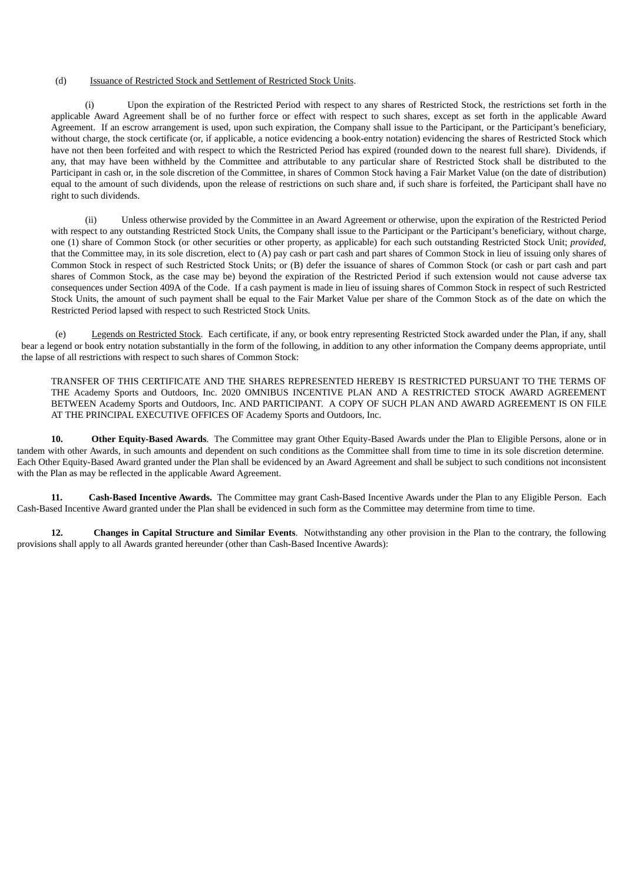(d) <u>Issuance of Restricted Stock and Settlement of Restricted Stock Units</u>.

(i) Upon the expiration of the Restricted Period with respect to any shares of Restricted Stock, the restrictions set forth in the applicable Award Agreement shall be of no further force or effect with respect to such shares, except as set forth in the applicable Award Agreement. If an escrow arrangement is used, upon such expiration, the Company shall issue to the Participant, or the Participant's beneficiary, without charge, the stock certificate (or, if applicable, a notice evidencing a book-entry notation) evidencing the shares of Restricted Stock which have not then been forfeited and with respect to which the Restricted Period has expired (rounded down to the nearest full share). Dividends, if any, that may have been withheld by the Committee and attributable to any particular share of Restricted Stock shall be distributed to the Participant in cash or, in the sole discretion of the Committee, in shares of Common Stock having a Fair Market Value (on the date of distribution) equal to the amount of such dividends, upon the release of restrictions on such share and, if such share is forfeited, the Participant shall have no right to such dividends.

(ii) Unless otherwise provided by the Committee in an Award Agreement or otherwise, upon the expiration of the Restricted Period with respect to any outstanding Restricted Stock Units, the Company shall issue to the Participant or the Participant's beneficiary, without charge, one (1) share of Common Stock (or other securities or other property, as applicable) for each such outstanding Restricted Stock Unit; *provided*, that the Committee may, in its sole discretion, elect to (A) pay cash or part cash and part shares of Common Stock in lieu of issuing only shares of Common Stock in respect of such Restricted Stock Units; or (B) defer the issuance of shares of Common Stock (or cash or part cash and part shares of Common Stock, as the case may be) beyond the expiration of the Restricted Period if such extension would not cause adverse tax consequences under Section 409A of the Code. If a cash payment is made in lieu of issuing shares of Common Stock in respect of such Restricted Stock Units, the amount of such payment shall be equal to the Fair Market Value per share of the Common Stock as of the date on which the Restricted Period lapsed with respect to such Restricted Stock Units.

(e) <u>Legends on Restricted Stock</u>. Each certificate, if any, or book entry representing Restricted Stock awarded under the Plan, if any, shall bear a legend or book entry notation substantially in the form of the following, in addition to any other information the Company deems appropriate, until the lapse of all restrictions with respect to such shares of Common Stock:

TRANSFER OF THIS CERTIFICATE AND THE SHARES REPRESENTED HEREBY IS RESTRICTED PURSUANT TO THE TERMS OF THE Academy Sports and Outdoors, Inc. 2020 OMNIBUS INCENTIVE PLAN AND A RESTRICTED STOCK AWARD AGREEMENT BETWEEN Academy Sports and Outdoors, Inc. AND PARTICIPANT. A COPY OF SUCH PLAN AND AWARD AGREEMENT IS ON FILE AT THE PRINCIPAL EXECUTIVE OFFICES OF Academy Sports and Outdoors, Inc.

**10. Other Equity-Based Awards**. The Committee may grant Other Equity-Based Awards under the Plan to Eligible Persons, alone or in tandem with other Awards, in such amounts and dependent on such conditions as the Committee shall from time to time in its sole discretion determine. Each Other Equity-Based Award granted under the Plan shall be evidenced by an Award Agreement and shall be subject to such conditions not inconsistent with the Plan as may be reflected in the applicable Award Agreement.

**11. Cash-Based Incentive Awards.** The Committee may grant Cash-Based Incentive Awards under the Plan to any Eligible Person. Each Cash-Based Incentive Award granted under the Plan shall be evidenced in such form as the Committee may determine from time to time.

**12. Changes in Capital Structure and Similar Events**. Notwithstanding any other provision in the Plan to the contrary, the following provisions shall apply to all Awards granted hereunder (other than Cash-Based Incentive Awards):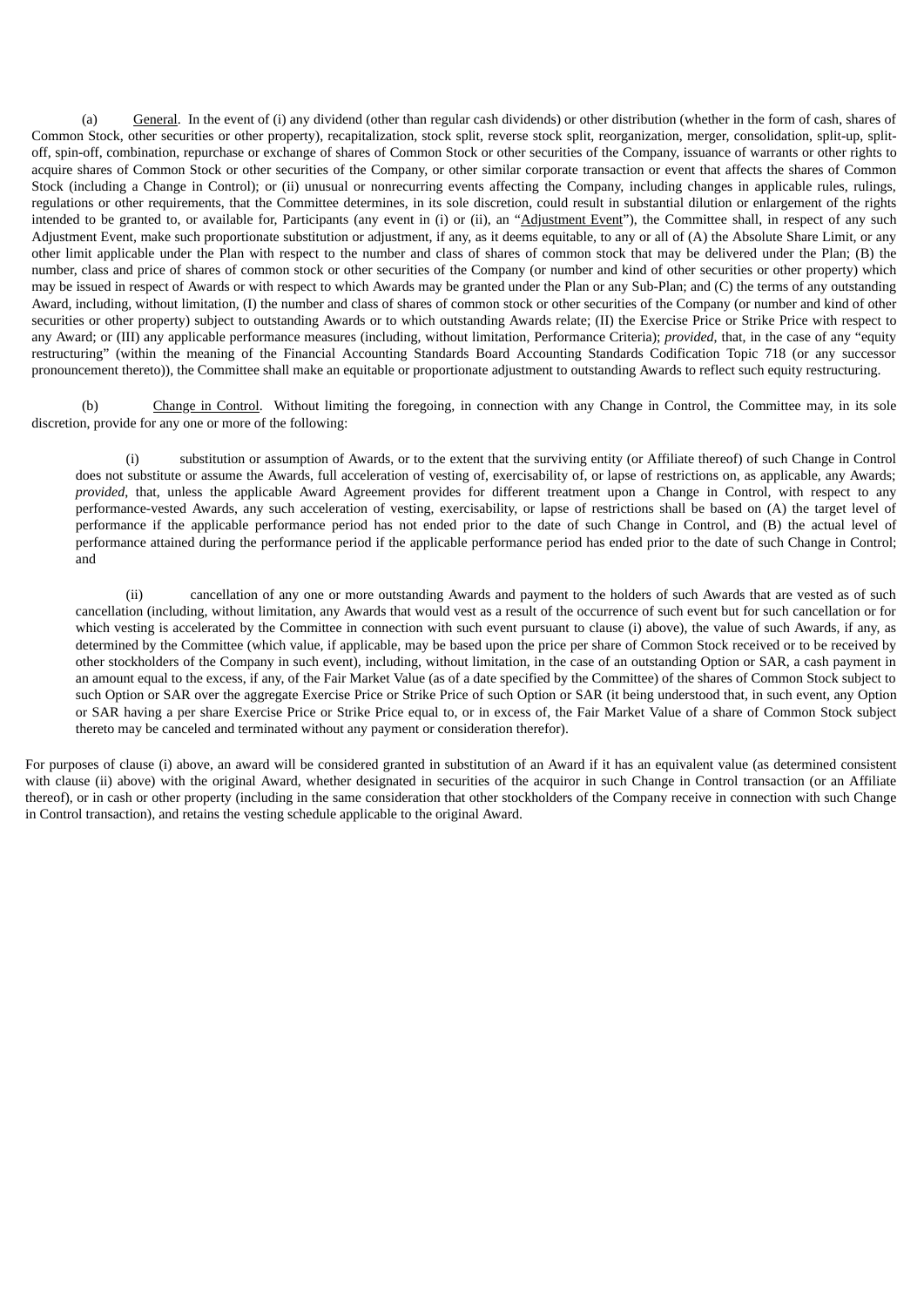(a) General. In the event of (i) any dividend (other than regular cash dividends) or other distribution (whether in the form of cash, shares of Common Stock, other securities or other property), recapitalization, stock split, reverse stock split, reorganization, merger, consolidation, split-up, split-off, spin-off, combination, repurchase or exchange of shares of Common Stock or other securities of the Company, issuance of warrants or other rights to acquire shares of Common Stock or other securities of the Company, or other similar corporate transaction or event that affects the shares of Common Stock (including a Change in Control); or (ii) unusual or nonrecurring events affecting the Company, including changes in applicable rules, rulings, regulations or other requirements, that the Committee determines, in its sole discretion, could result in substantial dilution or enlargement of the rights intended to be granted to, or available for, Participants (any event in (i) or (ii), an "Adjustment Event"), the Committee shall, in respect of any such Adjustment Event, make such proportionate substitution or adjustment, if any, as it deems equitable, to any or all of (A) the Absolute Share Limit, or any other limit applicable under the Plan with respect to the number and class of shares of common stock that may be delivered under the Plan; (B) the number, class and price of shares of common stock or other securities of the Company (or number and kind of other securities or other property) which may be issued in respect of Awards or with respect to which Awards may be granted under the Plan or any Sub-Plan; and (C) the terms of any outstanding Award, including, without limitation, (I) the number and class of shares of common stock or other securities of the Company (or number and kind of other securities or other property) subject to outstanding Awards or to which outstanding Awards relate; (II) the Exercise Price or Strike Price with respect to any Award; or (III) any applicable performance measures (including, without limitation, Performance Criteria); *provided*, that, in the case of any "equity restructuring" (within the meaning of the Financial Accounting Standards Board Accounting Standards Codification Topic 718 (or any successor pronouncement thereto)), the Committee shall make an equitable or proportionate adjustment to outstanding Awards to reflect such equity restructuring.

(b) Change in Control. Without limiting the foregoing, in connection with any Change in Control, the Committee may, in its sole discretion, provide for any one or more of the following:

(i) substitution or assumption of Awards, or to the extent that the surviving entity (or Affiliate thereof) of such Change in Control does not substitute or assume the Awards, full acceleration of vesting of, exercisability of, or lapse of restrictions on, as applicable, any Awards; *provided*, that, unless the applicable Award Agreement provides for different treatment upon a Change in Control, with respect to any performance-vested Awards, any such acceleration of vesting, exercisability, or lapse of restrictions shall be based on (A) the target level of performance if the applicable performance period has not ended prior to the date of such Change in Control, and (B) the actual level of performance attained during the performance period if the applicable performance period has ended prior to the date of such Change in Control; and

(ii) cancellation of any one or more outstanding Awards and payment to the holders of such Awards that are vested as of such cancellation (including, without limitation, any Awards that would vest as a result of the occurrence of such event but for such cancellation or for which vesting is accelerated by the Committee in connection with such event pursuant to clause (i) above), the value of such Awards, if any, as determined by the Committee (which value, if applicable, may be based upon the price per share of Common Stock received or to be received by other stockholders of the Company in such event), including, without limitation, in the case of an outstanding Option or SAR, a cash payment in an amount equal to the excess, if any, of the Fair Market Value (as of a date specified by the Committee) of the shares of Common Stock subject to such Option or SAR over the aggregate Exercise Price or Strike Price of such Option or SAR (it being understood that, in such event, any Option or SAR having a per share Exercise Price or Strike Price equal to, or in excess of, the Fair Market Value of a share of Common Stock subject thereto may be canceled and terminated without any payment or consideration therefor).

For purposes of clause (i) above, an award will be considered granted in substitution of an Award if it has an equivalent value (as determined consistent with clause (ii) above) with the original Award, whether designated in securities of the acquiror in such Change in Control transaction (or an Affiliate thereof), or in cash or other property (including in the same consideration that other stockholders of the Company receive in connection with such Change in Control transaction), and retains the vesting schedule applicable to the original Award.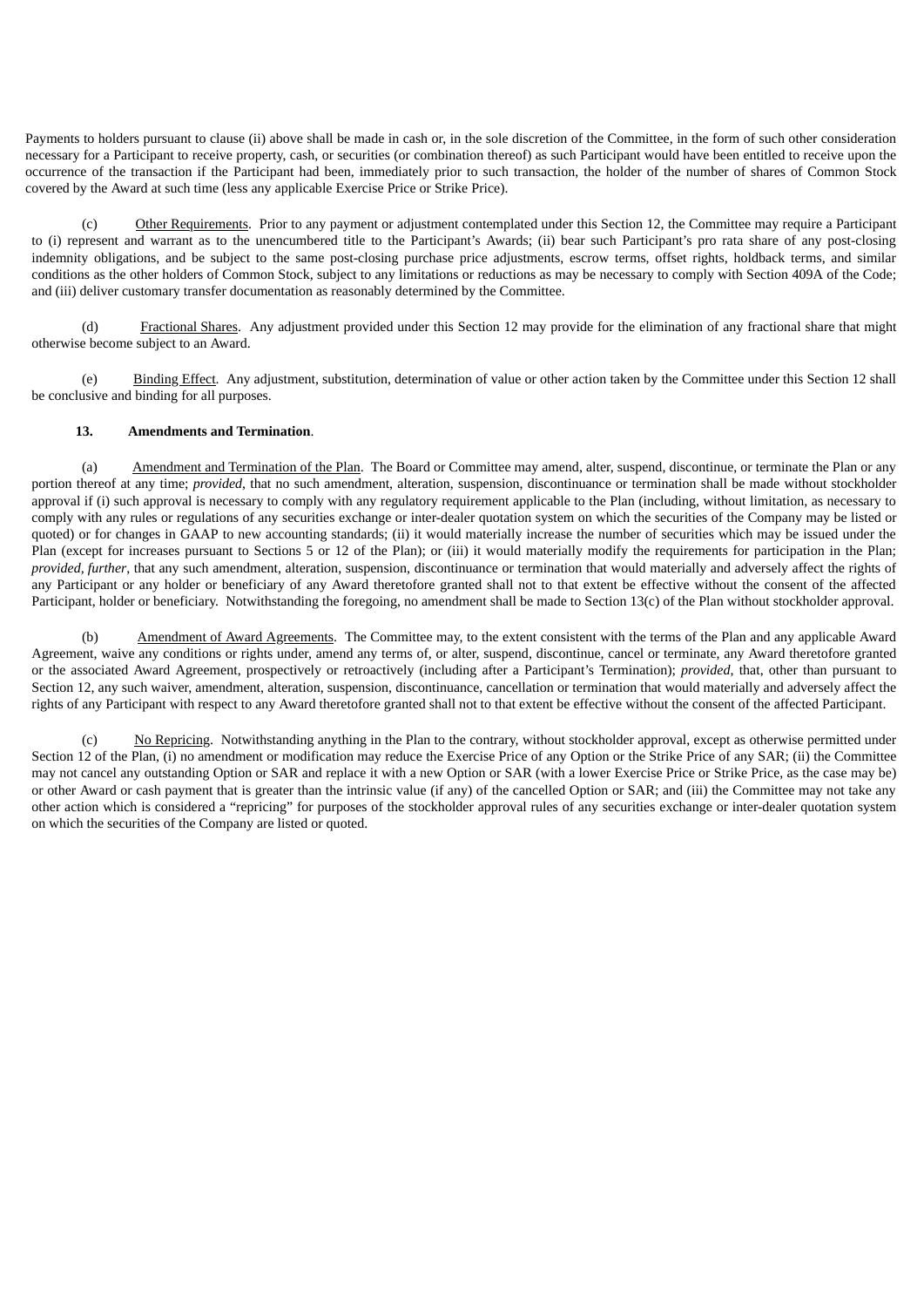Payments to holders pursuant to clause (ii) above shall be made in cash or, in the sole discretion of the Committee, in the form of such other consideration necessary for a Participant to receive property, cash, or securities (or combination thereof) as such Participant would have been entitled to receive upon the occurrence of the transaction if the Participant had been, immediately prior to such transaction, the holder of the number of shares of Common Stock covered by the Award at such time (less any applicable Exercise Price or Strike Price).

(c) Other Requirements. Prior to any payment or adjustment contemplated under this Section 12, the Committee may require a Participant to (i) represent and warrant as to the unencumbered title to the Participant's Awards; (ii) bear such Participant's pro rata share of any post-closing indemnity obligations, and be subject to the same post-closing purchase price adjustments, escrow terms, offset rights, holdback terms, and similar conditions as the other holders of Common Stock, subject to any limitations or reductions as may be necessary to comply with Section 409A of the Code; and (iii) deliver customary transfer documentation as reasonably determined by the Committee.

(d) Fractional Shares. Any adjustment provided under this Section 12 may provide for the elimination of any fractional share that might otherwise become subject to an Award.

(e) Binding Effect. Any adjustment, substitution, determination of value or other action taken by the Committee under this Section 12 shall be conclusive and binding for all purposes.

**13. Amendments and Termination**.

(a) Amendment and Termination of the Plan. The Board or Committee may amend, alter, suspend, discontinue, or terminate the Plan or any portion thereof at any time; *provided*, that no such amendment, alteration, suspension, discontinuance or termination shall be made without stockholder approval if (i) such approval is necessary to comply with any regulatory requirement applicable to the Plan (including, without limitation, as necessary to comply with any rules or regulations of any securities exchange or inter-dealer quotation system on which the securities of the Company may be listed or quoted) or for changes in GAAP to new accounting standards; (ii) it would materially increase the number of securities which may be issued under the Plan (except for increases pursuant to Sections 5 or 12 of the Plan); or (iii) it would materially modify the requirements for participation in the Plan; *provided*, *further*, that any such amendment, alteration, suspension, discontinuance or termination that would materially and adversely affect the rights of any Participant or any holder or beneficiary of any Award theretofore granted shall not to that extent be effective without the consent of the affected Participant, holder or beneficiary. Notwithstanding the foregoing, no amendment shall be made to Section 13(c) of the Plan without stockholder approval.

(b) Amendment of Award Agreements. The Committee may, to the extent consistent with the terms of the Plan and any applicable Award Agreement, waive any conditions or rights under, amend any terms of, or alter, suspend, discontinue, cancel or terminate, any Award theretofore granted or the associated Award Agreement, prospectively or retroactively (including after a Participant's Termination); *provided*, that, other than pursuant to Section 12, any such waiver, amendment, alteration, suspension, discontinuance, cancellation or termination that would materially and adversely affect the rights of any Participant with respect to any Award theretofore granted shall not to that extent be effective without the consent of the affected Participant.

(c) No Repricing. Notwithstanding anything in the Plan to the contrary, without stockholder approval, except as otherwise permitted under Section 12 of the Plan, (i) no amendment or modification may reduce the Exercise Price of any Option or the Strike Price of any SAR; (ii) the Committee may not cancel any outstanding Option or SAR and replace it with a new Option or SAR (with a lower Exercise Price or Strike Price, as the case may be) or other Award or cash payment that is greater than the intrinsic value (if any) of the cancelled Option or SAR; and (iii) the Committee may not take any other action which is considered a "repricing" for purposes of the stockholder approval rules of any securities exchange or inter-dealer quotation system on which the securities of the Company are listed or quoted.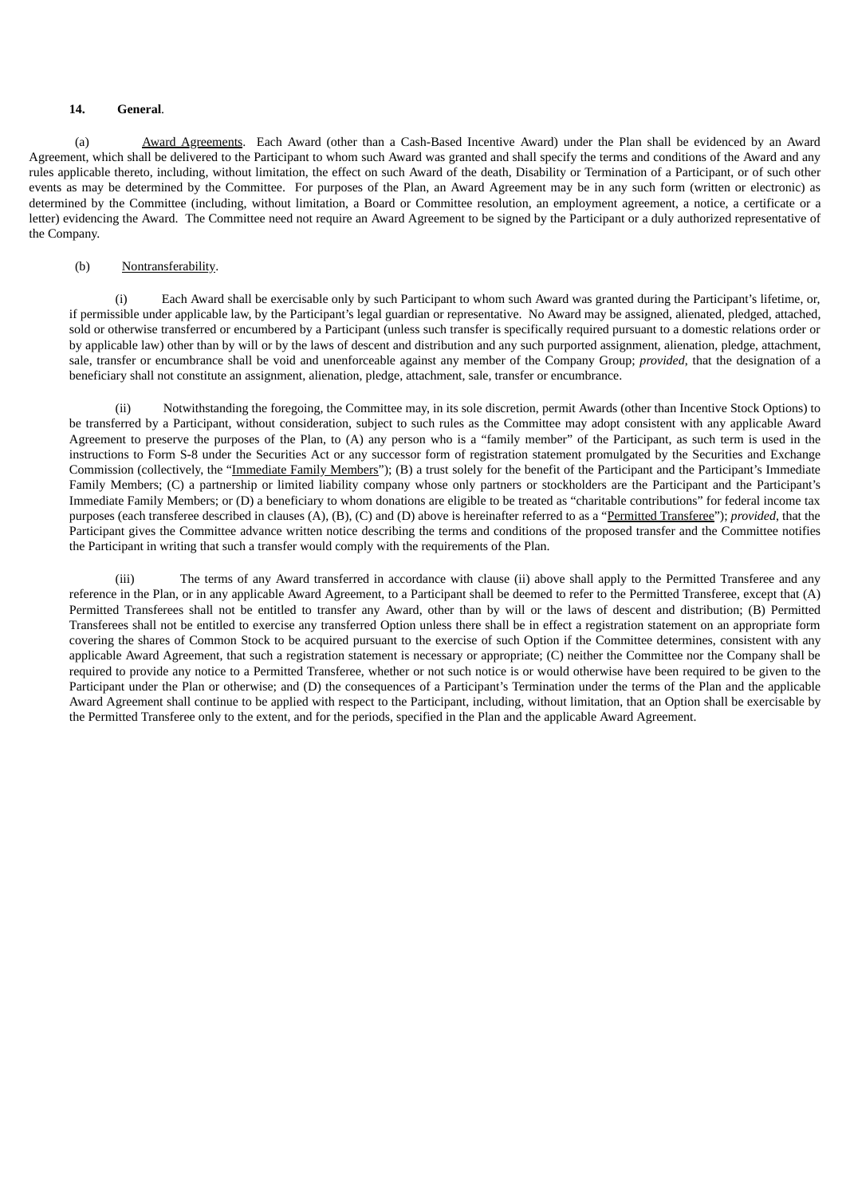**14. General**.

(a) Award Agreements. Each Award (other than a Cash-Based Incentive Award) under the Plan shall be evidenced by an Award Agreement, which shall be delivered to the Participant to whom such Award was granted and shall specify the terms and conditions of the Award and any rules applicable thereto, including, without limitation, the effect on such Award of the death, Disability or Termination of a Participant, or of such other events as may be determined by the Committee. For purposes of the Plan, an Award Agreement may be in any such form (written or electronic) as determined by the Committee (including, without limitation, a Board or Committee resolution, an employment agreement, a notice, a certificate or a letter) evidencing the Award. The Committee need not require an Award Agreement to be signed by the Participant or a duly authorized representative of the Company.

(b) Nontransferability.

(i) Each Award shall be exercisable only by such Participant to whom such Award was granted during the Participant's lifetime, or, if permissible under applicable law, by the Participant's legal guardian or representative. No Award may be assigned, alienated, pledged, attached, sold or otherwise transferred or encumbered by a Participant (unless such transfer is specifically required pursuant to a domestic relations order or by applicable law) other than by will or by the laws of descent and distribution and any such purported assignment, alienation, pledge, attachment, sale, transfer or encumbrance shall be void and unenforceable against any member of the Company Group; *provided*, that the designation of a beneficiary shall not constitute an assignment, alienation, pledge, attachment, sale, transfer or encumbrance.

(ii) Notwithstanding the foregoing, the Committee may, in its sole discretion, permit Awards (other than Incentive Stock Options) to be transferred by a Participant, without consideration, subject to such rules as the Committee may adopt consistent with any applicable Award Agreement to preserve the purposes of the Plan, to (A) any person who is a "family member" of the Participant, as such term is used in the instructions to Form S-8 under the Securities Act or any successor form of registration statement promulgated by the Securities and Exchange Commission (collectively, the "Immediate Family Members"); (B) a trust solely for the benefit of the Participant and the Participant's Immediate Family Members; (C) a partnership or limited liability company whose only partners or stockholders are the Participant and the Participant's Immediate Family Members; or (D) a beneficiary to whom donations are eligible to be treated as "charitable contributions" for federal income tax purposes (each transferee described in clauses (A), (B), (C) and (D) above is hereinafter referred to as a "Permitted Transferee"); *provided*, that the Participant gives the Committee advance written notice describing the terms and conditions of the proposed transfer and the Committee notifies the Participant in writing that such a transfer would comply with the requirements of the Plan.

(iii) The terms of any Award transferred in accordance with clause (ii) above shall apply to the Permitted Transferee and any reference in the Plan, or in any applicable Award Agreement, to a Participant shall be deemed to refer to the Permitted Transferee, except that (A) Permitted Transferees shall not be entitled to transfer any Award, other than by will or the laws of descent and distribution; (B) Permitted Transferees shall not be entitled to exercise any transferred Option unless there shall be in effect a registration statement on an appropriate form covering the shares of Common Stock to be acquired pursuant to the exercise of such Option if the Committee determines, consistent with any applicable Award Agreement, that such a registration statement is necessary or appropriate; (C) neither the Committee nor the Company shall be required to provide any notice to a Permitted Transferee, whether or not such notice is or would otherwise have been required to be given to the Participant under the Plan or otherwise; and (D) the consequences of a Participant's Termination under the terms of the Plan and the applicable Award Agreement shall continue to be applied with respect to the Participant, including, without limitation, that an Option shall be exercisable by the Permitted Transferee only to the extent, and for the periods, specified in the Plan and the applicable Award Agreement.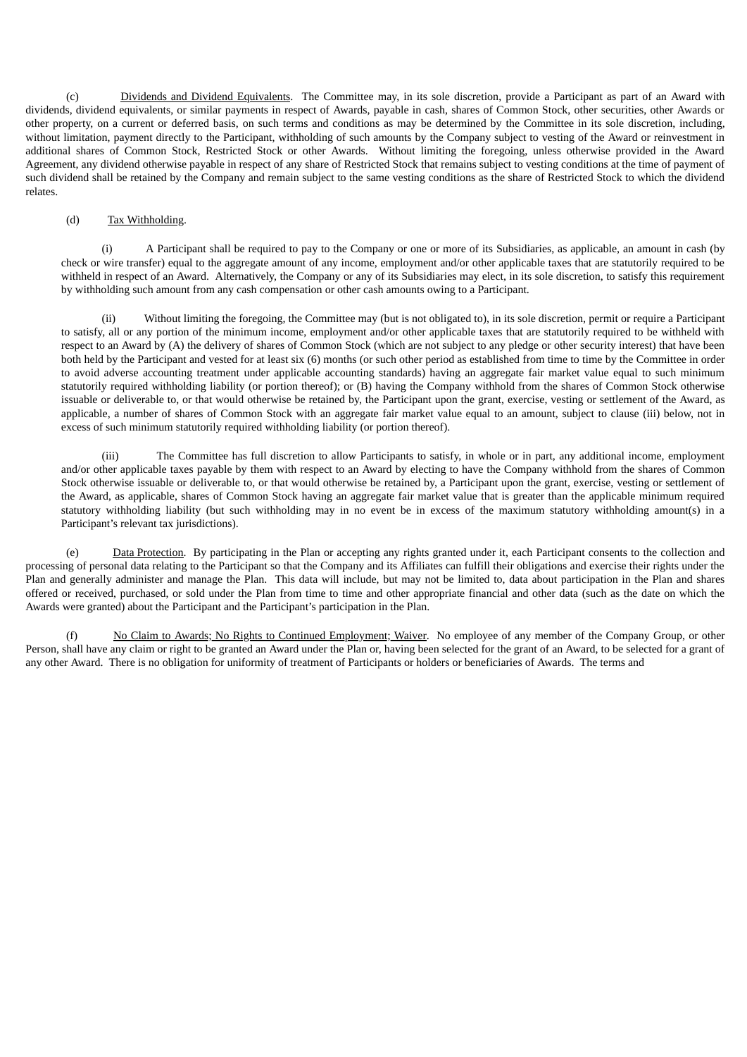(c) Dividends and Dividend Equivalents. The Committee may, in its sole discretion, provide a Participant as part of an Award with dividends, dividend equivalents, or similar payments in respect of Awards, payable in cash, shares of Common Stock, other securities, other Awards or other property, on a current or deferred basis, on such terms and conditions as may be determined by the Committee in its sole discretion, including, without limitation, payment directly to the Participant, withholding of such amounts by the Company subject to vesting of the Award or reinvestment in additional shares of Common Stock, Restricted Stock or other Awards. Without limiting the foregoing, unless otherwise provided in the Award Agreement, any dividend otherwise payable in respect of any share of Restricted Stock that remains subject to vesting conditions at the time of payment of such dividend shall be retained by the Company and remain subject to the same vesting conditions as the share of Restricted Stock to which the dividend relates.

(d) Tax Withholding.

(i) A Participant shall be required to pay to the Company or one or more of its Subsidiaries, as applicable, an amount in cash (by check or wire transfer) equal to the aggregate amount of any income, employment and/or other applicable taxes that are statutorily required to be withheld in respect of an Award. Alternatively, the Company or any of its Subsidiaries may elect, in its sole discretion, to satisfy this requirement by withholding such amount from any cash compensation or other cash amounts owing to a Participant.

(ii) Without limiting the foregoing, the Committee may (but is not obligated to), in its sole discretion, permit or require a Participant to satisfy, all or any portion of the minimum income, employment and/or other applicable taxes that are statutorily required to be withheld with respect to an Award by (A) the delivery of shares of Common Stock (which are not subject to any pledge or other security interest) that have been both held by the Participant and vested for at least six (6) months (or such other period as established from time to time by the Committee in order to avoid adverse accounting treatment under applicable accounting standards) having an aggregate fair market value equal to such minimum statutorily required withholding liability (or portion thereof); or (B) having the Company withhold from the shares of Common Stock otherwise issuable or deliverable to, or that would otherwise be retained by, the Participant upon the grant, exercise, vesting or settlement of the Award, as applicable, a number of shares of Common Stock with an aggregate fair market value equal to an amount, subject to clause (iii) below, not in excess of such minimum statutorily required withholding liability (or portion thereof).

(iii) The Committee has full discretion to allow Participants to satisfy, in whole or in part, any additional income, employment and/or other applicable taxes payable by them with respect to an Award by electing to have the Company withhold from the shares of Common Stock otherwise issuable or deliverable to, or that would otherwise be retained by, a Participant upon the grant, exercise, vesting or settlement of the Award, as applicable, shares of Common Stock having an aggregate fair market value that is greater than the applicable minimum required statutory withholding liability (but such withholding may in no event be in excess of the maximum statutory withholding amount(s) in a Participant's relevant tax jurisdictions).

(e) Data Protection. By participating in the Plan or accepting any rights granted under it, each Participant consents to the collection and processing of personal data relating to the Participant so that the Company and its Affiliates can fulfill their obligations and exercise their rights under the Plan and generally administer and manage the Plan. This data will include, but may not be limited to, data about participation in the Plan and shares offered or received, purchased, or sold under the Plan from time to time and other appropriate financial and other data (such as the date on which the Awards were granted) about the Participant and the Participant's participation in the Plan.

(f) No Claim to Awards; No Rights to Continued Employment; Waiver. No employee of any member of the Company Group, or other Person, shall have any claim or right to be granted an Award under the Plan or, having been selected for the grant of an Award, to be selected for a grant of any other Award. There is no obligation for uniformity of treatment of Participants or holders or beneficiaries of Awards. The terms and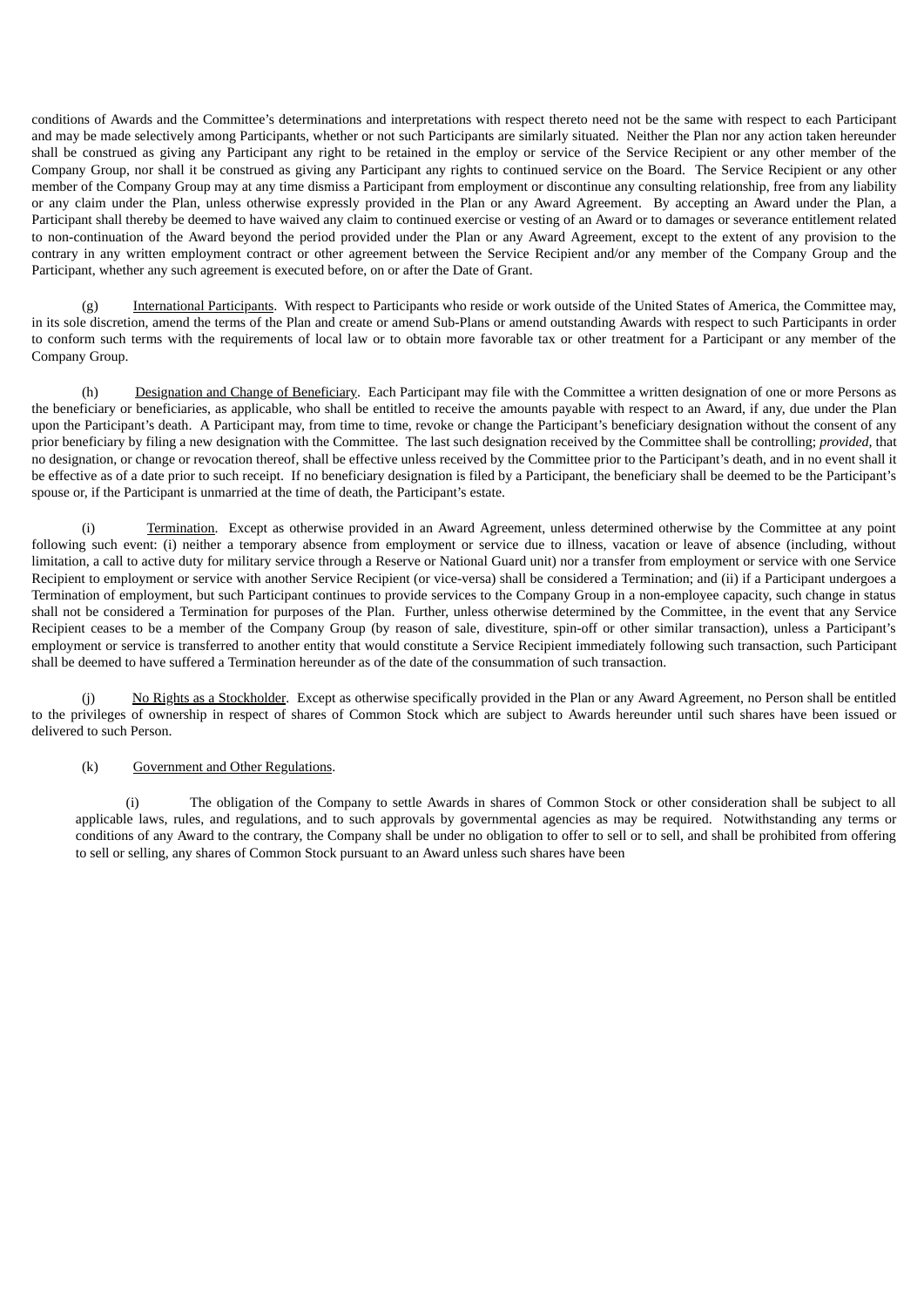conditions of Awards and the Committee's determinations and interpretations with respect thereto need not be the same with respect to each Participant and may be made selectively among Participants, whether or not such Participants are similarly situated. Neither the Plan nor any action taken hereunder shall be construed as giving any Participant any right to be retained in the employ or service of the Service Recipient or any other member of the Company Group, nor shall it be construed as giving any Participant any rights to continued service on the Board. The Service Recipient or any other member of the Company Group may at any time dismiss a Participant from employment or discontinue any consulting relationship, free from any liability or any claim under the Plan, unless otherwise expressly provided in the Plan or any Award Agreement. By accepting an Award under the Plan, a Participant shall thereby be deemed to have waived any claim to continued exercise or vesting of an Award or to damages or severance entitlement related to non-continuation of the Award beyond the period provided under the Plan or any Award Agreement, except to the extent of any provision to the contrary in any written employment contract or other agreement between the Service Recipient and/or any member of the Company Group and the Participant, whether any such agreement is executed before, on or after the Date of Grant.

(g) International Participants. With respect to Participants who reside or work outside of the United States of America, the Committee may, in its sole discretion, amend the terms of the Plan and create or amend Sub-Plans or amend outstanding Awards with respect to such Participants in order to conform such terms with the requirements of local law or to obtain more favorable tax or other treatment for a Participant or any member of the Company Group.

(h) Designation and Change of Beneficiary. Each Participant may file with the Committee a written designation of one or more Persons as the beneficiary or beneficiaries, as applicable, who shall be entitled to receive the amounts payable with respect to an Award, if any, due under the Plan upon the Participant's death. A Participant may, from time to time, revoke or change the Participant's beneficiary designation without the consent of any prior beneficiary by filing a new designation with the Committee. The last such designation received by the Committee shall be controlling; *provided*, that no designation, or change or revocation thereof, shall be effective unless received by the Committee prior to the Participant's death, and in no event shall it be effective as of a date prior to such receipt. If no beneficiary designation is filed by a Participant, the beneficiary shall be deemed to be the Participant's spouse or, if the Participant is unmarried at the time of death, the Participant's estate.

(i) Termination. Except as otherwise provided in an Award Agreement, unless determined otherwise by the Committee at any point following such event: (i) neither a temporary absence from employment or service due to illness, vacation or leave of absence (including, without limitation, a call to active duty for military service through a Reserve or National Guard unit) nor a transfer from employment or service with one Service Recipient to employment or service with another Service Recipient (or vice-versa) shall be considered a Termination; and (ii) if a Participant undergoes a Termination of employment, but such Participant continues to provide services to the Company Group in a non-employee capacity, such change in status shall not be considered a Termination for purposes of the Plan. Further, unless otherwise determined by the Committee, in the event that any Service Recipient ceases to be a member of the Company Group (by reason of sale, divestiture, spin-off or other similar transaction), unless a Participant's employment or service is transferred to another entity that would constitute a Service Recipient immediately following such transaction, such Participant shall be deemed to have suffered a Termination hereunder as of the date of the consummation of such transaction.

(j) No Rights as a Stockholder. Except as otherwise specifically provided in the Plan or any Award Agreement, no Person shall be entitled to the privileges of ownership in respect of shares of Common Stock which are subject to Awards hereunder until such shares have been issued or delivered to such Person.

(k) Government and Other Regulations.

(i) The obligation of the Company to settle Awards in shares of Common Stock or other consideration shall be subject to all applicable laws, rules, and regulations, and to such approvals by governmental agencies as may be required. Notwithstanding any terms or conditions of any Award to the contrary, the Company shall be under no obligation to offer to sell or to sell, and shall be prohibited from offering to sell or selling, any shares of Common Stock pursuant to an Award unless such shares have been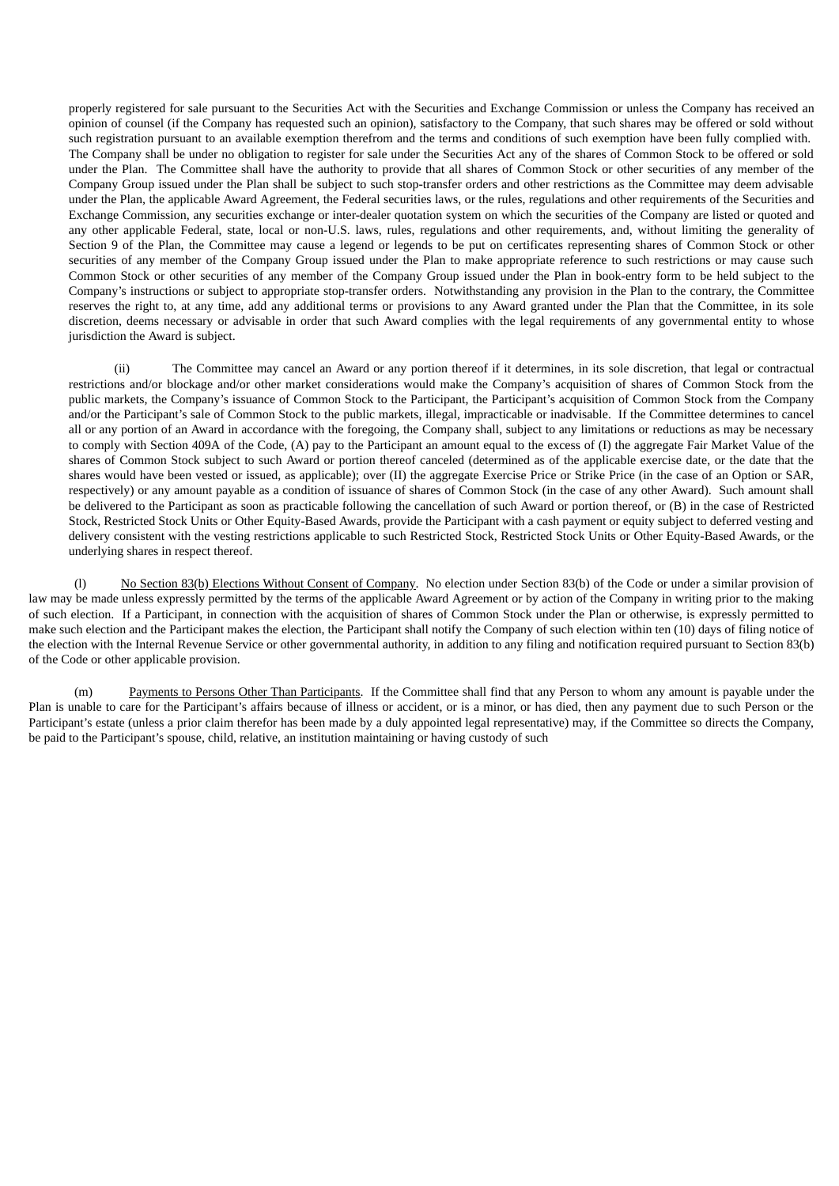properly registered for sale pursuant to the Securities Act with the Securities and Exchange Commission or unless the Company has received an opinion of counsel (if the Company has requested such an opinion), satisfactory to the Company, that such shares may be offered or sold without such registration pursuant to an available exemption therefrom and the terms and conditions of such exemption have been fully complied with. The Company shall be under no obligation to register for sale under the Securities Act any of the shares of Common Stock to be offered or sold under the Plan. The Committee shall have the authority to provide that all shares of Common Stock or other securities of any member of the Company Group issued under the Plan shall be subject to such stop-transfer orders and other restrictions as the Committee may deem advisable under the Plan, the applicable Award Agreement, the Federal securities laws, or the rules, regulations and other requirements of the Securities and Exchange Commission, any securities exchange or inter-dealer quotation system on which the securities of the Company are listed or quoted and any other applicable Federal, state, local or non-U.S. laws, rules, regulations and other requirements, and, without limiting the generality of Section 9 of the Plan, the Committee may cause a legend or legends to be put on certificates representing shares of Common Stock or other securities of any member of the Company Group issued under the Plan to make appropriate reference to such restrictions or may cause such Common Stock or other securities of any member of the Company Group issued under the Plan in book-entry form to be held subject to the Company's instructions or subject to appropriate stop-transfer orders. Notwithstanding any provision in the Plan to the contrary, the Committee reserves the right to, at any time, add any additional terms or provisions to any Award granted under the Plan that the Committee, in its sole discretion, deems necessary or advisable in order that such Award complies with the legal requirements of any governmental entity to whose jurisdiction the Award is subject.

(ii) The Committee may cancel an Award or any portion thereof if it determines, in its sole discretion, that legal or contractual restrictions and/or blockage and/or other market considerations would make the Company's acquisition of shares of Common Stock from the public markets, the Company's issuance of Common Stock to the Participant, the Participant's acquisition of Common Stock from the Company and/or the Participant's sale of Common Stock to the public markets, illegal, impracticable or inadvisable. If the Committee determines to cancel all or any portion of an Award in accordance with the foregoing, the Company shall, subject to any limitations or reductions as may be necessary to comply with Section 409A of the Code, (A) pay to the Participant an amount equal to the excess of (I) the aggregate Fair Market Value of the shares of Common Stock subject to such Award or portion thereof canceled (determined as of the applicable exercise date, or the date that the shares would have been vested or issued, as applicable); over (II) the aggregate Exercise Price or Strike Price (in the case of an Option or SAR, respectively) or any amount payable as a condition of issuance of shares of Common Stock (in the case of any other Award). Such amount shall be delivered to the Participant as soon as practicable following the cancellation of such Award or portion thereof, or (B) in the case of Restricted Stock, Restricted Stock Units or Other Equity-Based Awards, provide the Participant with a cash payment or equity subject to deferred vesting and delivery consistent with the vesting restrictions applicable to such Restricted Stock, Restricted Stock Units or Other Equity-Based Awards, or the underlying shares in respect thereof.

(l) No Section 83(b) Elections Without Consent of Company. No election under Section 83(b) of the Code or under a similar provision of law may be made unless expressly permitted by the terms of the applicable Award Agreement or by action of the Company in writing prior to the making of such election. If a Participant, in connection with the acquisition of shares of Common Stock under the Plan or otherwise, is expressly permitted to make such election and the Participant makes the election, the Participant shall notify the Company of such election within ten (10) days of filing notice of the election with the Internal Revenue Service or other governmental authority, in addition to any filing and notification required pursuant to Section 83(b) of the Code or other applicable provision.

(m) Payments to Persons Other Than Participants. If the Committee shall find that any Person to whom any amount is payable under the Plan is unable to care for the Participant's affairs because of illness or accident, or is a minor, or has died, then any payment due to such Person or the Participant's estate (unless a prior claim therefor has been made by a duly appointed legal representative) may, if the Committee so directs the Company, be paid to the Participant's spouse, child, relative, an institution maintaining or having custody of such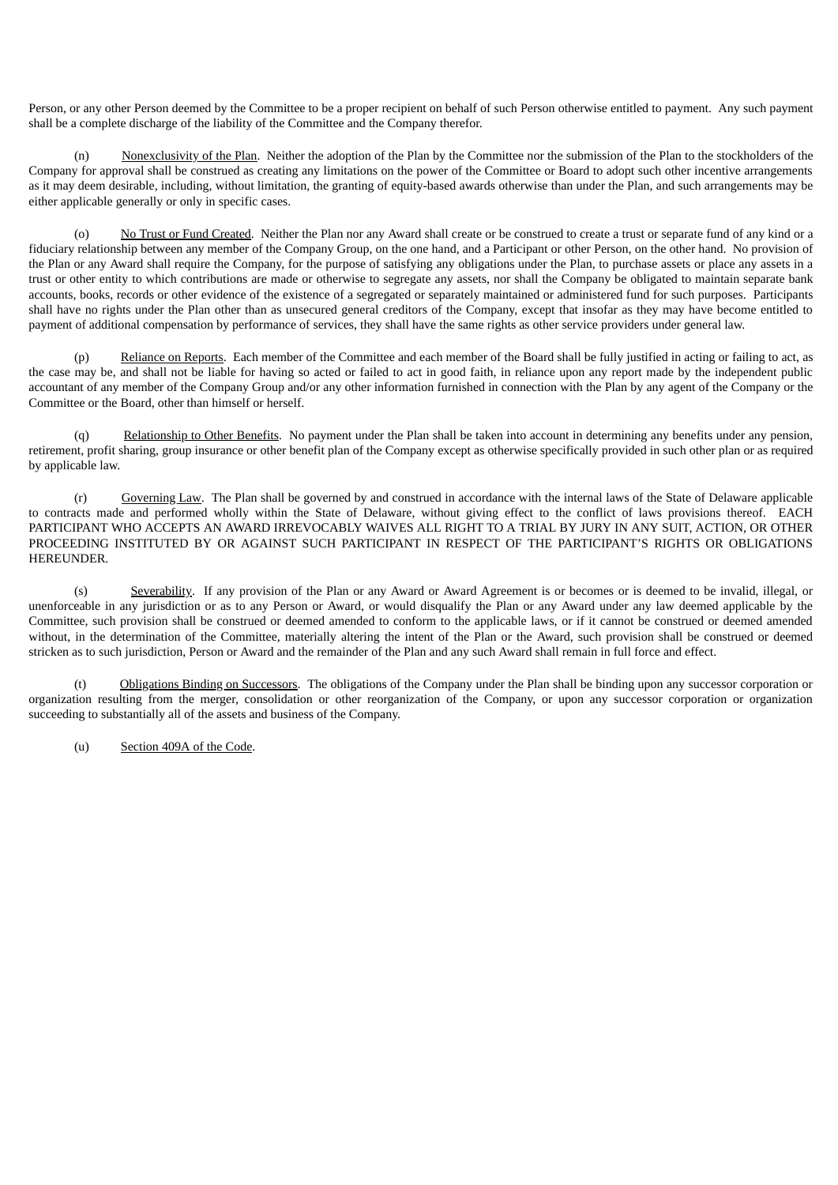Person, or any other Person deemed by the Committee to be a proper recipient on behalf of such Person otherwise entitled to payment. Any such payment shall be a complete discharge of the liability of the Committee and the Company therefor.

(n) Nonexclusivity of the Plan. Neither the adoption of the Plan by the Committee nor the submission of the Plan to the stockholders of the Company for approval shall be construed as creating any limitations on the power of the Committee or Board to adopt such other incentive arrangements as it may deem desirable, including, without limitation, the granting of equity-based awards otherwise than under the Plan, and such arrangements may be either applicable generally or only in specific cases.

(o) No Trust or Fund Created. Neither the Plan nor any Award shall create or be construed to create a trust or separate fund of any kind or a fiduciary relationship between any member of the Company Group, on the one hand, and a Participant or other Person, on the other hand. No provision of the Plan or any Award shall require the Company, for the purpose of satisfying any obligations under the Plan, to purchase assets or place any assets in a trust or other entity to which contributions are made or otherwise to segregate any assets, nor shall the Company be obligated to maintain separate bank accounts, books, records or other evidence of the existence of a segregated or separately maintained or administered fund for such purposes. Participants shall have no rights under the Plan other than as unsecured general creditors of the Company, except that insofar as they may have become entitled to payment of additional compensation by performance of services, they shall have the same rights as other service providers under general law.

(p) Reliance on Reports. Each member of the Committee and each member of the Board shall be fully justified in acting or failing to act, as the case may be, and shall not be liable for having so acted or failed to act in good faith, in reliance upon any report made by the independent public accountant of any member of the Company Group and/or any other information furnished in connection with the Plan by any agent of the Company or the Committee or the Board, other than himself or herself.

(q) Relationship to Other Benefits. No payment under the Plan shall be taken into account in determining any benefits under any pension, retirement, profit sharing, group insurance or other benefit plan of the Company except as otherwise specifically provided in such other plan or as required by applicable law.

(r) Governing Law. The Plan shall be governed by and construed in accordance with the internal laws of the State of Delaware applicable to contracts made and performed wholly within the State of Delaware, without giving effect to the conflict of laws provisions thereof. EACH PARTICIPANT WHO ACCEPTS AN AWARD IRREVOCABLY WAIVES ALL RIGHT TO A TRIAL BY JURY IN ANY SUIT, ACTION, OR OTHER PROCEEDING INSTITUTED BY OR AGAINST SUCH PARTICIPANT IN RESPECT OF THE PARTICIPANT'S RIGHTS OR OBLIGATIONS HEREUNDER.

(s) Severability. If any provision of the Plan or any Award or Award Agreement is or becomes or is deemed to be invalid, illegal, or unenforceable in any jurisdiction or as to any Person or Award, or would disqualify the Plan or any Award under any law deemed applicable by the Committee, such provision shall be construed or deemed amended to conform to the applicable laws, or if it cannot be construed or deemed amended without, in the determination of the Committee, materially altering the intent of the Plan or the Award, such provision shall be construed or deemed stricken as to such jurisdiction, Person or Award and the remainder of the Plan and any such Award shall remain in full force and effect.

(t) Obligations Binding on Successors. The obligations of the Company under the Plan shall be binding upon any successor corporation or organization resulting from the merger, consolidation or other reorganization of the Company, or upon any successor corporation or organization succeeding to substantially all of the assets and business of the Company.

(u) Section 409A of the Code.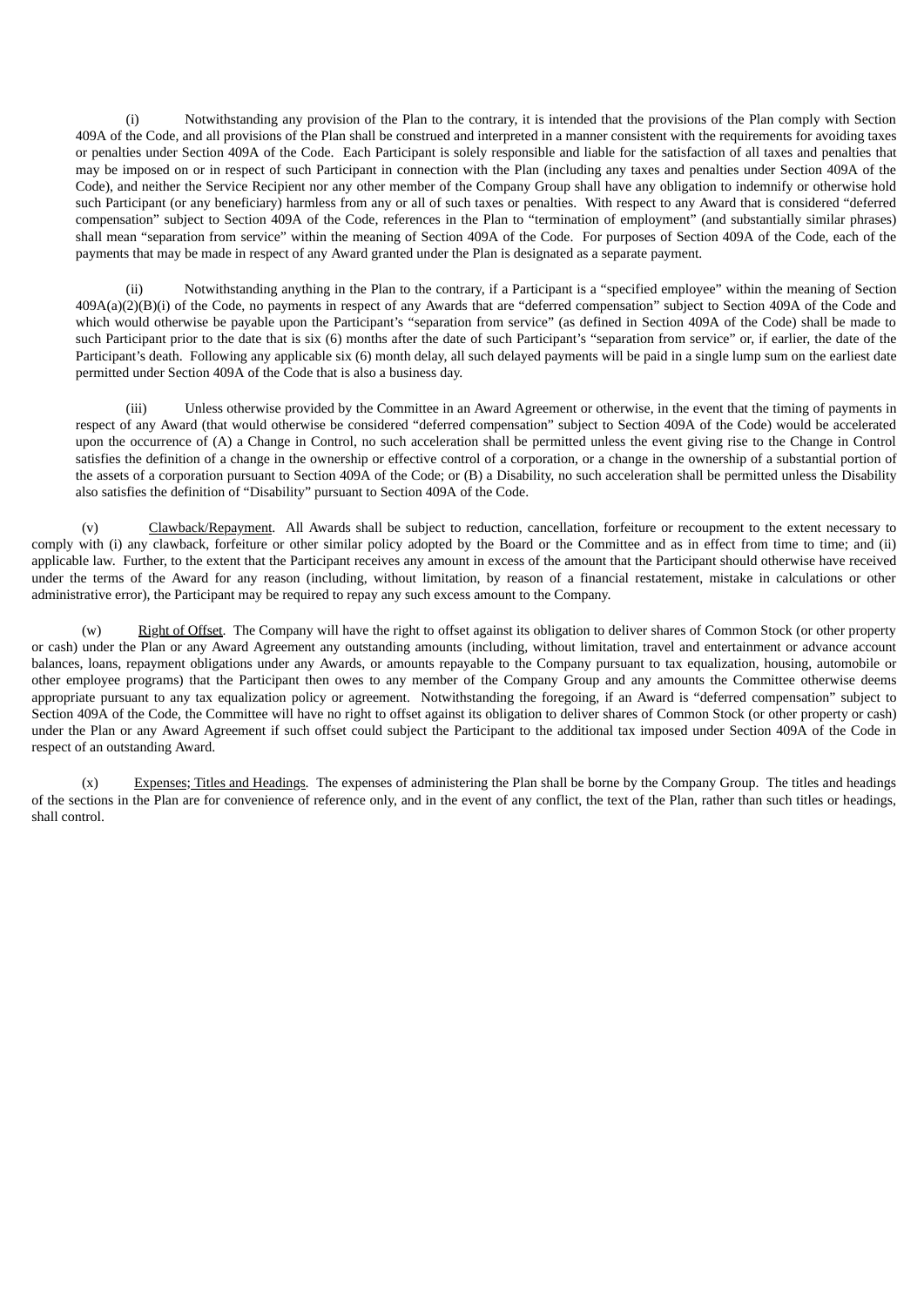(i) Notwithstanding any provision of the Plan to the contrary, it is intended that the provisions of the Plan comply with Section 409A of the Code, and all provisions of the Plan shall be construed and interpreted in a manner consistent with the requirements for avoiding taxes or penalties under Section 409A of the Code. Each Participant is solely responsible and liable for the satisfaction of all taxes and penalties that may be imposed on or in respect of such Participant in connection with the Plan (including any taxes and penalties under Section 409A of the Code), and neither the Service Recipient nor any other member of the Company Group shall have any obligation to indemnify or otherwise hold such Participant (or any beneficiary) harmless from any or all of such taxes or penalties. With respect to any Award that is considered "deferred compensation" subject to Section 409A of the Code, references in the Plan to "termination of employment" (and substantially similar phrases) shall mean "separation from service" within the meaning of Section 409A of the Code. For purposes of Section 409A of the Code, each of the payments that may be made in respect of any Award granted under the Plan is designated as a separate payment.

(ii) Notwithstanding anything in the Plan to the contrary, if a Participant is a "specified employee" within the meaning of Section 409A(a)(2)(B)(i) of the Code, no payments in respect of any Awards that are "deferred compensation" subject to Section 409A of the Code and which would otherwise be payable upon the Participant's "separation from service" (as defined in Section 409A of the Code) shall be made to such Participant prior to the date that is six (6) months after the date of such Participant's "separation from service" or, if earlier, the date of the Participant's death. Following any applicable six (6) month delay, all such delayed payments will be paid in a single lump sum on the earliest date permitted under Section 409A of the Code that is also a business day.

(iii) Unless otherwise provided by the Committee in an Award Agreement or otherwise, in the event that the timing of payments in respect of any Award (that would otherwise be considered "deferred compensation" subject to Section 409A of the Code) would be accelerated upon the occurrence of (A) a Change in Control, no such acceleration shall be permitted unless the event giving rise to the Change in Control satisfies the definition of a change in the ownership or effective control of a corporation, or a change in the ownership of a substantial portion of the assets of a corporation pursuant to Section 409A of the Code; or (B) a Disability, no such acceleration shall be permitted unless the Disability also satisfies the definition of "Disability" pursuant to Section 409A of the Code.

(v) Clawback/Repayment. All Awards shall be subject to reduction, cancellation, forfeiture or recoupment to the extent necessary to comply with (i) any clawback, forfeiture or other similar policy adopted by the Board or the Committee and as in effect from time to time; and (ii) applicable law. Further, to the extent that the Participant receives any amount in excess of the amount that the Participant should otherwise have received under the terms of the Award for any reason (including, without limitation, by reason of a financial restatement, mistake in calculations or other administrative error), the Participant may be required to repay any such excess amount to the Company.

(w) Right of Offset. The Company will have the right to offset against its obligation to deliver shares of Common Stock (or other property or cash) under the Plan or any Award Agreement any outstanding amounts (including, without limitation, travel and entertainment or advance account balances, loans, repayment obligations under any Awards, or amounts repayable to the Company pursuant to tax equalization, housing, automobile or other employee programs) that the Participant then owes to any member of the Company Group and any amounts the Committee otherwise deems appropriate pursuant to any tax equalization policy or agreement. Notwithstanding the foregoing, if an Award is "deferred compensation" subject to Section 409A of the Code, the Committee will have no right to offset against its obligation to deliver shares of Common Stock (or other property or cash) under the Plan or any Award Agreement if such offset could subject the Participant to the additional tax imposed under Section 409A of the Code in respect of an outstanding Award.

(x) Expenses; Titles and Headings. The expenses of administering the Plan shall be borne by the Company Group. The titles and headings of the sections in the Plan are for convenience of reference only, and in the event of any conflict, the text of the Plan, rather than such titles or headings, shall control.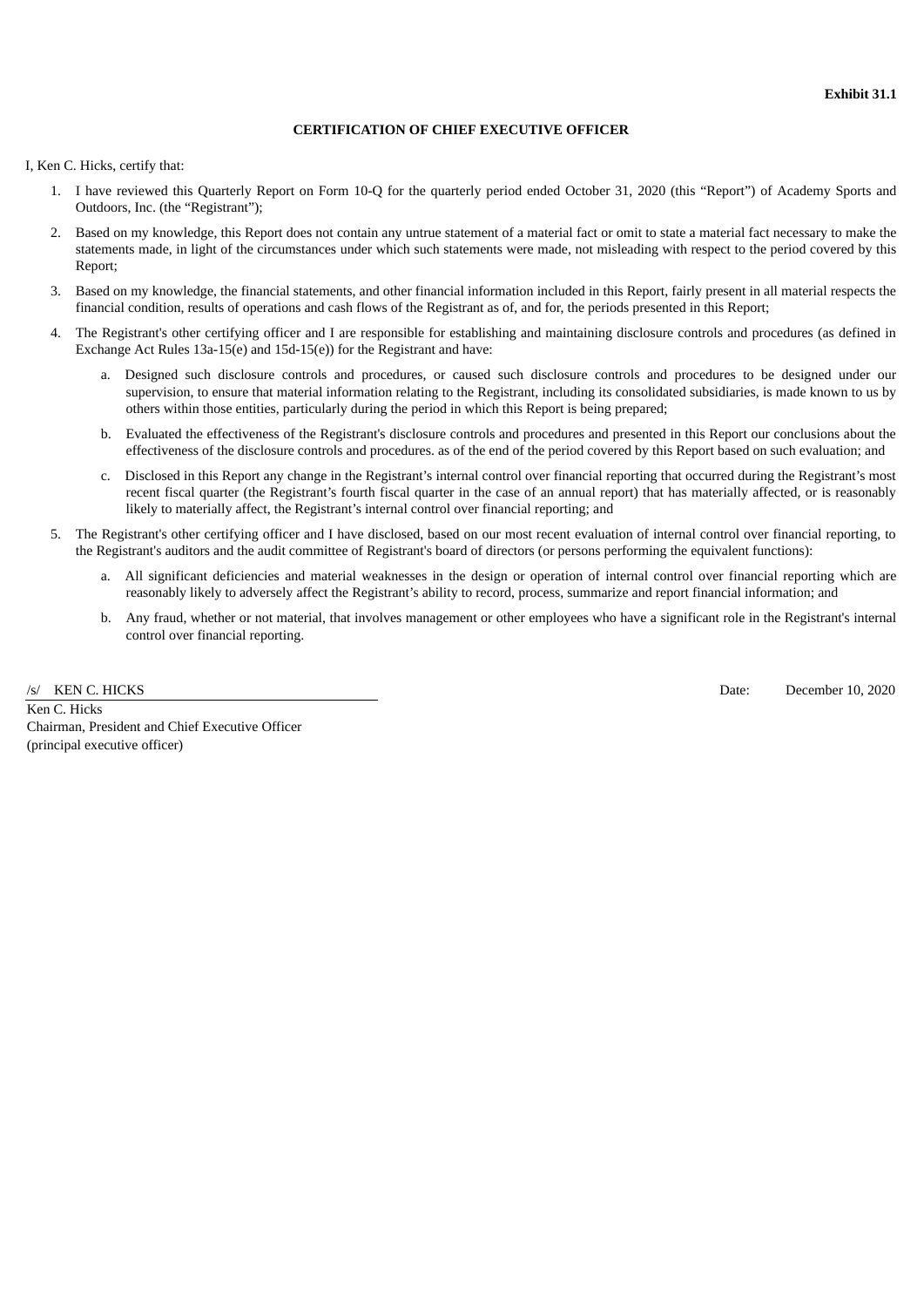**Exhibit 31.1**

**CERTIFICATION OF CHIEF EXECUTIVE OFFICER**

I, Ken C. Hicks, certify that:

1. I have reviewed this Quarterly Report on Form 10-Q for the quarterly period ended October 31, 2020 (this “Report”) of Academy Sports and Outdoors, Inc. (the “Registrant”);
2. Based on my knowledge, this Report does not contain any untrue statement of a material fact or omit to state a material fact necessary to make the statements made, in light of the circumstances under which such statements were made, not misleading with respect to the period covered by this Report;
3. Based on my knowledge, the financial statements, and other financial information included in this Report, fairly present in all material respects the financial condition, results of operations and cash flows of the Registrant as of, and for, the periods presented in this Report;
4. The Registrant's other certifying officer and I are responsible for establishing and maintaining disclosure controls and procedures (as defined in Exchange Act Rules 13a-15(e) and 15d-15(e)) for the Registrant and have:
    a. Designed such disclosure controls and procedures, or caused such disclosure controls and procedures to be designed under our supervision, to ensure that material information relating to the Registrant, including its consolidated subsidiaries, is made known to us by others within those entities, particularly during the period in which this Report is being prepared;
    b. Evaluated the effectiveness of the Registrant's disclosure controls and procedures and presented in this Report our conclusions about the effectiveness of the disclosure controls and procedures. as of the end of the period covered by this Report based on such evaluation; and
    c. Disclosed in this Report any change in the Registrant’s internal control over financial reporting that occurred during the Registrant’s most recent fiscal quarter (the Registrant’s fourth fiscal quarter in the case of an annual report) that has materially affected, or is reasonably likely to materially affect, the Registrant’s internal control over financial reporting; and
5. The Registrant's other certifying officer and I have disclosed, based on our most recent evaluation of internal control over financial reporting, to the Registrant's auditors and the audit committee of Registrant's board of directors (or persons performing the equivalent functions):
    a. All significant deficiencies and material weaknesses in the design or operation of internal control over financial reporting which are reasonably likely to adversely affect the Registrant’s ability to record, process, summarize and report financial information; and
    b. Any fraud, whether or not material, that involves management or other employees who have a significant role in the Registrant's internal control over financial reporting.

/s/ KEN C. HICKS

Ken C. Hicks
Chairman, President and Chief Executive Officer
(principal executive officer)

Date: December 10, 2020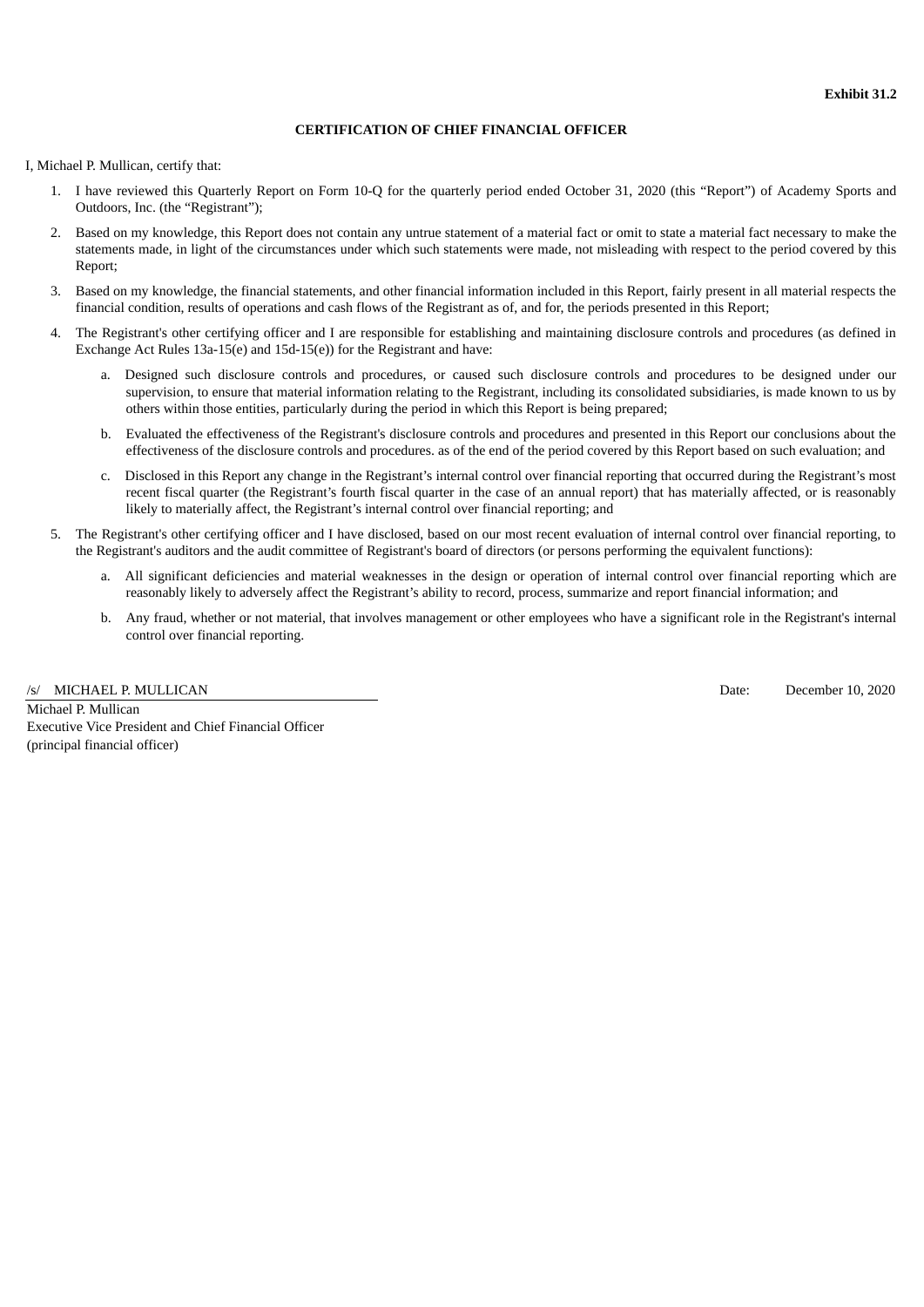**Exhibit 31.2**

**CERTIFICATION OF CHIEF FINANCIAL OFFICER**

I, Michael P. Mullican, certify that:

1. I have reviewed this Quarterly Report on Form 10-Q for the quarterly period ended October 31, 2020 (this "Report") of Academy Sports and Outdoors, Inc. (the "Registrant");
2. Based on my knowledge, this Report does not contain any untrue statement of a material fact or omit to state a material fact necessary to make the statements made, in light of the circumstances under which such statements were made, not misleading with respect to the period covered by this Report;
3. Based on my knowledge, the financial statements, and other financial information included in this Report, fairly present in all material respects the financial condition, results of operations and cash flows of the Registrant as of, and for, the periods presented in this Report;
4. The Registrant's other certifying officer and I are responsible for establishing and maintaining disclosure controls and procedures (as defined in Exchange Act Rules 13a-15(e) and 15d-15(e)) for the Registrant and have:
   a. Designed such disclosure controls and procedures, or caused such disclosure controls and procedures to be designed under our supervision, to ensure that material information relating to the Registrant, including its consolidated subsidiaries, is made known to us by others within those entities, particularly during the period in which this Report is being prepared;
   b. Evaluated the effectiveness of the Registrant's disclosure controls and procedures and presented in this Report our conclusions about the effectiveness of the disclosure controls and procedures. as of the end of the period covered by this Report based on such evaluation; and
   c. Disclosed in this Report any change in the Registrant's internal control over financial reporting that occurred during the Registrant's most recent fiscal quarter (the Registrant's fourth fiscal quarter in the case of an annual report) that has materially affected, or is reasonably likely to materially affect, the Registrant's internal control over financial reporting; and
5. The Registrant's other certifying officer and I have disclosed, based on our most recent evaluation of internal control over financial reporting, to the Registrant's auditors and the audit committee of Registrant's board of directors (or persons performing the equivalent functions):
   a. All significant deficiencies and material weaknesses in the design or operation of internal control over financial reporting which are reasonably likely to adversely affect the Registrant's ability to record, process, summarize and report financial information; and
   b. Any fraud, whether or not material, that involves management or other employees who have a significant role in the Registrant's internal control over financial reporting.

/s/ MICHAEL P. MULLICAN

Michael P. Mullican
Executive Vice President and Chief Financial Officer
(principal financial officer)

Date: December 10, 2020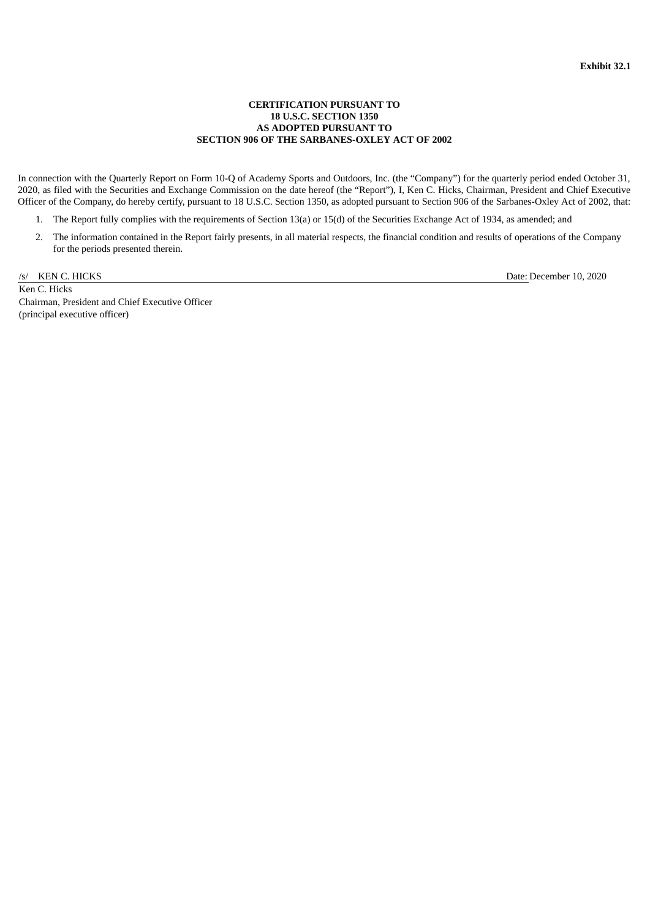**Exhibit 32.1**

**CERTIFICATION PURSUANT TO**
**18 U.S.C. SECTION 1350**
**AS ADOPTED PURSUANT TO**
**SECTION 906 OF THE SARBANES-OXLEY ACT OF 2002**

In connection with the Quarterly Report on Form 10-Q of Academy Sports and Outdoors, Inc. (the "Company") for the quarterly period ended October 31, 2020, as filed with the Securities and Exchange Commission on the date hereof (the "Report"), I, Ken C. Hicks, Chairman, President and Chief Executive Officer of the Company, do hereby certify, pursuant to 18 U.S.C. Section 1350, as adopted pursuant to Section 906 of the Sarbanes-Oxley Act of 2002, that:

1. The Report fully complies with the requirements of Section 13(a) or 15(d) of the Securities Exchange Act of 1934, as amended; and
2. The information contained in the Report fairly presents, in all material respects, the financial condition and results of operations of the Company for the periods presented therein.

/s/ KEN C. HICKS Date: December 10, 2020

Ken C. Hicks
Chairman, President and Chief Executive Officer
(principal executive officer)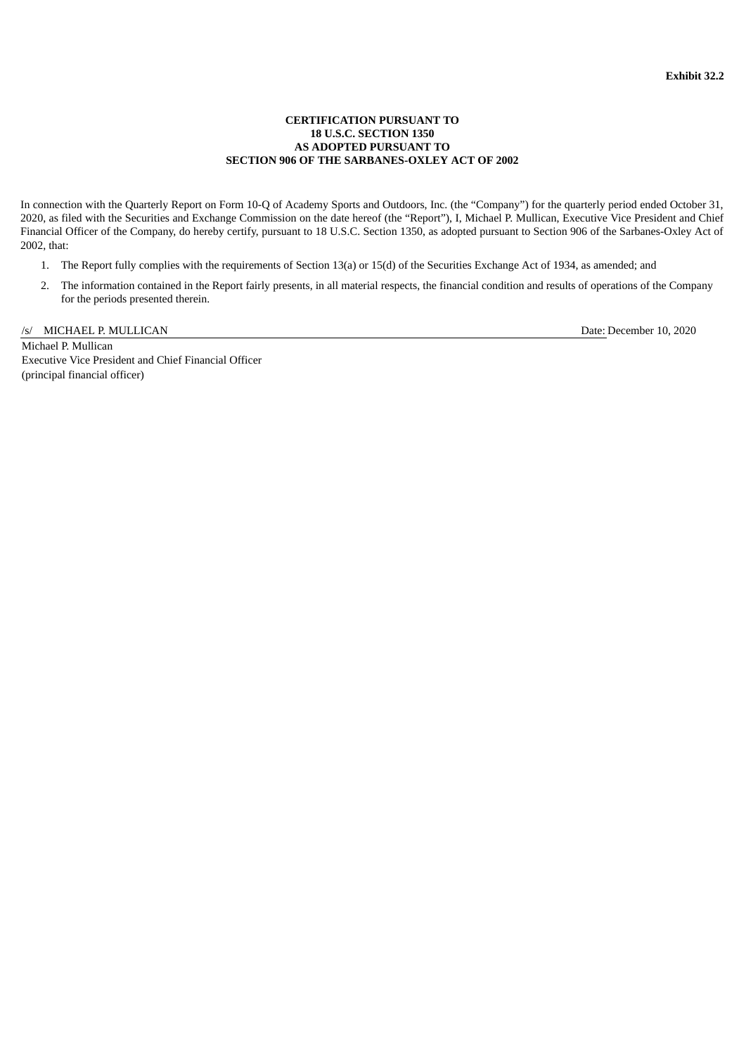**Exhibit 32.2**

**CERTIFICATION PURSUANT TO**
**18 U.S.C. SECTION 1350**
**AS ADOPTED PURSUANT TO**
**SECTION 906 OF THE SARBANES-OXLEY ACT OF 2002**

In connection with the Quarterly Report on Form 10-Q of Academy Sports and Outdoors, Inc. (the “Company”) for the quarterly period ended October 31, 2020, as filed with the Securities and Exchange Commission on the date hereof (the “Report”), I, Michael P. Mullican, Executive Vice President and Chief Financial Officer of the Company, do hereby certify, pursuant to 18 U.S.C. Section 1350, as adopted pursuant to Section 906 of the Sarbanes-Oxley Act of 2002, that:

1. The Report fully complies with the requirements of Section 13(a) or 15(d) of the Securities Exchange Act of 1934, as amended; and
2. The information contained in the Report fairly presents, in all material respects, the financial condition and results of operations of the Company for the periods presented therein.

/s/ MICHAEL P. MULLICAN — Date: December 10, 2020

Michael P. Mullican
Executive Vice President and Chief Financial Officer
(principal financial officer)